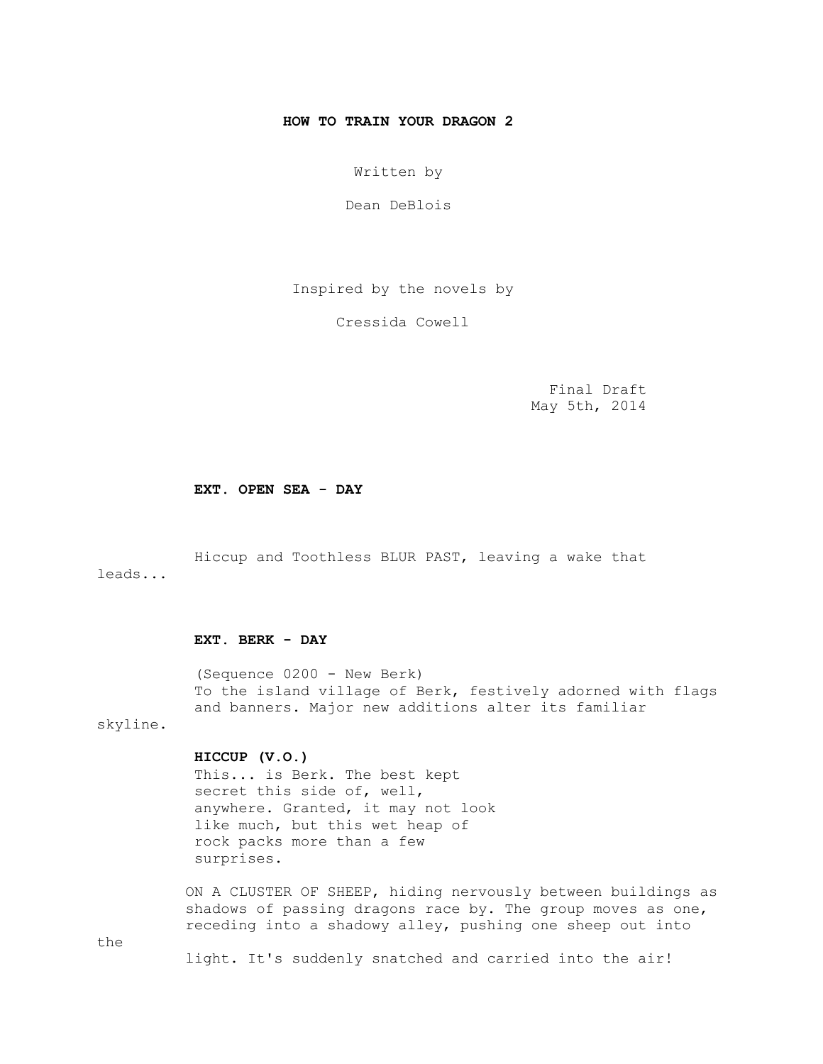**HOW TO TRAIN YOUR DRAGON 2**

Written by

Dean DeBlois

Inspired by the novels by

Cressida Cowell

Final Draft
May 5th, 2014

**EXT. OPEN SEA - DAY**

Hiccup and Toothless BLUR PAST, leaving a wake that leads...

**EXT. BERK - DAY**

(Sequence 0200 - New Berk)
To the island village of Berk, festively adorned with flags and banners. Major new additions alter its familiar skyline.

**HICCUP (V.O.)**
This... is Berk. The best kept secret this side of, well, anywhere. Granted, it may not look like much, but this wet heap of rock packs more than a few surprises.

ON A CLUSTER OF SHEEP, hiding nervously between buildings as shadows of passing dragons race by. The group moves as one, receding into a shadowy alley, pushing one sheep out into the light. It's suddenly snatched and carried into the air!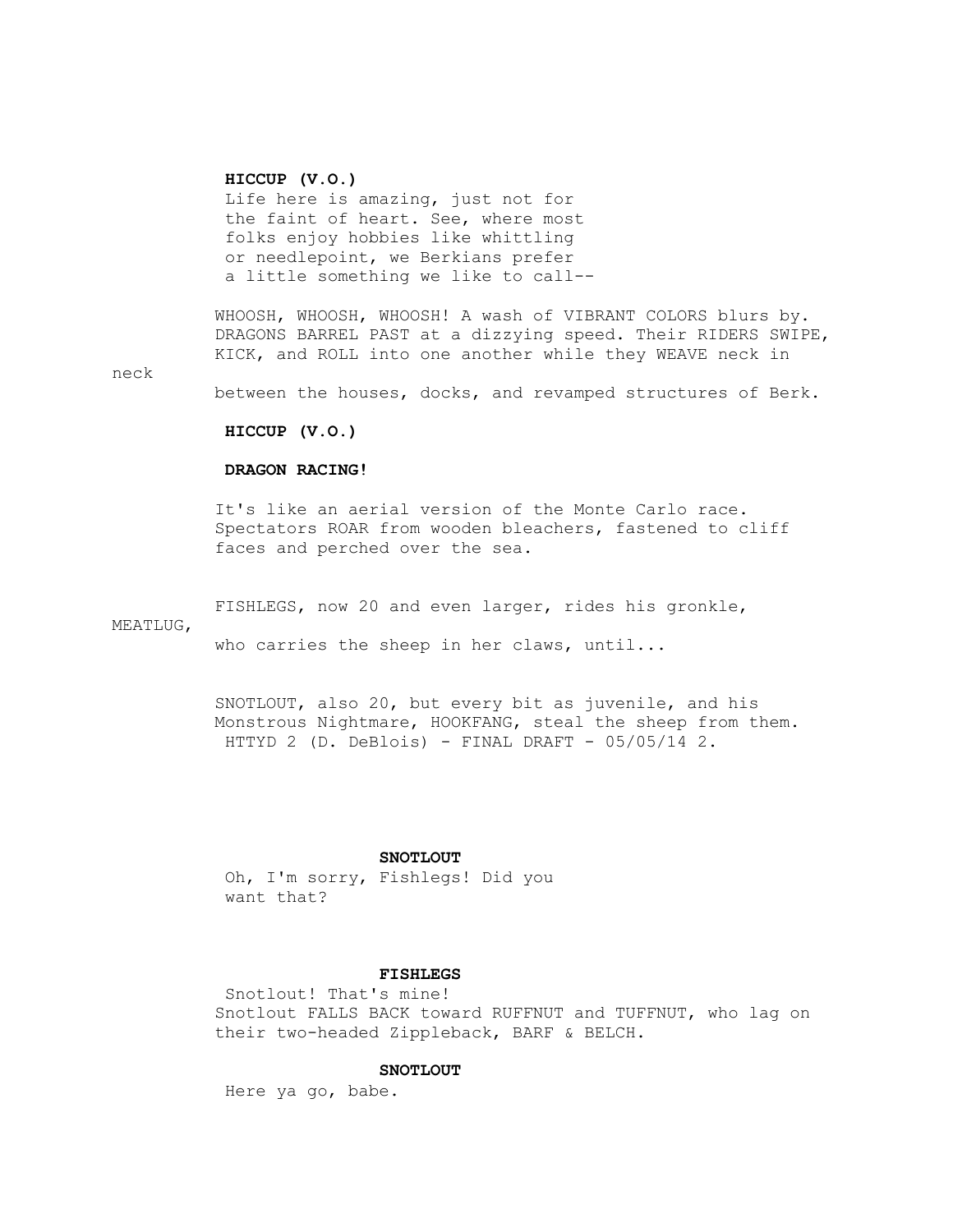**HICCUP (V.O.)**
Life here is amazing, just not for the faint of heart. See, where most folks enjoy hobbies like whittling or needlepoint, we Berkians prefer a little something we like to call--

WHOOSH, WHOOSH, WHOOSH! A wash of VIBRANT COLORS blurs by. DRAGONS BARREL PAST at a dizzying speed. Their RIDERS SWIPE, KICK, and ROLL into one another while they WEAVE neck in neck between the houses, docks, and revamped structures of Berk.

**HICCUP (V.O.)**

**DRAGON RACING!**

It's like an aerial version of the Monte Carlo race. Spectators ROAR from wooden bleachers, fastened to cliff faces and perched over the sea.

FISHLEGS, now 20 and even larger, rides his gronkle, MEATLUG, who carries the sheep in her claws, until...

SNOTLOUT, also 20, but every bit as juvenile, and his Monstrous Nightmare, HOOKFANG, steal the sheep from them.

**SNOTLOUT**
Oh, I'm sorry, Fishlegs! Did you want that?

**FISHLEGS**
Snotlout! That's mine!

Snotlout FALLS BACK toward RUFFNUT and TUFFNUT, who lag on their two-headed Zippleback, BARF & BELCH.

**SNOTLOUT**
Here ya go, babe.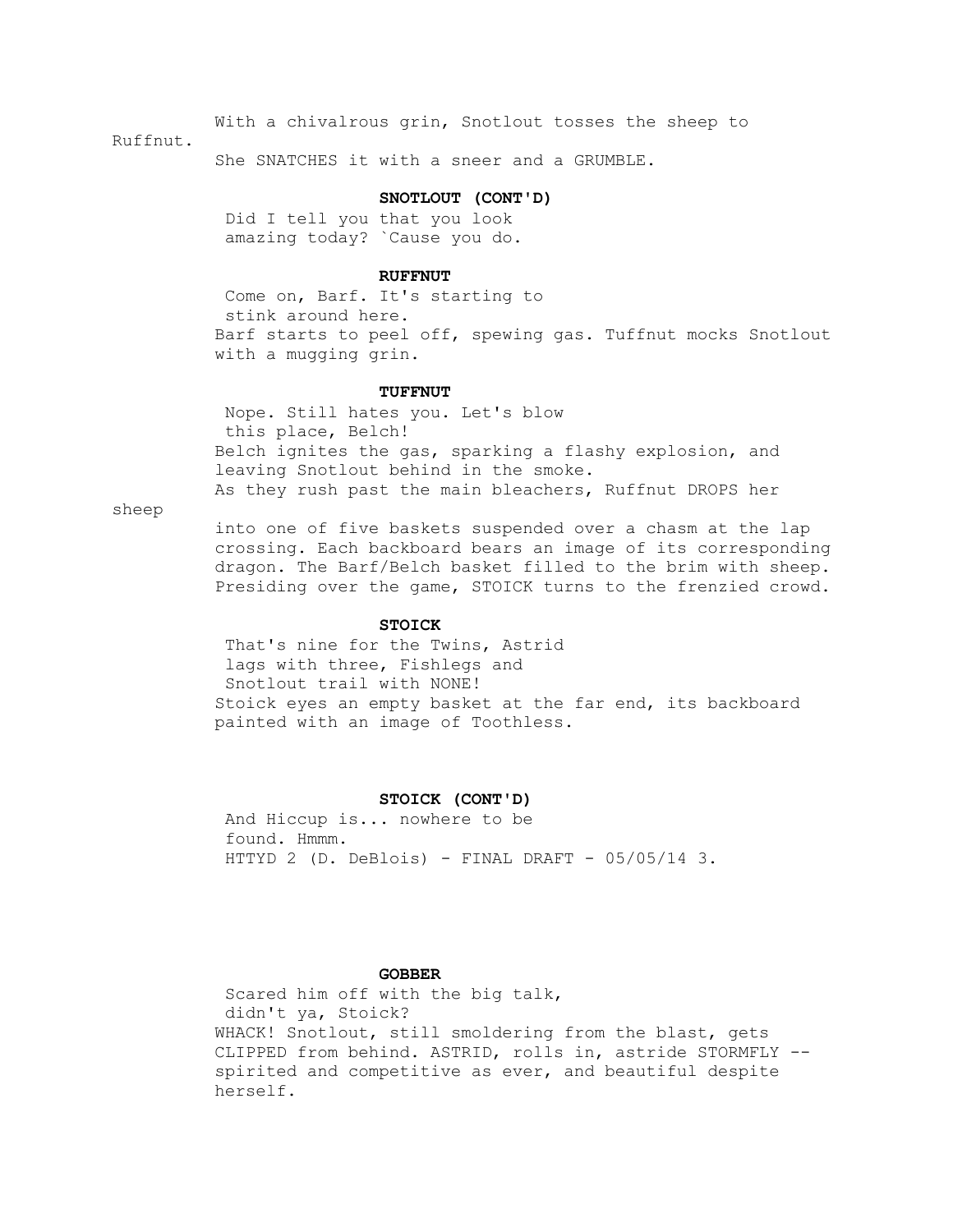With a chivalrous grin, Snotlout tosses the sheep to Ruffnut.
She SNATCHES it with a sneer and a GRUMBLE.

**SNOTLOUT (CONT'D)**
Did I tell you that you look amazing today? `Cause you do.

**RUFFNUT**
Come on, Barf. It's starting to stink around here.

Barf starts to peel off, spewing gas. Tuffnut mocks Snotlout with a mugging grin.

**TUFFNUT**
Nope. Still hates you. Let's blow this place, Belch!

Belch ignites the gas, sparking a flashy explosion, and leaving Snotlout behind in the smoke.
As they rush past the main bleachers, Ruffnut DROPS her sheep into one of five baskets suspended over a chasm at the lap crossing. Each backboard bears an image of its corresponding dragon. The Barf/Belch basket filled to the brim with sheep. Presiding over the game, STOICK turns to the frenzied crowd.

**STOICK**
That's nine for the Twins, Astrid lags with three, Fishlegs and Snotlout trail with NONE!

Stoick eyes an empty basket at the far end, its backboard painted with an image of Toothless.

**STOICK (CONT'D)**
And Hiccup is... nowhere to be found. Hmmm.

**GOBBER**
Scared him off with the big talk, didn't ya, Stoick?

WHACK! Snotlout, still smoldering from the blast, gets CLIPPED from behind. ASTRID, rolls in, astride STORMFLY -- spirited and competitive as ever, and beautiful despite herself.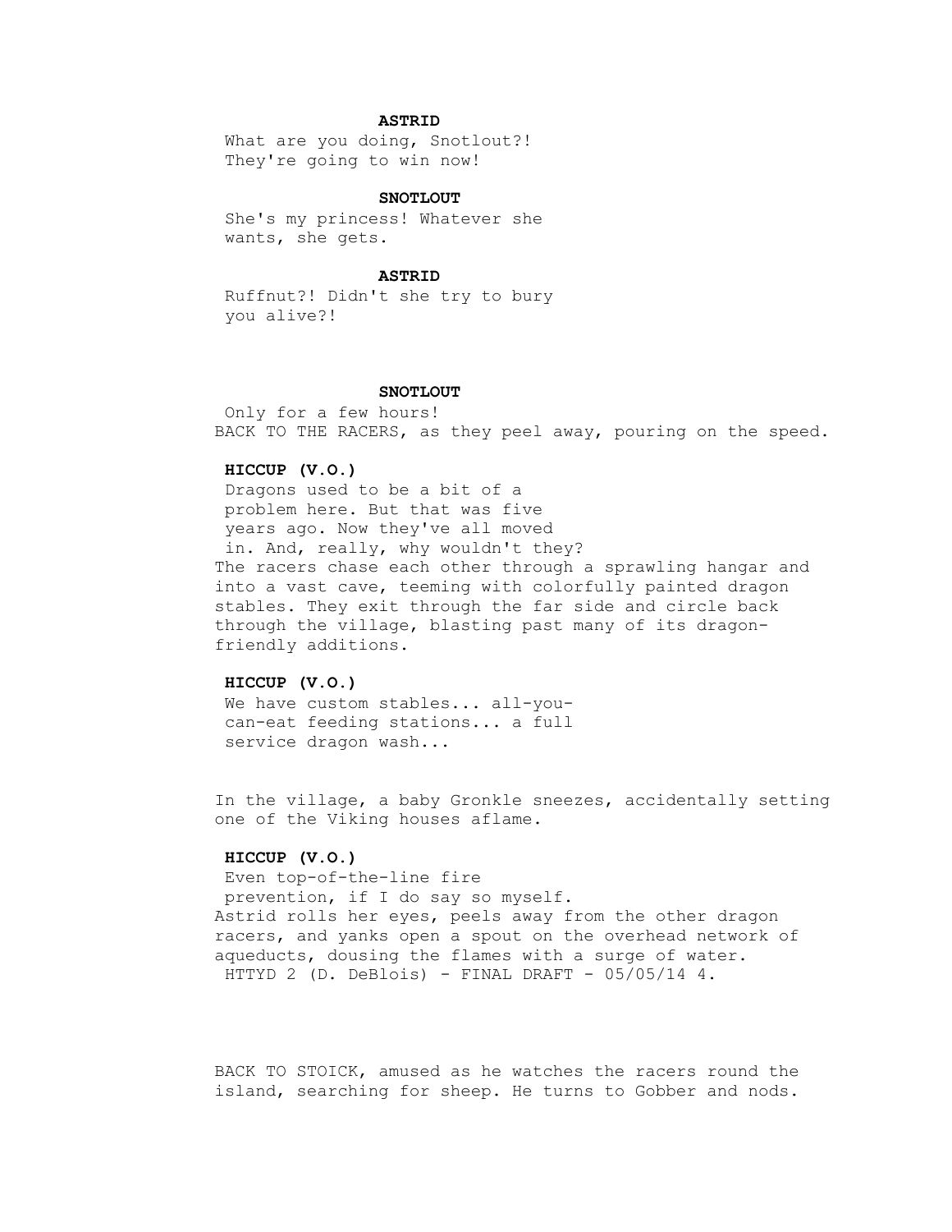**ASTRID**

What are you doing, Snotlout?! They're going to win now!

**SNOTLOUT**

She's my princess! Whatever she wants, she gets.

**ASTRID**

Ruffnut?! Didn't she try to bury you alive?!

**SNOTLOUT**

Only for a few hours!

BACK TO THE RACERS, as they peel away, pouring on the speed.

**HICCUP (V.O.)**

Dragons used to be a bit of a problem here. But that was five years ago. Now they've all moved in. And, really, why wouldn't they?

The racers chase each other through a sprawling hangar and into a vast cave, teeming with colorfully painted dragon stables. They exit through the far side and circle back through the village, blasting past many of its dragon-friendly additions.

**HICCUP (V.O.)**

We have custom stables... all-you-can-eat feeding stations... a full service dragon wash...

In the village, a baby Gronkle sneezes, accidentally setting one of the Viking houses aflame.

**HICCUP (V.O.)**

Even top-of-the-line fire prevention, if I do say so myself.

Astrid rolls her eyes, peels away from the other dragon racers, and yanks open a spout on the overhead network of aqueducts, dousing the flames with a surge of water.

BACK TO STOICK, amused as he watches the racers round the island, searching for sheep. He turns to Gobber and nods.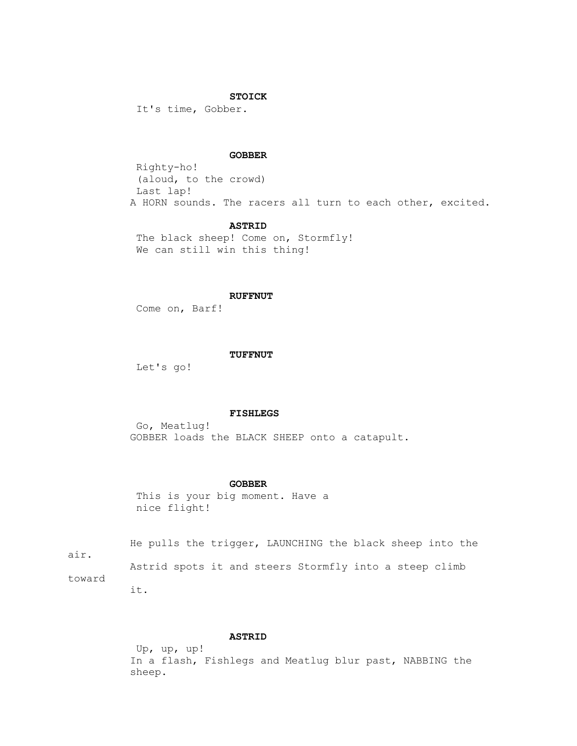**STOICK**

It's time, Gobber.

**GOBBER**

Righty-ho!
(aloud, to the crowd)
Last lap!

A HORN sounds. The racers all turn to each other, excited.

**ASTRID**

The black sheep! Come on, Stormfly!
We can still win this thing!

**RUFFNUT**

Come on, Barf!

**TUFFNUT**

Let's go!

**FISHLEGS**

Go, Meatlug!

GOBBER loads the BLACK SHEEP onto a catapult.

**GOBBER**

This is your big moment. Have a
nice flight!

He pulls the trigger, LAUNCHING the black sheep into the air.
Astrid spots it and steers Stormfly into a steep climb toward it.

**ASTRID**

Up, up, up!

In a flash, Fishlegs and Meatlug blur past, NABBING the sheep.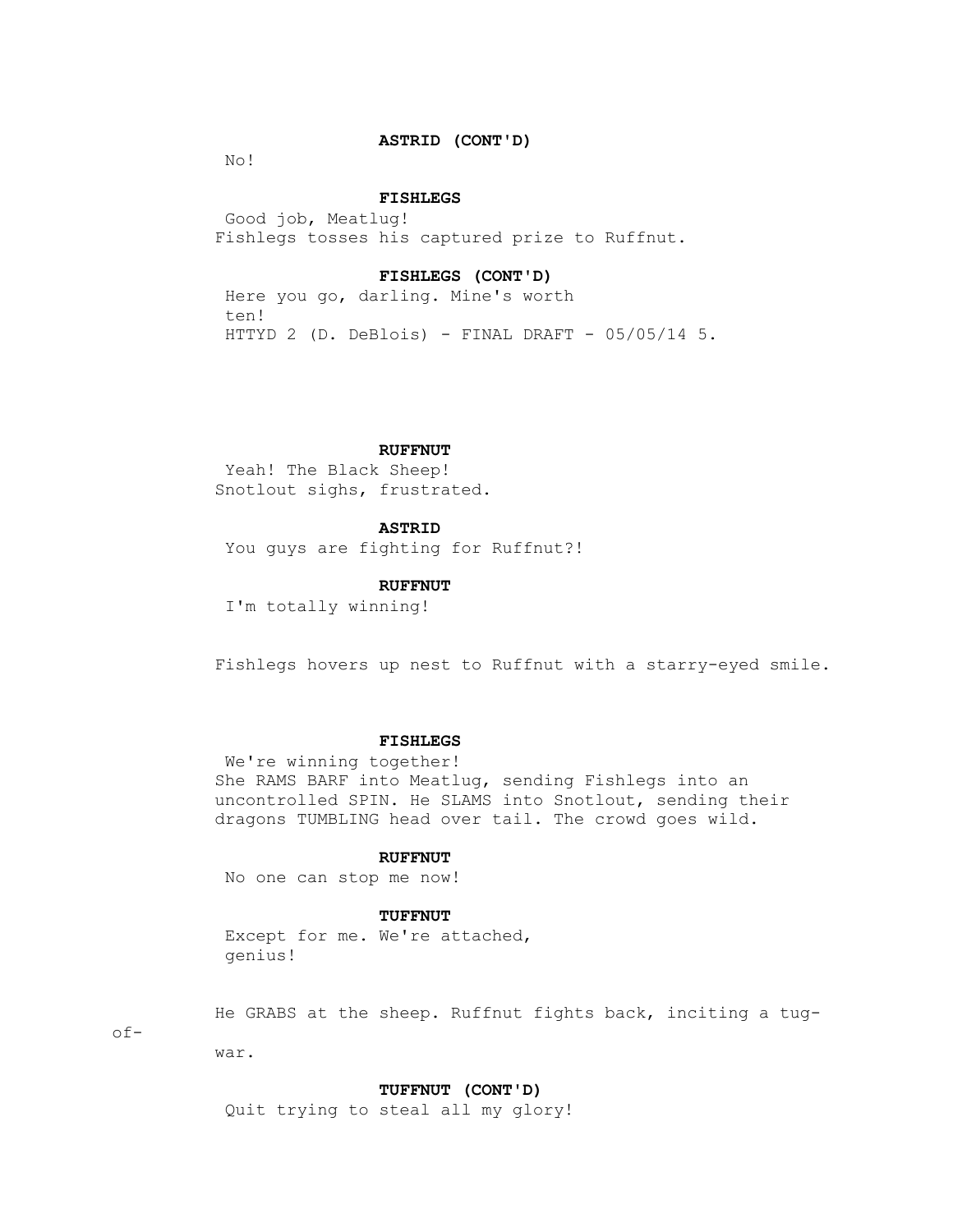**ASTRID (CONT'D)**

No!

**FISHLEGS**

Good job, Meatlug!

Fishlegs tosses his captured prize to Ruffnut.

**FISHLEGS (CONT'D)**

Here you go, darling. Mine's worth ten!

**RUFFNUT**

Yeah! The Black Sheep!

Snotlout sighs, frustrated.

**ASTRID**

You guys are fighting for Ruffnut?!

**RUFFNUT**

I'm totally winning!

Fishlegs hovers up nest to Ruffnut with a starry-eyed smile.

**FISHLEGS**

We're winning together!

She RAMS BARF into Meatlug, sending Fishlegs into an uncontrolled SPIN. He SLAMS into Snotlout, sending their dragons TUMBLING head over tail. The crowd goes wild.

**RUFFNUT**

No one can stop me now!

**TUFFNUT**

Except for me. We're attached, genius!

He GRABS at the sheep. Ruffnut fights back, inciting a tug-of-war.

**TUFFNUT (CONT'D)**

Quit trying to steal all my glory!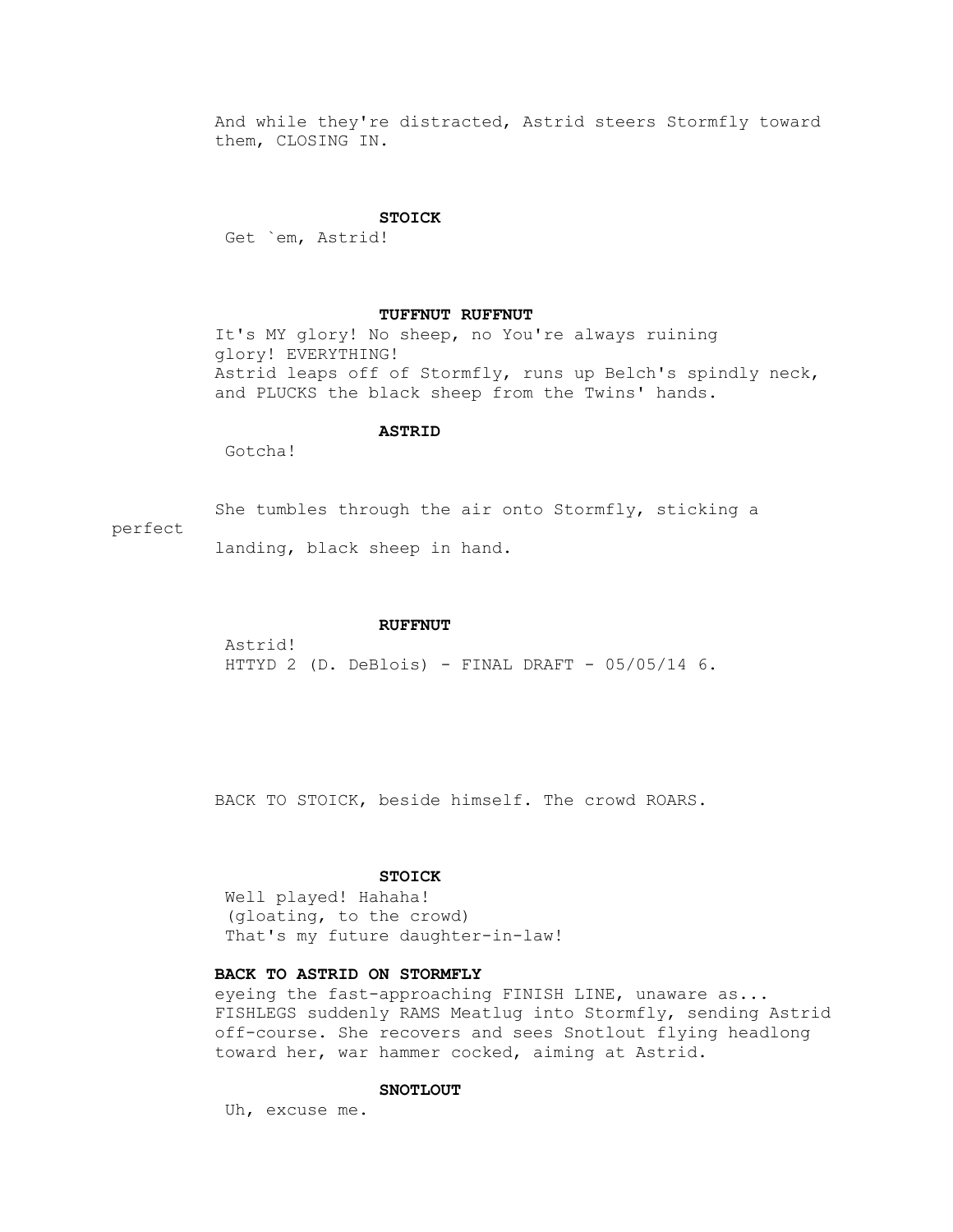And while they're distracted, Astrid steers Stormfly toward them, CLOSING IN.

**STOICK**

Get `em, Astrid!

**TUFFNUT RUFFNUT**

It's MY glory! No sheep, no You're always ruining glory! EVERYTHING!

Astrid leaps off of Stormfly, runs up Belch's spindly neck, and PLUCKS the black sheep from the Twins' hands.

**ASTRID**

Gotcha!

She tumbles through the air onto Stormfly, sticking a perfect landing, black sheep in hand.

**RUFFNUT**

Astrid!

BACK TO STOICK, beside himself. The crowd ROARS.

**STOICK**

Well played! Hahaha!
(gloating, to the crowd)
That's my future daughter-in-law!

**BACK TO ASTRID ON STORMFLY**

eyeing the fast-approaching FINISH LINE, unaware as... FISHLEGS suddenly RAMS Meatlug into Stormfly, sending Astrid off-course. She recovers and sees Snotlout flying headlong toward her, war hammer cocked, aiming at Astrid.

**SNOTLOUT**

Uh, excuse me.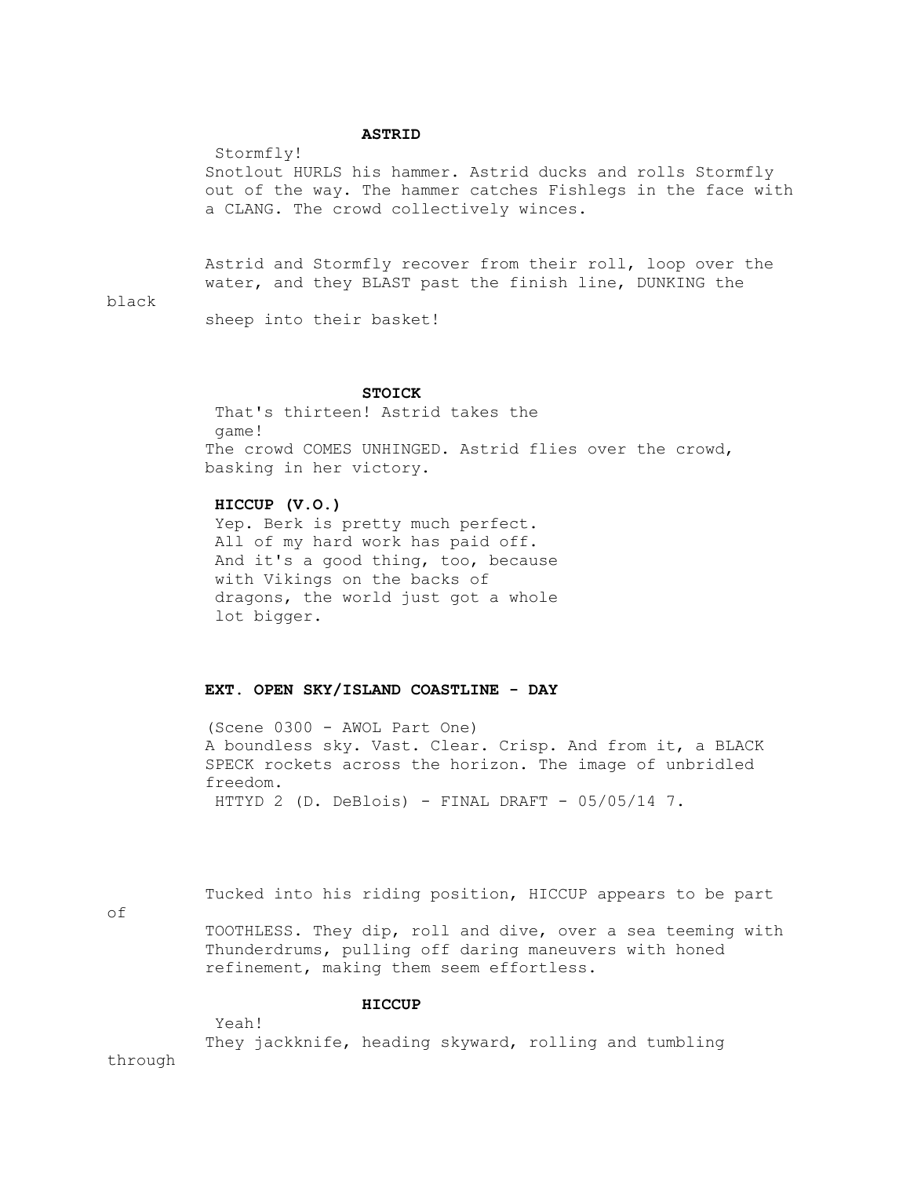**ASTRID**

Stormfly!

Snotlout HURLS his hammer. Astrid ducks and rolls Stormfly out of the way. The hammer catches Fishlegs in the face with a CLANG. The crowd collectively winces.

Astrid and Stormfly recover from their roll, loop over the water, and they BLAST past the finish line, DUNKING the black sheep into their basket!

**STOICK**

That's thirteen! Astrid takes the game!

The crowd COMES UNHINGED. Astrid flies over the crowd, basking in her victory.

**HICCUP (V.O.)**

Yep. Berk is pretty much perfect. All of my hard work has paid off. And it's a good thing, too, because with Vikings on the backs of dragons, the world just got a whole lot bigger.

**EXT. OPEN SKY/ISLAND COASTLINE - DAY**

(Scene 0300 - AWOL Part One)

A boundless sky. Vast. Clear. Crisp. And from it, a BLACK SPECK rockets across the horizon. The image of unbridled freedom.

Tucked into his riding position, HICCUP appears to be part of TOOTHLESS. They dip, roll and dive, over a sea teeming with Thunderdrums, pulling off daring maneuvers with honed refinement, making them seem effortless.

**HICCUP**

Yeah!

They jackknife, heading skyward, rolling and tumbling through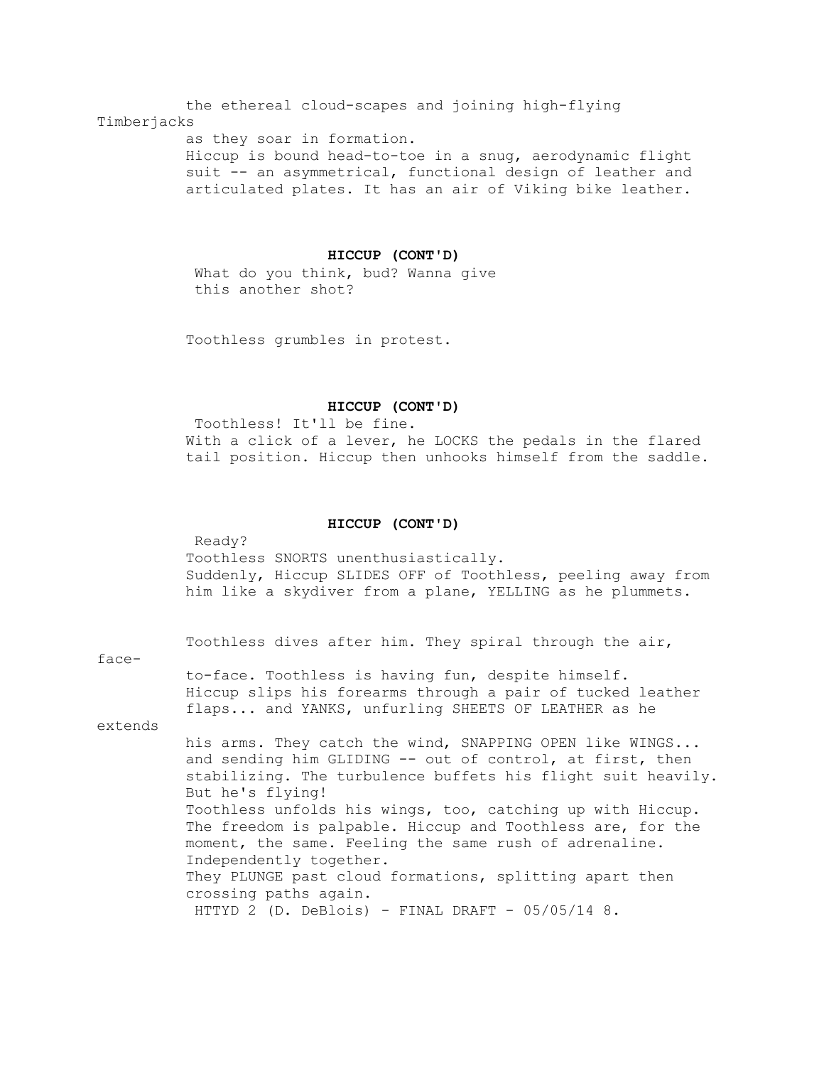the ethereal cloud-scapes and joining high-flying Timberjacks as they soar in formation.

Hiccup is bound head-to-toe in a snug, aerodynamic flight suit -- an asymmetrical, functional design of leather and articulated plates. It has an air of Viking bike leather.

**HICCUP (CONT'D)**

What do you think, bud? Wanna give this another shot?

Toothless grumbles in protest.

**HICCUP (CONT'D)**

Toothless! It'll be fine.

With a click of a lever, he LOCKS the pedals in the flared tail position. Hiccup then unhooks himself from the saddle.

**HICCUP (CONT'D)**

Ready?

Toothless SNORTS unenthusiastically.

Suddenly, Hiccup SLIDES OFF of Toothless, peeling away from him like a skydiver from a plane, YELLING as he plummets.

Toothless dives after him. They spiral through the air, face-to-face. Toothless is having fun, despite himself.

Hiccup slips his forearms through a pair of tucked leather flaps... and YANKS, unfurling SHEETS OF LEATHER as he extends his arms. They catch the wind, SNAPPING OPEN like WINGS... and sending him GLIDING -- out of control, at first, then stabilizing. The turbulence buffets his flight suit heavily. But he's flying!

Toothless unfolds his wings, too, catching up with Hiccup. The freedom is palpable. Hiccup and Toothless are, for the moment, the same. Feeling the same rush of adrenaline. Independently together.

They PLUNGE past cloud formations, splitting apart then crossing paths again.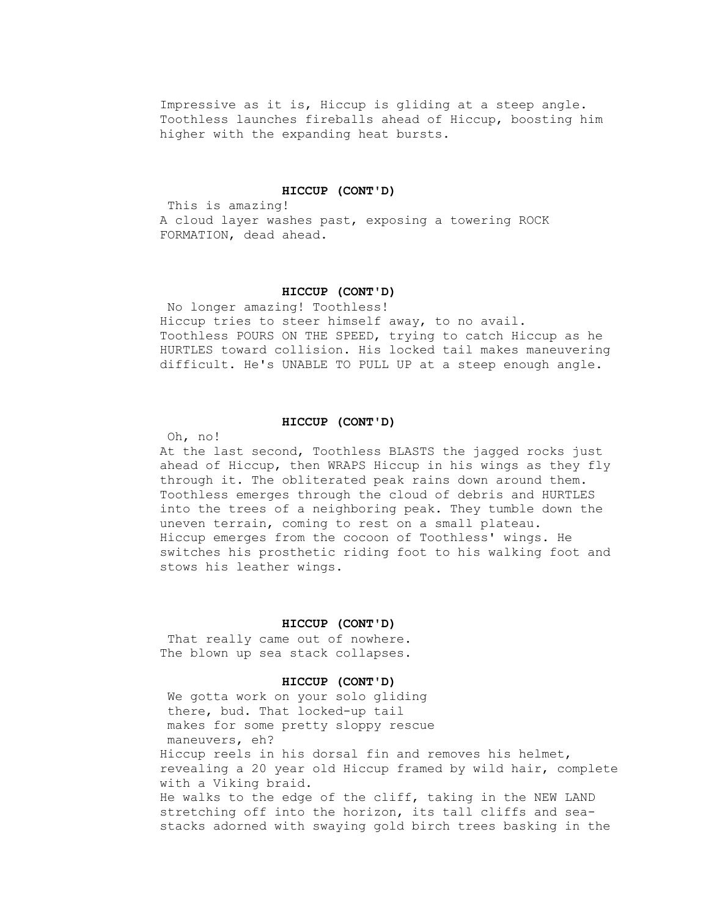Impressive as it is, Hiccup is gliding at a steep angle. Toothless launches fireballs ahead of Hiccup, boosting him higher with the expanding heat bursts.

**HICCUP (CONT'D)**

This is amazing!

A cloud layer washes past, exposing a towering ROCK FORMATION, dead ahead.

**HICCUP (CONT'D)**

No longer amazing! Toothless!

Hiccup tries to steer himself away, to no avail. Toothless POURS ON THE SPEED, trying to catch Hiccup as he HURTLES toward collision. His locked tail makes maneuvering difficult. He's UNABLE TO PULL UP at a steep enough angle.

**HICCUP (CONT'D)**

Oh, no!

At the last second, Toothless BLASTS the jagged rocks just ahead of Hiccup, then WRAPS Hiccup in his wings as they fly through it. The obliterated peak rains down around them. Toothless emerges through the cloud of debris and HURTLES into the trees of a neighboring peak. They tumble down the uneven terrain, coming to rest on a small plateau. Hiccup emerges from the cocoon of Toothless' wings. He switches his prosthetic riding foot to his walking foot and stows his leather wings.

**HICCUP (CONT'D)**

That really came out of nowhere.

The blown up sea stack collapses.

**HICCUP (CONT'D)**

We gotta work on your solo gliding there, bud. That locked-up tail makes for some pretty sloppy rescue maneuvers, eh?

Hiccup reels in his dorsal fin and removes his helmet, revealing a 20 year old Hiccup framed by wild hair, complete with a Viking braid.

He walks to the edge of the cliff, taking in the NEW LAND stretching off into the horizon, its tall cliffs and sea-stacks adorned with swaying gold birch trees basking in the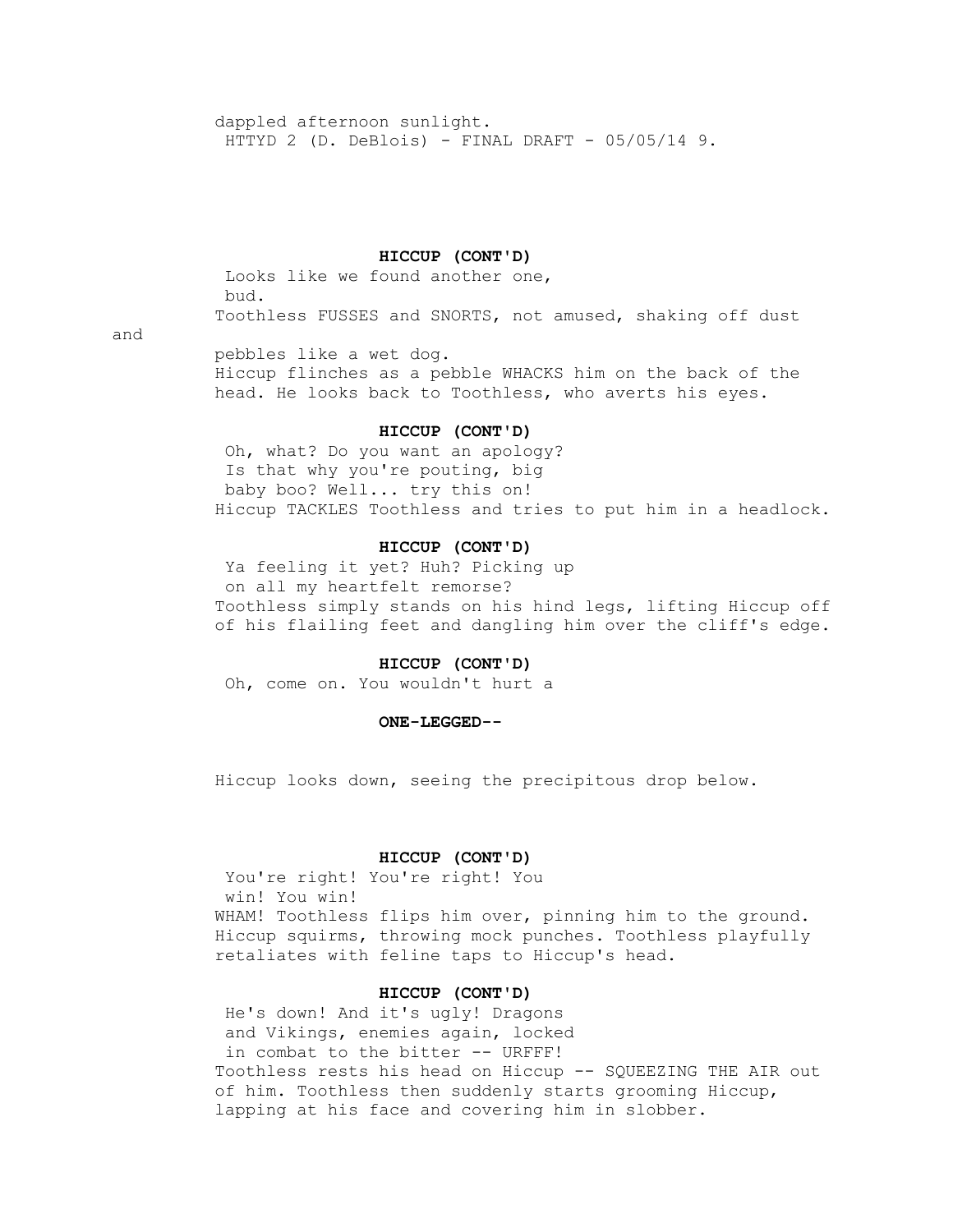dappled afternoon sunlight.

**HICCUP (CONT'D)**

Looks like we found another one, bud.

Toothless FUSSES and SNORTS, not amused, shaking off dust and pebbles like a wet dog.

Hiccup flinches as a pebble WHACKS him on the back of the head. He looks back to Toothless, who averts his eyes.

**HICCUP (CONT'D)**

Oh, what? Do you want an apology? Is that why you're pouting, big baby boo? Well... try this on!

Hiccup TACKLES Toothless and tries to put him in a headlock.

**HICCUP (CONT'D)**

Ya feeling it yet? Huh? Picking up on all my heartfelt remorse?

Toothless simply stands on his hind legs, lifting Hiccup off of his flailing feet and dangling him over the cliff's edge.

**HICCUP (CONT'D)**

Oh, come on. You wouldn't hurt a

**ONE-LEGGED--**

Hiccup looks down, seeing the precipitous drop below.

**HICCUP (CONT'D)**

You're right! You're right! You win! You win!

WHAM! Toothless flips him over, pinning him to the ground. Hiccup squirms, throwing mock punches. Toothless playfully retaliates with feline taps to Hiccup's head.

**HICCUP (CONT'D)**

He's down! And it's ugly! Dragons and Vikings, enemies again, locked in combat to the bitter -- URFFF!

Toothless rests his head on Hiccup -- SQUEEZING THE AIR out of him. Toothless then suddenly starts grooming Hiccup, lapping at his face and covering him in slobber.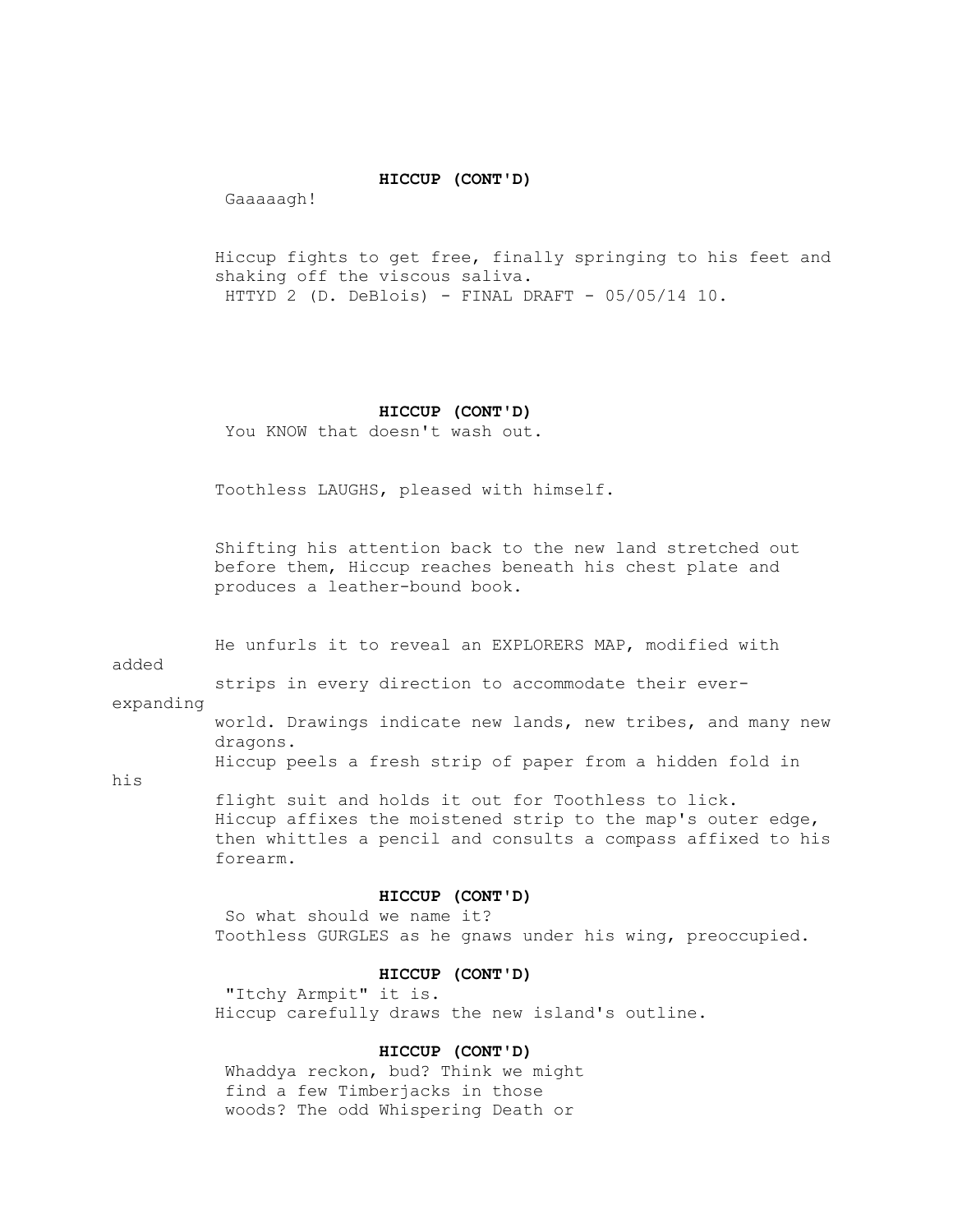**HICCUP (CONT'D)**

Gaaaaagh!

Hiccup fights to get free, finally springing to his feet and shaking off the viscous saliva.

**HICCUP (CONT'D)**

You KNOW that doesn't wash out.

Toothless LAUGHS, pleased with himself.

Shifting his attention back to the new land stretched out before them, Hiccup reaches beneath his chest plate and produces a leather-bound book.

He unfurls it to reveal an EXPLORERS MAP, modified with added strips in every direction to accommodate their ever-expanding world. Drawings indicate new lands, new tribes, and many new dragons.
Hiccup peels a fresh strip of paper from a hidden fold in his flight suit and holds it out for Toothless to lick.
Hiccup affixes the moistened strip to the map's outer edge, then whittles a pencil and consults a compass affixed to his forearm.

**HICCUP (CONT'D)**

So what should we name it?

Toothless GURGLES as he gnaws under his wing, preoccupied.

**HICCUP (CONT'D)**

"Itchy Armpit" it is.

Hiccup carefully draws the new island's outline.

**HICCUP (CONT'D)**

Whaddya reckon, bud? Think we might find a few Timberjacks in those woods? The odd Whispering Death or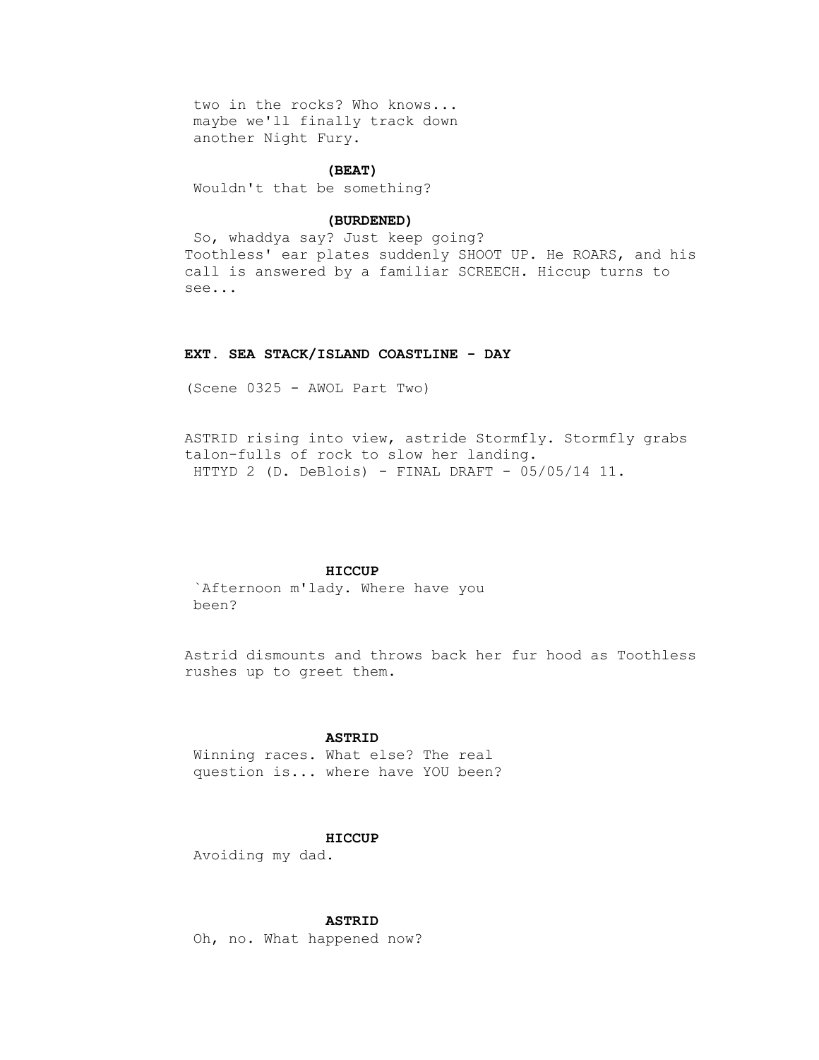two in the rocks? Who knows...
maybe we'll finally track down
another Night Fury.

**(BEAT)**

Wouldn't that be something?

**(BURDENED)**

So, whaddya say? Just keep going?

Toothless' ear plates suddenly SHOOT UP. He ROARS, and his call is answered by a familiar SCREECH. Hiccup turns to see...

**EXT. SEA STACK/ISLAND COASTLINE - DAY**

(Scene 0325 - AWOL Part Two)

ASTRID rising into view, astride Stormfly. Stormfly grabs talon-fulls of rock to slow her landing.

**HICCUP**

`Afternoon m'lady. Where have you
been?

Astrid dismounts and throws back her fur hood as Toothless rushes up to greet them.

**ASTRID**

Winning races. What else? The real
question is... where have YOU been?

**HICCUP**

Avoiding my dad.

**ASTRID**

Oh, no. What happened now?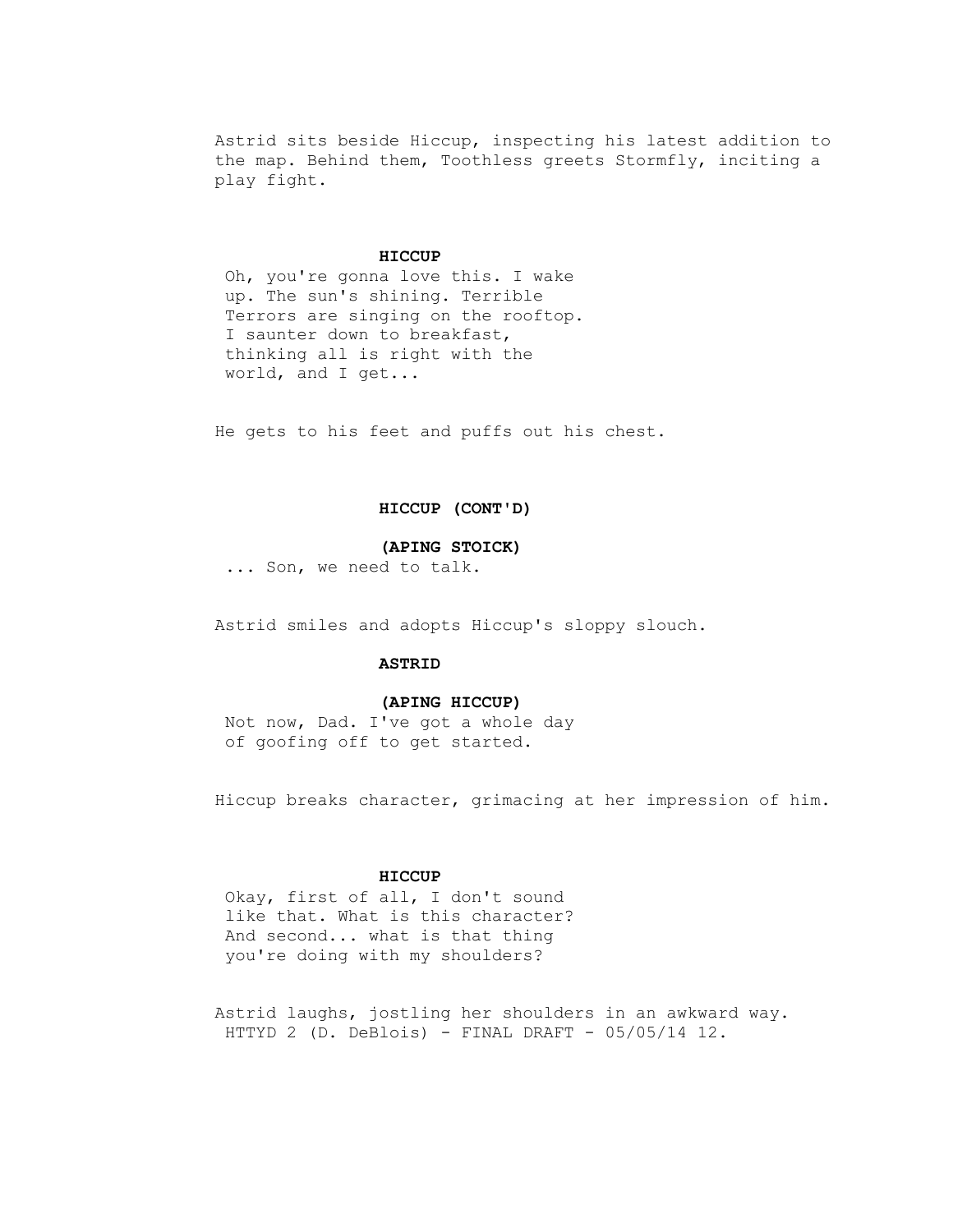Astrid sits beside Hiccup, inspecting his latest addition to the map. Behind them, Toothless greets Stormfly, inciting a play fight.

**HICCUP**

Oh, you're gonna love this. I wake up. The sun's shining. Terrible Terrors are singing on the rooftop. I saunter down to breakfast, thinking all is right with the world, and I get...

He gets to his feet and puffs out his chest.

**HICCUP (CONT'D)**

**(APING STOICK)**

... Son, we need to talk.

Astrid smiles and adopts Hiccup's sloppy slouch.

**ASTRID**

**(APING HICCUP)**

Not now, Dad. I've got a whole day of goofing off to get started.

Hiccup breaks character, grimacing at her impression of him.

**HICCUP**

Okay, first of all, I don't sound like that. What is this character? And second... what is that thing you're doing with my shoulders?

Astrid laughs, jostling her shoulders in an awkward way.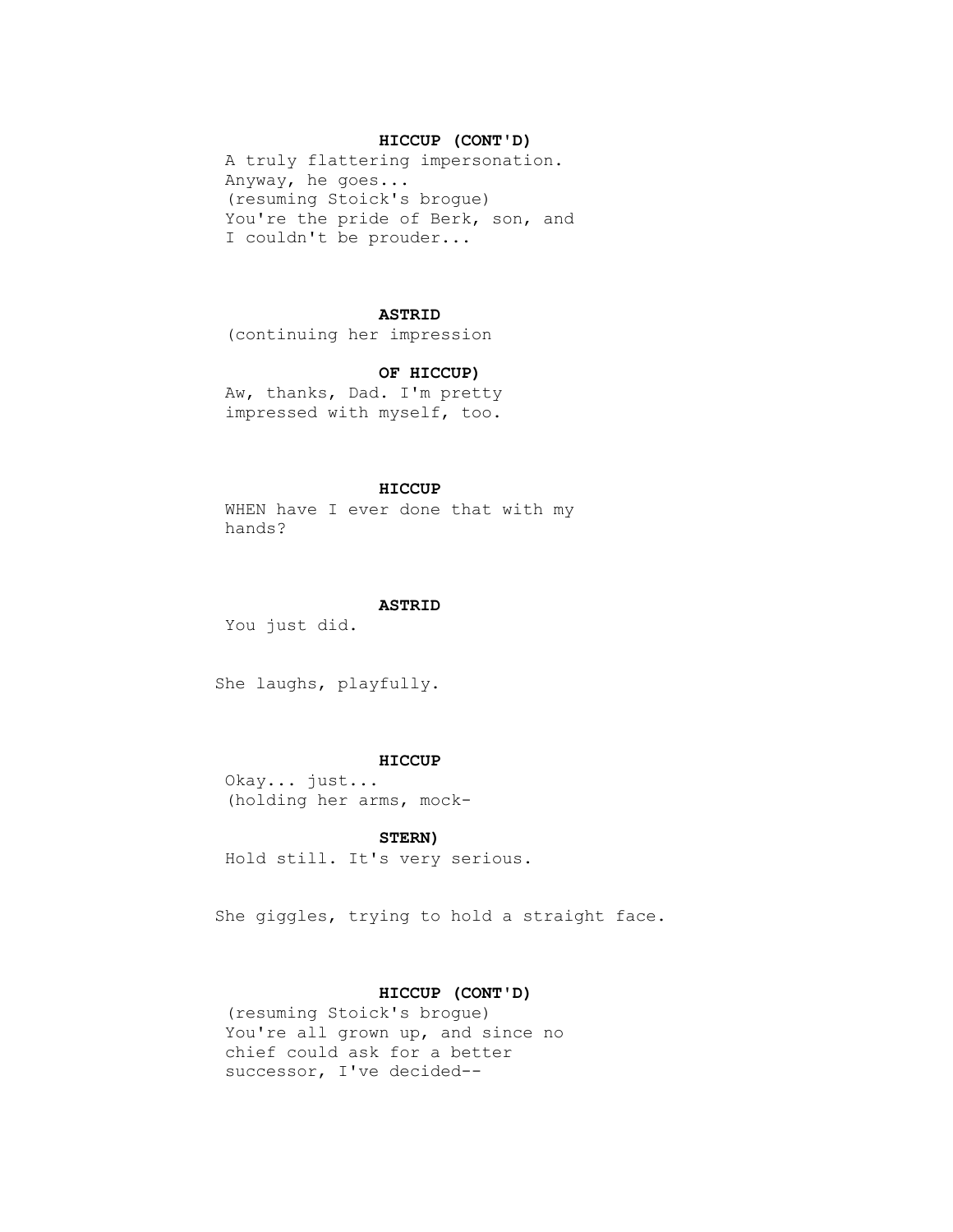**HICCUP (CONT'D)**

A truly flattering impersonation.
Anyway, he goes...
(resuming Stoick's brogue)
You're the pride of Berk, son, and
I couldn't be prouder...

**ASTRID**

(continuing her impression

**OF HICCUP)**

Aw, thanks, Dad. I'm pretty
impressed with myself, too.

**HICCUP**

WHEN have I ever done that with my
hands?

**ASTRID**

You just did.

She laughs, playfully.

**HICCUP**

Okay... just...
(holding her arms, mock-

**STERN)**

Hold still. It's very serious.

She giggles, trying to hold a straight face.

**HICCUP (CONT'D)**

(resuming Stoick's brogue)
You're all grown up, and since no
chief could ask for a better
successor, I've decided--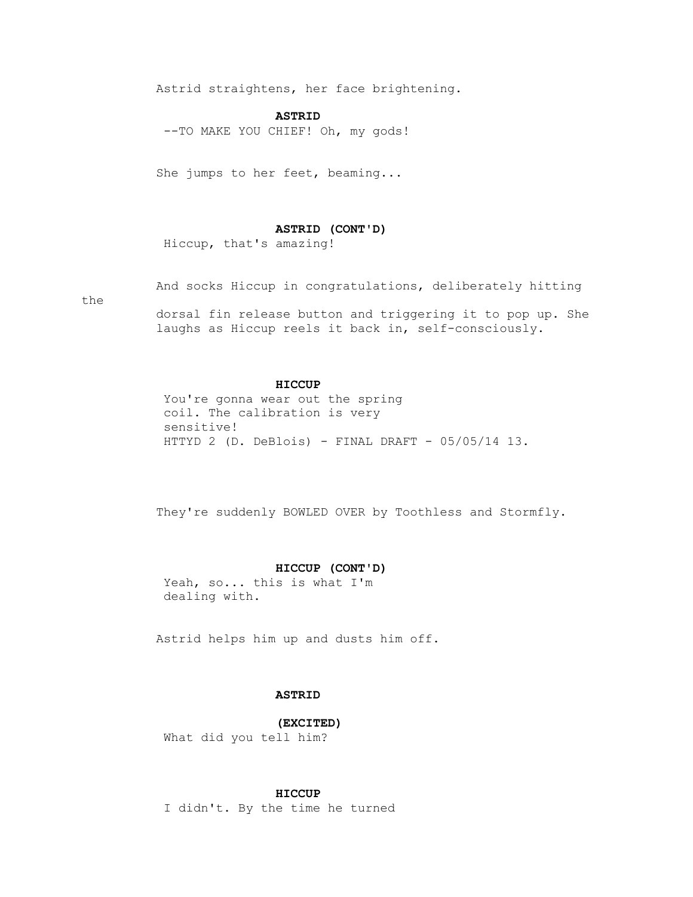Astrid straightens, her face brightening.

**ASTRID**

--TO MAKE YOU CHIEF! Oh, my gods!

She jumps to her feet, beaming...

**ASTRID (CONT'D)**

Hiccup, that's amazing!

And socks Hiccup in congratulations, deliberately hitting the dorsal fin release button and triggering it to pop up. She laughs as Hiccup reels it back in, self-consciously.

**HICCUP**

You're gonna wear out the spring coil. The calibration is very sensitive!

They're suddenly BOWLED OVER by Toothless and Stormfly.

**HICCUP (CONT'D)**

Yeah, so... this is what I'm dealing with.

Astrid helps him up and dusts him off.

**ASTRID**

**(EXCITED)**

What did you tell him?

**HICCUP**

I didn't. By the time he turned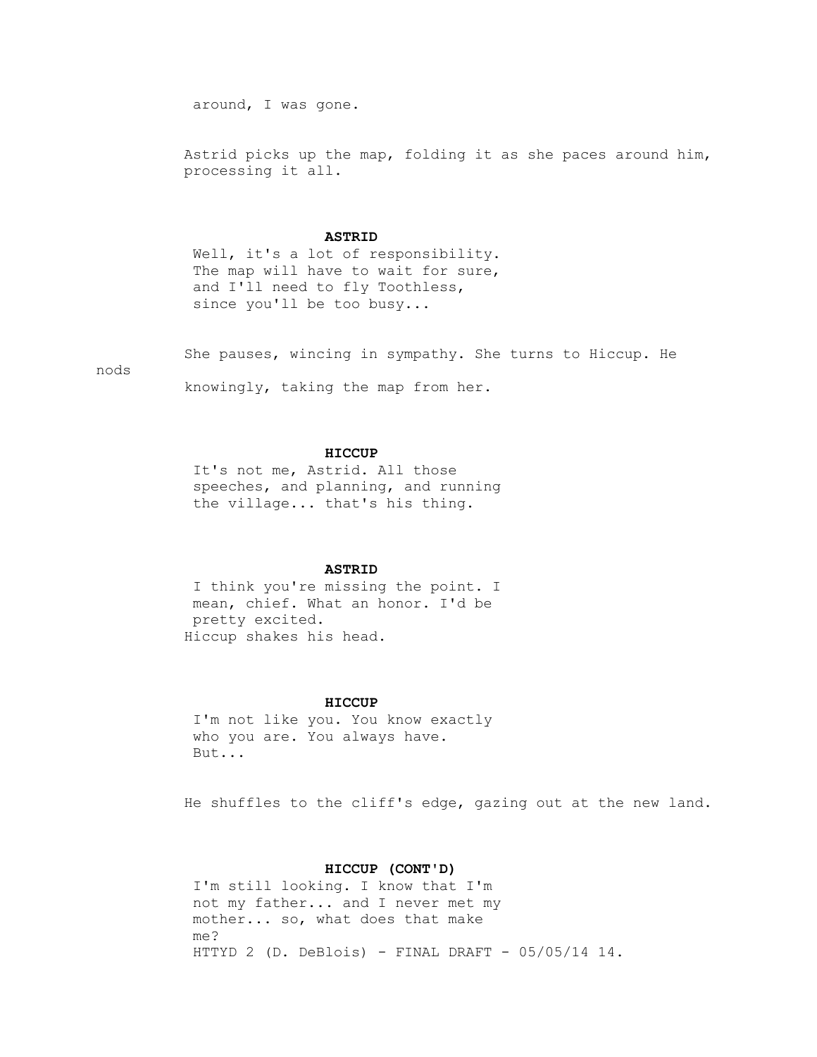around, I was gone.

Astrid picks up the map, folding it as she paces around him, processing it all.

**ASTRID**

Well, it's a lot of responsibility. The map will have to wait for sure, and I'll need to fly Toothless, since you'll be too busy...

She pauses, wincing in sympathy. She turns to Hiccup. He nods knowingly, taking the map from her.

**HICCUP**

It's not me, Astrid. All those speeches, and planning, and running the village... that's his thing.

**ASTRID**

I think you're missing the point. I mean, chief. What an honor. I'd be pretty excited.

Hiccup shakes his head.

**HICCUP**

I'm not like you. You know exactly who you are. You always have. But...

He shuffles to the cliff's edge, gazing out at the new land.

**HICCUP (CONT'D)**

I'm still looking. I know that I'm not my father... and I never met my mother... so, what does that make me?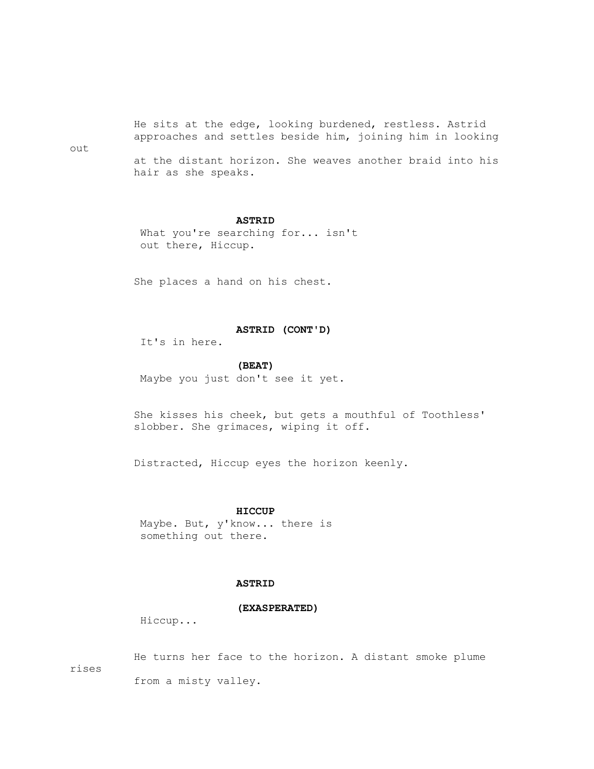He sits at the edge, looking burdened, restless. Astrid approaches and settles beside him, joining him in looking out at the distant horizon. She weaves another braid into his hair as she speaks.

**ASTRID**

What you're searching for... isn't out there, Hiccup.

She places a hand on his chest.

**ASTRID (CONT'D)**

It's in here.

**(BEAT)**

Maybe you just don't see it yet.

She kisses his cheek, but gets a mouthful of Toothless' slobber. She grimaces, wiping it off.

Distracted, Hiccup eyes the horizon keenly.

**HICCUP**

Maybe. But, y'know... there is something out there.

**ASTRID**

**(EXASPERATED)**

Hiccup...

He turns her face to the horizon. A distant smoke plume rises from a misty valley.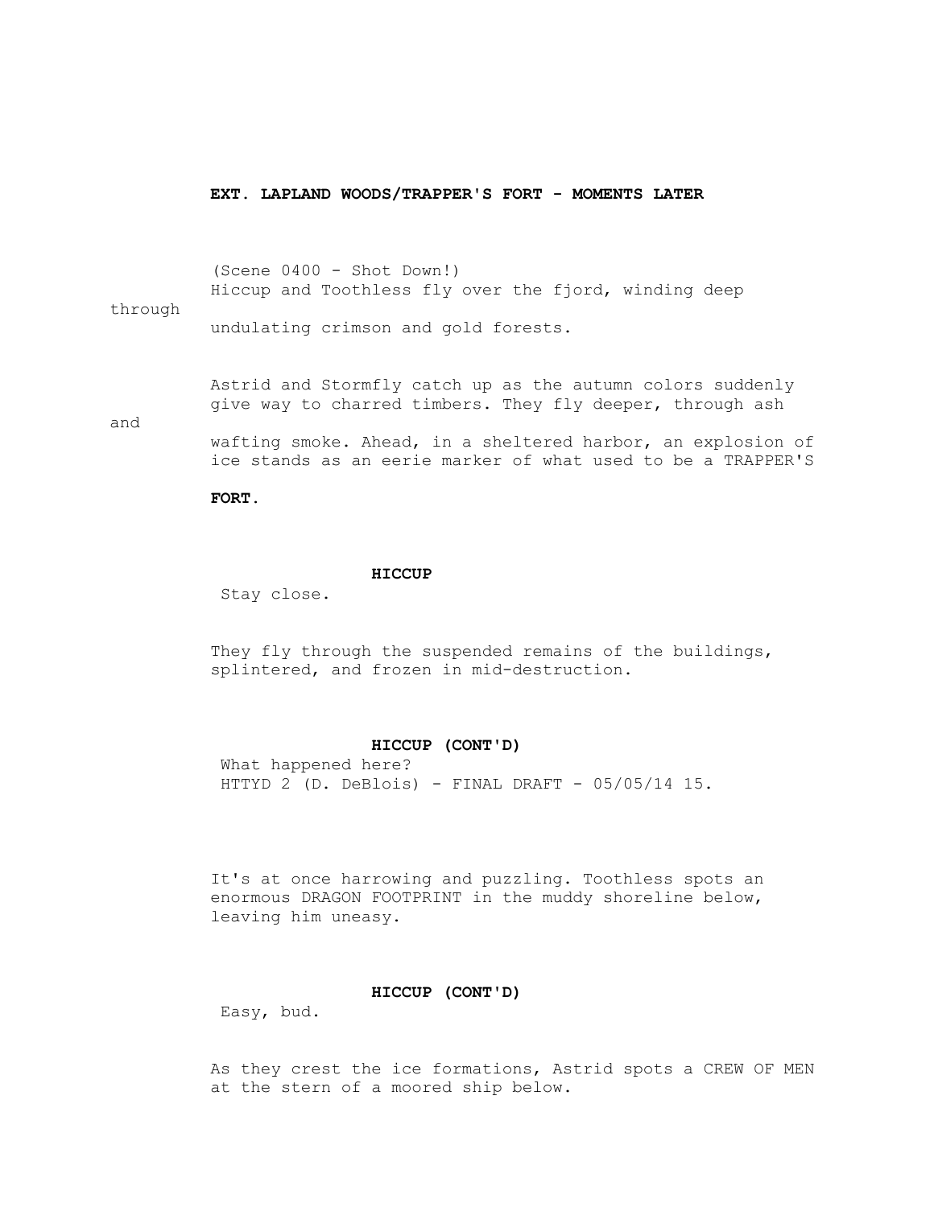**EXT. LAPLAND WOODS/TRAPPER'S FORT - MOMENTS LATER**

(Scene 0400 - Shot Down!)
Hiccup and Toothless fly over the fjord, winding deep through undulating crimson and gold forests.

Astrid and Stormfly catch up as the autumn colors suddenly give way to charred timbers. They fly deeper, through ash and wafting smoke. Ahead, in a sheltered harbor, an explosion of ice stands as an eerie marker of what used to be a TRAPPER'S **FORT.**

**HICCUP**
Stay close.

They fly through the suspended remains of the buildings, splintered, and frozen in mid-destruction.

**HICCUP (CONT'D)**
What happened here?

It's at once harrowing and puzzling. Toothless spots an enormous DRAGON FOOTPRINT in the muddy shoreline below, leaving him uneasy.

**HICCUP (CONT'D)**
Easy, bud.

As they crest the ice formations, Astrid spots a CREW OF MEN at the stern of a moored ship below.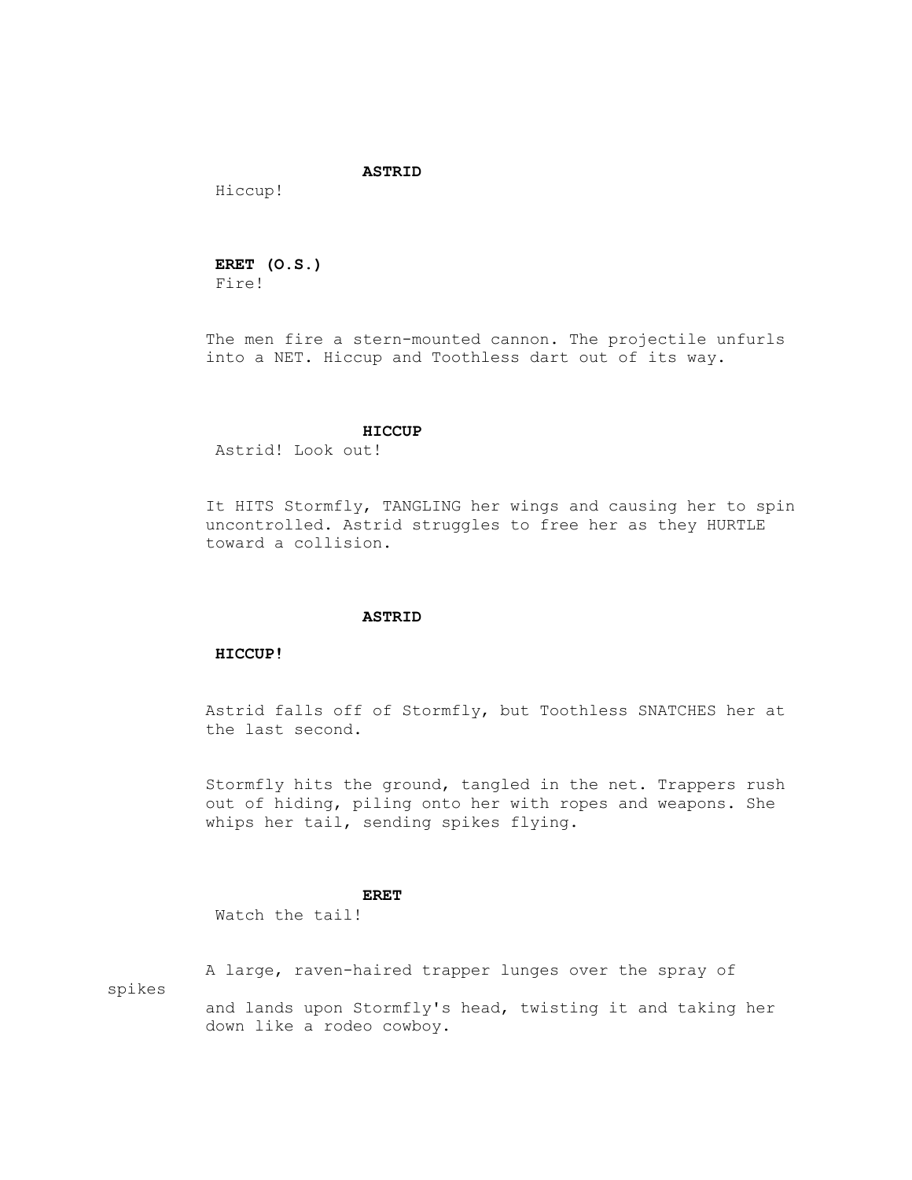**ASTRID**

Hiccup!

**ERET (O.S.)**

Fire!

The men fire a stern-mounted cannon. The projectile unfurls into a NET. Hiccup and Toothless dart out of its way.

**HICCUP**

Astrid! Look out!

It HITS Stormfly, TANGLING her wings and causing her to spin uncontrolled. Astrid struggles to free her as they HURTLE toward a collision.

**ASTRID**

**HICCUP!**

Astrid falls off of Stormfly, but Toothless SNATCHES her at the last second.

Stormfly hits the ground, tangled in the net. Trappers rush out of hiding, piling onto her with ropes and weapons. She whips her tail, sending spikes flying.

**ERET**

Watch the tail!

A large, raven-haired trapper lunges over the spray of spikes and lands upon Stormfly's head, twisting it and taking her down like a rodeo cowboy.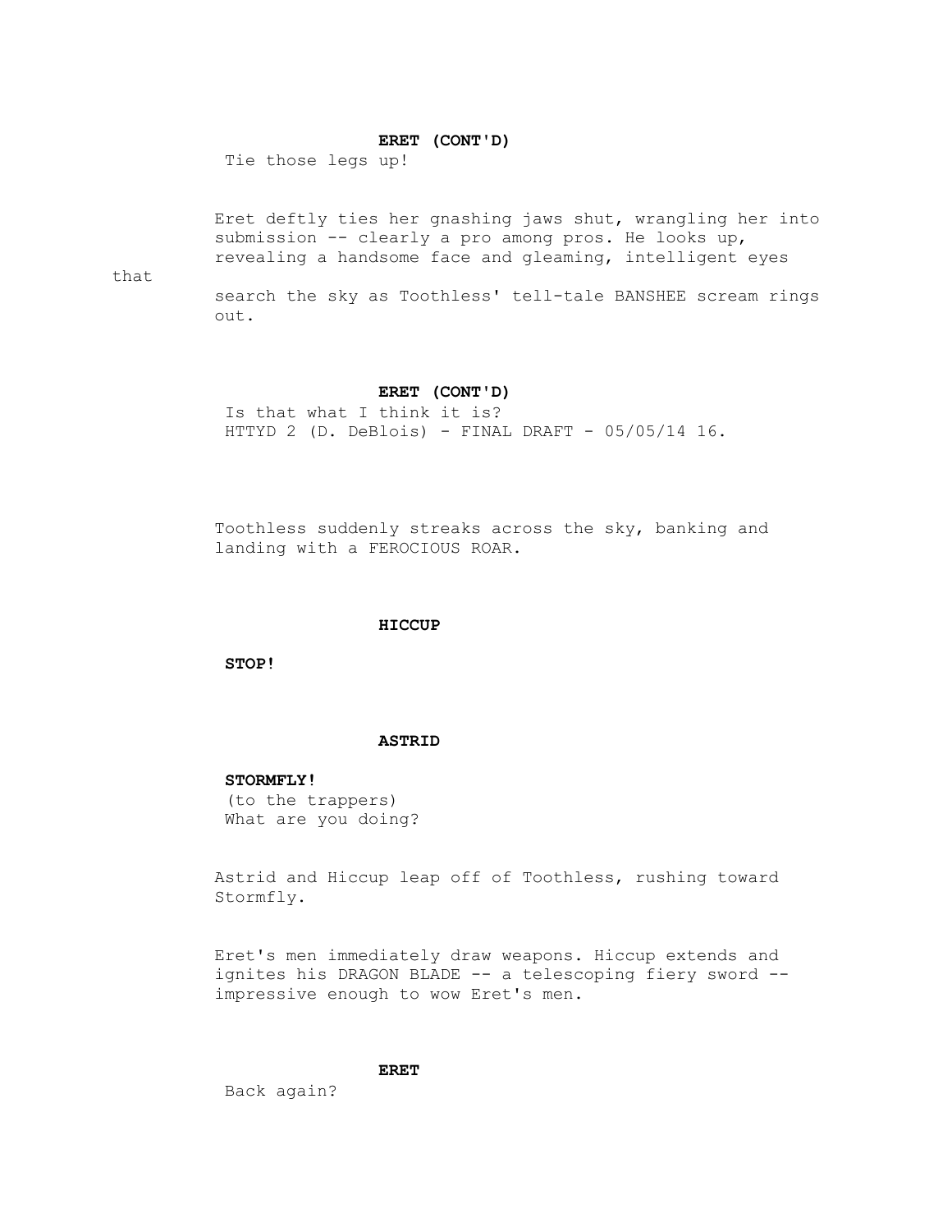**ERET (CONT'D)**

Tie those legs up!

Eret deftly ties her gnashing jaws shut, wrangling her into submission -- clearly a pro among pros. He looks up, revealing a handsome face and gleaming, intelligent eyes that search the sky as Toothless' tell-tale BANSHEE scream rings out.

**ERET (CONT'D)**

Is that what I think it is?

Toothless suddenly streaks across the sky, banking and landing with a FEROCIOUS ROAR.

**HICCUP**

**STOP!**

**ASTRID**

**STORMFLY!**
(to the trappers)
What are you doing?

Astrid and Hiccup leap off of Toothless, rushing toward Stormfly.

Eret's men immediately draw weapons. Hiccup extends and ignites his DRAGON BLADE -- a telescoping fiery sword -- impressive enough to wow Eret's men.

**ERET**

Back again?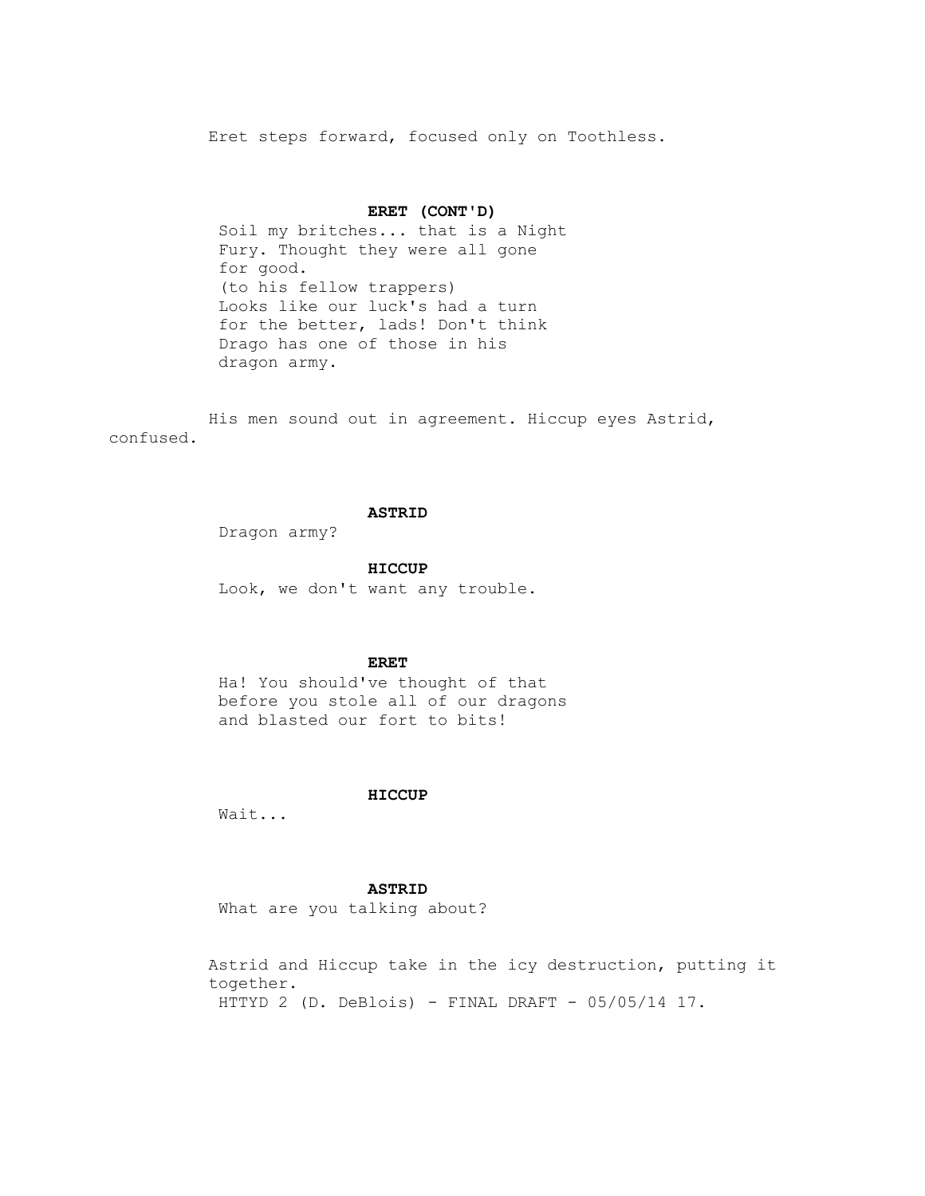Eret steps forward, focused only on Toothless.

**ERET (CONT'D)**
Soil my britches... that is a Night Fury. Thought they were all gone for good.
(to his fellow trappers)
Looks like our luck's had a turn for the better, lads! Don't think Drago has one of those in his dragon army.

His men sound out in agreement. Hiccup eyes Astrid, confused.

**ASTRID**
Dragon army?

**HICCUP**
Look, we don't want any trouble.

**ERET**
Ha! You should've thought of that before you stole all of our dragons and blasted our fort to bits!

**HICCUP**
Wait...

**ASTRID**
What are you talking about?

Astrid and Hiccup take in the icy destruction, putting it together.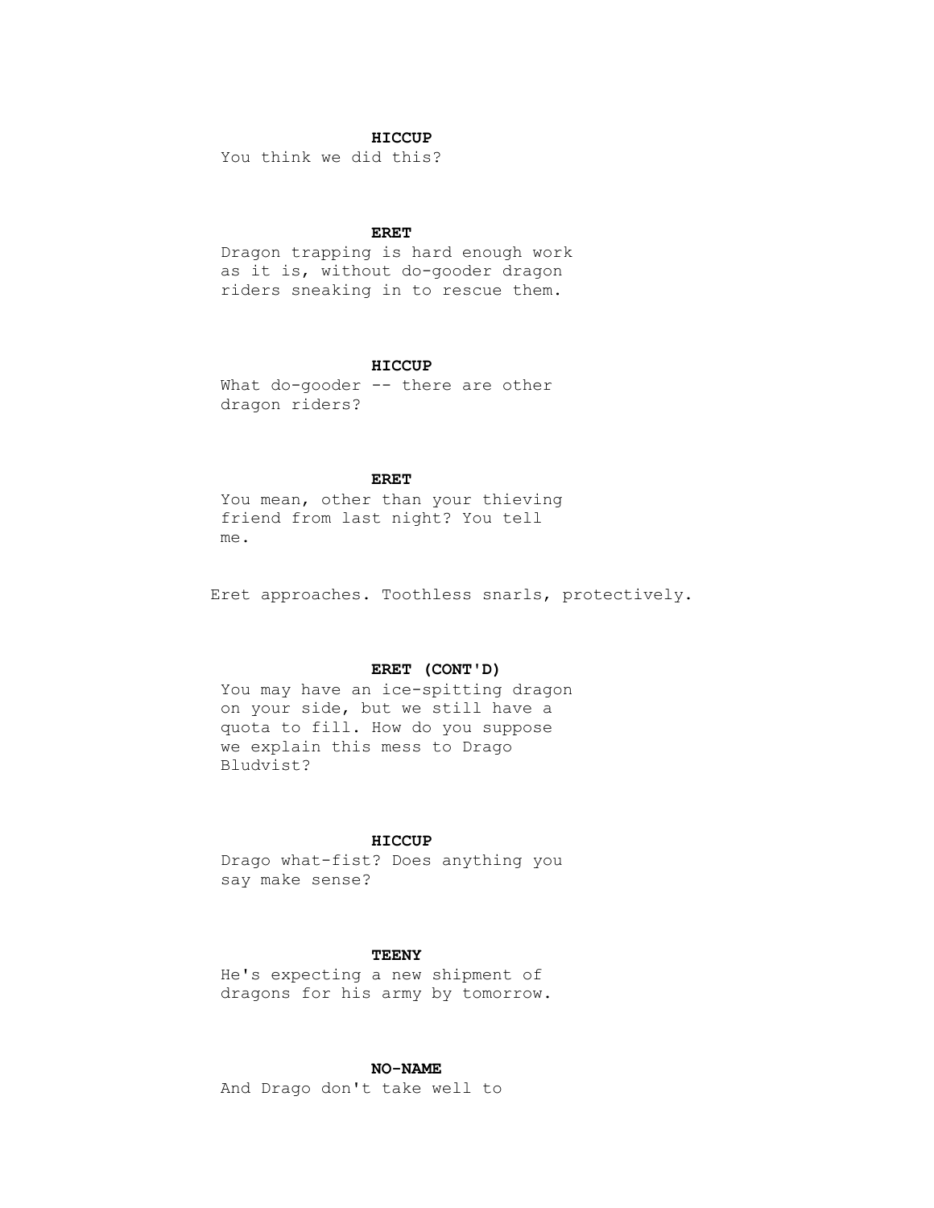**HICCUP**

You think we did this?

**ERET**

Dragon trapping is hard enough work as it is, without do-gooder dragon riders sneaking in to rescue them.

**HICCUP**

What do-gooder -- there are other dragon riders?

**ERET**

You mean, other than your thieving friend from last night? You tell me.

Eret approaches. Toothless snarls, protectively.

**ERET (CONT'D)**

You may have an ice-spitting dragon on your side, but we still have a quota to fill. How do you suppose we explain this mess to Drago Bludvist?

**HICCUP**

Drago what-fist? Does anything you say make sense?

**TEENY**

He's expecting a new shipment of dragons for his army by tomorrow.

**NO-NAME**

And Drago don't take well to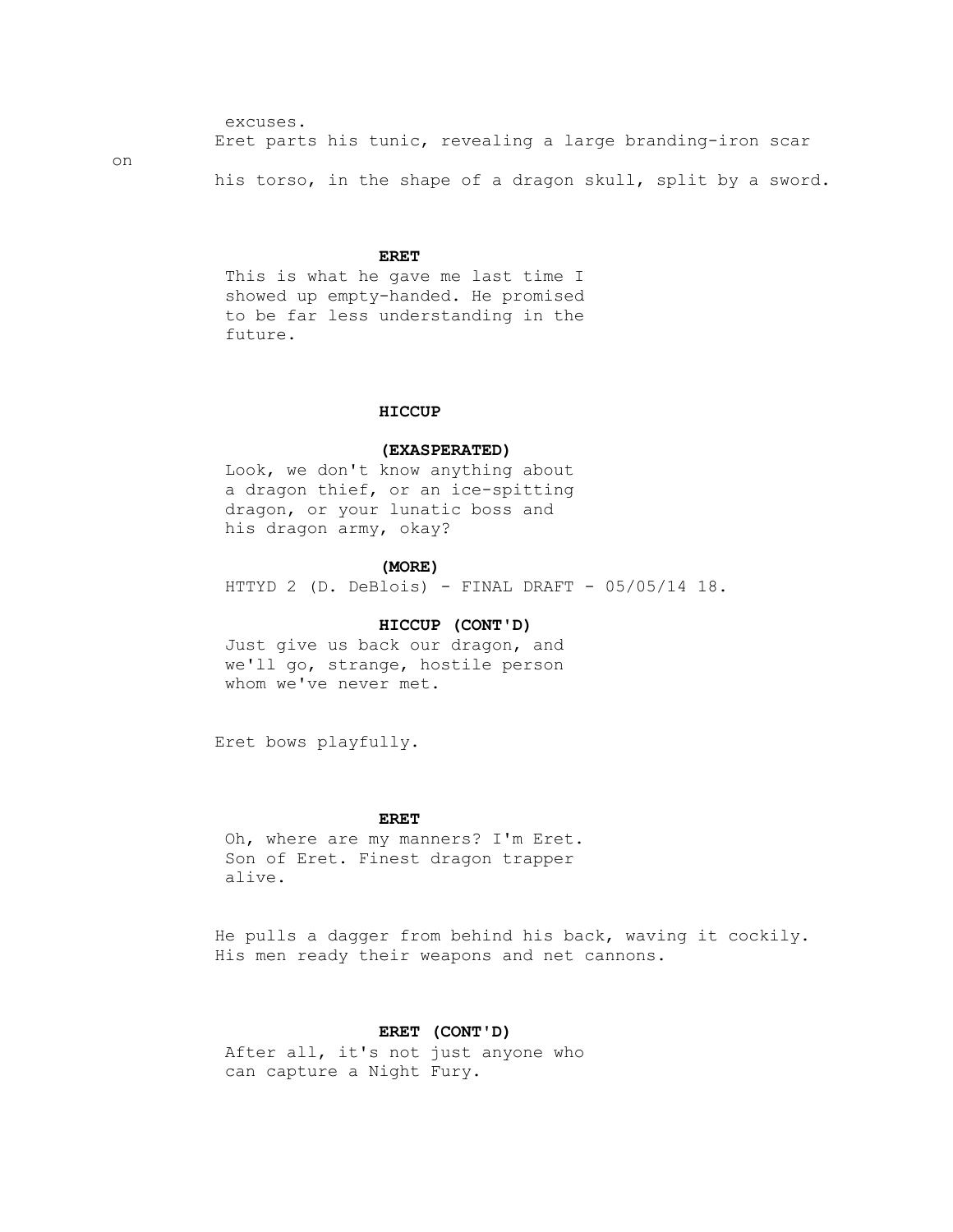excuses.

Eret parts his tunic, revealing a large branding-iron scar on his torso, in the shape of a dragon skull, split by a sword.

**ERET**

This is what he gave me last time I showed up empty-handed. He promised to be far less understanding in the future.

**HICCUP**

**(EXASPERATED)**

Look, we don't know anything about a dragon thief, or an ice-spitting dragon, or your lunatic boss and his dragon army, okay?

**(MORE)**

**HICCUP (CONT'D)**

Just give us back our dragon, and we'll go, strange, hostile person whom we've never met.

Eret bows playfully.

**ERET**

Oh, where are my manners? I'm Eret. Son of Eret. Finest dragon trapper alive.

He pulls a dagger from behind his back, waving it cockily. His men ready their weapons and net cannons.

**ERET (CONT'D)**

After all, it's not just anyone who can capture a Night Fury.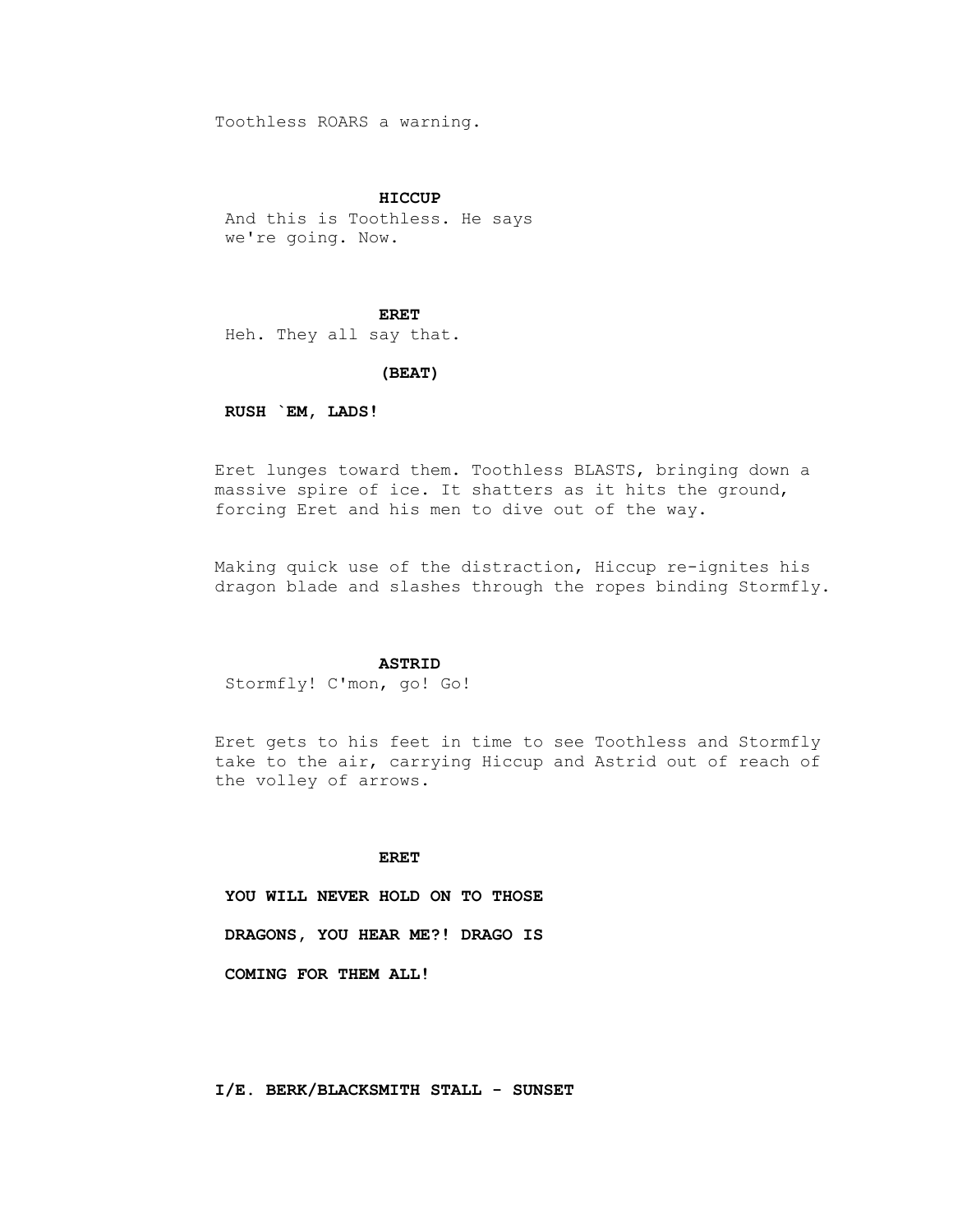Toothless ROARS a warning.

**HICCUP**

And this is Toothless. He says we're going. Now.

**ERET**

Heh. They all say that.

**(BEAT)**

**RUSH `EM, LADS!**

Eret lunges toward them. Toothless BLASTS, bringing down a massive spire of ice. It shatters as it hits the ground, forcing Eret and his men to dive out of the way.

Making quick use of the distraction, Hiccup re-ignites his dragon blade and slashes through the ropes binding Stormfly.

**ASTRID**

Stormfly! C'mon, go! Go!

Eret gets to his feet in time to see Toothless and Stormfly take to the air, carrying Hiccup and Astrid out of reach of the volley of arrows.

**ERET**

**YOU WILL NEVER HOLD ON TO THOSE DRAGONS, YOU HEAR ME?! DRAGO IS COMING FOR THEM ALL!**

**I/E. BERK/BLACKSMITH STALL - SUNSET**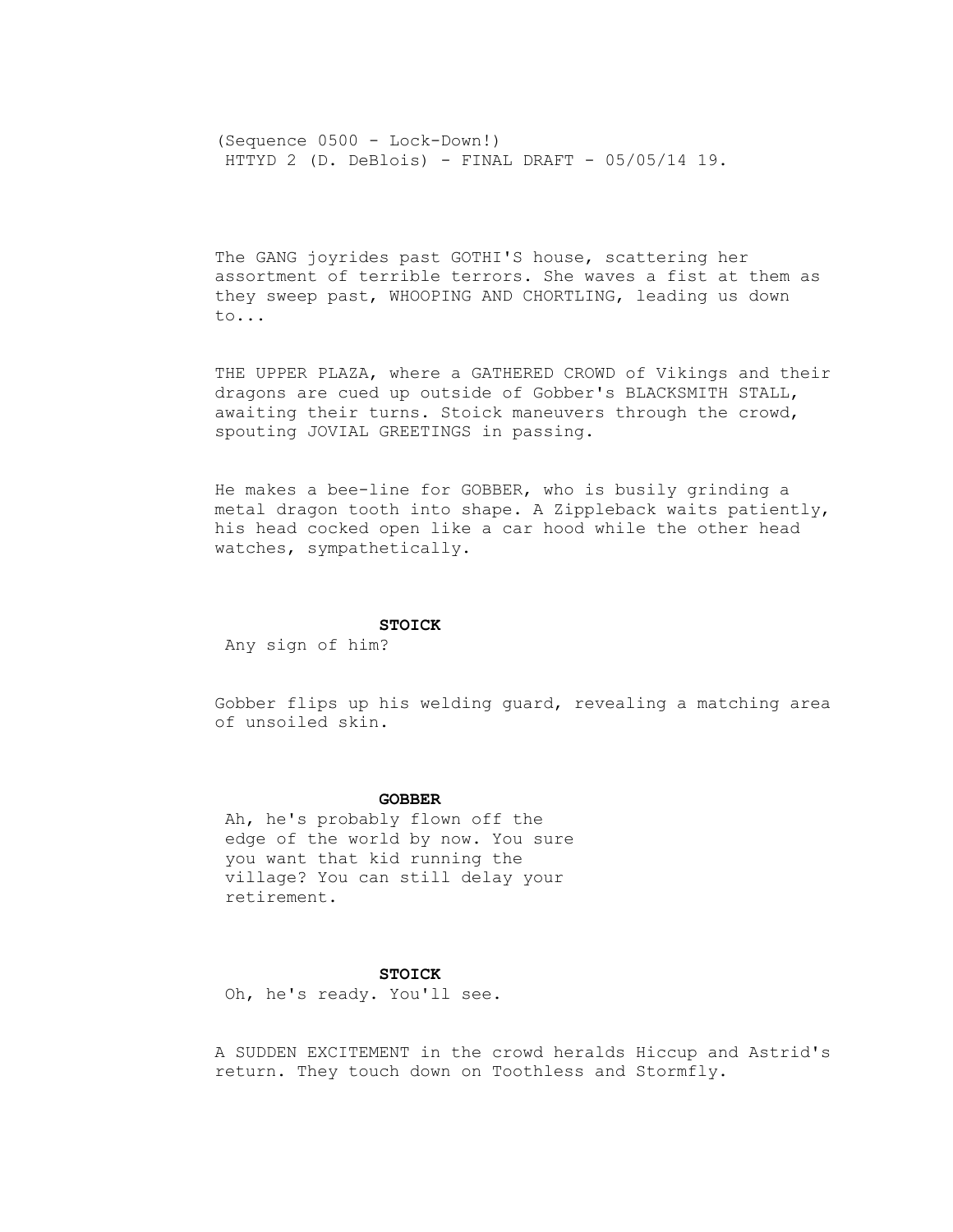The GANG joyrides past GOTHI'S house, scattering her assortment of terrible terrors. She waves a fist at them as they sweep past, WHOOPING AND CHORTLING, leading us down to...

THE UPPER PLAZA, where a GATHERED CROWD of Vikings and their dragons are cued up outside of Gobber's BLACKSMITH STALL, awaiting their turns. Stoick maneuvers through the crowd, spouting JOVIAL GREETINGS in passing.

He makes a bee-line for GOBBER, who is busily grinding a metal dragon tooth into shape. A Zippleback waits patiently, his head cocked open like a car hood while the other head watches, sympathetically.

**STOICK**
Any sign of him?

Gobber flips up his welding guard, revealing a matching area of unsoiled skin.

**GOBBER**
Ah, he's probably flown off the edge of the world by now. You sure you want that kid running the village? You can still delay your retirement.

**STOICK**
Oh, he's ready. You'll see.

A SUDDEN EXCITEMENT in the crowd heralds Hiccup and Astrid's return. They touch down on Toothless and Stormfly.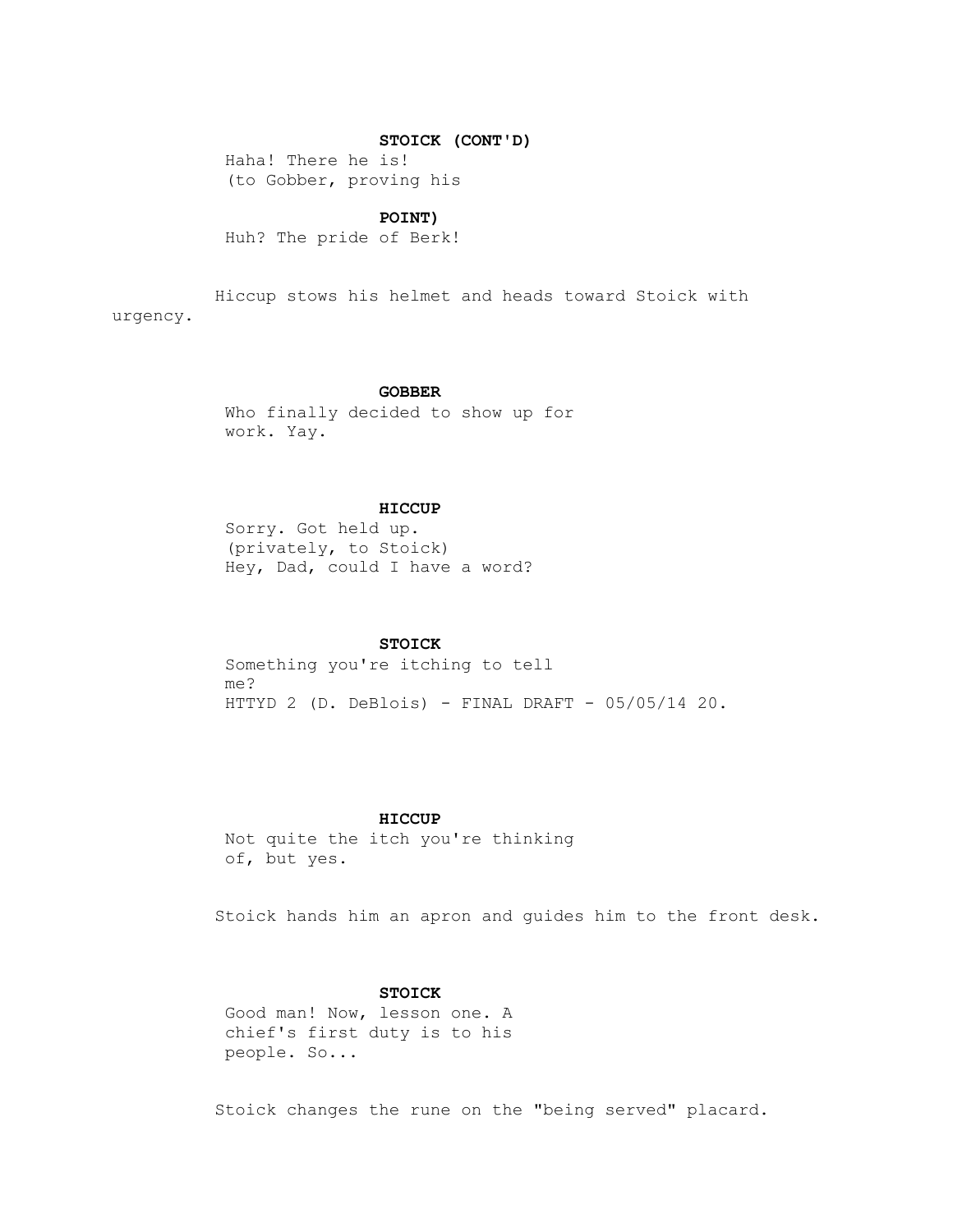**STOICK (CONT'D)**

Haha! There he is!
(to Gobber, proving his

**POINT)**

Huh? The pride of Berk!

Hiccup stows his helmet and heads toward Stoick with urgency.

**GOBBER**

Who finally decided to show up for work. Yay.

**HICCUP**

Sorry. Got held up.
(privately, to Stoick)
Hey, Dad, could I have a word?

**STOICK**

Something you're itching to tell me?

**HICCUP**

Not quite the itch you're thinking of, but yes.

Stoick hands him an apron and guides him to the front desk.

**STOICK**

Good man! Now, lesson one. A chief's first duty is to his people. So...

Stoick changes the rune on the "being served" placard.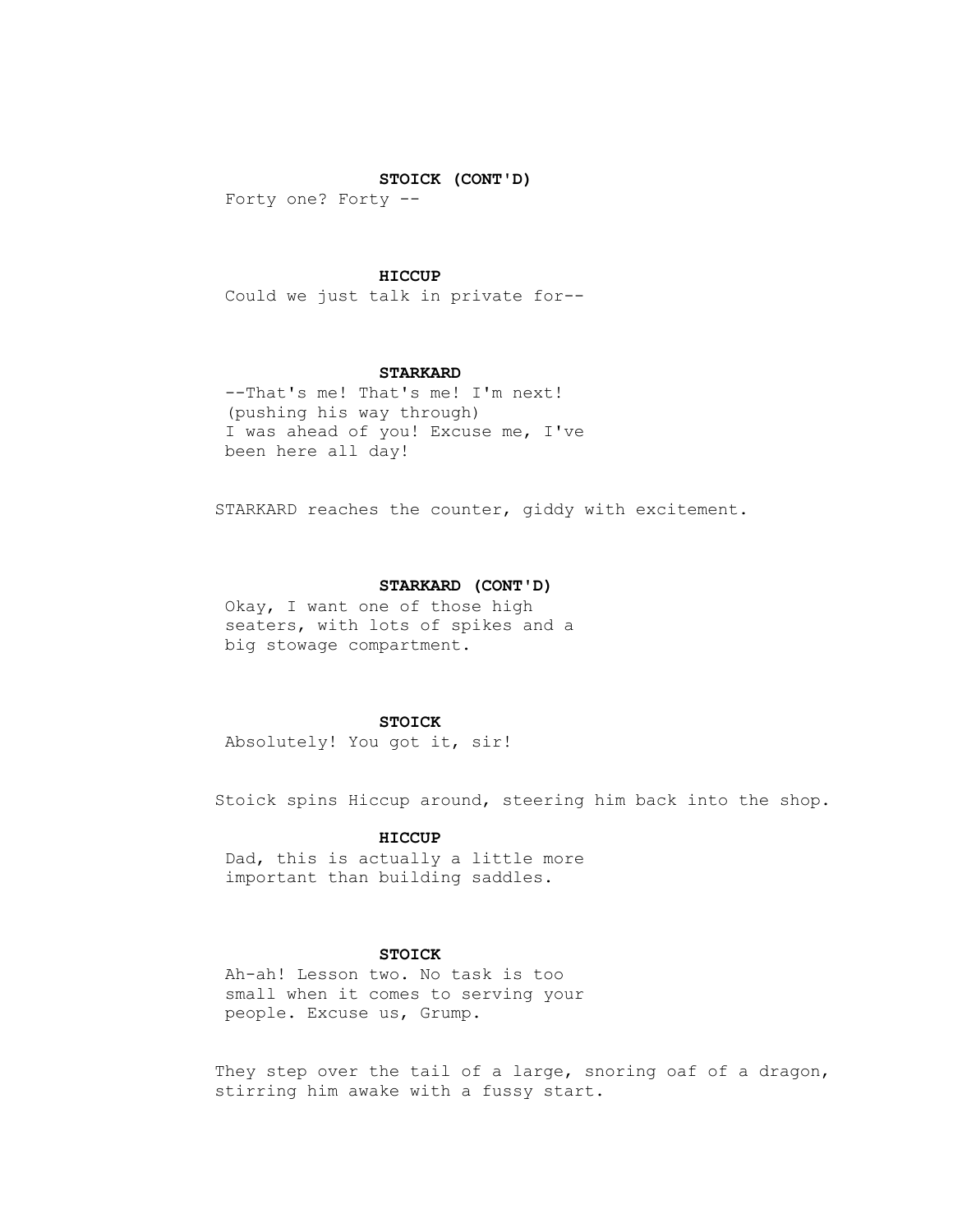**STOICK (CONT'D)**

Forty one? Forty --

**HICCUP**

Could we just talk in private for--

**STARKARD**

--That's me! That's me! I'm next!
(pushing his way through)
I was ahead of you! Excuse me, I've been here all day!

STARKARD reaches the counter, giddy with excitement.

**STARKARD (CONT'D)**

Okay, I want one of those high seaters, with lots of spikes and a big stowage compartment.

**STOICK**

Absolutely! You got it, sir!

Stoick spins Hiccup around, steering him back into the shop.

**HICCUP**

Dad, this is actually a little more important than building saddles.

**STOICK**

Ah-ah! Lesson two. No task is too small when it comes to serving your people. Excuse us, Grump.

They step over the tail of a large, snoring oaf of a dragon, stirring him awake with a fussy start.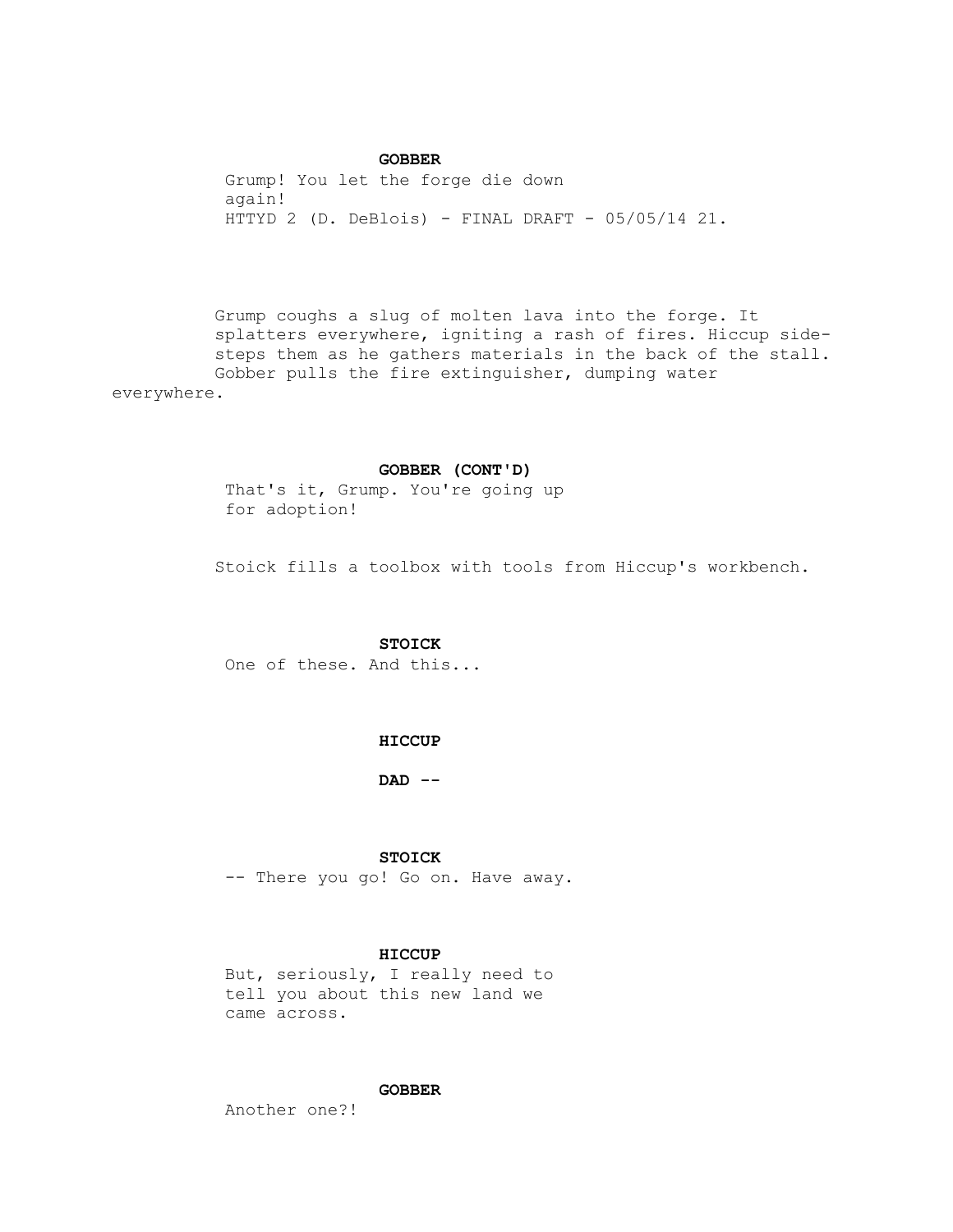**GOBBER**

Grump! You let the forge die down again!

Grump coughs a slug of molten lava into the forge. It splatters everywhere, igniting a rash of fires. Hiccup side-steps them as he gathers materials in the back of the stall. Gobber pulls the fire extinguisher, dumping water everywhere.

**GOBBER (CONT'D)**

That's it, Grump. You're going up for adoption!

Stoick fills a toolbox with tools from Hiccup's workbench.

**STOICK**

One of these. And this...

**HICCUP**

**DAD --**

**STOICK**

-- There you go! Go on. Have away.

**HICCUP**

But, seriously, I really need to tell you about this new land we came across.

**GOBBER**

Another one?!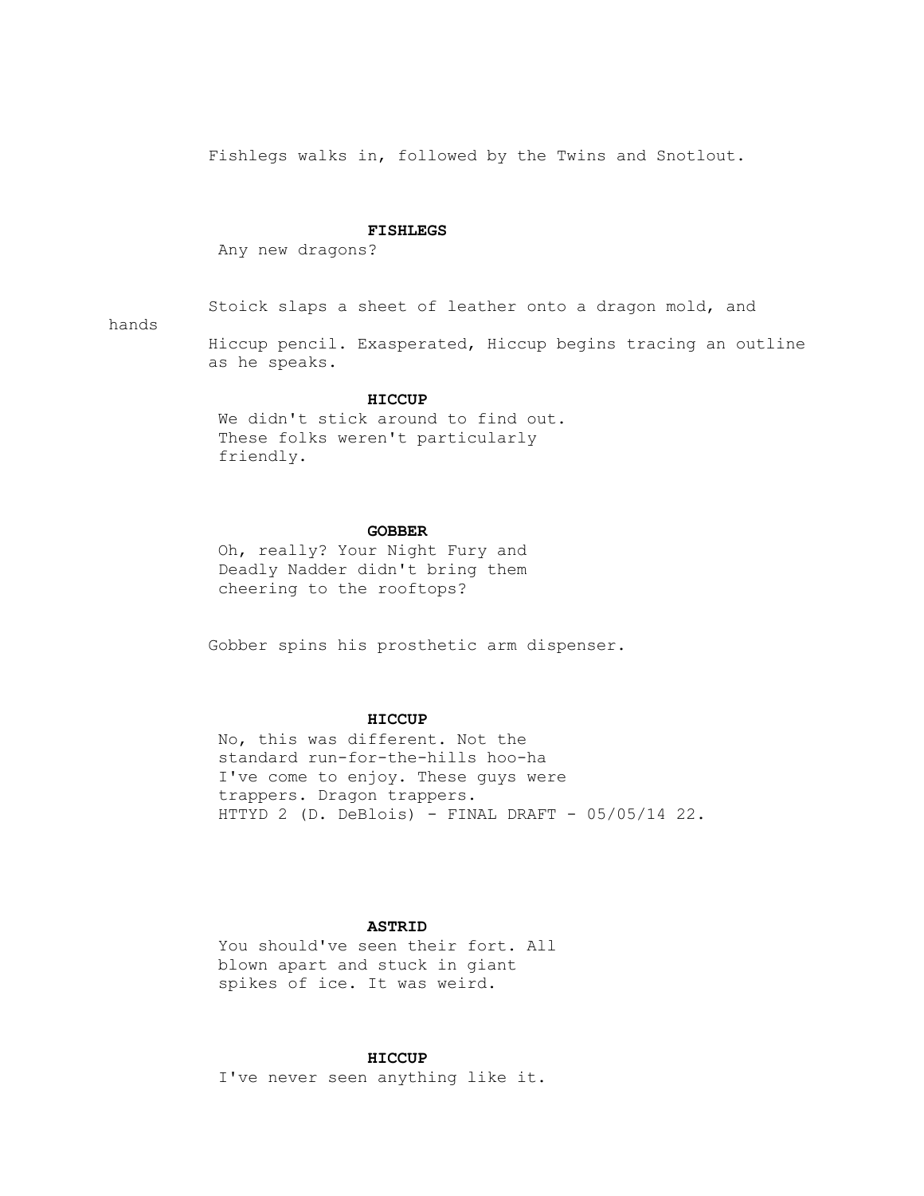Fishlegs walks in, followed by the Twins and Snotlout.

**FISHLEGS**
Any new dragons?

Stoick slaps a sheet of leather onto a dragon mold, and hands Hiccup pencil. Exasperated, Hiccup begins tracing an outline as he speaks.

**HICCUP**
We didn't stick around to find out. These folks weren't particularly friendly.

**GOBBER**
Oh, really? Your Night Fury and Deadly Nadder didn't bring them cheering to the rooftops?

Gobber spins his prosthetic arm dispenser.

**HICCUP**
No, this was different. Not the standard run-for-the-hills hoo-ha I've come to enjoy. These guys were trappers. Dragon trappers.

**ASTRID**
You should've seen their fort. All blown apart and stuck in giant spikes of ice. It was weird.

**HICCUP**
I've never seen anything like it.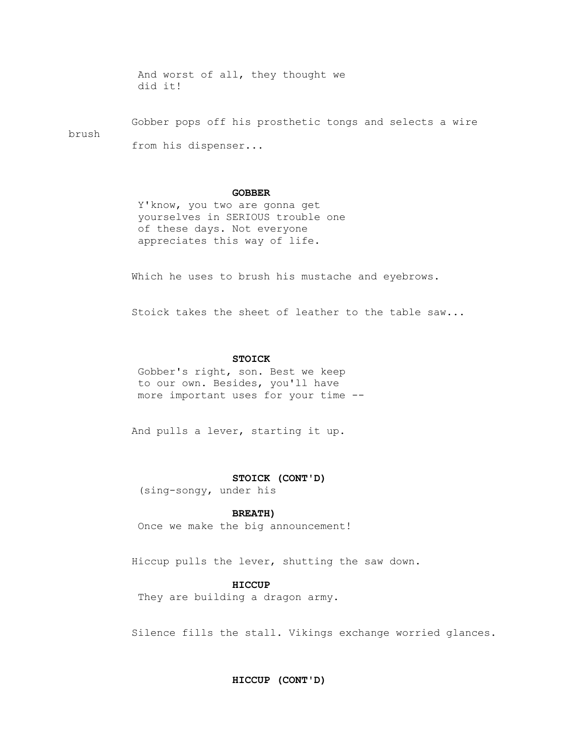And worst of all, they thought we did it!

Gobber pops off his prosthetic tongs and selects a wire brush from his dispenser...

**GOBBER**

Y'know, you two are gonna get yourselves in SERIOUS trouble one of these days. Not everyone appreciates this way of life.

Which he uses to brush his mustache and eyebrows.

Stoick takes the sheet of leather to the table saw...

**STOICK**

Gobber's right, son. Best we keep to our own. Besides, you'll have more important uses for your time --

And pulls a lever, starting it up.

**STOICK (CONT'D)**

(sing-songy, under his

**BREATH)**

Once we make the big announcement!

Hiccup pulls the lever, shutting the saw down.

**HICCUP**

They are building a dragon army.

Silence fills the stall. Vikings exchange worried glances.

**HICCUP (CONT'D)**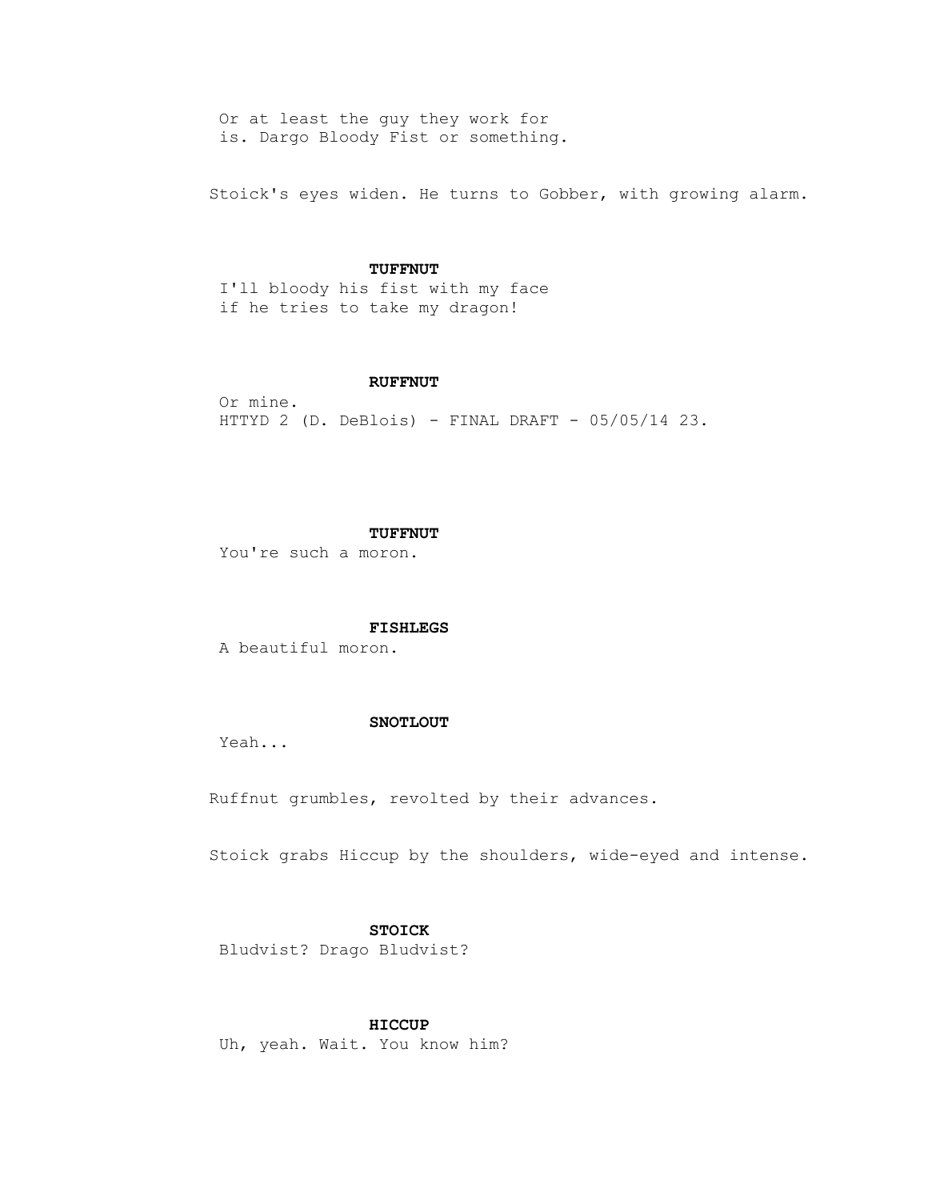Or at least the guy they work for is. Dargo Bloody Fist or something.

Stoick's eyes widen. He turns to Gobber, with growing alarm.

**TUFFNUT**
I'll bloody his fist with my face if he tries to take my dragon!

**RUFFNUT**
Or mine.

**TUFFNUT**
You're such a moron.

**FISHLEGS**
A beautiful moron.

**SNOTLOUT**
Yeah...

Ruffnut grumbles, revolted by their advances.

Stoick grabs Hiccup by the shoulders, wide-eyed and intense.

**STOICK**
Bludvist? Drago Bludvist?

**HICCUP**
Uh, yeah. Wait. You know him?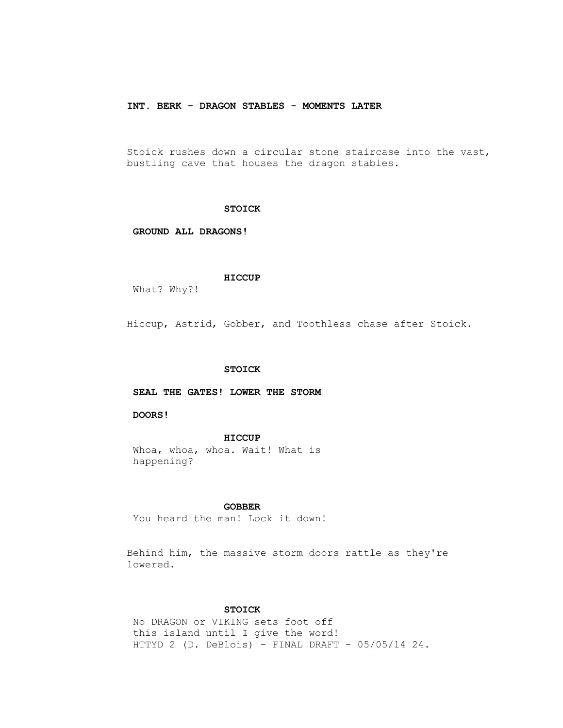**INT. BERK - DRAGON STABLES - MOMENTS LATER**

Stoick rushes down a circular stone staircase into the vast, bustling cave that houses the dragon stables.

**STOICK**

**GROUND ALL DRAGONS!**

**HICCUP**

What? Why?!

Hiccup, Astrid, Gobber, and Toothless chase after Stoick.

**STOICK**

**SEAL THE GATES! LOWER THE STORM DOORS!**

**HICCUP**

Whoa, whoa, whoa. Wait! What is happening?

**GOBBER**

You heard the man! Lock it down!

Behind him, the massive storm doors rattle as they're lowered.

**STOICK**

No DRAGON or VIKING sets foot off this island until I give the word!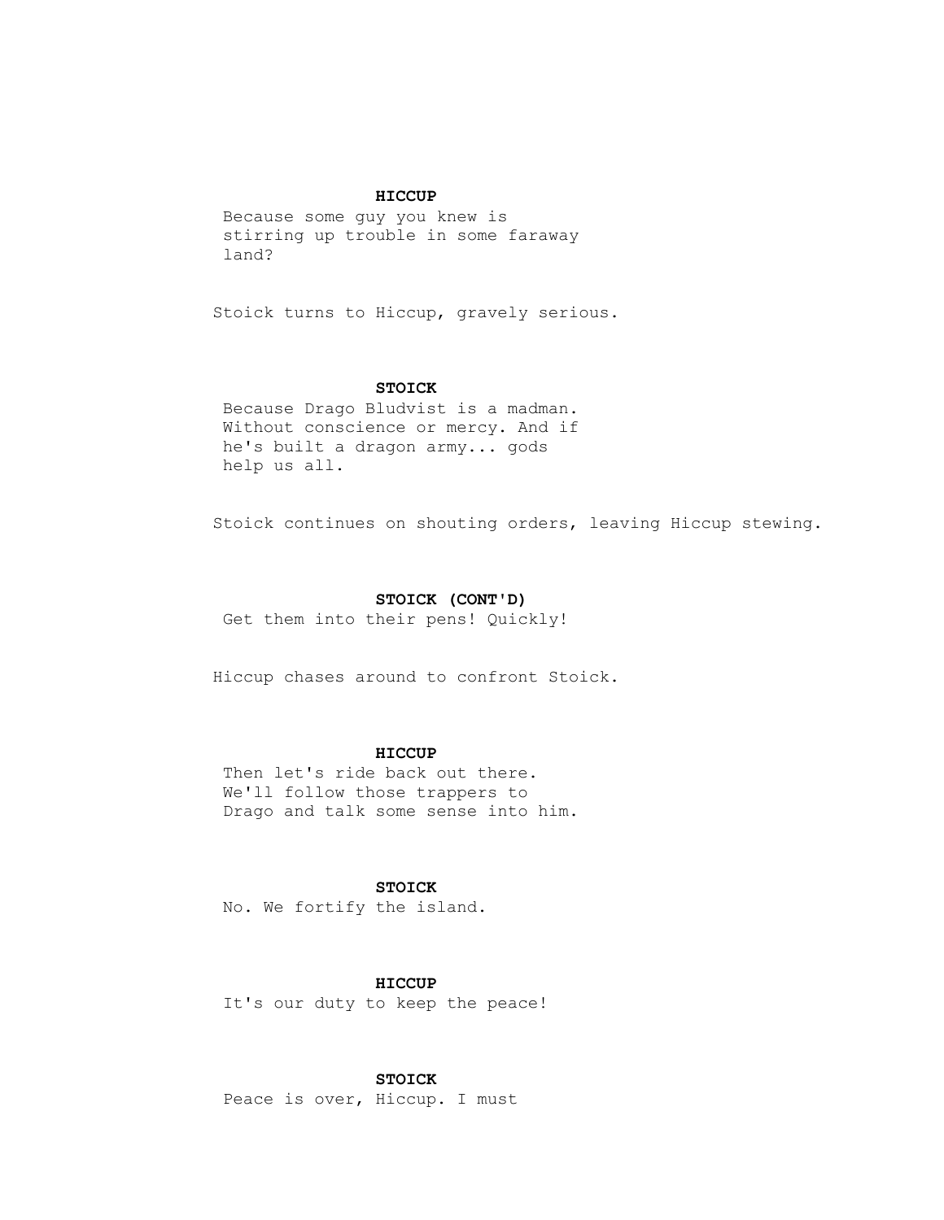**HICCUP**

Because some guy you knew is stirring up trouble in some faraway land?

Stoick turns to Hiccup, gravely serious.

**STOICK**

Because Drago Bludvist is a madman. Without conscience or mercy. And if he's built a dragon army... gods help us all.

Stoick continues on shouting orders, leaving Hiccup stewing.

**STOICK (CONT'D)**

Get them into their pens! Quickly!

Hiccup chases around to confront Stoick.

**HICCUP**

Then let's ride back out there. We'll follow those trappers to Drago and talk some sense into him.

**STOICK**

No. We fortify the island.

**HICCUP**

It's our duty to keep the peace!

**STOICK**

Peace is over, Hiccup. I must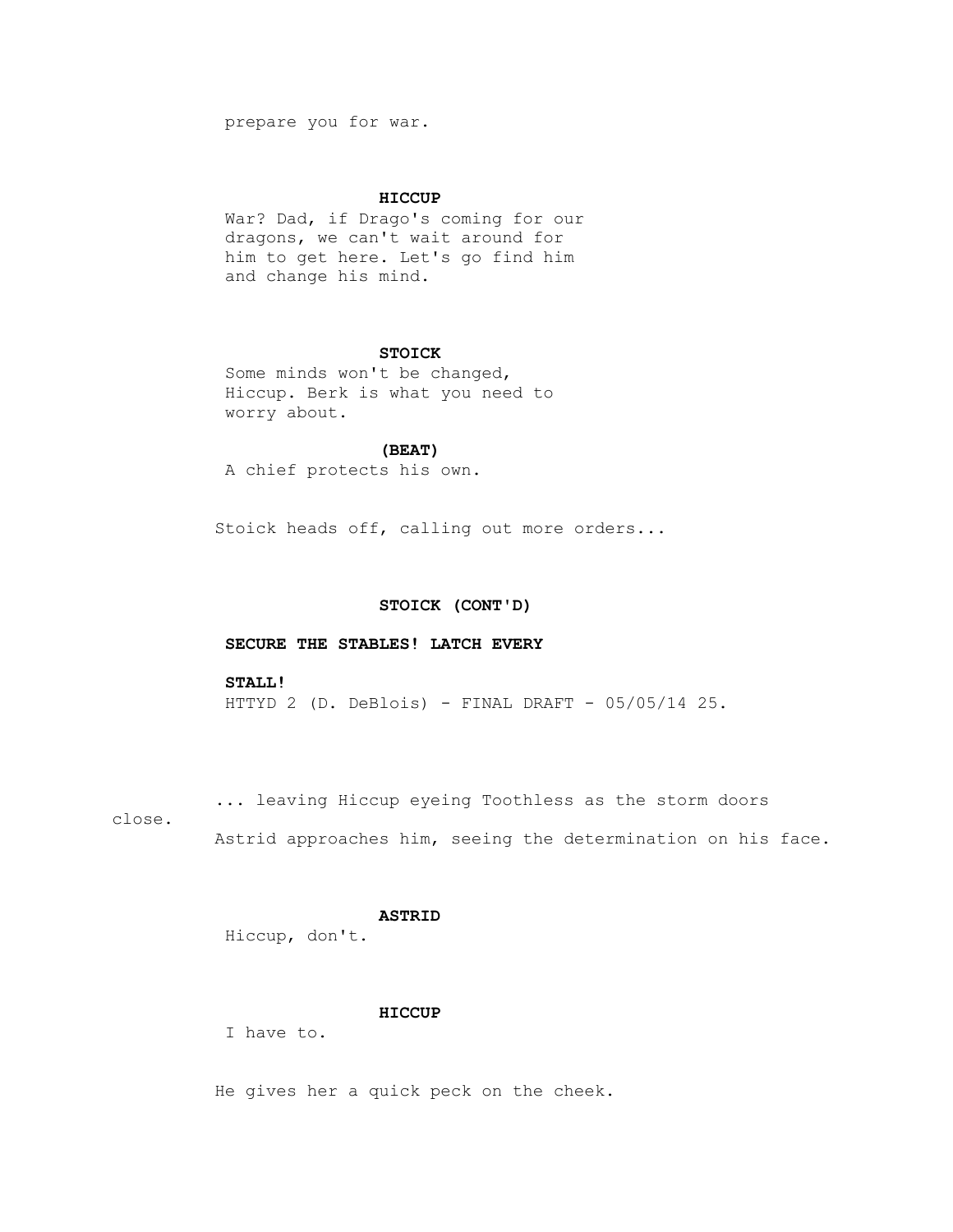prepare you for war.

**HICCUP**

War? Dad, if Drago's coming for our dragons, we can't wait around for him to get here. Let's go find him and change his mind.

**STOICK**

Some minds won't be changed, Hiccup. Berk is what you need to worry about.

**(BEAT)**

A chief protects his own.

Stoick heads off, calling out more orders...

**STOICK (CONT'D)**

**SECURE THE STABLES! LATCH EVERY STALL!**

... leaving Hiccup eyeing Toothless as the storm doors close.

Astrid approaches him, seeing the determination on his face.

**ASTRID**

Hiccup, don't.

**HICCUP**

I have to.

He gives her a quick peck on the cheek.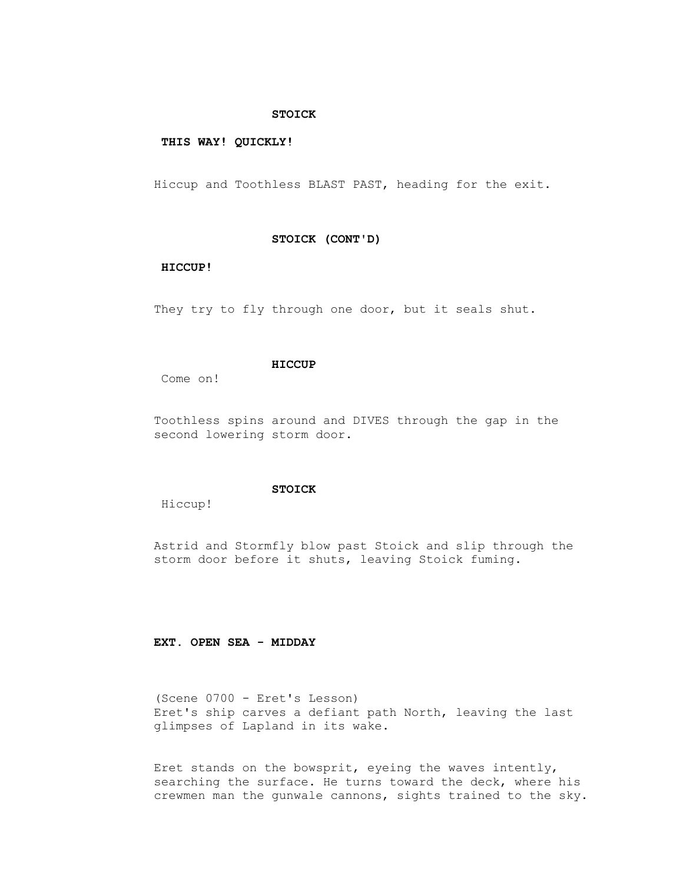**STOICK**

**THIS WAY! QUICKLY!**

Hiccup and Toothless BLAST PAST, heading for the exit.

**STOICK (CONT'D)**

**HICCUP!**

They try to fly through one door, but it seals shut.

**HICCUP**

Come on!

Toothless spins around and DIVES through the gap in the second lowering storm door.

**STOICK**

Hiccup!

Astrid and Stormfly blow past Stoick and slip through the storm door before it shuts, leaving Stoick fuming.

**EXT. OPEN SEA - MIDDAY**

(Scene 0700 - Eret's Lesson)
Eret's ship carves a defiant path North, leaving the last glimpses of Lapland in its wake.

Eret stands on the bowsprit, eyeing the waves intently, searching the surface. He turns toward the deck, where his crewmen man the gunwale cannons, sights trained to the sky.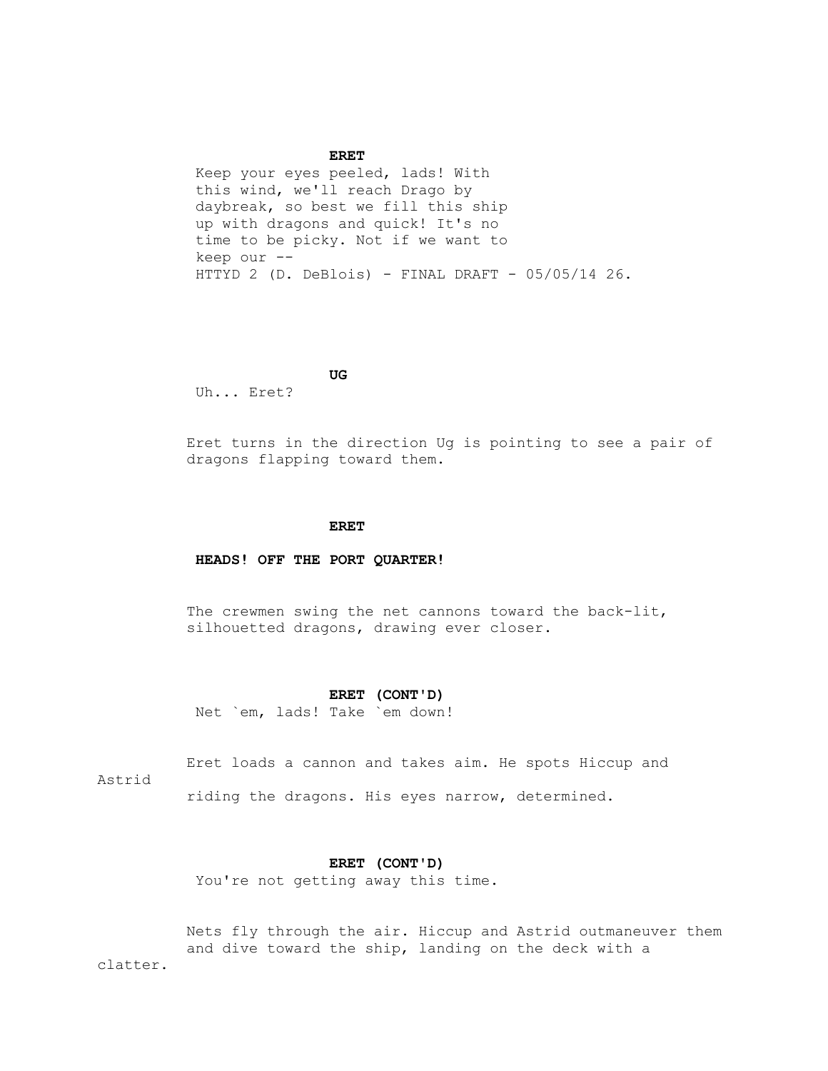**ERET**

Keep your eyes peeled, lads! With this wind, we'll reach Drago by daybreak, so best we fill this ship up with dragons and quick! It's no time to be picky. Not if we want to keep our --

**UG**

Uh... Eret?

Eret turns in the direction Ug is pointing to see a pair of dragons flapping toward them.

**ERET**

**HEADS! OFF THE PORT QUARTER!**

The crewmen swing the net cannons toward the back-lit, silhouetted dragons, drawing ever closer.

**ERET (CONT'D)**

Net `em, lads! Take `em down!

Eret loads a cannon and takes aim. He spots Hiccup and Astrid riding the dragons. His eyes narrow, determined.

**ERET (CONT'D)**

You're not getting away this time.

Nets fly through the air. Hiccup and Astrid outmaneuver them and dive toward the ship, landing on the deck with a clatter.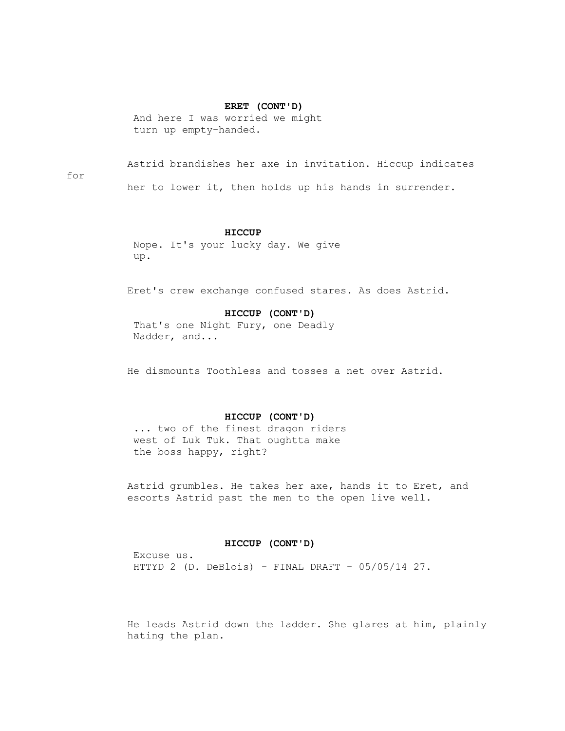**ERET (CONT'D)**

And here I was worried we might turn up empty-handed.

Astrid brandishes her axe in invitation. Hiccup indicates for her to lower it, then holds up his hands in surrender.

**HICCUP**

Nope. It's your lucky day. We give up.

Eret's crew exchange confused stares. As does Astrid.

**HICCUP (CONT'D)**

That's one Night Fury, one Deadly Nadder, and...

He dismounts Toothless and tosses a net over Astrid.

**HICCUP (CONT'D)**

... two of the finest dragon riders west of Luk Tuk. That oughtta make the boss happy, right?

Astrid grumbles. He takes her axe, hands it to Eret, and escorts Astrid past the men to the open live well.

**HICCUP (CONT'D)**

Excuse us.

He leads Astrid down the ladder. She glares at him, plainly hating the plan.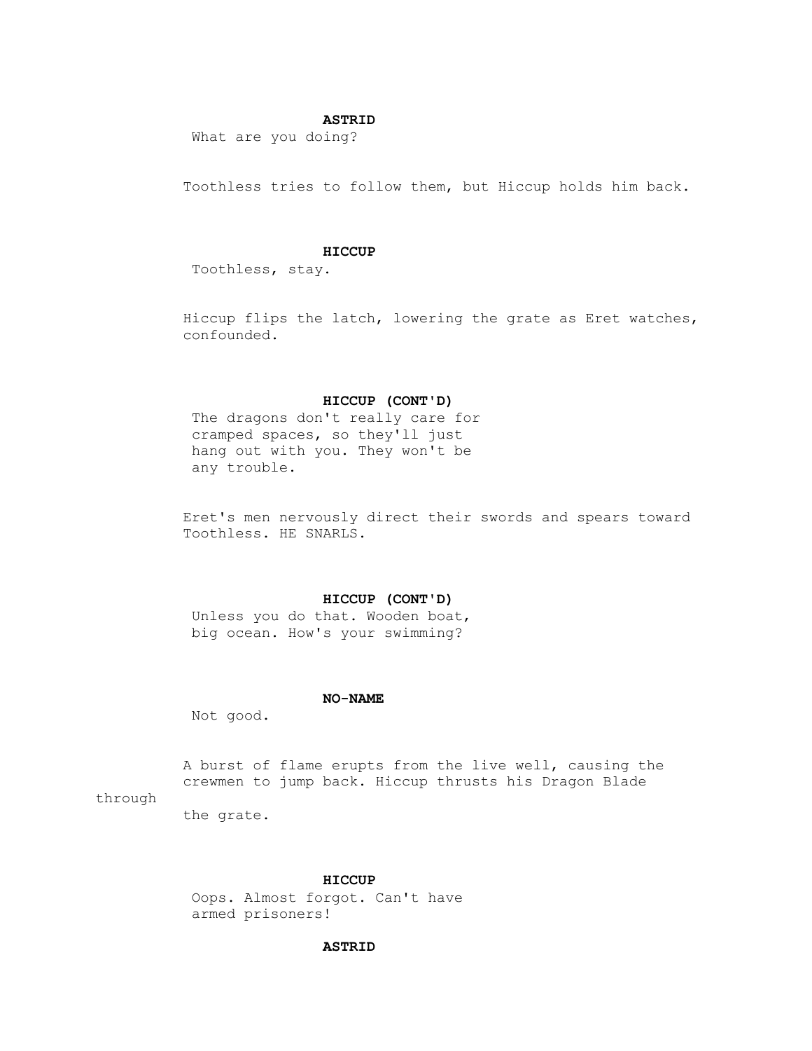**ASTRID**

What are you doing?

Toothless tries to follow them, but Hiccup holds him back.

**HICCUP**

Toothless, stay.

Hiccup flips the latch, lowering the grate as Eret watches, confounded.

**HICCUP (CONT'D)**

The dragons don't really care for cramped spaces, so they'll just hang out with you. They won't be any trouble.

Eret's men nervously direct their swords and spears toward Toothless. HE SNARLS.

**HICCUP (CONT'D)**

Unless you do that. Wooden boat, big ocean. How's your swimming?

**NO-NAME**

Not good.

A burst of flame erupts from the live well, causing the crewmen to jump back. Hiccup thrusts his Dragon Blade through the grate.

**HICCUP**

Oops. Almost forgot. Can't have armed prisoners!

**ASTRID**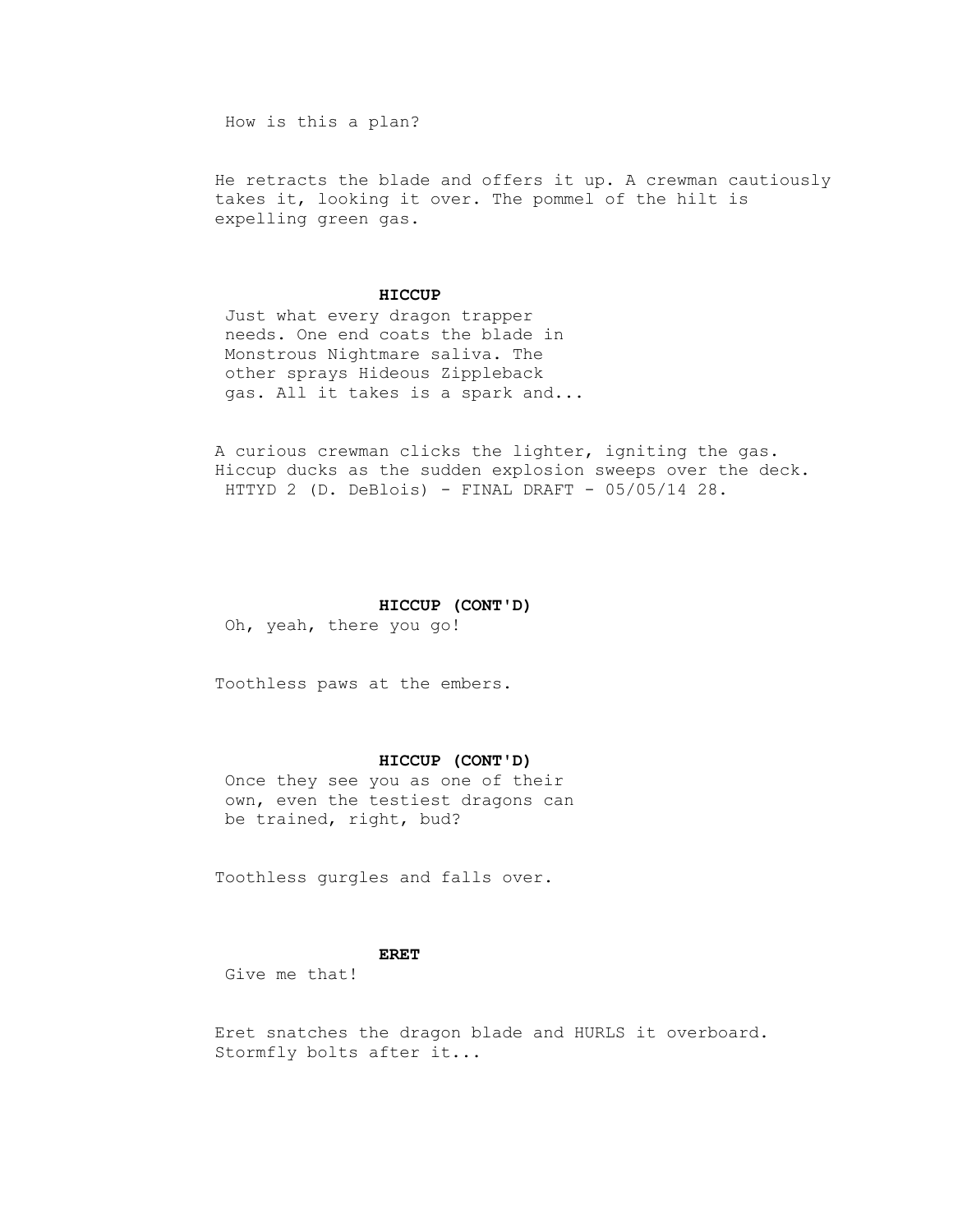How is this a plan?

He retracts the blade and offers it up. A crewman cautiously takes it, looking it over. The pommel of the hilt is expelling green gas.

**HICCUP**

Just what every dragon trapper needs. One end coats the blade in Monstrous Nightmare saliva. The other sprays Hideous Zippleback gas. All it takes is a spark and...

A curious crewman clicks the lighter, igniting the gas. Hiccup ducks as the sudden explosion sweeps over the deck.

**HICCUP (CONT'D)**

Oh, yeah, there you go!

Toothless paws at the embers.

**HICCUP (CONT'D)**

Once they see you as one of their own, even the testiest dragons can be trained, right, bud?

Toothless gurgles and falls over.

**ERET**

Give me that!

Eret snatches the dragon blade and HURLS it overboard. Stormfly bolts after it...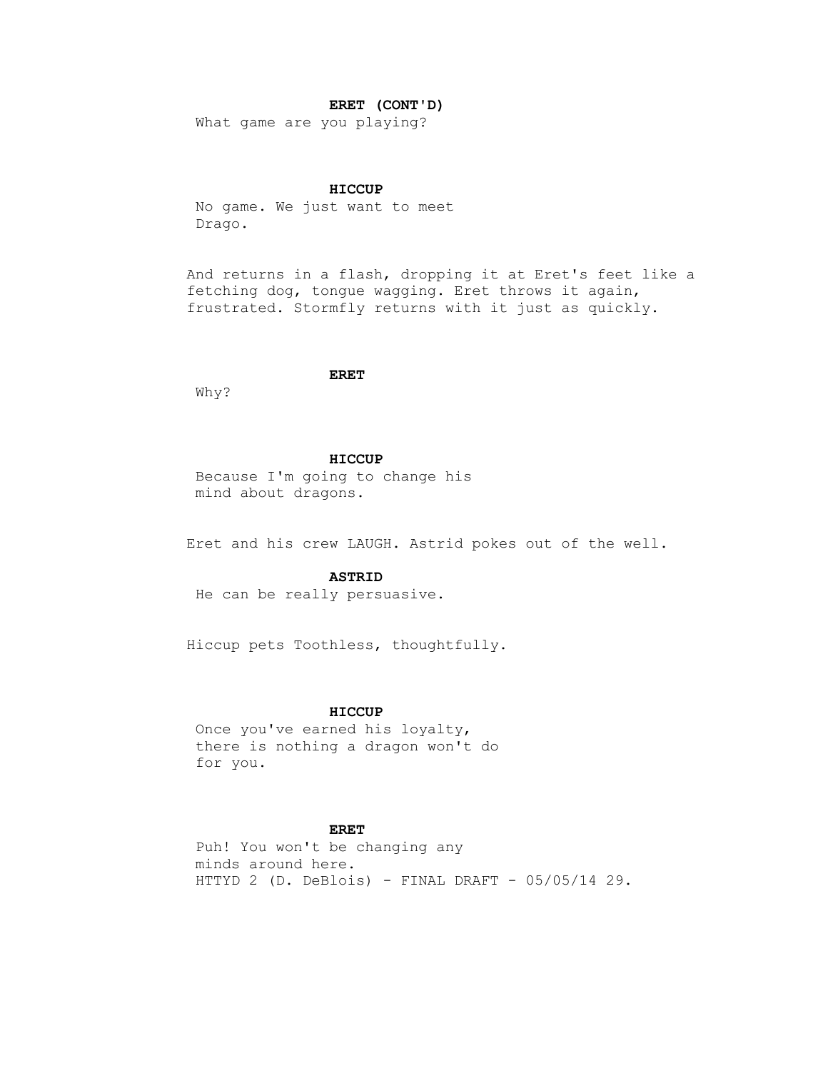**ERET (CONT'D)**
What game are you playing?

**HICCUP**
No game. We just want to meet Drago.

And returns in a flash, dropping it at Eret's feet like a fetching dog, tongue wagging. Eret throws it again, frustrated. Stormfly returns with it just as quickly.

**ERET**
Why?

**HICCUP**
Because I'm going to change his mind about dragons.

Eret and his crew LAUGH. Astrid pokes out of the well.

**ASTRID**
He can be really persuasive.

Hiccup pets Toothless, thoughtfully.

**HICCUP**
Once you've earned his loyalty, there is nothing a dragon won't do for you.

**ERET**
Puh! You won't be changing any minds around here.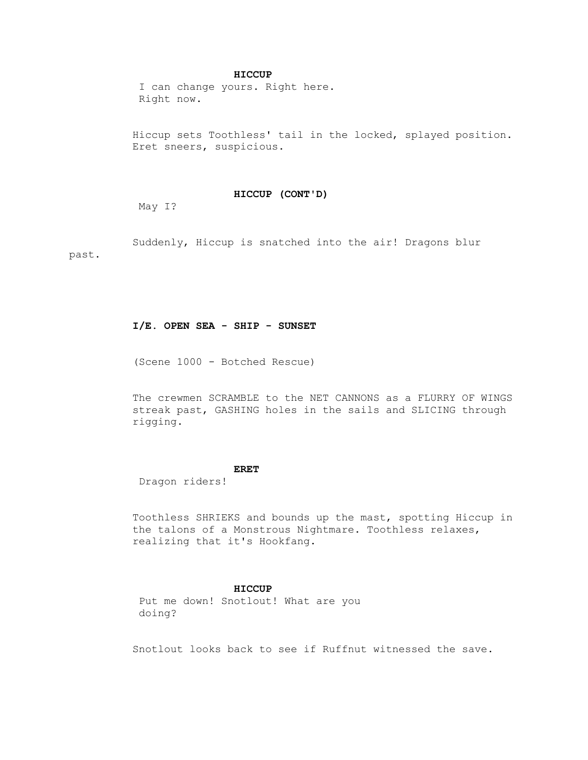**HICCUP**

I can change yours. Right here. Right now.

Hiccup sets Toothless' tail in the locked, splayed position. Eret sneers, suspicious.

**HICCUP (CONT'D)**

May I?

Suddenly, Hiccup is snatched into the air! Dragons blur past.

**I/E. OPEN SEA - SHIP - SUNSET**

(Scene 1000 - Botched Rescue)

The crewmen SCRAMBLE to the NET CANNONS as a FLURRY OF WINGS streak past, GASHING holes in the sails and SLICING through rigging.

**ERET**

Dragon riders!

Toothless SHRIEKS and bounds up the mast, spotting Hiccup in the talons of a Monstrous Nightmare. Toothless relaxes, realizing that it's Hookfang.

**HICCUP**

Put me down! Snotlout! What are you doing?

Snotlout looks back to see if Ruffnut witnessed the save.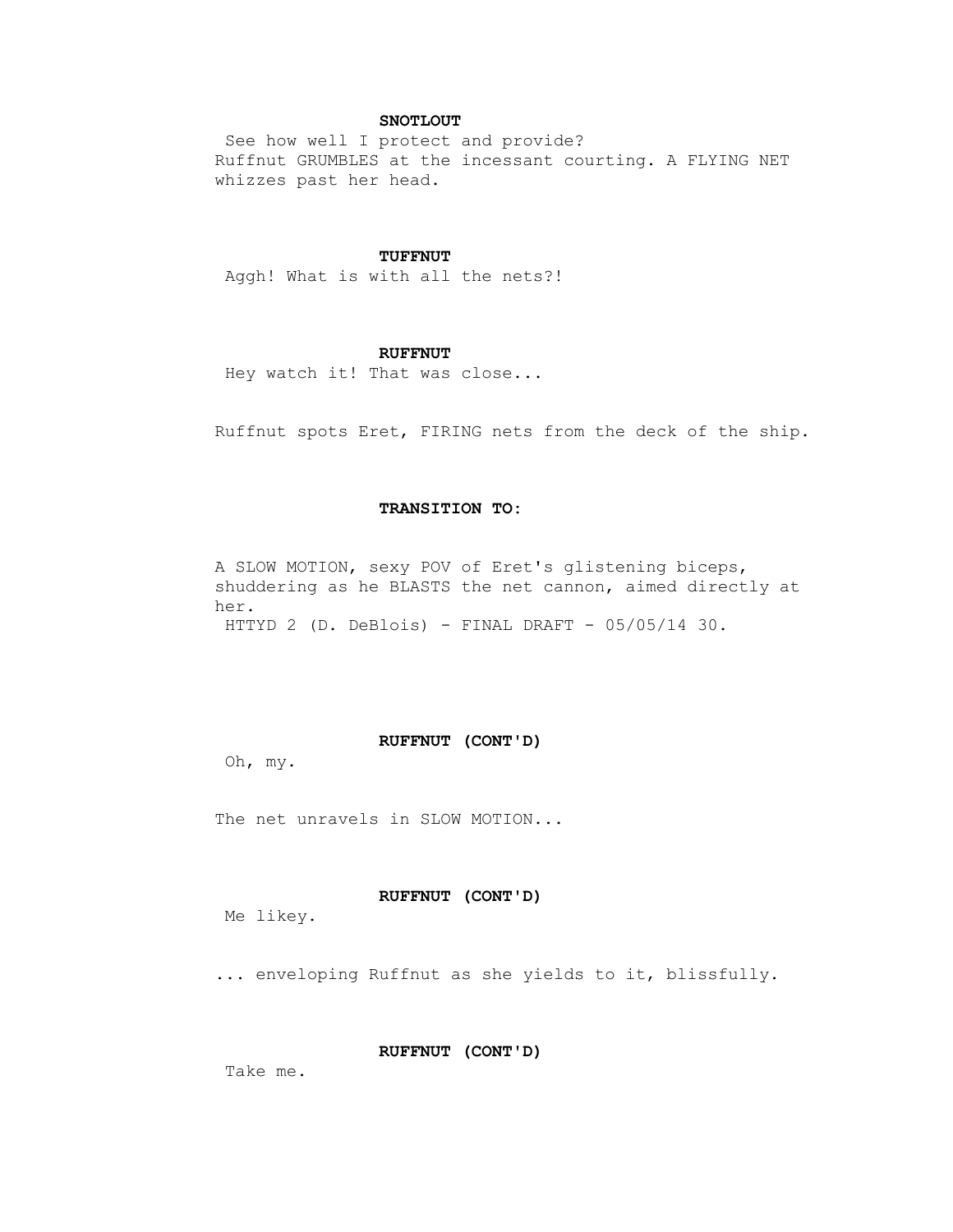**SNOTLOUT**

See how well I protect and provide?

Ruffnut GRUMBLES at the incessant courting. A FLYING NET whizzes past her head.

**TUFFNUT**

Aggh! What is with all the nets?!

**RUFFNUT**

Hey watch it! That was close...

Ruffnut spots Eret, FIRING nets from the deck of the ship.

**TRANSITION TO:**

A SLOW MOTION, sexy POV of Eret's glistening biceps, shuddering as he BLASTS the net cannon, aimed directly at her.

**RUFFNUT (CONT'D)**

Oh, my.

The net unravels in SLOW MOTION...

**RUFFNUT (CONT'D)**

Me likey.

... enveloping Ruffnut as she yields to it, blissfully.

**RUFFNUT (CONT'D)**

Take me.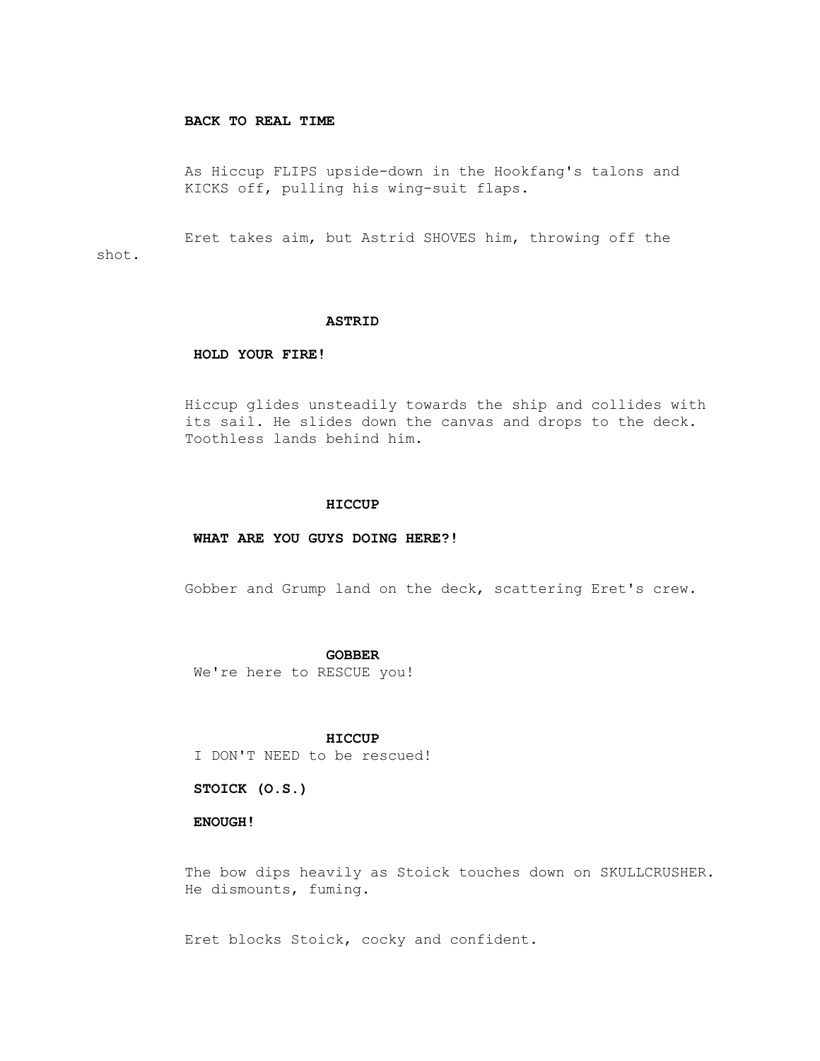**BACK TO REAL TIME**

As Hiccup FLIPS upside-down in the Hookfang's talons and KICKS off, pulling his wing-suit flaps.

Eret takes aim, but Astrid SHOVES him, throwing off the shot.

**ASTRID**

**HOLD YOUR FIRE!**

Hiccup glides unsteadily towards the ship and collides with its sail. He slides down the canvas and drops to the deck. Toothless lands behind him.

**HICCUP**

**WHAT ARE YOU GUYS DOING HERE?!**

Gobber and Grump land on the deck, scattering Eret's crew.

**GOBBER**

We're here to RESCUE you!

**HICCUP**

I DON'T NEED to be rescued!

**STOICK (O.S.)**

**ENOUGH!**

The bow dips heavily as Stoick touches down on SKULLCRUSHER. He dismounts, fuming.

Eret blocks Stoick, cocky and confident.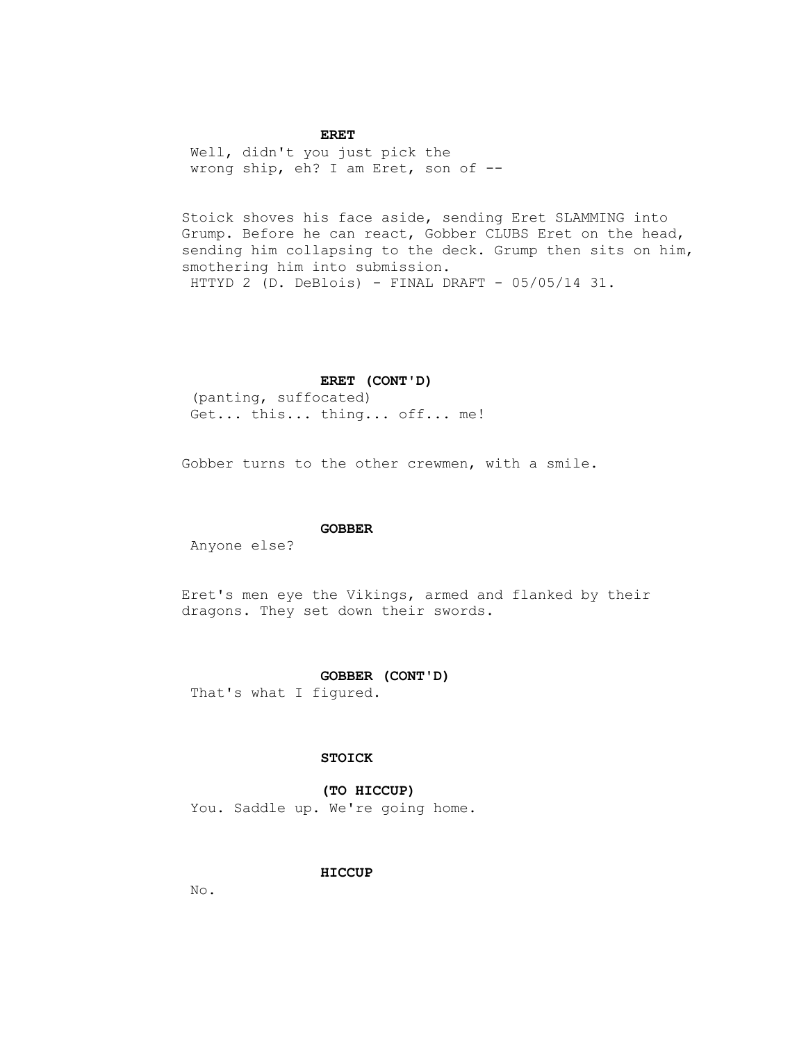**ERET**

Well, didn't you just pick the wrong ship, eh? I am Eret, son of --

Stoick shoves his face aside, sending Eret SLAMMING into Grump. Before he can react, Gobber CLUBS Eret on the head, sending him collapsing to the deck. Grump then sits on him, smothering him into submission.

**ERET (CONT'D)**

(panting, suffocated)
Get... this... thing... off... me!

Gobber turns to the other crewmen, with a smile.

**GOBBER**

Anyone else?

Eret's men eye the Vikings, armed and flanked by their dragons. They set down their swords.

**GOBBER (CONT'D)**

That's what I figured.

**STOICK**

**(TO HICCUP)**
You. Saddle up. We're going home.

**HICCUP**

No.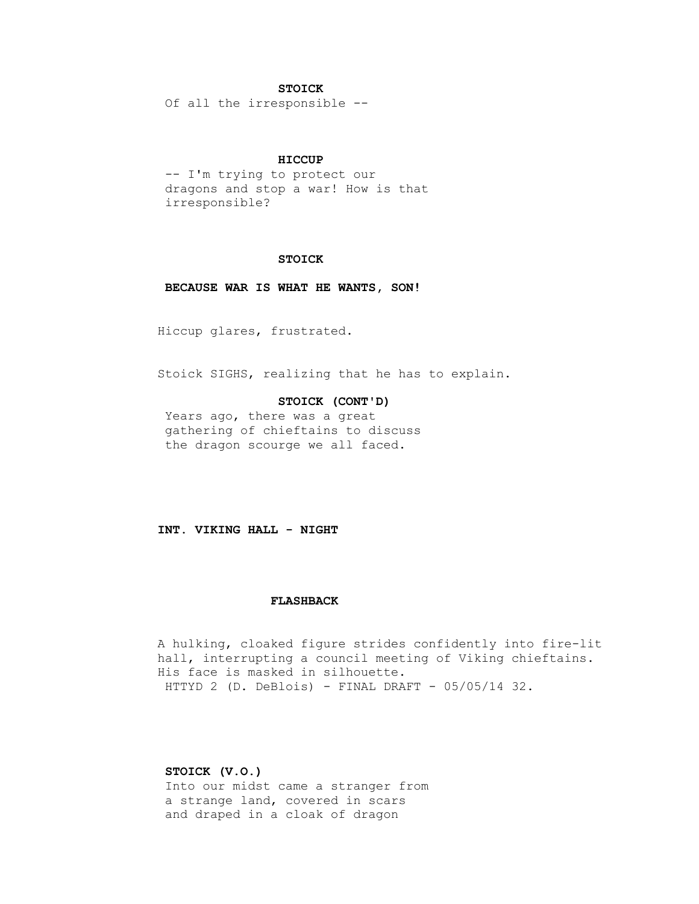**STOICK**

Of all the irresponsible --

**HICCUP**

-- I'm trying to protect our dragons and stop a war! How is that irresponsible?

**STOICK**

**BECAUSE WAR IS WHAT HE WANTS, SON!**

Hiccup glares, frustrated.

Stoick SIGHS, realizing that he has to explain.

**STOICK (CONT'D)**

Years ago, there was a great gathering of chieftains to discuss the dragon scourge we all faced.

**INT. VIKING HALL - NIGHT**

**FLASHBACK**

A hulking, cloaked figure strides confidently into fire-lit hall, interrupting a council meeting of Viking chieftains. His face is masked in silhouette.

**STOICK (V.O.)**

Into our midst came a stranger from a strange land, covered in scars and draped in a cloak of dragon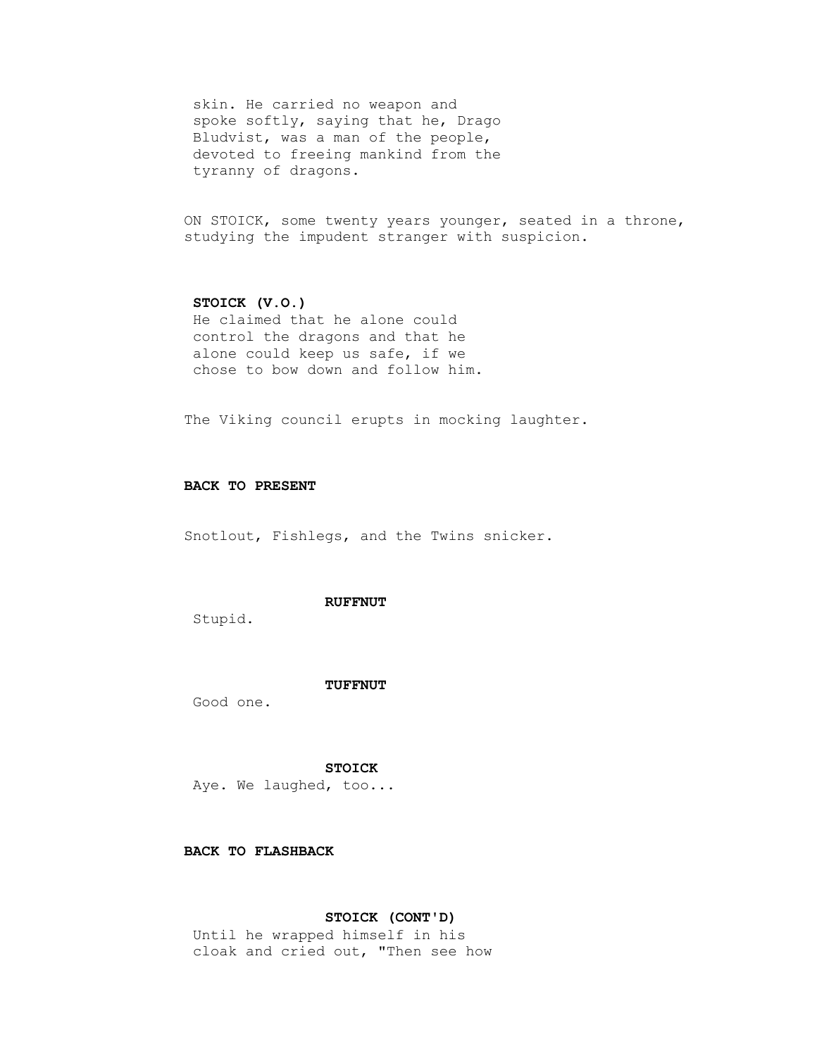skin. He carried no weapon and spoke softly, saying that he, Drago Bludvist, was a man of the people, devoted to freeing mankind from the tyranny of dragons.

ON STOICK, some twenty years younger, seated in a throne, studying the impudent stranger with suspicion.

**STOICK (V.O.)**
He claimed that he alone could control the dragons and that he alone could keep us safe, if we chose to bow down and follow him.

The Viking council erupts in mocking laughter.

**BACK TO PRESENT**

Snotlout, Fishlegs, and the Twins snicker.

**RUFFNUT**
Stupid.

**TUFFNUT**
Good one.

**STOICK**
Aye. We laughed, too...

**BACK TO FLASHBACK**

**STOICK (CONT'D)**
Until he wrapped himself in his cloak and cried out, "Then see how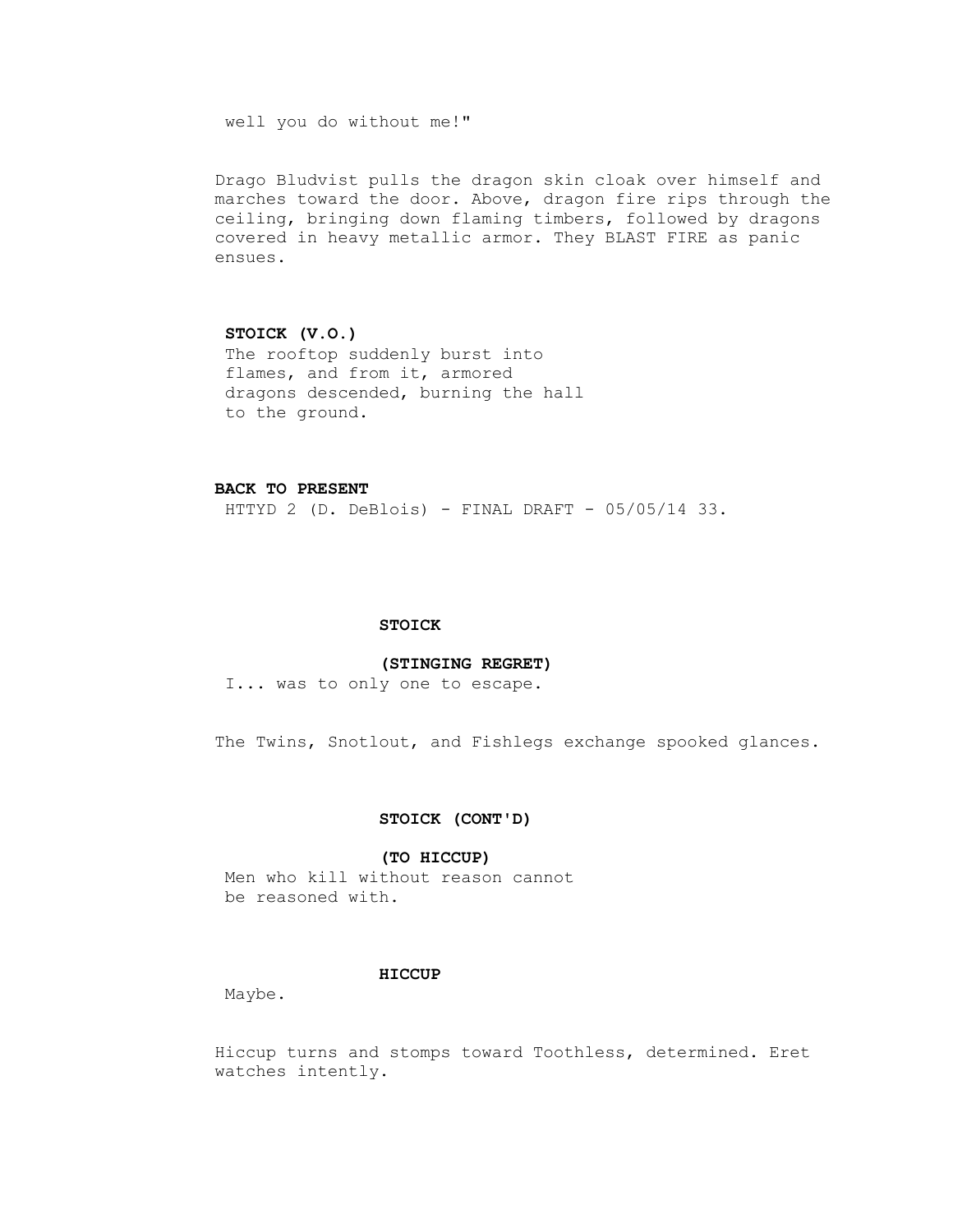well you do without me!"

Drago Bludvist pulls the dragon skin cloak over himself and marches toward the door. Above, dragon fire rips through the ceiling, bringing down flaming timbers, followed by dragons covered in heavy metallic armor. They BLAST FIRE as panic ensues.

**STOICK (V.O.)**
The rooftop suddenly burst into flames, and from it, armored dragons descended, burning the hall to the ground.

**BACK TO PRESENT**

**STOICK**

**(STINGING REGRET)**
I... was to only one to escape.

The Twins, Snotlout, and Fishlegs exchange spooked glances.

**STOICK (CONT'D)**

**(TO HICCUP)**
Men who kill without reason cannot be reasoned with.

**HICCUP**
Maybe.

Hiccup turns and stomps toward Toothless, determined. Eret watches intently.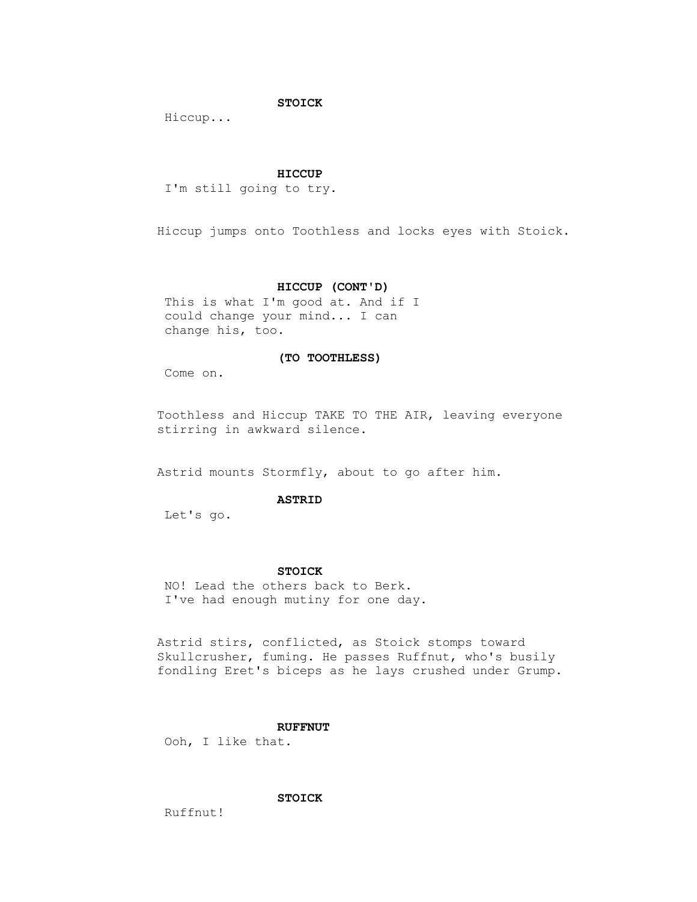**STOICK**

Hiccup...

**HICCUP**

I'm still going to try.

Hiccup jumps onto Toothless and locks eyes with Stoick.

**HICCUP (CONT'D)**

This is what I'm good at. And if I could change your mind... I can change his, too.

**(TO TOOTHLESS)**

Come on.

Toothless and Hiccup TAKE TO THE AIR, leaving everyone stirring in awkward silence.

Astrid mounts Stormfly, about to go after him.

**ASTRID**

Let's go.

**STOICK**

NO! Lead the others back to Berk. I've had enough mutiny for one day.

Astrid stirs, conflicted, as Stoick stomps toward Skullcrusher, fuming. He passes Ruffnut, who's busily fondling Eret's biceps as he lays crushed under Grump.

**RUFFNUT**

Ooh, I like that.

**STOICK**

Ruffnut!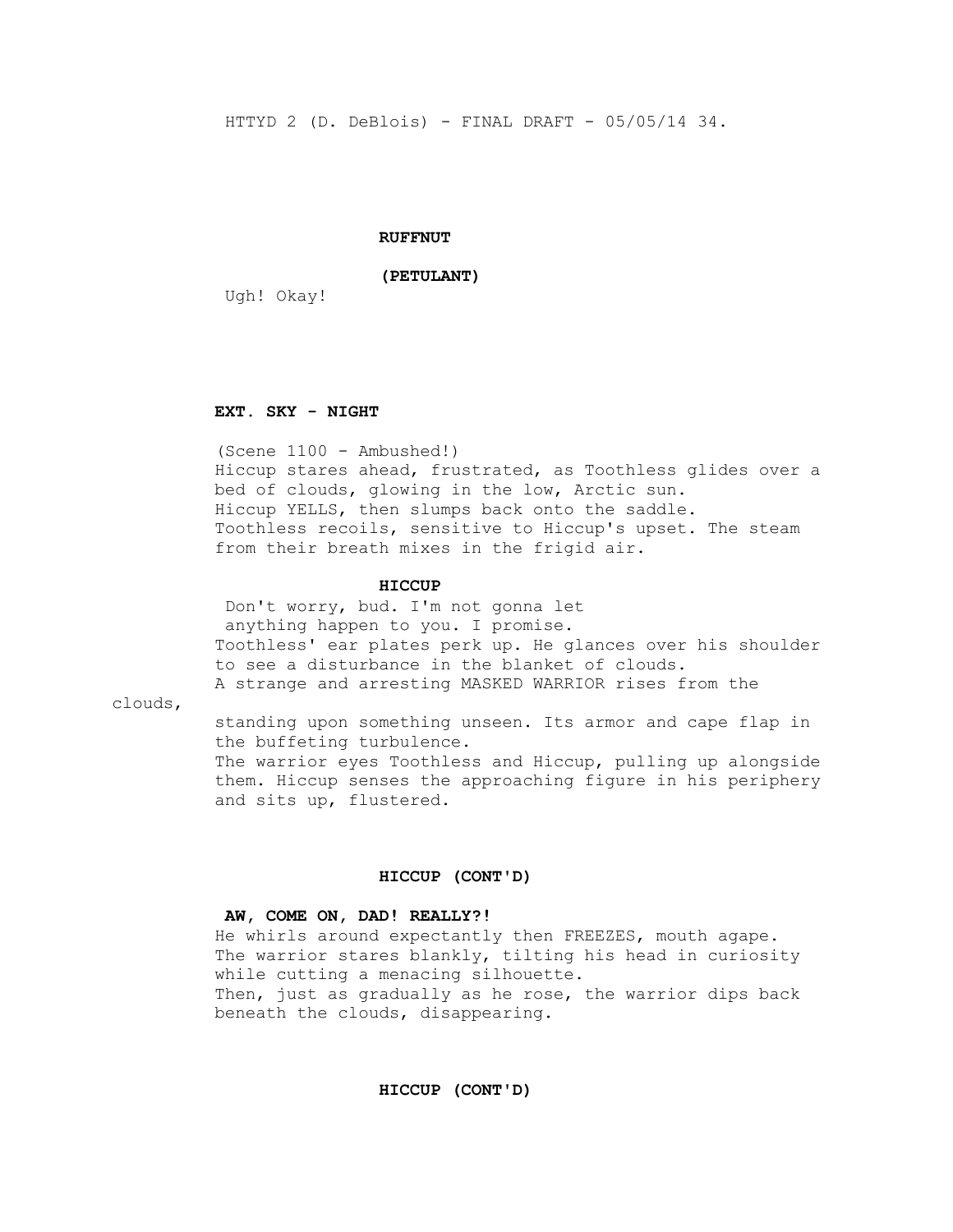**RUFFNUT**

**(PETULANT)**

Ugh! Okay!

**EXT. SKY - NIGHT**

(Scene 1100 - Ambushed!)
Hiccup stares ahead, frustrated, as Toothless glides over a bed of clouds, glowing in the low, Arctic sun.
Hiccup YELLS, then slumps back onto the saddle.
Toothless recoils, sensitive to Hiccup's upset. The steam from their breath mixes in the frigid air.

**HICCUP**

Don't worry, bud. I'm not gonna let anything happen to you. I promise.

Toothless' ear plates perk up. He glances over his shoulder to see a disturbance in the blanket of clouds.
A strange and arresting MASKED WARRIOR rises from the clouds, standing upon something unseen. Its armor and cape flap in the buffeting turbulence.
The warrior eyes Toothless and Hiccup, pulling up alongside them. Hiccup senses the approaching figure in his periphery and sits up, flustered.

**HICCUP (CONT'D)**

**AW, COME ON, DAD! REALLY?!**

He whirls around expectantly then FREEZES, mouth agape.
The warrior stares blankly, tilting his head in curiosity while cutting a menacing silhouette.
Then, just as gradually as he rose, the warrior dips back beneath the clouds, disappearing.

**HICCUP (CONT'D)**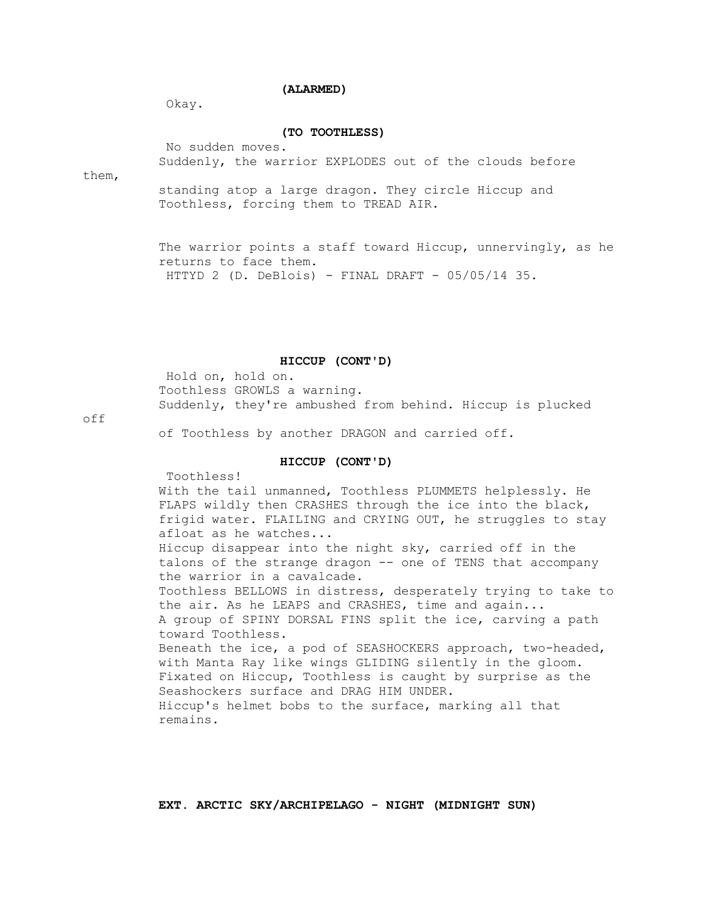**(ALARMED)**

Okay.

**(TO TOOTHLESS)**

No sudden moves.

Suddenly, the warrior EXPLODES out of the clouds before them, standing atop a large dragon. They circle Hiccup and Toothless, forcing them to TREAD AIR.

The warrior points a staff toward Hiccup, unnervingly, as he returns to face them.

**HICCUP (CONT'D)**

Hold on, hold on.

Toothless GROWLS a warning.

Suddenly, they're ambushed from behind. Hiccup is plucked off of Toothless by another DRAGON and carried off.

**HICCUP (CONT'D)**

Toothless!

With the tail unmanned, Toothless PLUMMETS helplessly. He FLAPS wildly then CRASHES through the ice into the black, frigid water. FLAILING and CRYING OUT, he struggles to stay afloat as he watches...

Hiccup disappear into the night sky, carried off in the talons of the strange dragon -- one of TENS that accompany the warrior in a cavalcade.

Toothless BELLOWS in distress, desperately trying to take to the air. As he LEAPS and CRASHES, time and again...

A group of SPINY DORSAL FINS split the ice, carving a path toward Toothless.

Beneath the ice, a pod of SEASHOCKERS approach, two-headed, with Manta Ray like wings GLIDING silently in the gloom.

Fixated on Hiccup, Toothless is caught by surprise as the Seashockers surface and DRAG HIM UNDER.

Hiccup's helmet bobs to the surface, marking all that remains.

**EXT. ARCTIC SKY/ARCHIPELAGO - NIGHT (MIDNIGHT SUN)**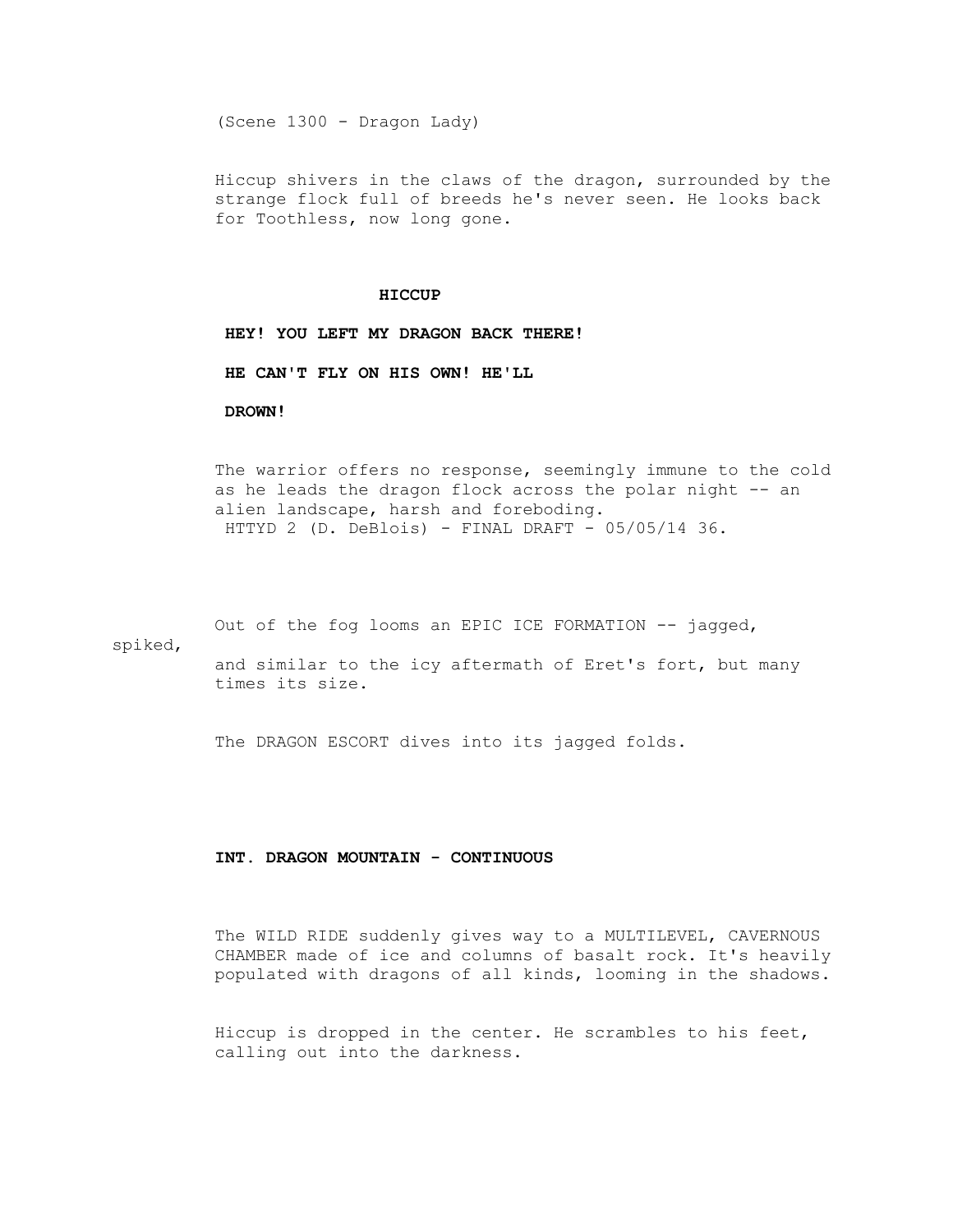(Scene 1300 - Dragon Lady)

Hiccup shivers in the claws of the dragon, surrounded by the strange flock full of breeds he's never seen. He looks back for Toothless, now long gone.

**HICCUP**

**HEY! YOU LEFT MY DRAGON BACK THERE!**

**HE CAN'T FLY ON HIS OWN! HE'LL**

**DROWN!**

The warrior offers no response, seemingly immune to the cold as he leads the dragon flock across the polar night -- an alien landscape, harsh and foreboding.

Out of the fog looms an EPIC ICE FORMATION -- jagged, spiked, and similar to the icy aftermath of Eret's fort, but many times its size.

The DRAGON ESCORT dives into its jagged folds.

**INT. DRAGON MOUNTAIN - CONTINUOUS**

The WILD RIDE suddenly gives way to a MULTILEVEL, CAVERNOUS CHAMBER made of ice and columns of basalt rock. It's heavily populated with dragons of all kinds, looming in the shadows.

Hiccup is dropped in the center. He scrambles to his feet, calling out into the darkness.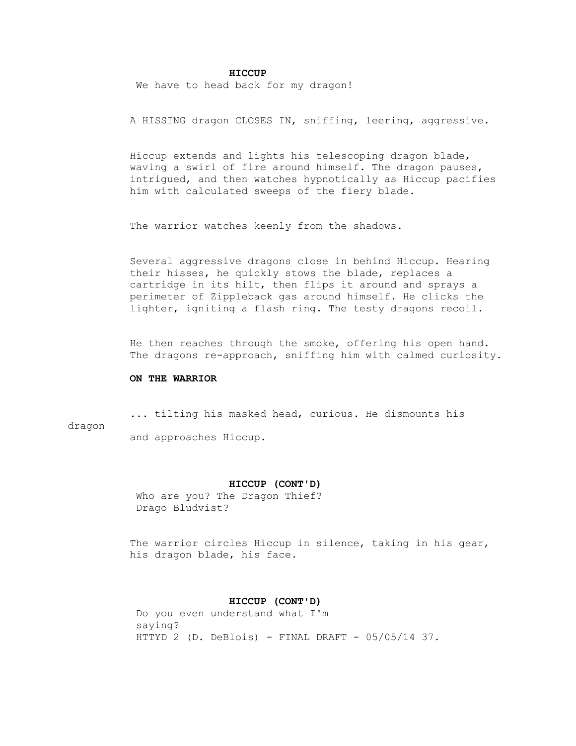**HICCUP**

We have to head back for my dragon!

A HISSING dragon CLOSES IN, sniffing, leering, aggressive.

Hiccup extends and lights his telescoping dragon blade, waving a swirl of fire around himself. The dragon pauses, intrigued, and then watches hypnotically as Hiccup pacifies him with calculated sweeps of the fiery blade.

The warrior watches keenly from the shadows.

Several aggressive dragons close in behind Hiccup. Hearing their hisses, he quickly stows the blade, replaces a cartridge in its hilt, then flips it around and sprays a perimeter of Zippleback gas around himself. He clicks the lighter, igniting a flash ring. The testy dragons recoil.

He then reaches through the smoke, offering his open hand. The dragons re-approach, sniffing him with calmed curiosity.

**ON THE WARRIOR**

... tilting his masked head, curious. He dismounts his dragon and approaches Hiccup.

**HICCUP (CONT'D)**

Who are you? The Dragon Thief? Drago Bludvist?

The warrior circles Hiccup in silence, taking in his gear, his dragon blade, his face.

**HICCUP (CONT'D)**

Do you even understand what I'm saying?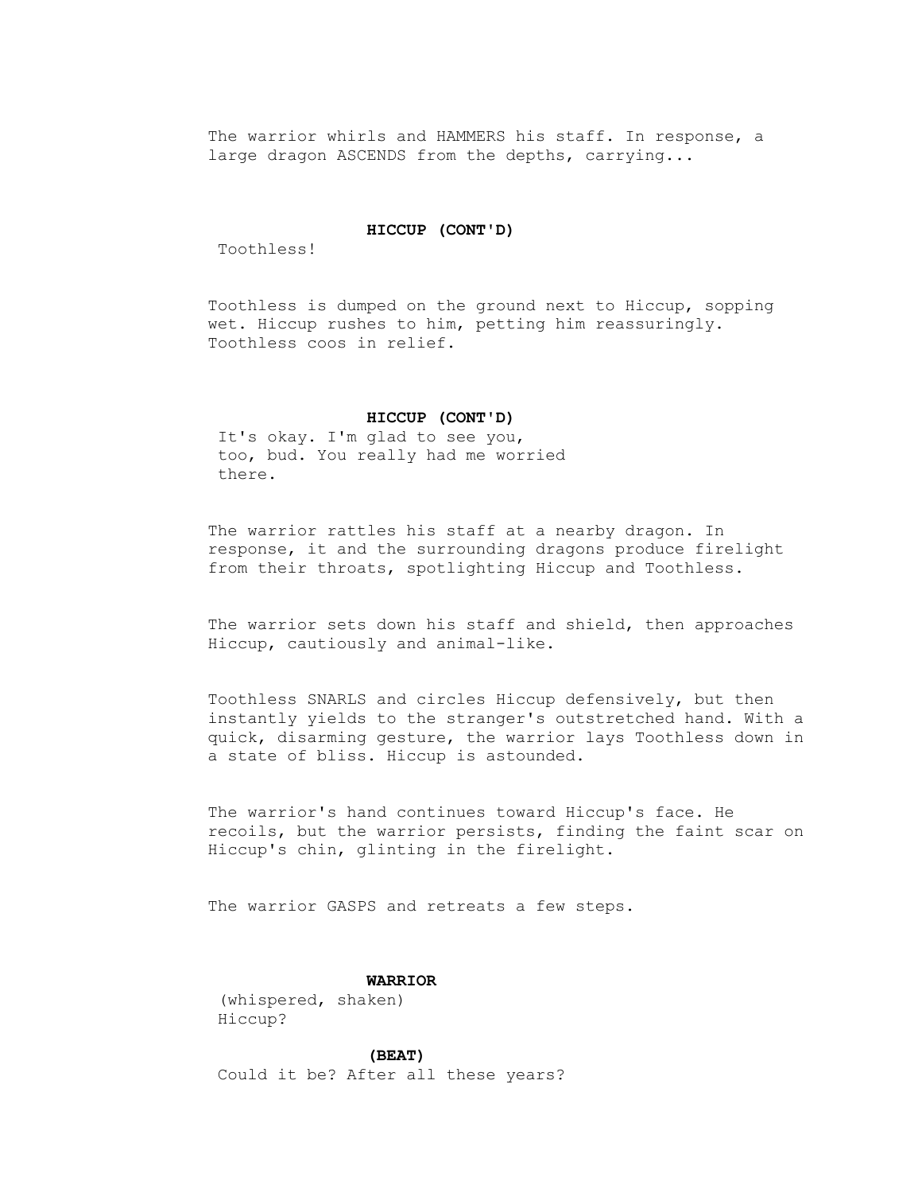The warrior whirls and HAMMERS his staff. In response, a large dragon ASCENDS from the depths, carrying...

**HICCUP (CONT'D)**

Toothless!

Toothless is dumped on the ground next to Hiccup, sopping wet. Hiccup rushes to him, petting him reassuringly. Toothless coos in relief.

**HICCUP (CONT'D)**

It's okay. I'm glad to see you, too, bud. You really had me worried there.

The warrior rattles his staff at a nearby dragon. In response, it and the surrounding dragons produce firelight from their throats, spotlighting Hiccup and Toothless.

The warrior sets down his staff and shield, then approaches Hiccup, cautiously and animal-like.

Toothless SNARLS and circles Hiccup defensively, but then instantly yields to the stranger's outstretched hand. With a quick, disarming gesture, the warrior lays Toothless down in a state of bliss. Hiccup is astounded.

The warrior's hand continues toward Hiccup's face. He recoils, but the warrior persists, finding the faint scar on Hiccup's chin, glinting in the firelight.

The warrior GASPS and retreats a few steps.

**WARRIOR**

(whispered, shaken)

Hiccup?

**(BEAT)**

Could it be? After all these years?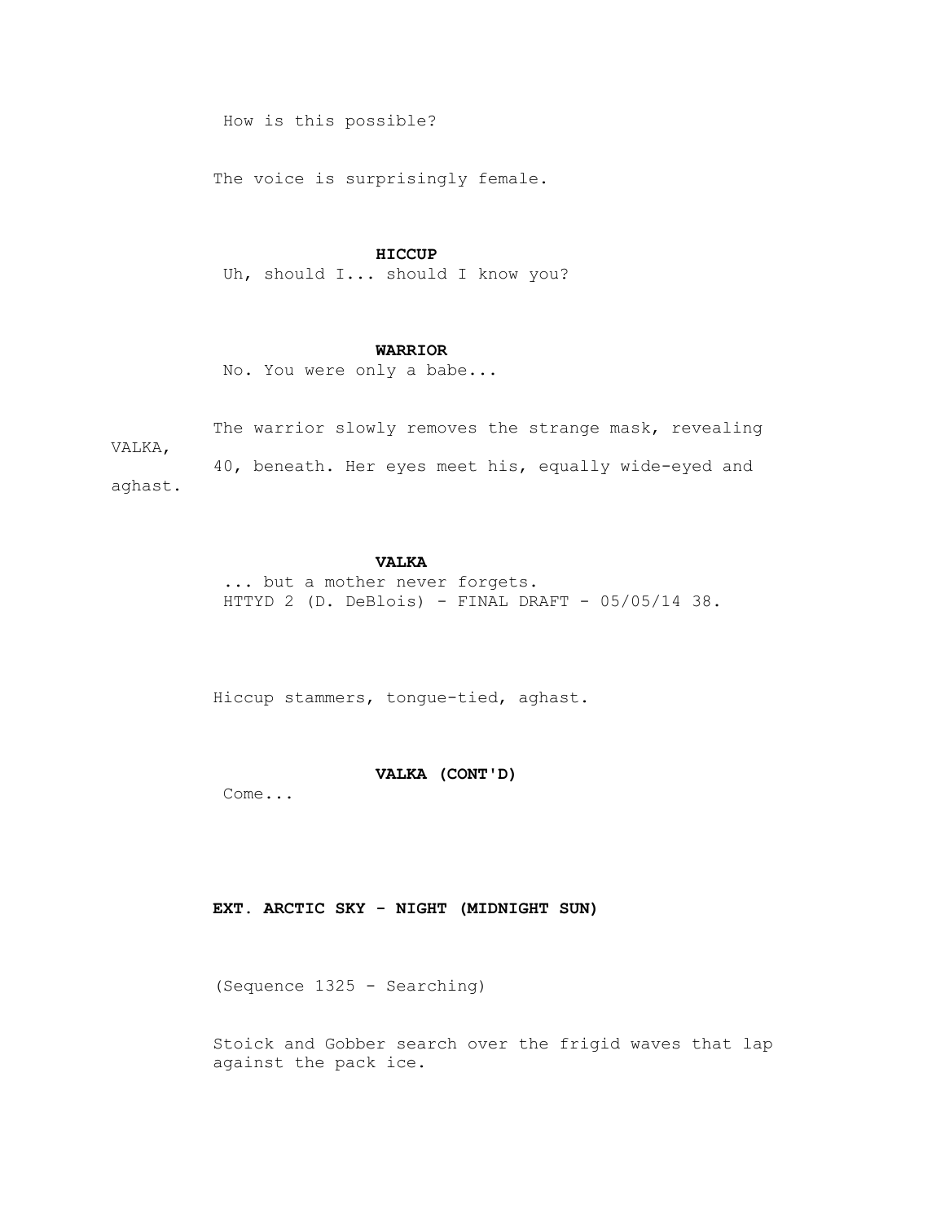How is this possible?

The voice is surprisingly female.

**HICCUP**

Uh, should I... should I know you?

**WARRIOR**

No. You were only a babe...

The warrior slowly removes the strange mask, revealing VALKA, 40, beneath. Her eyes meet his, equally wide-eyed and aghast.

**VALKA**

... but a mother never forgets.

Hiccup stammers, tongue-tied, aghast.

**VALKA (CONT'D)**

Come...

**EXT. ARCTIC SKY - NIGHT (MIDNIGHT SUN)**

(Sequence 1325 - Searching)

Stoick and Gobber search over the frigid waves that lap against the pack ice.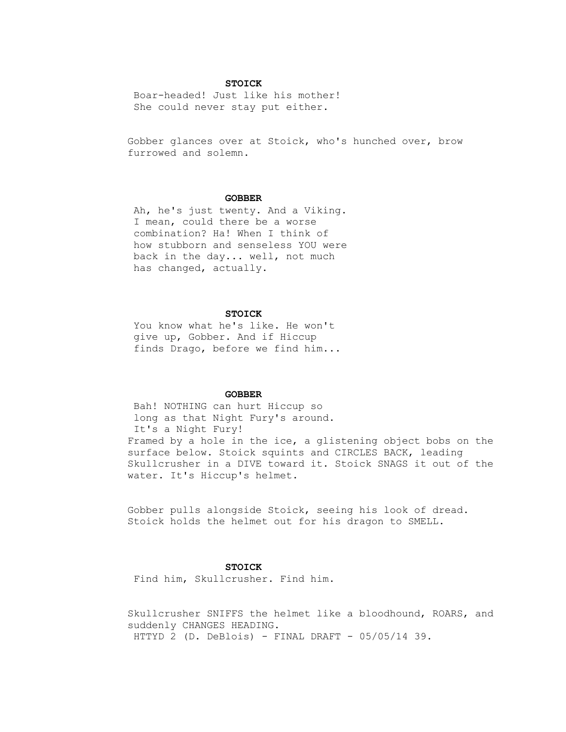**STOICK**

Boar-headed! Just like his mother! She could never stay put either.

Gobber glances over at Stoick, who's hunched over, brow furrowed and solemn.

**GOBBER**

Ah, he's just twenty. And a Viking. I mean, could there be a worse combination? Ha! When I think of how stubborn and senseless YOU were back in the day... well, not much has changed, actually.

**STOICK**

You know what he's like. He won't give up, Gobber. And if Hiccup finds Drago, before we find him...

**GOBBER**

Bah! NOTHING can hurt Hiccup so long as that Night Fury's around. It's a Night Fury!

Framed by a hole in the ice, a glistening object bobs on the surface below. Stoick squints and CIRCLES BACK, leading Skullcrusher in a DIVE toward it. Stoick SNAGS it out of the water. It's Hiccup's helmet.

Gobber pulls alongside Stoick, seeing his look of dread. Stoick holds the helmet out for his dragon to SMELL.

**STOICK**

Find him, Skullcrusher. Find him.

Skullcrusher SNIFFS the helmet like a bloodhound, ROARS, and suddenly CHANGES HEADING.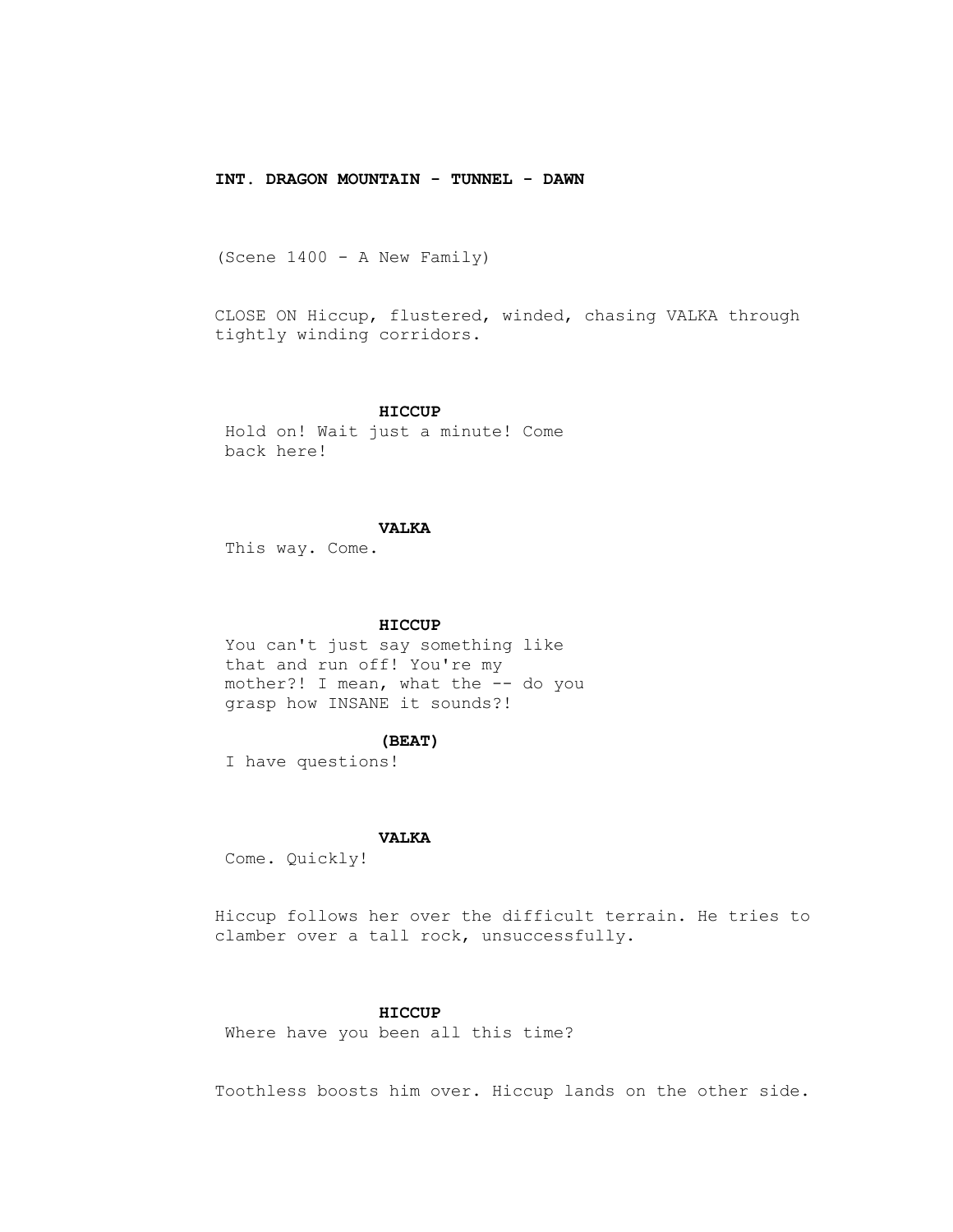**INT. DRAGON MOUNTAIN - TUNNEL - DAWN**

(Scene 1400 - A New Family)

CLOSE ON Hiccup, flustered, winded, chasing VALKA through tightly winding corridors.

**HICCUP**
Hold on! Wait just a minute! Come back here!

**VALKA**
This way. Come.

**HICCUP**
You can't just say something like that and run off! You're my mother?! I mean, what the -- do you grasp how INSANE it sounds?!

**(BEAT)**
I have questions!

**VALKA**
Come. Quickly!

Hiccup follows her over the difficult terrain. He tries to clamber over a tall rock, unsuccessfully.

**HICCUP**
Where have you been all this time?

Toothless boosts him over. Hiccup lands on the other side.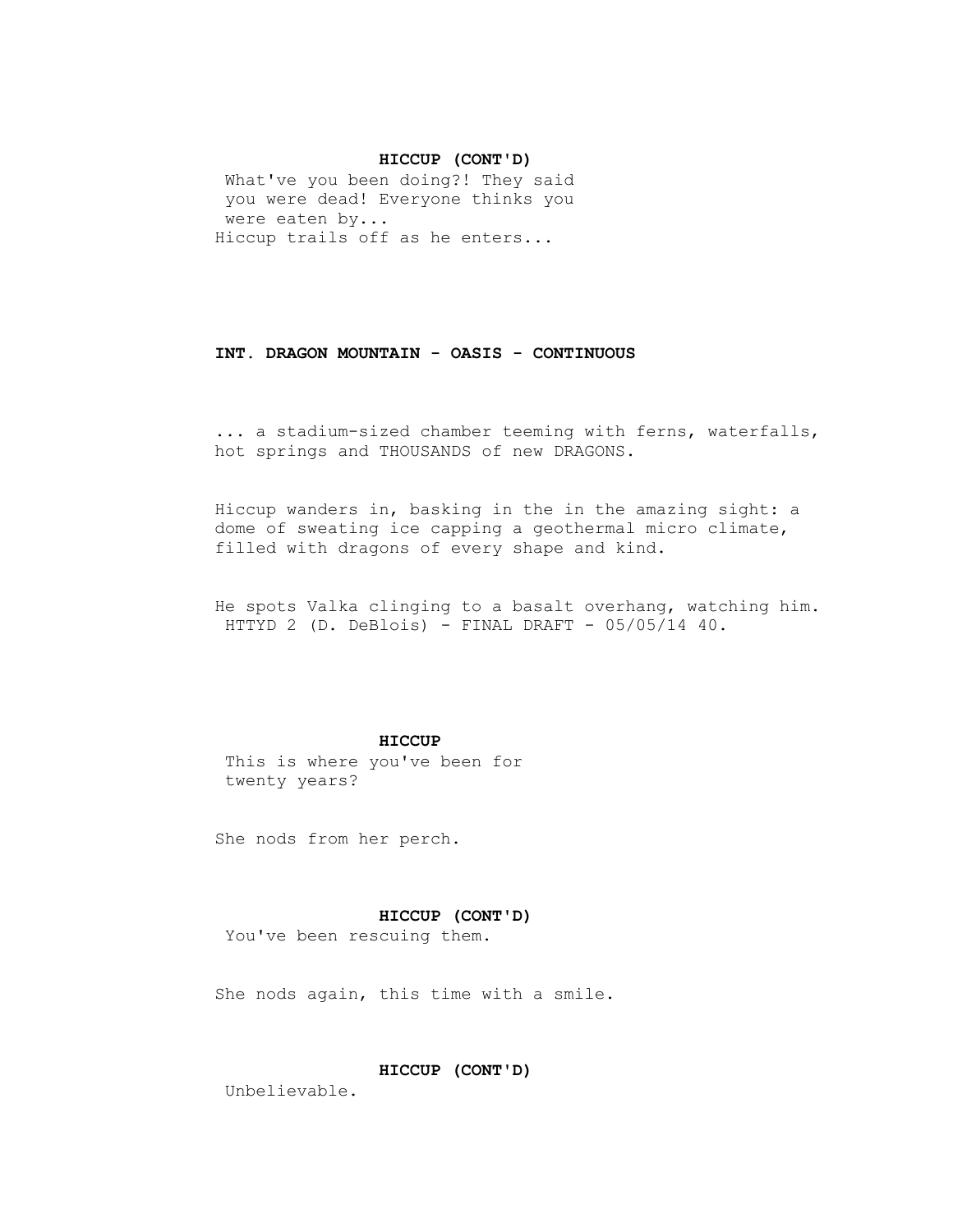**HICCUP (CONT'D)**

What've you been doing?! They said you were dead! Everyone thinks you were eaten by...

Hiccup trails off as he enters...

**INT. DRAGON MOUNTAIN - OASIS - CONTINUOUS**

... a stadium-sized chamber teeming with ferns, waterfalls, hot springs and THOUSANDS of new DRAGONS.

Hiccup wanders in, basking in the in the amazing sight: a dome of sweating ice capping a geothermal micro climate, filled with dragons of every shape and kind.

He spots Valka clinging to a basalt overhang, watching him.

**HICCUP**

This is where you've been for twenty years?

She nods from her perch.

**HICCUP (CONT'D)**

You've been rescuing them.

She nods again, this time with a smile.

**HICCUP (CONT'D)**

Unbelievable.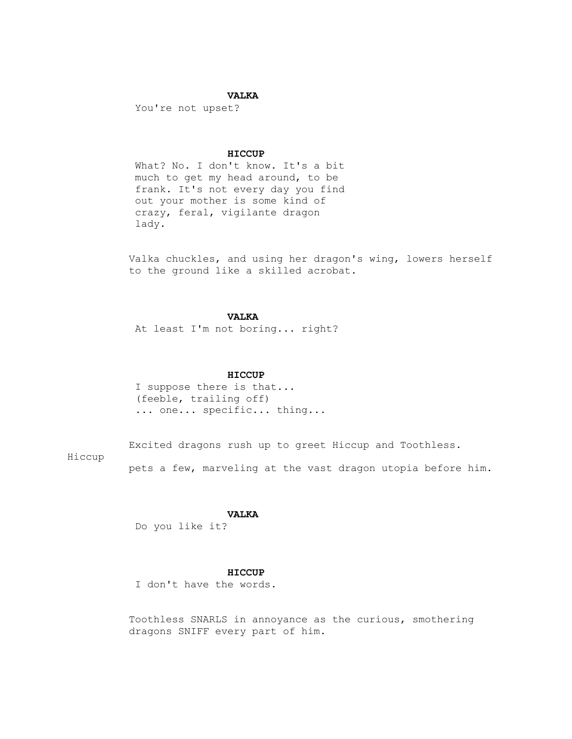**VALKA**

You're not upset?

**HICCUP**

What? No. I don't know. It's a bit much to get my head around, to be frank. It's not every day you find out your mother is some kind of crazy, feral, vigilante dragon lady.

Valka chuckles, and using her dragon's wing, lowers herself to the ground like a skilled acrobat.

**VALKA**

At least I'm not boring... right?

**HICCUP**

I suppose there is that...
(feeble, trailing off)
... one... specific... thing...

Excited dragons rush up to greet Hiccup and Toothless. Hiccup pets a few, marveling at the vast dragon utopia before him.

**VALKA**

Do you like it?

**HICCUP**

I don't have the words.

Toothless SNARLS in annoyance as the curious, smothering dragons SNIFF every part of him.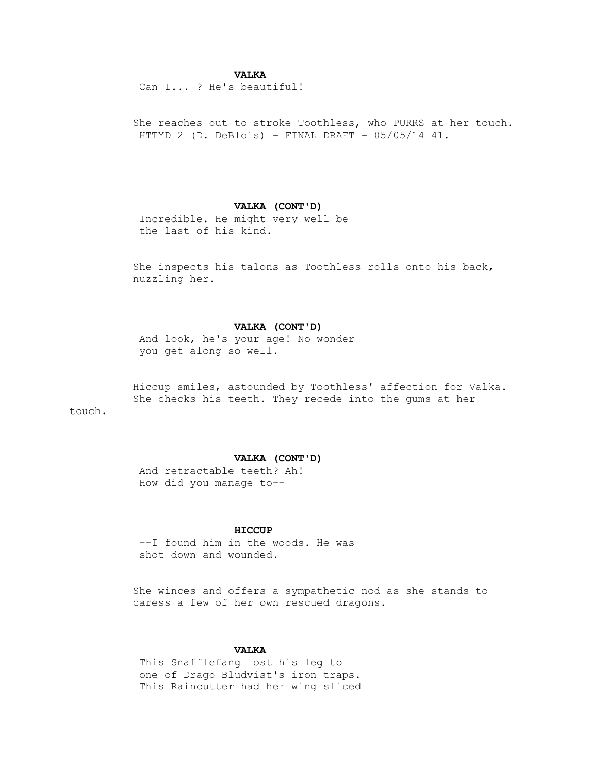**VALKA**

Can I... ? He's beautiful!

She reaches out to stroke Toothless, who PURRS at her touch.

**VALKA (CONT'D)**

Incredible. He might very well be the last of his kind.

She inspects his talons as Toothless rolls onto his back, nuzzling her.

**VALKA (CONT'D)**

And look, he's your age! No wonder you get along so well.

Hiccup smiles, astounded by Toothless' affection for Valka. She checks his teeth. They recede into the gums at her touch.

**VALKA (CONT'D)**

And retractable teeth? Ah! How did you manage to--

**HICCUP**

--I found him in the woods. He was shot down and wounded.

She winces and offers a sympathetic nod as she stands to caress a few of her own rescued dragons.

**VALKA**

This Snafflefang lost his leg to one of Drago Bludvist's iron traps. This Raincutter had her wing sliced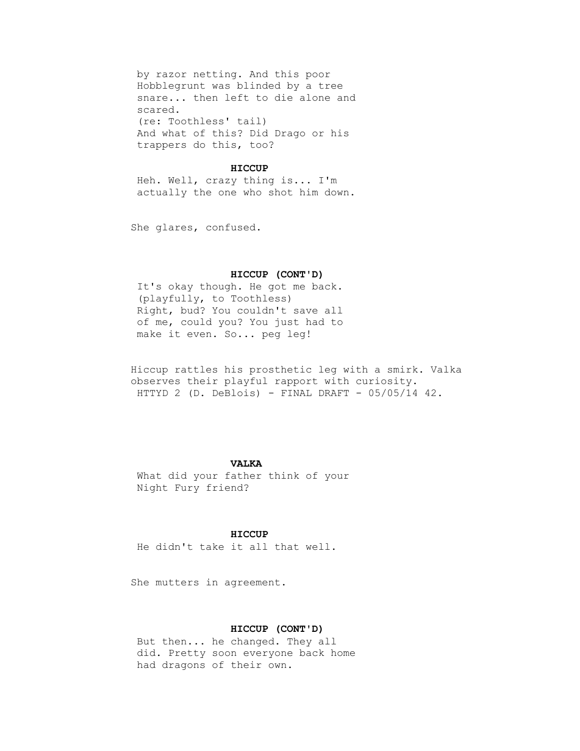by razor netting. And this poor Hobblegrunt was blinded by a tree snare... then left to die alone and scared.
(re: Toothless' tail)
And what of this? Did Drago or his trappers do this, too?

**HICCUP**
Heh. Well, crazy thing is... I'm actually the one who shot him down.

She glares, confused.

**HICCUP (CONT'D)**
It's okay though. He got me back.
(playfully, to Toothless)
Right, bud? You couldn't save all of me, could you? You just had to make it even. So... peg leg!

Hiccup rattles his prosthetic leg with a smirk. Valka observes their playful rapport with curiosity.

**VALKA**
What did your father think of your Night Fury friend?

**HICCUP**
He didn't take it all that well.

She mutters in agreement.

**HICCUP (CONT'D)**
But then... he changed. They all did. Pretty soon everyone back home had dragons of their own.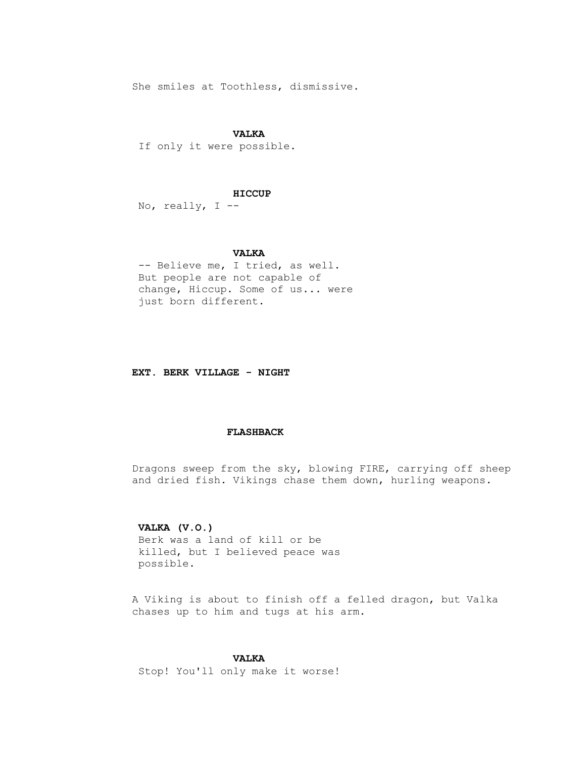She smiles at Toothless, dismissive.

**VALKA**

If only it were possible.

**HICCUP**

No, really, I --

**VALKA**

-- Believe me, I tried, as well. But people are not capable of change, Hiccup. Some of us... were just born different.

**EXT. BERK VILLAGE - NIGHT**

**FLASHBACK**

Dragons sweep from the sky, blowing FIRE, carrying off sheep and dried fish. Vikings chase them down, hurling weapons.

**VALKA (V.O.)**

Berk was a land of kill or be killed, but I believed peace was possible.

A Viking is about to finish off a felled dragon, but Valka chases up to him and tugs at his arm.

**VALKA**

Stop! You'll only make it worse!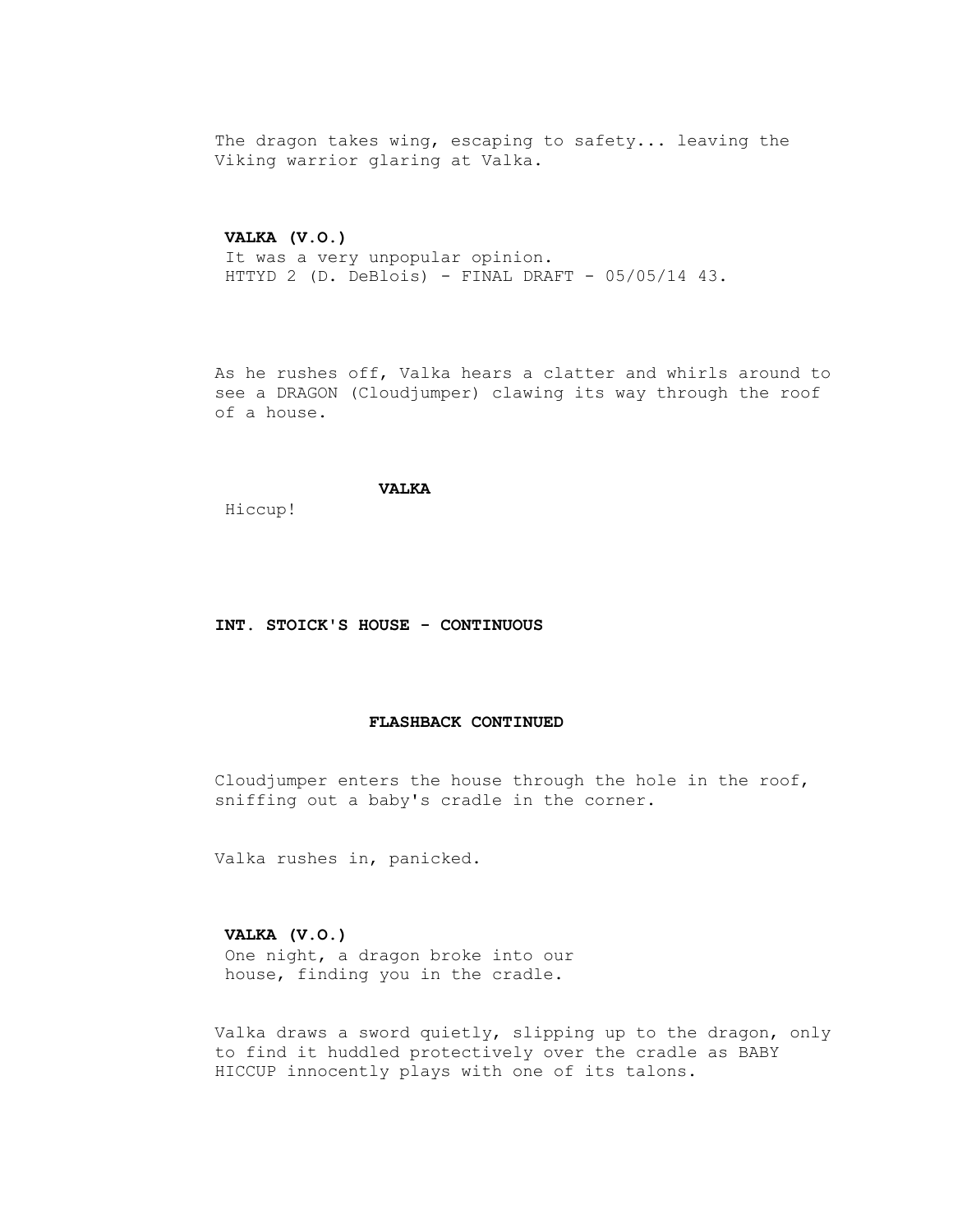The dragon takes wing, escaping to safety... leaving the Viking warrior glaring at Valka.

**VALKA (V.O.)**
It was a very unpopular opinion.

As he rushes off, Valka hears a clatter and whirls around to see a DRAGON (Cloudjumper) clawing its way through the roof of a house.

**VALKA**
Hiccup!

**INT. STOICK'S HOUSE - CONTINUOUS**

**FLASHBACK CONTINUED**

Cloudjumper enters the house through the hole in the roof, sniffing out a baby's cradle in the corner.

Valka rushes in, panicked.

**VALKA (V.O.)**
One night, a dragon broke into our house, finding you in the cradle.

Valka draws a sword quietly, slipping up to the dragon, only to find it huddled protectively over the cradle as BABY HICCUP innocently plays with one of its talons.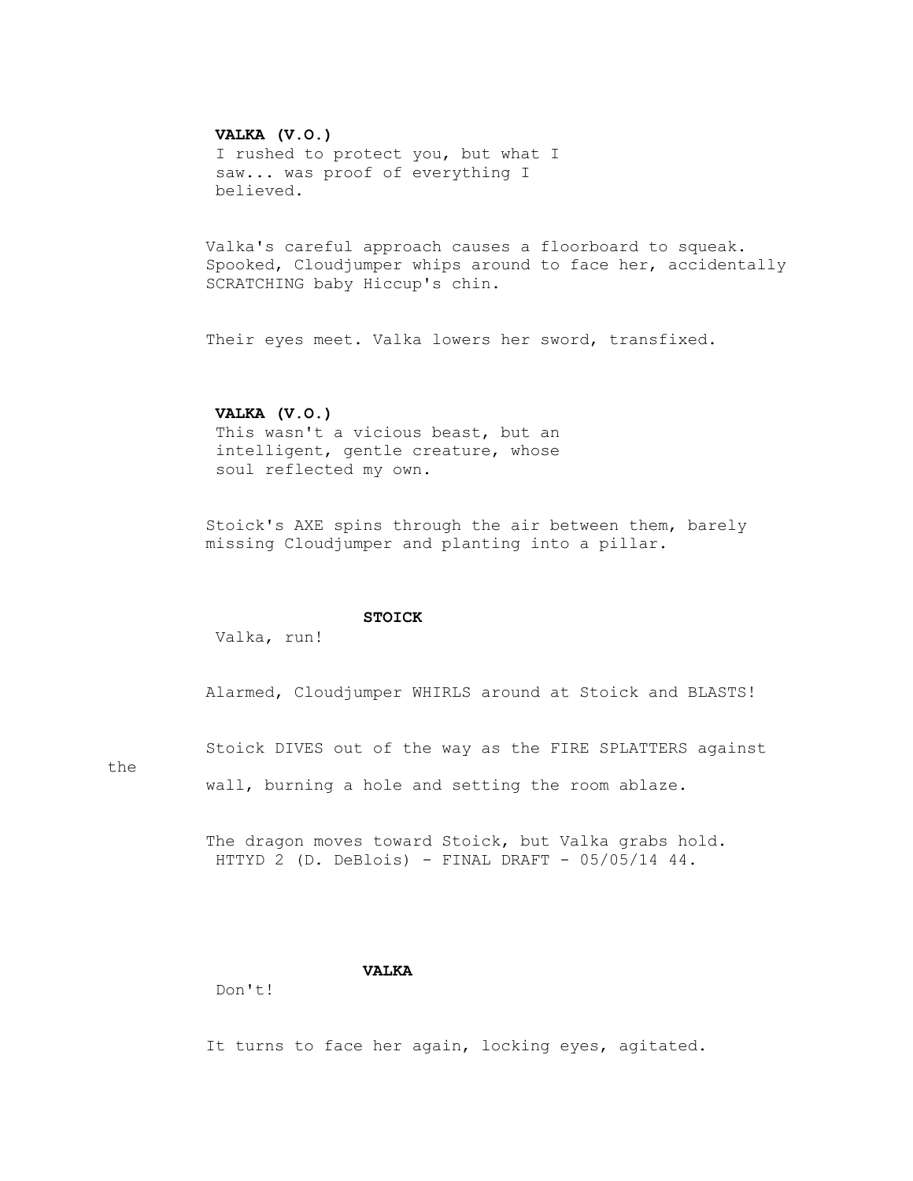**VALKA (V.O.)**
I rushed to protect you, but what I saw... was proof of everything I believed.

Valka's careful approach causes a floorboard to squeak. Spooked, Cloudjumper whips around to face her, accidentally SCRATCHING baby Hiccup's chin.

Their eyes meet. Valka lowers her sword, transfixed.

**VALKA (V.O.)**
This wasn't a vicious beast, but an intelligent, gentle creature, whose soul reflected my own.

Stoick's AXE spins through the air between them, barely missing Cloudjumper and planting into a pillar.

**STOICK**
Valka, run!

Alarmed, Cloudjumper WHIRLS around at Stoick and BLASTS!

Stoick DIVES out of the way as the FIRE SPLATTERS against the wall, burning a hole and setting the room ablaze.

The dragon moves toward Stoick, but Valka grabs hold.

**VALKA**
Don't!

It turns to face her again, locking eyes, agitated.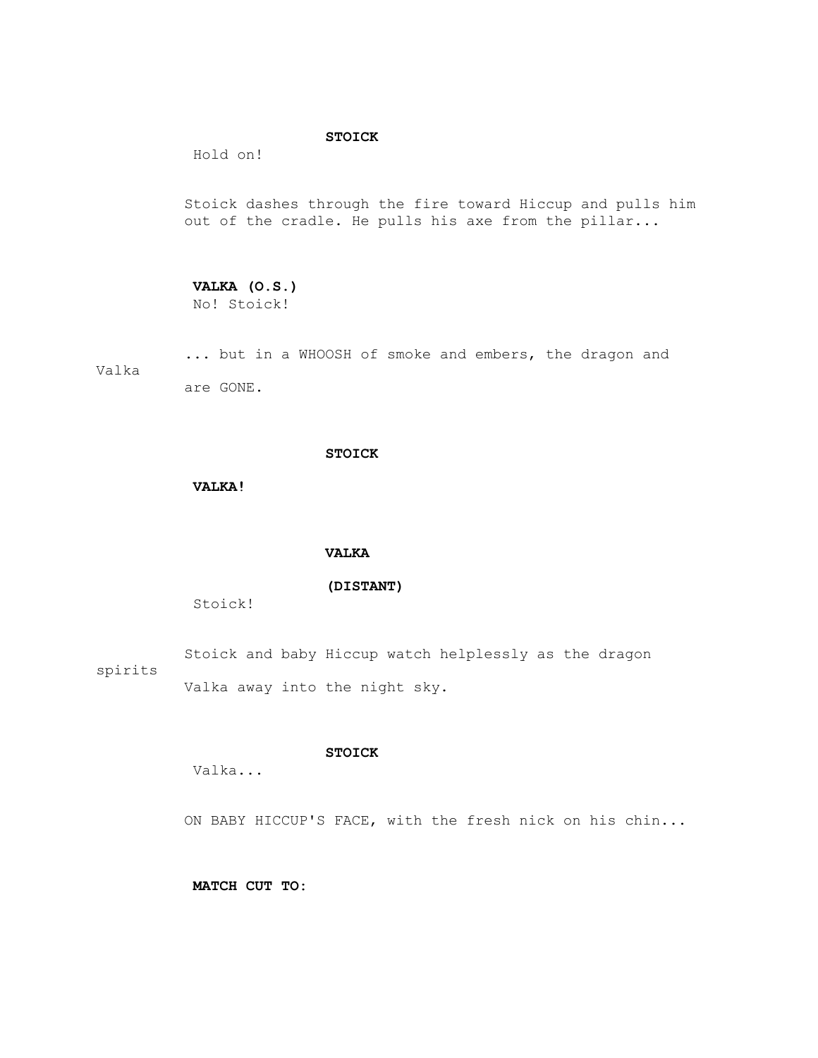**STOICK**

Hold on!

Stoick dashes through the fire toward Hiccup and pulls him out of the cradle. He pulls his axe from the pillar...

**VALKA (O.S.)**

No! Stoick!

... but in a WHOOSH of smoke and embers, the dragon and Valka are GONE.

**STOICK**

**VALKA!**

**VALKA**

**(DISTANT)**

Stoick!

Stoick and baby Hiccup watch helplessly as the dragon spirits Valka away into the night sky.

**STOICK**

Valka...

ON BABY HICCUP'S FACE, with the fresh nick on his chin...

**MATCH CUT TO:**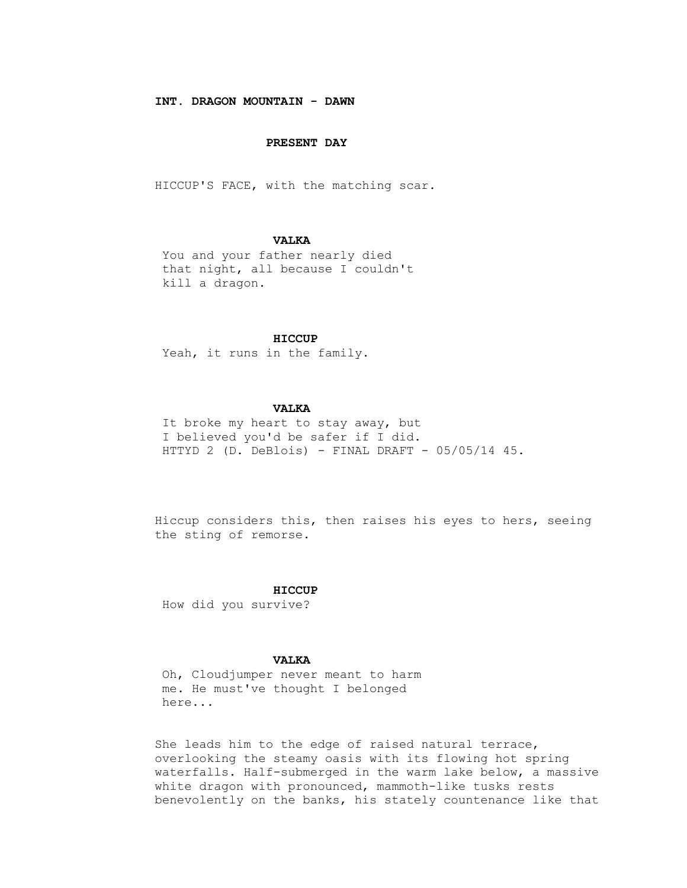**INT. DRAGON MOUNTAIN - DAWN**

**PRESENT DAY**

HICCUP'S FACE, with the matching scar.

**VALKA**

You and your father nearly died that night, all because I couldn't kill a dragon.

**HICCUP**

Yeah, it runs in the family.

**VALKA**

It broke my heart to stay away, but I believed you'd be safer if I did.

Hiccup considers this, then raises his eyes to hers, seeing the sting of remorse.

**HICCUP**

How did you survive?

**VALKA**

Oh, Cloudjumper never meant to harm me. He must've thought I belonged here...

She leads him to the edge of raised natural terrace, overlooking the steamy oasis with its flowing hot spring waterfalls. Half-submerged in the warm lake below, a massive white dragon with pronounced, mammoth-like tusks rests benevolently on the banks, his stately countenance like that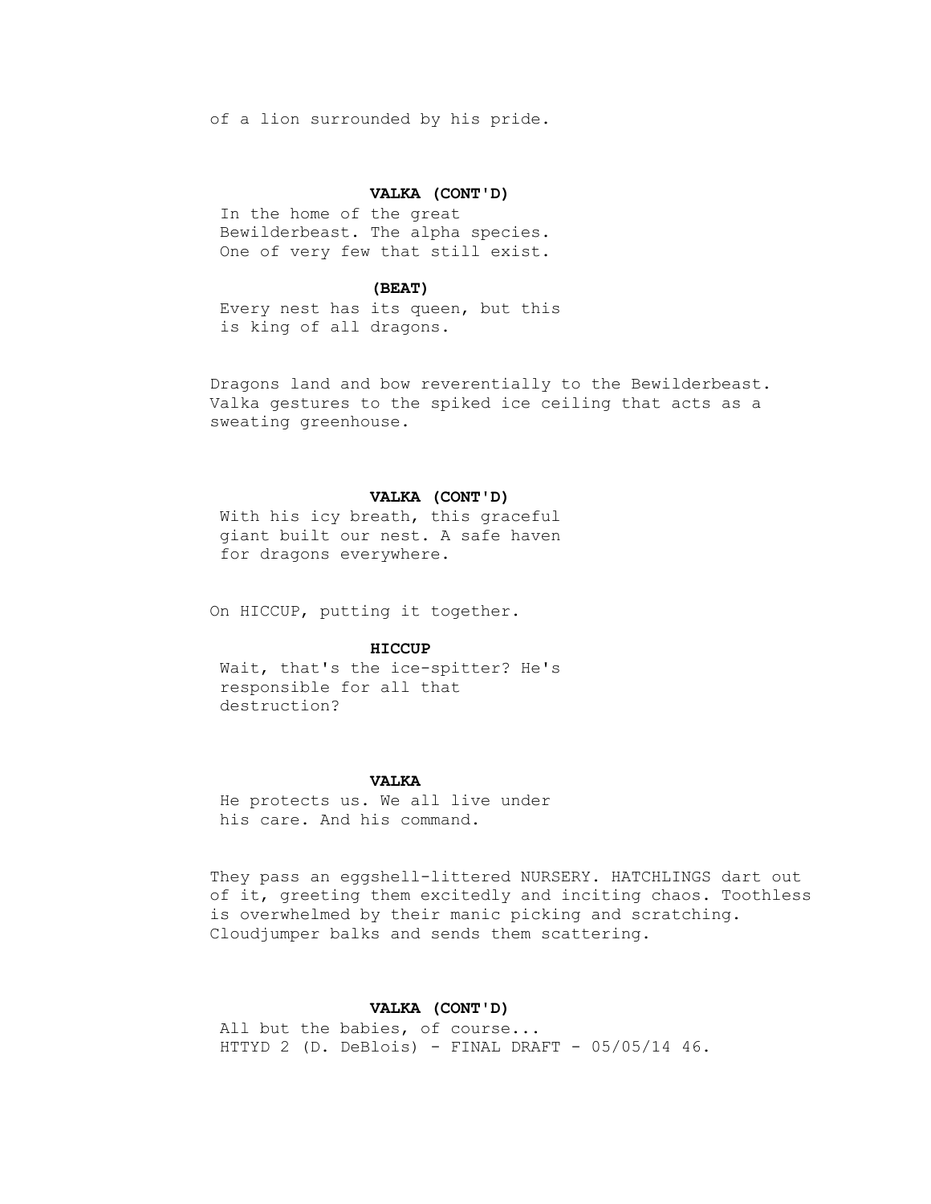of a lion surrounded by his pride.

**VALKA (CONT'D)**

In the home of the great Bewilderbeast. The alpha species. One of very few that still exist.

**(BEAT)**

Every nest has its queen, but this is king of all dragons.

Dragons land and bow reverentially to the Bewilderbeast. Valka gestures to the spiked ice ceiling that acts as a sweating greenhouse.

**VALKA (CONT'D)**

With his icy breath, this graceful giant built our nest. A safe haven for dragons everywhere.

On HICCUP, putting it together.

**HICCUP**

Wait, that's the ice-spitter? He's responsible for all that destruction?

**VALKA**

He protects us. We all live under his care. And his command.

They pass an eggshell-littered NURSERY. HATCHLINGS dart out of it, greeting them excitedly and inciting chaos. Toothless is overwhelmed by their manic picking and scratching. Cloudjumper balks and sends them scattering.

**VALKA (CONT'D)**

All but the babies, of course...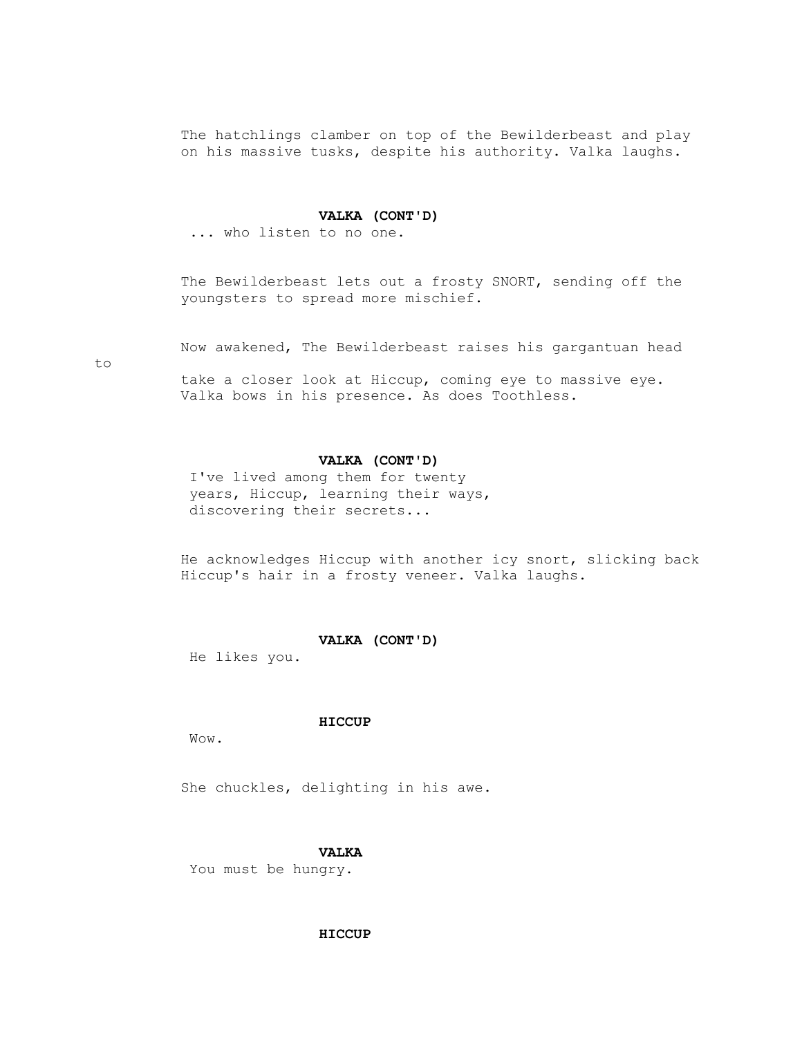The hatchlings clamber on top of the Bewilderbeast and play on his massive tusks, despite his authority. Valka laughs.

**VALKA (CONT'D)**

... who listen to no one.

The Bewilderbeast lets out a frosty SNORT, sending off the youngsters to spread more mischief.

Now awakened, The Bewilderbeast raises his gargantuan head to take a closer look at Hiccup, coming eye to massive eye. Valka bows in his presence. As does Toothless.

**VALKA (CONT'D)**

I've lived among them for twenty years, Hiccup, learning their ways, discovering their secrets...

He acknowledges Hiccup with another icy snort, slicking back Hiccup's hair in a frosty veneer. Valka laughs.

**VALKA (CONT'D)**

He likes you.

**HICCUP**

Wow.

She chuckles, delighting in his awe.

**VALKA**

You must be hungry.

**HICCUP**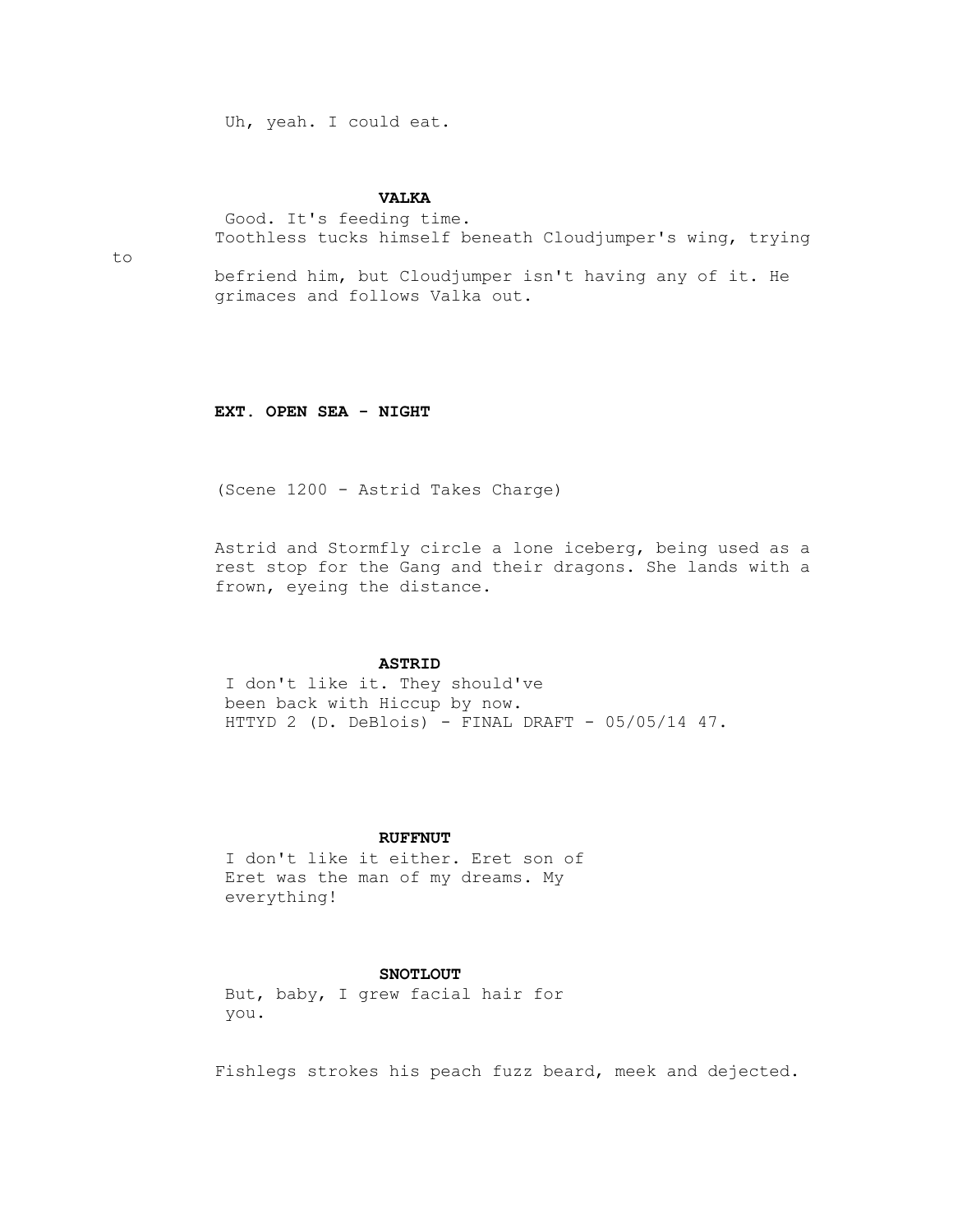Uh, yeah. I could eat.

**VALKA**

Good. It's feeding time.

Toothless tucks himself beneath Cloudjumper's wing, trying to befriend him, but Cloudjumper isn't having any of it. He grimaces and follows Valka out.

**EXT. OPEN SEA - NIGHT**

(Scene 1200 - Astrid Takes Charge)

Astrid and Stormfly circle a lone iceberg, being used as a rest stop for the Gang and their dragons. She lands with a frown, eyeing the distance.

**ASTRID**

I don't like it. They should've been back with Hiccup by now.

**RUFFNUT**

I don't like it either. Eret son of Eret was the man of my dreams. My everything!

**SNOTLOUT**

But, baby, I grew facial hair for you.

Fishlegs strokes his peach fuzz beard, meek and dejected.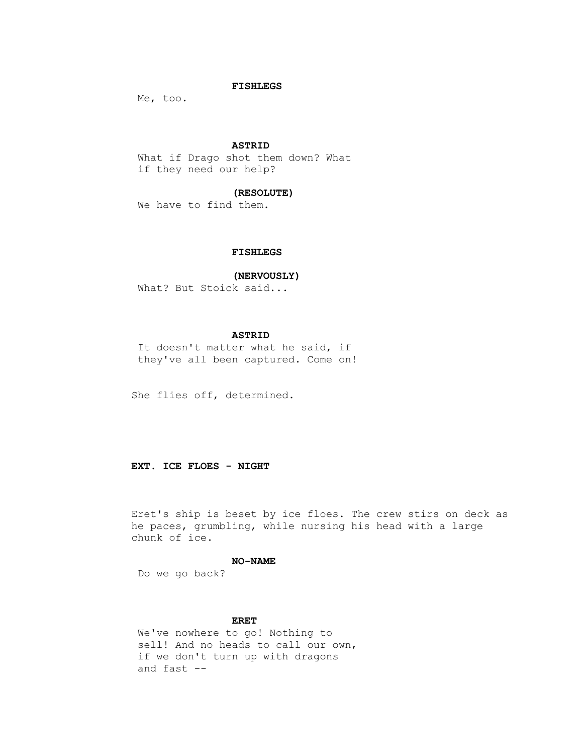**FISHLEGS**

Me, too.

**ASTRID**

What if Drago shot them down? What if they need our help?

**(RESOLUTE)**

We have to find them.

**FISHLEGS**

**(NERVOUSLY)**

What? But Stoick said...

**ASTRID**

It doesn't matter what he said, if they've all been captured. Come on!

She flies off, determined.

**EXT. ICE FLOES - NIGHT**

Eret's ship is beset by ice floes. The crew stirs on deck as he paces, grumbling, while nursing his head with a large chunk of ice.

**NO-NAME**

Do we go back?

**ERET**

We've nowhere to go! Nothing to sell! And no heads to call our own, if we don't turn up with dragons and fast --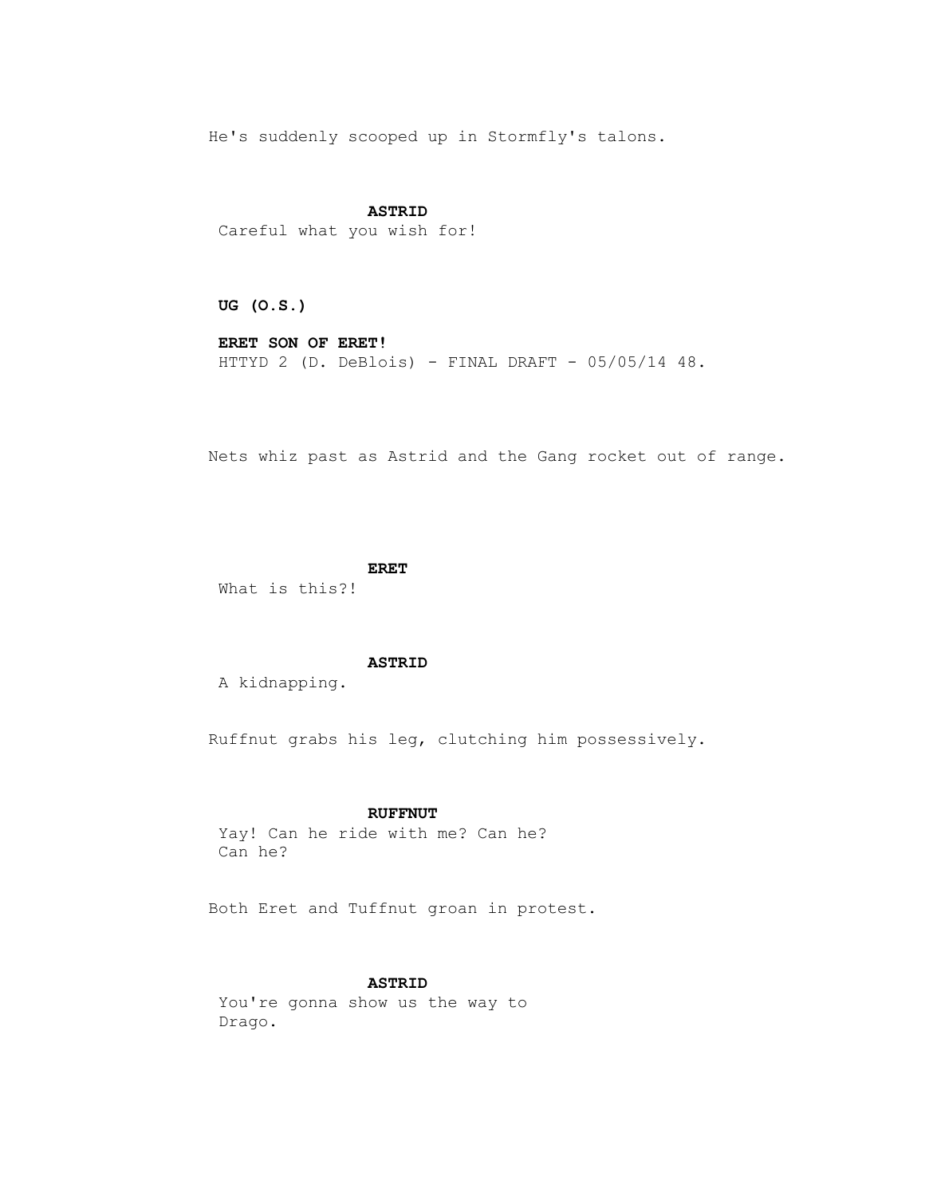He's suddenly scooped up in Stormfly's talons.

**ASTRID**
Careful what you wish for!

**UG (O.S.)**

**ERET SON OF ERET!**

Nets whiz past as Astrid and the Gang rocket out of range.

**ERET**
What is this?!

**ASTRID**
A kidnapping.

Ruffnut grabs his leg, clutching him possessively.

**RUFFNUT**
Yay! Can he ride with me? Can he?
Can he?

Both Eret and Tuffnut groan in protest.

**ASTRID**
You're gonna show us the way to
Drago.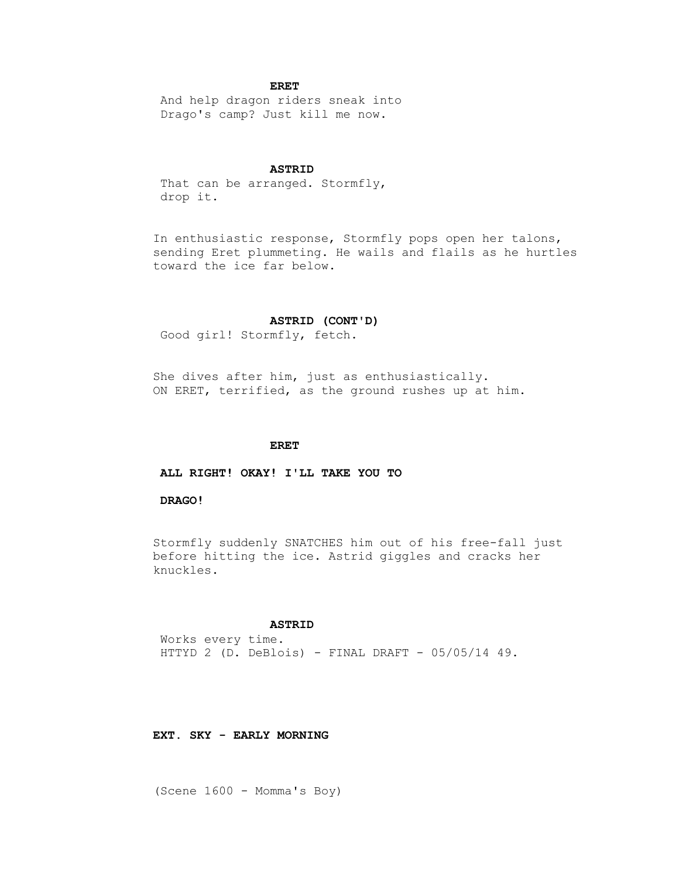**ERET**

And help dragon riders sneak into Drago's camp? Just kill me now.

**ASTRID**

That can be arranged. Stormfly, drop it.

In enthusiastic response, Stormfly pops open her talons, sending Eret plummeting. He wails and flails as he hurtles toward the ice far below.

**ASTRID (CONT'D)**

Good girl! Stormfly, fetch.

She dives after him, just as enthusiastically.
ON ERET, terrified, as the ground rushes up at him.

**ERET**

**ALL RIGHT! OKAY! I'LL TAKE YOU TO DRAGO!**

Stormfly suddenly SNATCHES him out of his free-fall just before hitting the ice. Astrid giggles and cracks her knuckles.

**ASTRID**

Works every time.

**EXT. SKY - EARLY MORNING**

(Scene 1600 - Momma's Boy)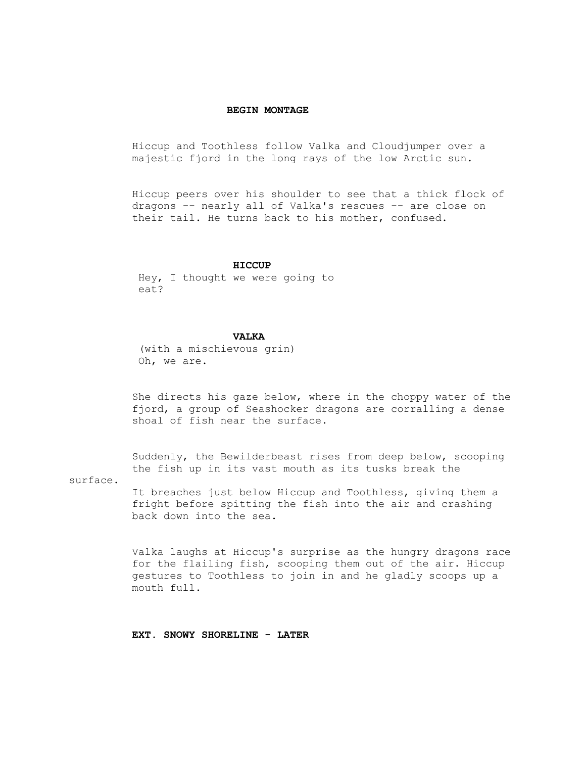**BEGIN MONTAGE**

Hiccup and Toothless follow Valka and Cloudjumper over a majestic fjord in the long rays of the low Arctic sun.

Hiccup peers over his shoulder to see that a thick flock of dragons -- nearly all of Valka's rescues -- are close on their tail. He turns back to his mother, confused.

**HICCUP**
Hey, I thought we were going to eat?

**VALKA**
(with a mischievous grin)
Oh, we are.

She directs his gaze below, where in the choppy water of the fjord, a group of Seashocker dragons are corralling a dense shoal of fish near the surface.

Suddenly, the Bewilderbeast rises from deep below, scooping the fish up in its vast mouth as its tusks break the surface.
It breaches just below Hiccup and Toothless, giving them a fright before spitting the fish into the air and crashing back down into the sea.

Valka laughs at Hiccup's surprise as the hungry dragons race for the flailing fish, scooping them out of the air. Hiccup gestures to Toothless to join in and he gladly scoops up a mouth full.

**EXT. SNOWY SHORELINE - LATER**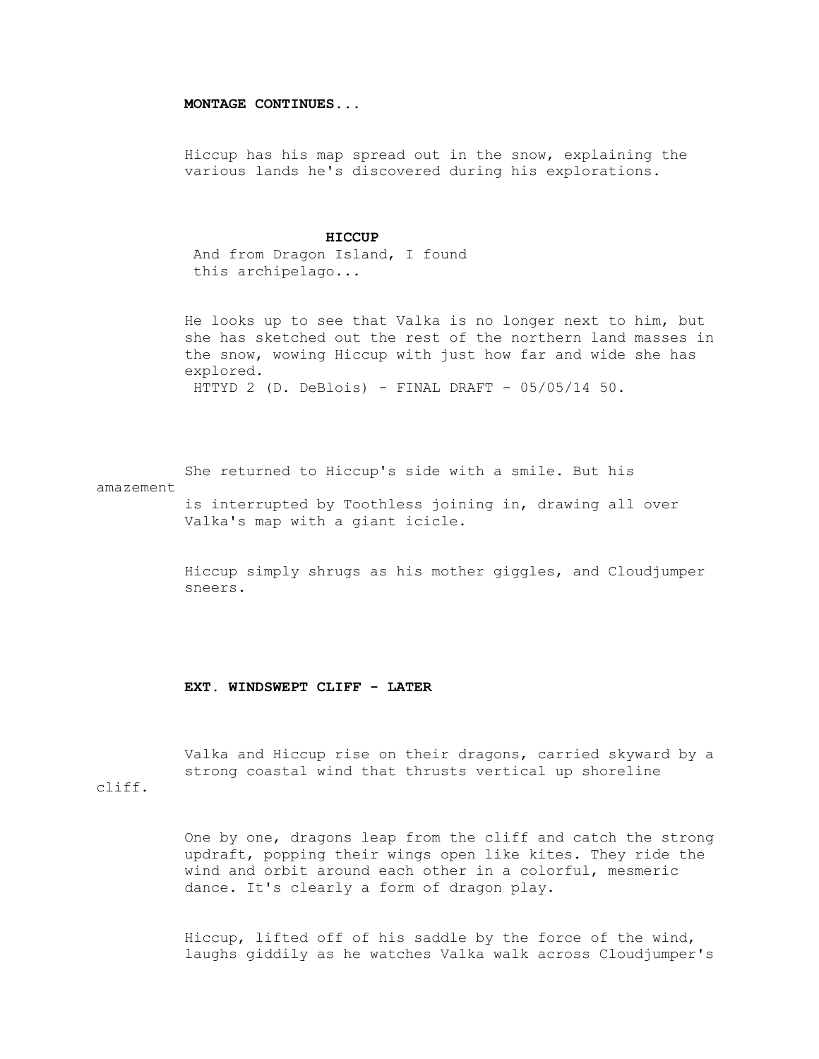**MONTAGE CONTINUES...**

Hiccup has his map spread out in the snow, explaining the various lands he's discovered during his explorations.

**HICCUP**

And from Dragon Island, I found this archipelago...

He looks up to see that Valka is no longer next to him, but she has sketched out the rest of the northern land masses in the snow, wowing Hiccup with just how far and wide she has explored.

She returned to Hiccup's side with a smile. But his amazement is interrupted by Toothless joining in, drawing all over Valka's map with a giant icicle.

Hiccup simply shrugs as his mother giggles, and Cloudjumper sneers.

**EXT. WINDSWEPT CLIFF - LATER**

Valka and Hiccup rise on their dragons, carried skyward by a strong coastal wind that thrusts vertical up shoreline cliff.

One by one, dragons leap from the cliff and catch the strong updraft, popping their wings open like kites. They ride the wind and orbit around each other in a colorful, mesmeric dance. It's clearly a form of dragon play.

Hiccup, lifted off of his saddle by the force of the wind, laughs giddily as he watches Valka walk across Cloudjumper's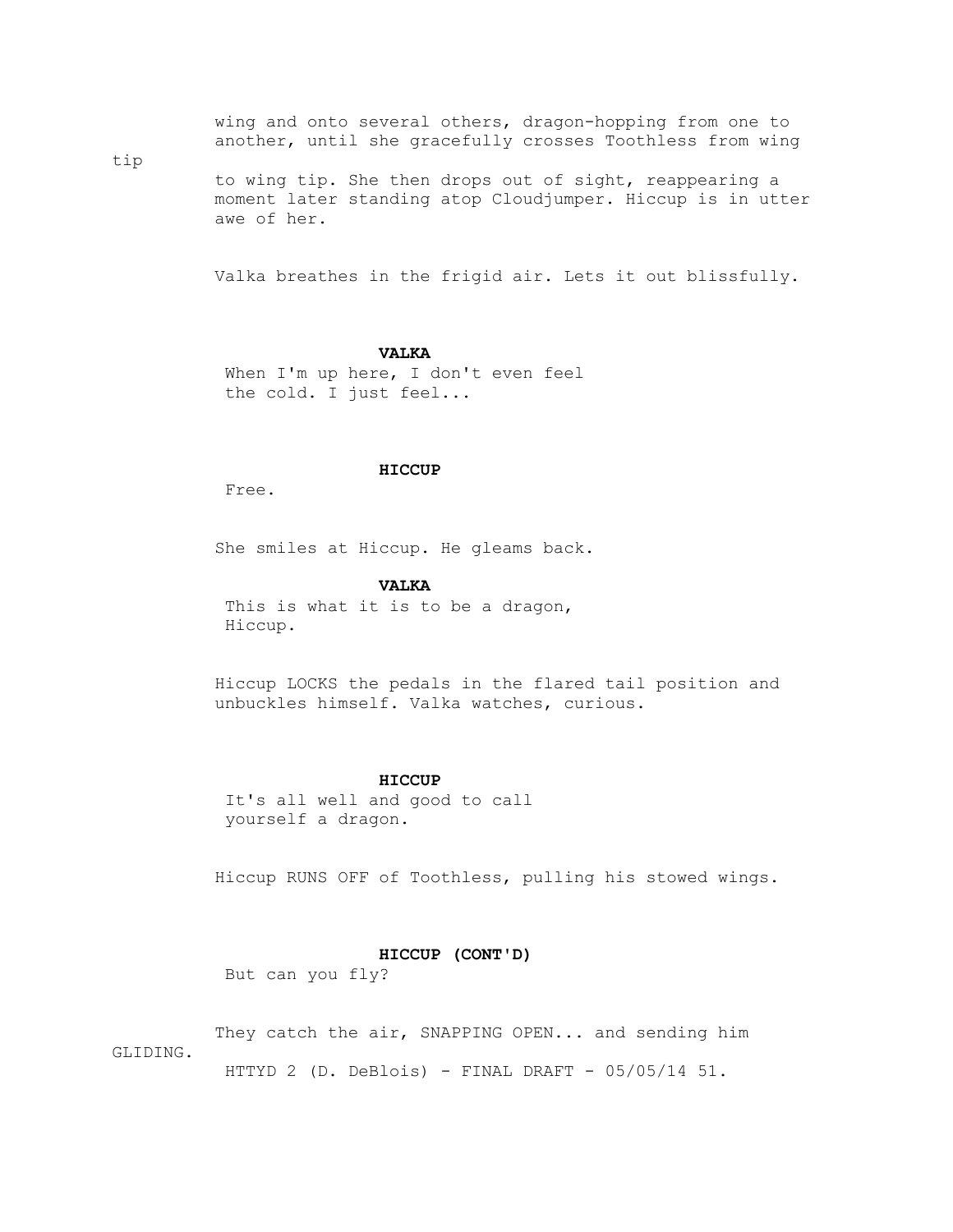wing and onto several others, dragon-hopping from one to another, until she gracefully crosses Toothless from wing tip to wing tip. She then drops out of sight, reappearing a moment later standing atop Cloudjumper. Hiccup is in utter awe of her.

Valka breathes in the frigid air. Lets it out blissfully.

**VALKA**

When I'm up here, I don't even feel the cold. I just feel...

**HICCUP**

Free.

She smiles at Hiccup. He gleams back.

**VALKA**

This is what it is to be a dragon, Hiccup.

Hiccup LOCKS the pedals in the flared tail position and unbuckles himself. Valka watches, curious.

**HICCUP**

It's all well and good to call yourself a dragon.

Hiccup RUNS OFF of Toothless, pulling his stowed wings.

**HICCUP (CONT'D)**

But can you fly?

They catch the air, SNAPPING OPEN... and sending him GLIDING.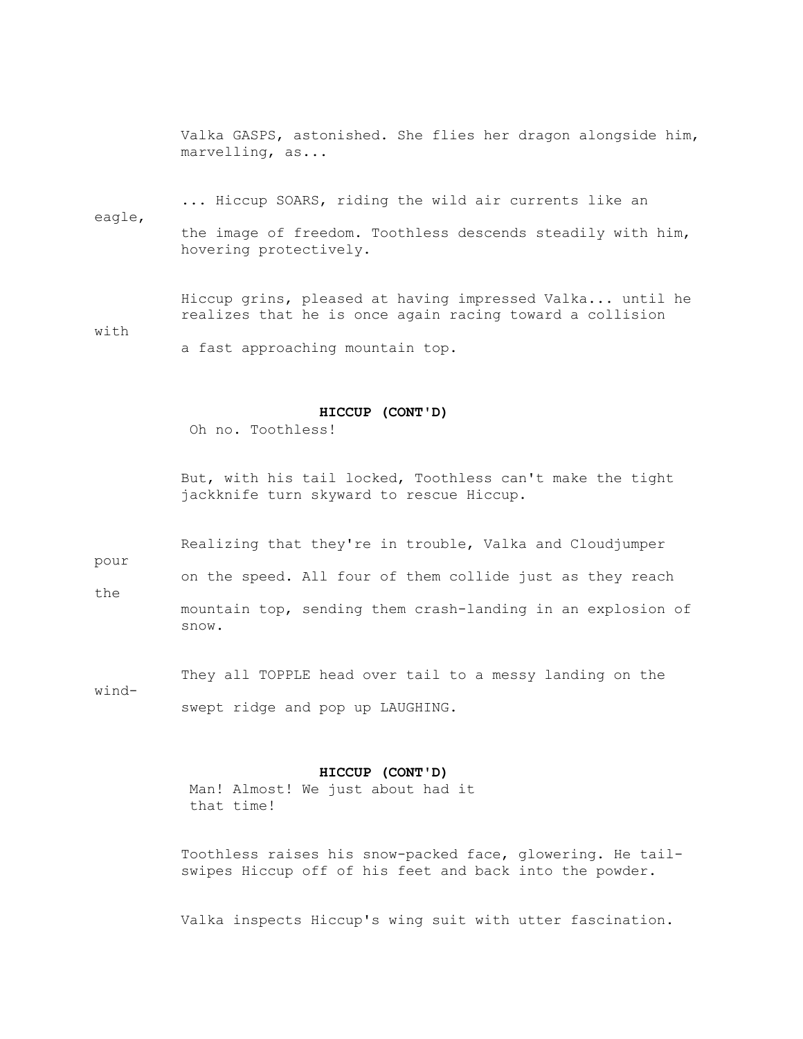Valka GASPS, astonished. She flies her dragon alongside him, marvelling, as...

... Hiccup SOARS, riding the wild air currents like an eagle, the image of freedom. Toothless descends steadily with him, hovering protectively.

Hiccup grins, pleased at having impressed Valka... until he realizes that he is once again racing toward a collision with a fast approaching mountain top.

**HICCUP (CONT'D)**
Oh no. Toothless!

But, with his tail locked, Toothless can't make the tight jackknife turn skyward to rescue Hiccup.

Realizing that they're in trouble, Valka and Cloudjumper pour on the speed. All four of them collide just as they reach the mountain top, sending them crash-landing in an explosion of snow.

They all TOPPLE head over tail to a messy landing on the wind-swept ridge and pop up LAUGHING.

**HICCUP (CONT'D)**
Man! Almost! We just about had it that time!

Toothless raises his snow-packed face, glowering. He tail-swipes Hiccup off of his feet and back into the powder.

Valka inspects Hiccup's wing suit with utter fascination.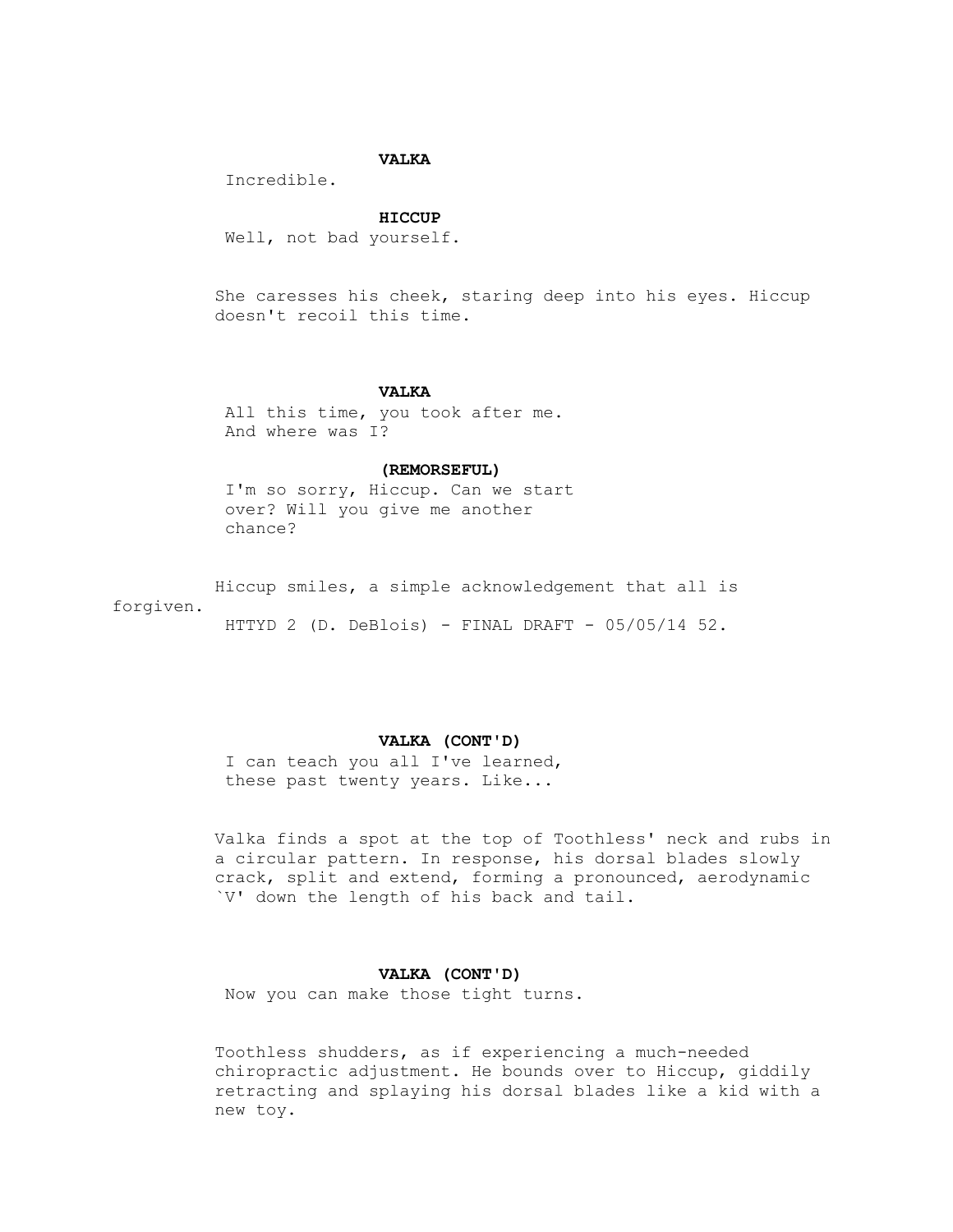**VALKA**

Incredible.

**HICCUP**

Well, not bad yourself.

She caresses his cheek, staring deep into his eyes. Hiccup doesn't recoil this time.

**VALKA**

All this time, you took after me. And where was I?

**(REMORSEFUL)**

I'm so sorry, Hiccup. Can we start over? Will you give me another chance?

Hiccup smiles, a simple acknowledgement that all is forgiven.

**VALKA (CONT'D)**

I can teach you all I've learned, these past twenty years. Like...

Valka finds a spot at the top of Toothless' neck and rubs in a circular pattern. In response, his dorsal blades slowly crack, split and extend, forming a pronounced, aerodynamic `V' down the length of his back and tail.

**VALKA (CONT'D)**

Now you can make those tight turns.

Toothless shudders, as if experiencing a much-needed chiropractic adjustment. He bounds over to Hiccup, giddily retracting and splaying his dorsal blades like a kid with a new toy.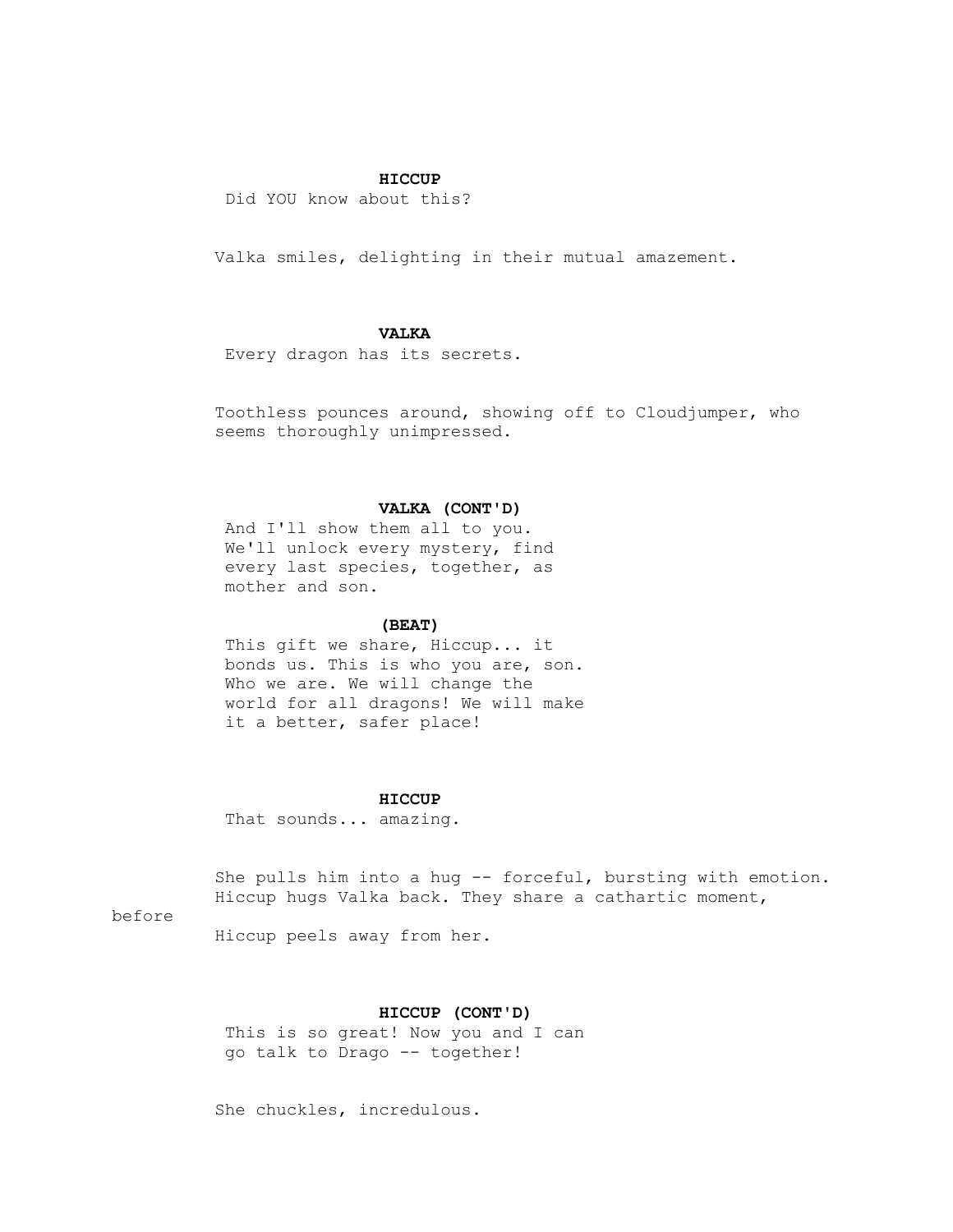**HICCUP**

Did YOU know about this?

Valka smiles, delighting in their mutual amazement.

**VALKA**

Every dragon has its secrets.

Toothless pounces around, showing off to Cloudjumper, who seems thoroughly unimpressed.

**VALKA (CONT'D)**

And I'll show them all to you. We'll unlock every mystery, find every last species, together, as mother and son.

**(BEAT)**

This gift we share, Hiccup... it bonds us. This is who you are, son. Who we are. We will change the world for all dragons! We will make it a better, safer place!

**HICCUP**

That sounds... amazing.

She pulls him into a hug -- forceful, bursting with emotion. Hiccup hugs Valka back. They share a cathartic moment, before Hiccup peels away from her.

**HICCUP (CONT'D)**

This is so great! Now you and I can go talk to Drago -- together!

She chuckles, incredulous.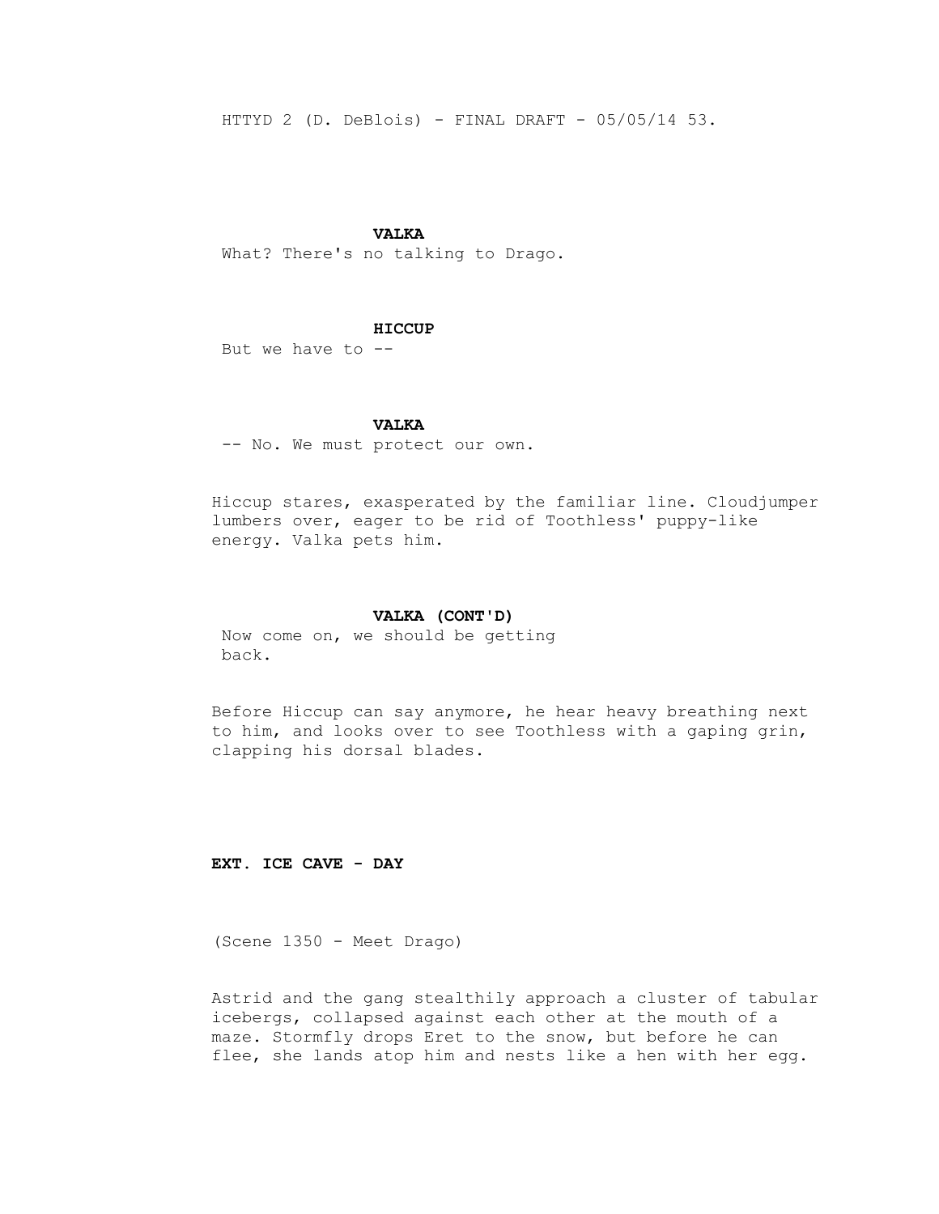**VALKA**

What? There's no talking to Drago.

**HICCUP**

But we have to --

**VALKA**

-- No. We must protect our own.

Hiccup stares, exasperated by the familiar line. Cloudjumper lumbers over, eager to be rid of Toothless' puppy-like energy. Valka pets him.

**VALKA (CONT'D)**

Now come on, we should be getting back.

Before Hiccup can say anymore, he hear heavy breathing next to him, and looks over to see Toothless with a gaping grin, clapping his dorsal blades.

**EXT. ICE CAVE - DAY**

(Scene 1350 - Meet Drago)

Astrid and the gang stealthily approach a cluster of tabular icebergs, collapsed against each other at the mouth of a maze. Stormfly drops Eret to the snow, but before he can flee, she lands atop him and nests like a hen with her egg.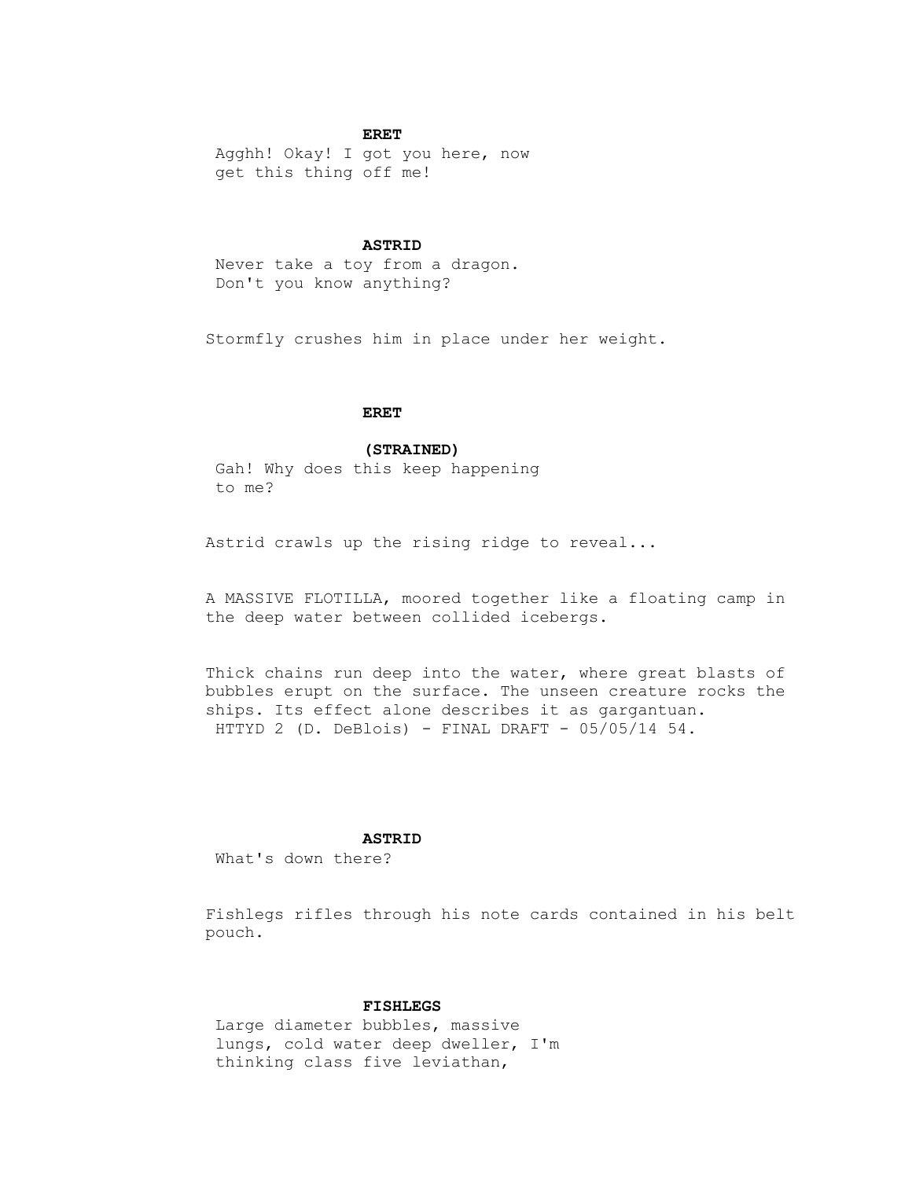**ERET**

Agghh! Okay! I got you here, now get this thing off me!

**ASTRID**

Never take a toy from a dragon. Don't you know anything?

Stormfly crushes him in place under her weight.

**ERET**

**(STRAINED)**

Gah! Why does this keep happening to me?

Astrid crawls up the rising ridge to reveal...

A MASSIVE FLOTILLA, moored together like a floating camp in the deep water between collided icebergs.

Thick chains run deep into the water, where great blasts of bubbles erupt on the surface. The unseen creature rocks the ships. Its effect alone describes it as gargantuan.

**ASTRID**

What's down there?

Fishlegs rifles through his note cards contained in his belt pouch.

**FISHLEGS**

Large diameter bubbles, massive lungs, cold water deep dweller, I'm thinking class five leviathan,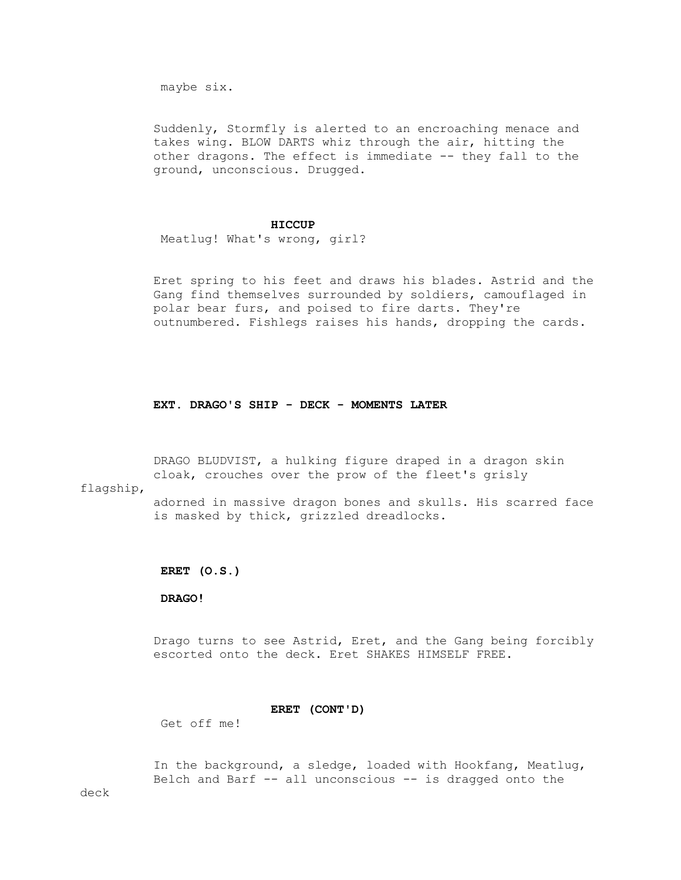maybe six.

Suddenly, Stormfly is alerted to an encroaching menace and takes wing. BLOW DARTS whiz through the air, hitting the other dragons. The effect is immediate -- they fall to the ground, unconscious. Drugged.

**HICCUP**

Meatlug! What's wrong, girl?

Eret spring to his feet and draws his blades. Astrid and the Gang find themselves surrounded by soldiers, camouflaged in polar bear furs, and poised to fire darts. They're outnumbered. Fishlegs raises his hands, dropping the cards.

**EXT. DRAGO'S SHIP - DECK - MOMENTS LATER**

DRAGO BLUDVIST, a hulking figure draped in a dragon skin cloak, crouches over the prow of the fleet's grisly flagship, adorned in massive dragon bones and skulls. His scarred face is masked by thick, grizzled dreadlocks.

**ERET (O.S.)**

**DRAGO!**

Drago turns to see Astrid, Eret, and the Gang being forcibly escorted onto the deck. Eret SHAKES HIMSELF FREE.

**ERET (CONT'D)**

Get off me!

In the background, a sledge, loaded with Hookfang, Meatlug, Belch and Barf -- all unconscious -- is dragged onto the deck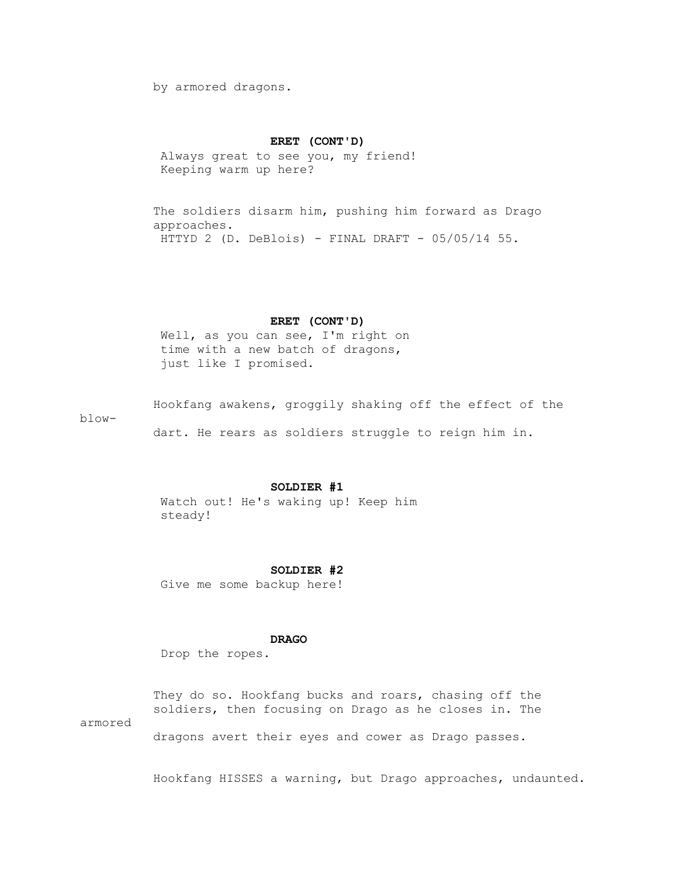by armored dragons.

**ERET (CONT'D)**
Always great to see you, my friend!
Keeping warm up here?

The soldiers disarm him, pushing him forward as Drago approaches.

**ERET (CONT'D)**
Well, as you can see, I'm right on time with a new batch of dragons, just like I promised.

Hookfang awakens, groggily shaking off the effect of the blow-dart. He rears as soldiers struggle to reign him in.

**SOLDIER #1**
Watch out! He's waking up! Keep him steady!

**SOLDIER #2**
Give me some backup here!

**DRAGO**
Drop the ropes.

They do so. Hookfang bucks and roars, chasing off the soldiers, then focusing on Drago as he closes in. The armored dragons avert their eyes and cower as Drago passes.

Hookfang HISSES a warning, but Drago approaches, undaunted.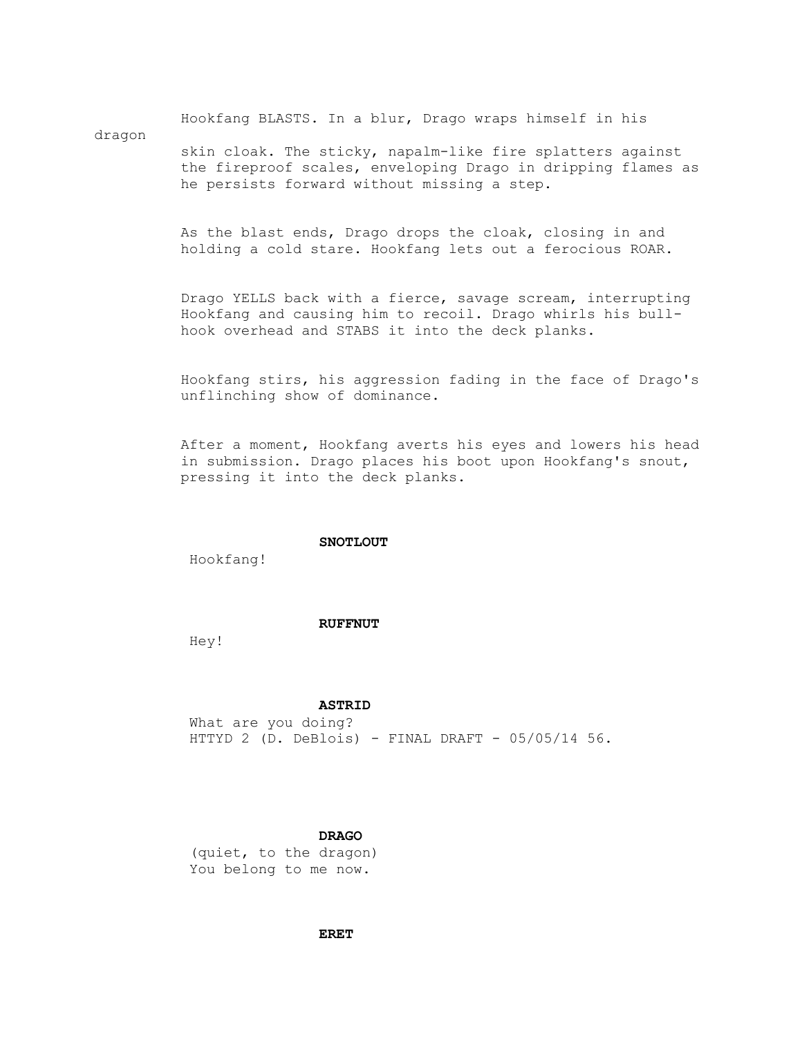Hookfang BLASTS. In a blur, Drago wraps himself in his dragon skin cloak. The sticky, napalm-like fire splatters against the fireproof scales, enveloping Drago in dripping flames as he persists forward without missing a step.

As the blast ends, Drago drops the cloak, closing in and holding a cold stare. Hookfang lets out a ferocious ROAR.

Drago YELLS back with a fierce, savage scream, interrupting Hookfang and causing him to recoil. Drago whirls his bull-hook overhead and STABS it into the deck planks.

Hookfang stirs, his aggression fading in the face of Drago's unflinching show of dominance.

After a moment, Hookfang averts his eyes and lowers his head in submission. Drago places his boot upon Hookfang's snout, pressing it into the deck planks.

**SNOTLOUT**

Hookfang!

**RUFFNUT**

Hey!

**ASTRID**

What are you doing?

**DRAGO**

(quiet, to the dragon)
You belong to me now.

**ERET**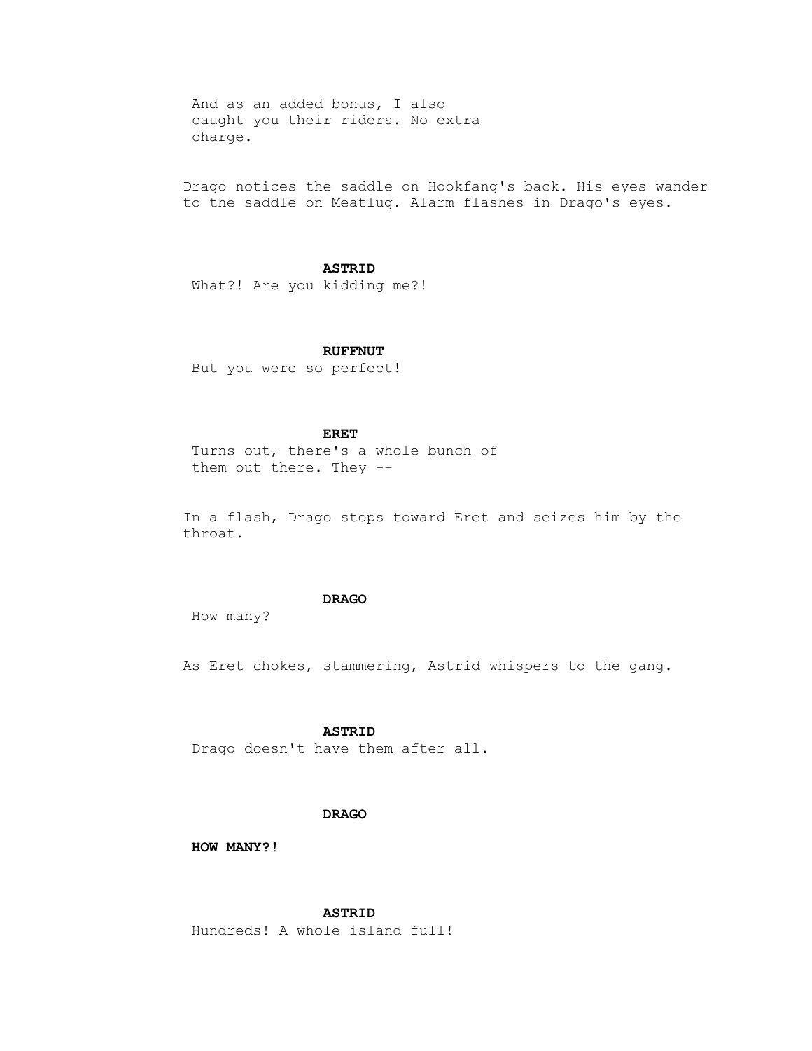And as an added bonus, I also caught you their riders. No extra charge.

Drago notices the saddle on Hookfang's back. His eyes wander to the saddle on Meatlug. Alarm flashes in Drago's eyes.

**ASTRID**

What?! Are you kidding me?!

**RUFFNUT**

But you were so perfect!

**ERET**

Turns out, there's a whole bunch of them out there. They --

In a flash, Drago stops toward Eret and seizes him by the throat.

**DRAGO**

How many?

As Eret chokes, stammering, Astrid whispers to the gang.

**ASTRID**

Drago doesn't have them after all.

**DRAGO**

**HOW MANY?!**

**ASTRID**

Hundreds! A whole island full!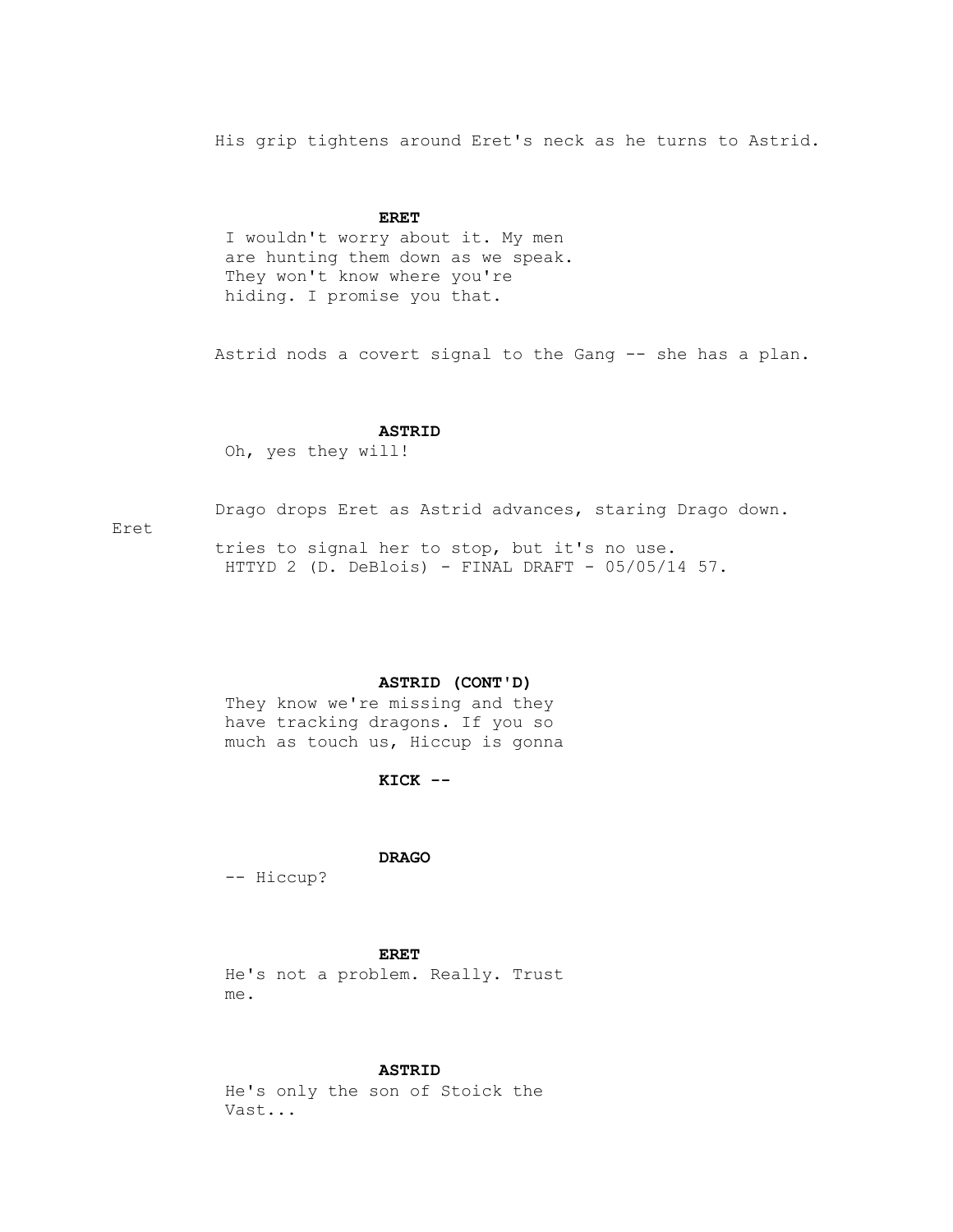His grip tightens around Eret's neck as he turns to Astrid.

**ERET**

I wouldn't worry about it. My men are hunting them down as we speak. They won't know where you're hiding. I promise you that.

Astrid nods a covert signal to the Gang -- she has a plan.

**ASTRID**

Oh, yes they will!

Drago drops Eret as Astrid advances, staring Drago down. Eret tries to signal her to stop, but it's no use.

**ASTRID (CONT'D)**

They know we're missing and they have tracking dragons. If you so much as touch us, Hiccup is gonna

**KICK --**

**DRAGO**

-- Hiccup?

**ERET**

He's not a problem. Really. Trust me.

**ASTRID**

He's only the son of Stoick the Vast...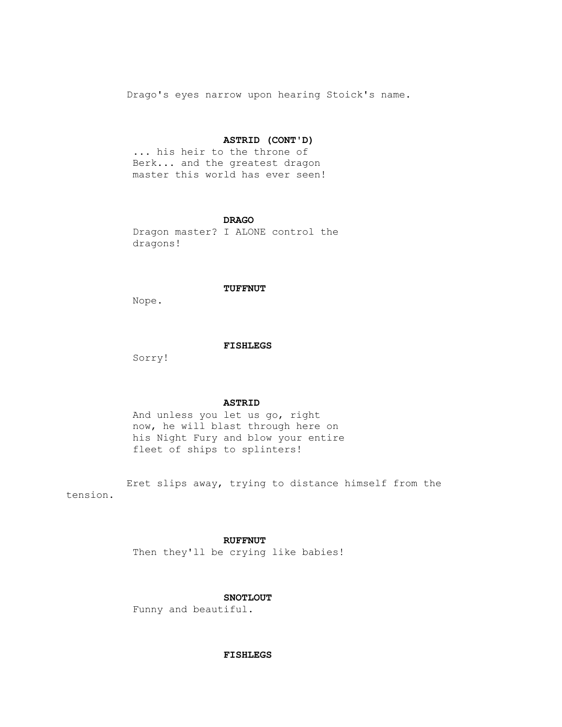Drago's eyes narrow upon hearing Stoick's name.

**ASTRID (CONT'D)**
... his heir to the throne of Berk... and the greatest dragon master this world has ever seen!

**DRAGO**
Dragon master? I ALONE control the dragons!

**TUFFNUT**
Nope.

**FISHLEGS**
Sorry!

**ASTRID**
And unless you let us go, right now, he will blast through here on his Night Fury and blow your entire fleet of ships to splinters!

Eret slips away, trying to distance himself from the tension.

**RUFFNUT**
Then they'll be crying like babies!

**SNOTLOUT**
Funny and beautiful.

**FISHLEGS**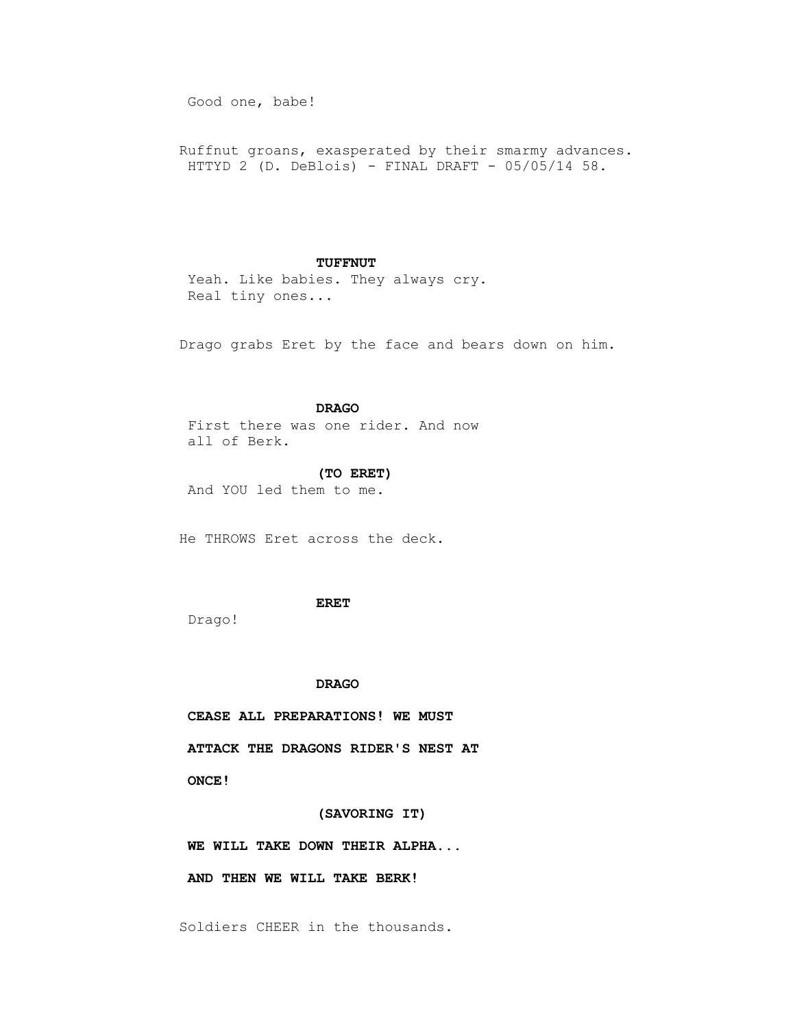Good one, babe!

Ruffnut groans, exasperated by their smarmy advances.

**TUFFNUT**

Yeah. Like babies. They always cry. Real tiny ones...

Drago grabs Eret by the face and bears down on him.

**DRAGO**

First there was one rider. And now all of Berk.

**(TO ERET)**

And YOU led them to me.

He THROWS Eret across the deck.

**ERET**

Drago!

**DRAGO**

**CEASE ALL PREPARATIONS! WE MUST ATTACK THE DRAGONS RIDER'S NEST AT ONCE!**

**(SAVORING IT)**

**WE WILL TAKE DOWN THEIR ALPHA... AND THEN WE WILL TAKE BERK!**

Soldiers CHEER in the thousands.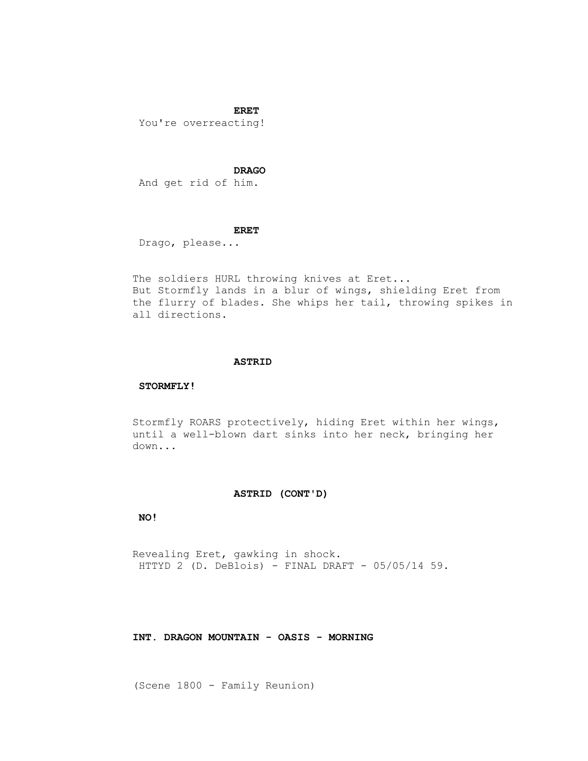**ERET**

You're overreacting!

**DRAGO**

And get rid of him.

**ERET**

Drago, please...

The soldiers HURL throwing knives at Eret...
But Stormfly lands in a blur of wings, shielding Eret from the flurry of blades. She whips her tail, throwing spikes in all directions.

**ASTRID**

**STORMFLY!**

Stormfly ROARS protectively, hiding Eret within her wings, until a well-blown dart sinks into her neck, bringing her down...

**ASTRID (CONT'D)**

**NO!**

Revealing Eret, gawking in shock.

**INT. DRAGON MOUNTAIN - OASIS - MORNING**

(Scene 1800 - Family Reunion)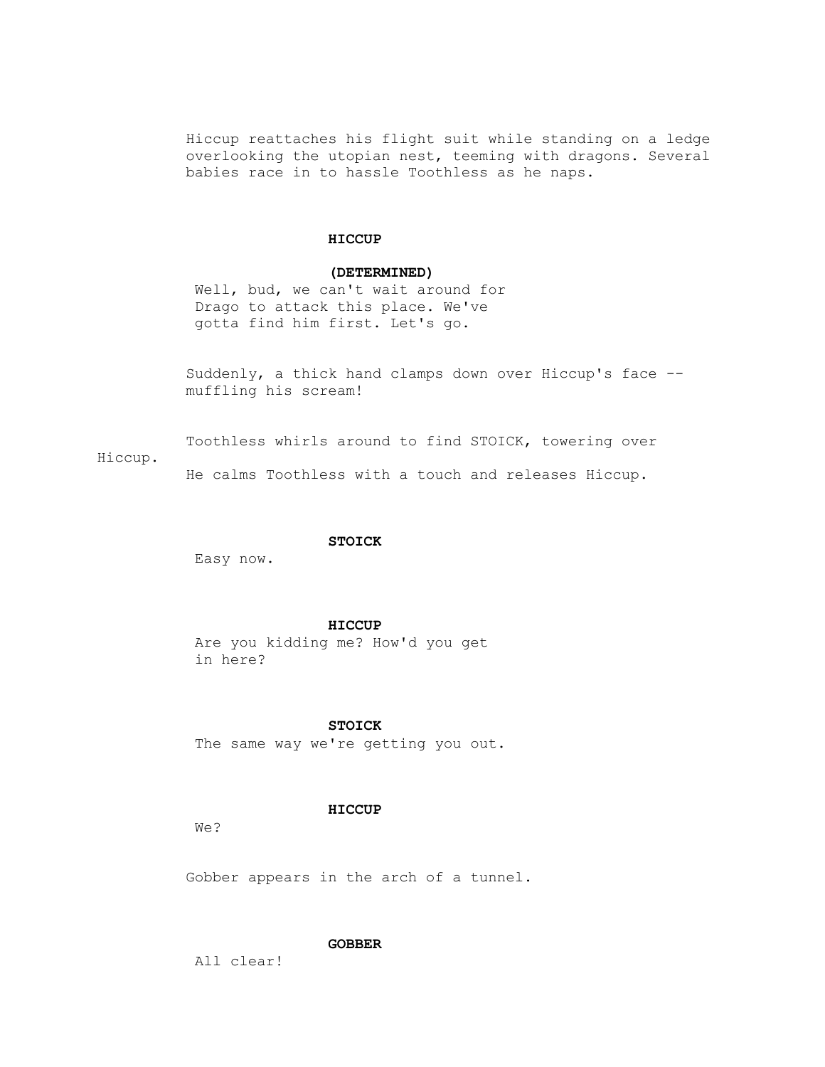Hiccup reattaches his flight suit while standing on a ledge overlooking the utopian nest, teeming with dragons. Several babies race in to hassle Toothless as he naps.

**HICCUP**

**(DETERMINED)**

Well, bud, we can't wait around for Drago to attack this place. We've gotta find him first. Let's go.

Suddenly, a thick hand clamps down over Hiccup's face -- muffling his scream!

Toothless whirls around to find STOICK, towering over Hiccup.

He calms Toothless with a touch and releases Hiccup.

**STOICK**

Easy now.

**HICCUP**

Are you kidding me? How'd you get in here?

**STOICK**

The same way we're getting you out.

**HICCUP**

We?

Gobber appears in the arch of a tunnel.

**GOBBER**

All clear!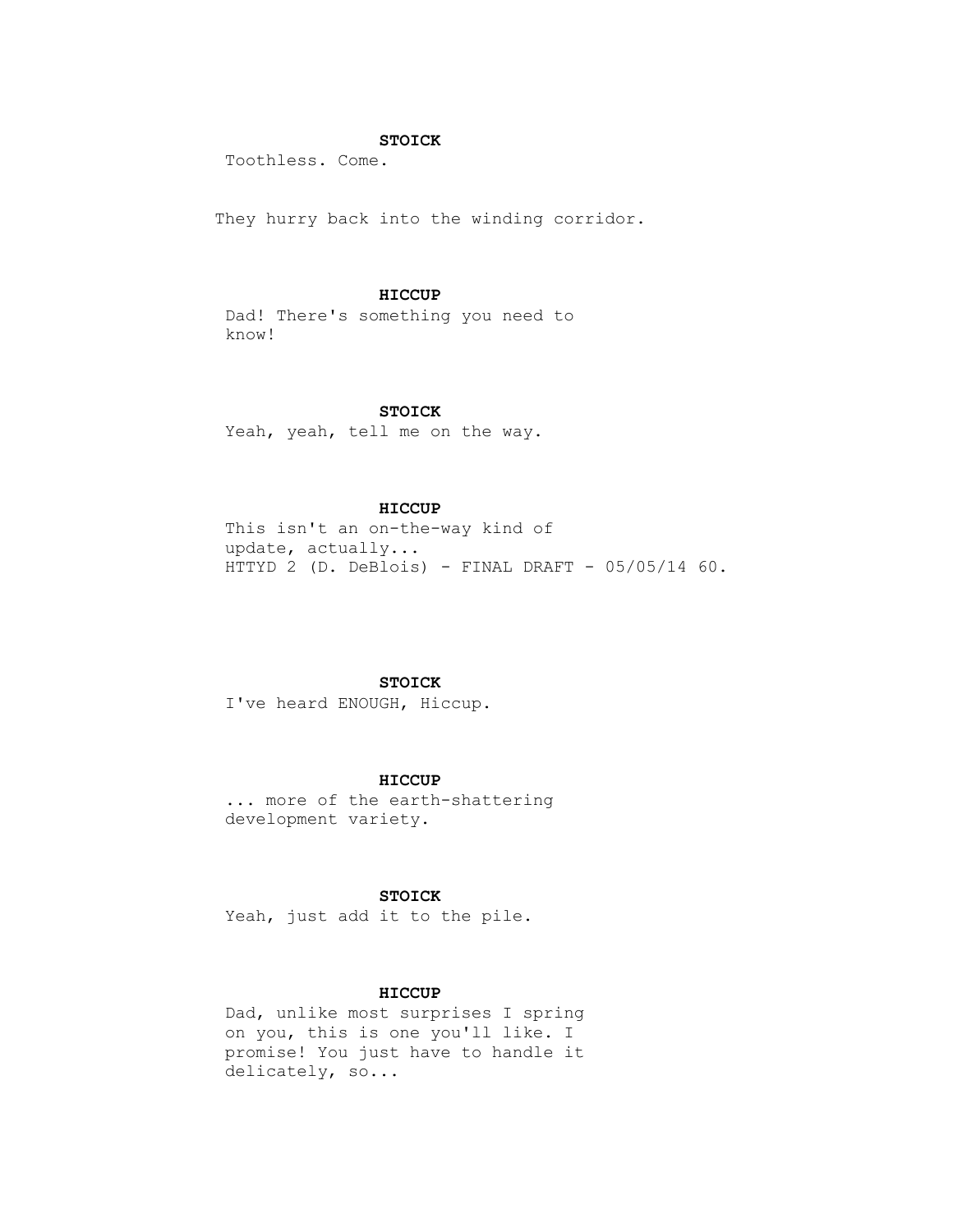**STOICK**
Toothless. Come.

They hurry back into the winding corridor.

**HICCUP**
Dad! There's something you need to know!

**STOICK**
Yeah, yeah, tell me on the way.

**HICCUP**
This isn't an on-the-way kind of update, actually...

**STOICK**
I've heard ENOUGH, Hiccup.

**HICCUP**
... more of the earth-shattering development variety.

**STOICK**
Yeah, just add it to the pile.

**HICCUP**
Dad, unlike most surprises I spring on you, this is one you'll like. I promise! You just have to handle it delicately, so...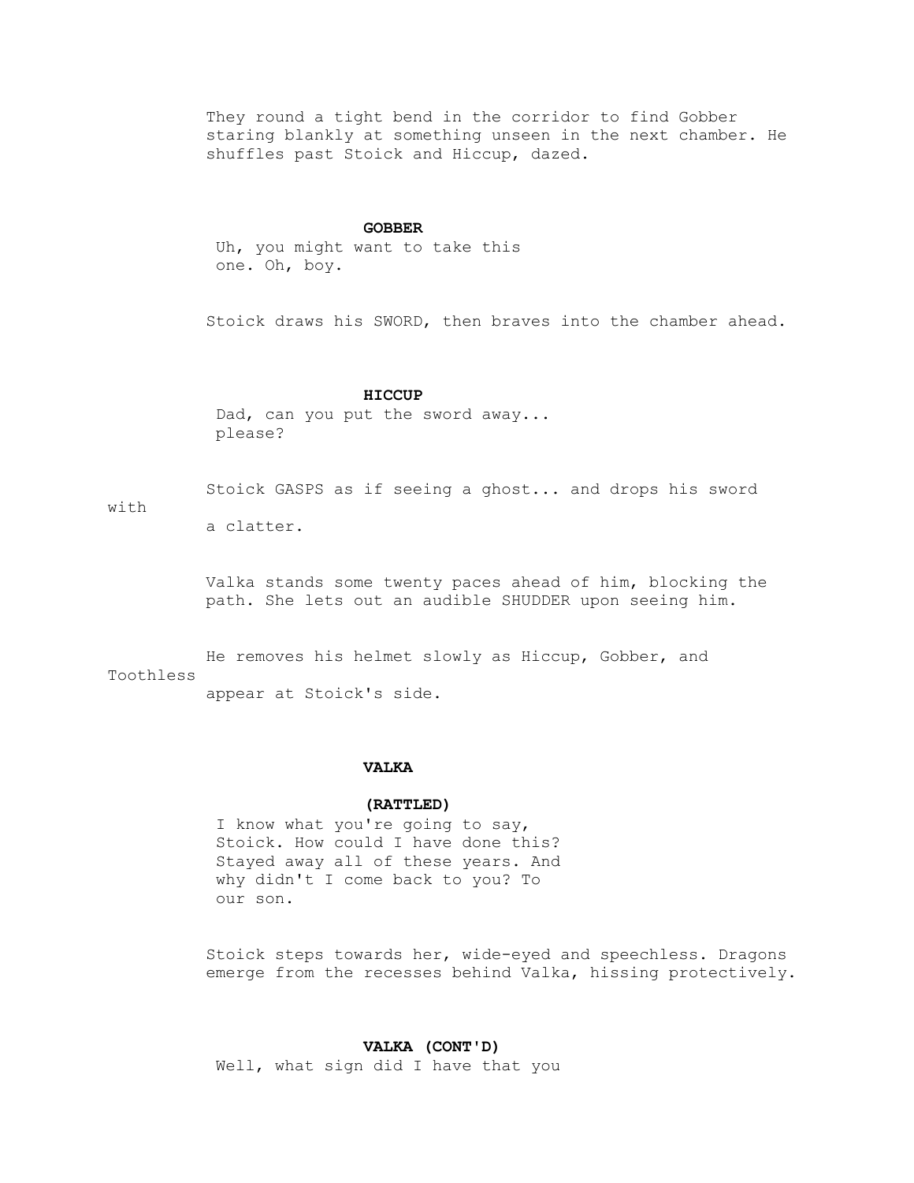They round a tight bend in the corridor to find Gobber staring blankly at something unseen in the next chamber. He shuffles past Stoick and Hiccup, dazed.

**GOBBER**

Uh, you might want to take this one. Oh, boy.

Stoick draws his SWORD, then braves into the chamber ahead.

**HICCUP**

Dad, can you put the sword away... please?

Stoick GASPS as if seeing a ghost... and drops his sword with a clatter.

Valka stands some twenty paces ahead of him, blocking the path. She lets out an audible SHUDDER upon seeing him.

He removes his helmet slowly as Hiccup, Gobber, and Toothless appear at Stoick's side.

**VALKA**

**(RATTLED)**

I know what you're going to say, Stoick. How could I have done this? Stayed away all of these years. And why didn't I come back to you? To our son.

Stoick steps towards her, wide-eyed and speechless. Dragons emerge from the recesses behind Valka, hissing protectively.

**VALKA (CONT'D)**

Well, what sign did I have that you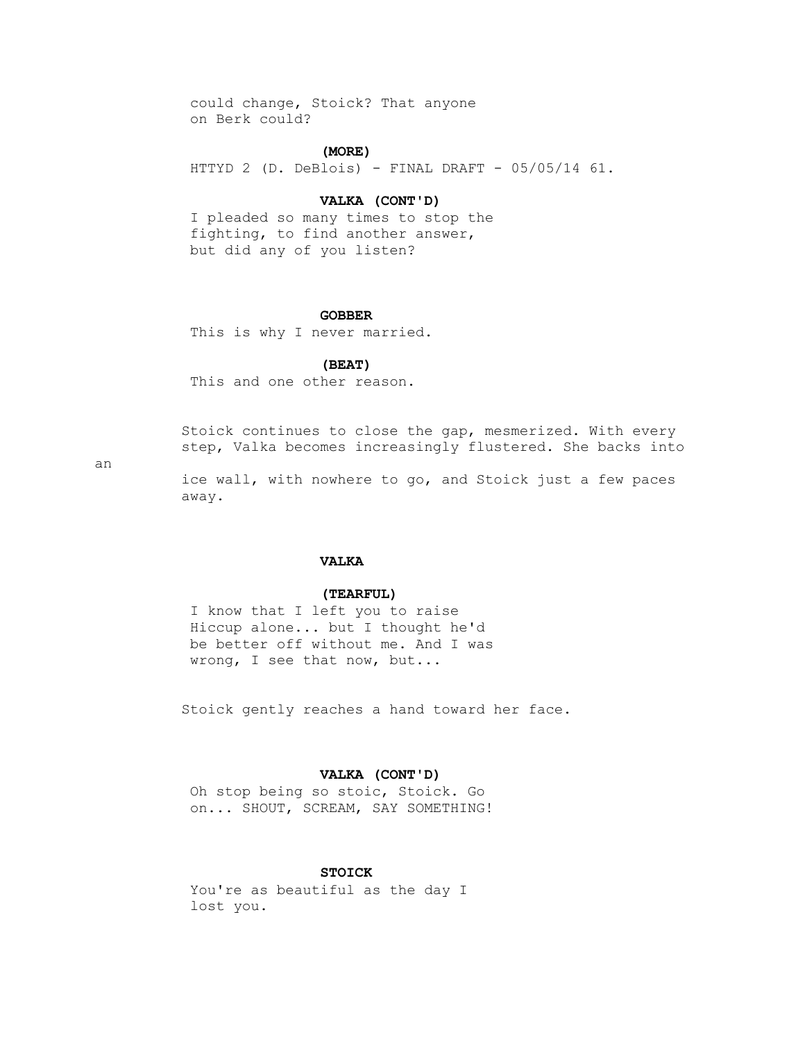could change, Stoick? That anyone on Berk could?

**(MORE)**

**VALKA (CONT'D)**

I pleaded so many times to stop the fighting, to find another answer, but did any of you listen?

**GOBBER**

This is why I never married.

**(BEAT)**

This and one other reason.

Stoick continues to close the gap, mesmerized. With every step, Valka becomes increasingly flustered. She backs into an ice wall, with nowhere to go, and Stoick just a few paces away.

**VALKA**

**(TEARFUL)**

I know that I left you to raise Hiccup alone... but I thought he'd be better off without me. And I was wrong, I see that now, but...

Stoick gently reaches a hand toward her face.

**VALKA (CONT'D)**

Oh stop being so stoic, Stoick. Go on... SHOUT, SCREAM, SAY SOMETHING!

**STOICK**

You're as beautiful as the day I lost you.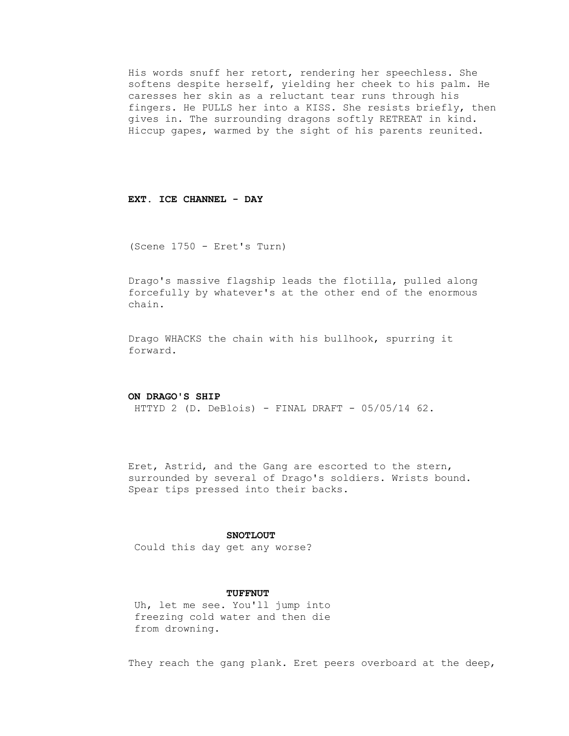His words snuff her retort, rendering her speechless. She softens despite herself, yielding her cheek to his palm. He caresses her skin as a reluctant tear runs through his fingers. He PULLS her into a KISS. She resists briefly, then gives in. The surrounding dragons softly RETREAT in kind. Hiccup gapes, warmed by the sight of his parents reunited.

**EXT. ICE CHANNEL - DAY**

(Scene 1750 - Eret's Turn)

Drago's massive flagship leads the flotilla, pulled along forcefully by whatever's at the other end of the enormous chain.

Drago WHACKS the chain with his bullhook, spurring it forward.

**ON DRAGO'S SHIP**

Eret, Astrid, and the Gang are escorted to the stern, surrounded by several of Drago's soldiers. Wrists bound. Spear tips pressed into their backs.

**SNOTLOUT**

Could this day get any worse?

**TUFFNUT**

Uh, let me see. You'll jump into freezing cold water and then die from drowning.

They reach the gang plank. Eret peers overboard at the deep,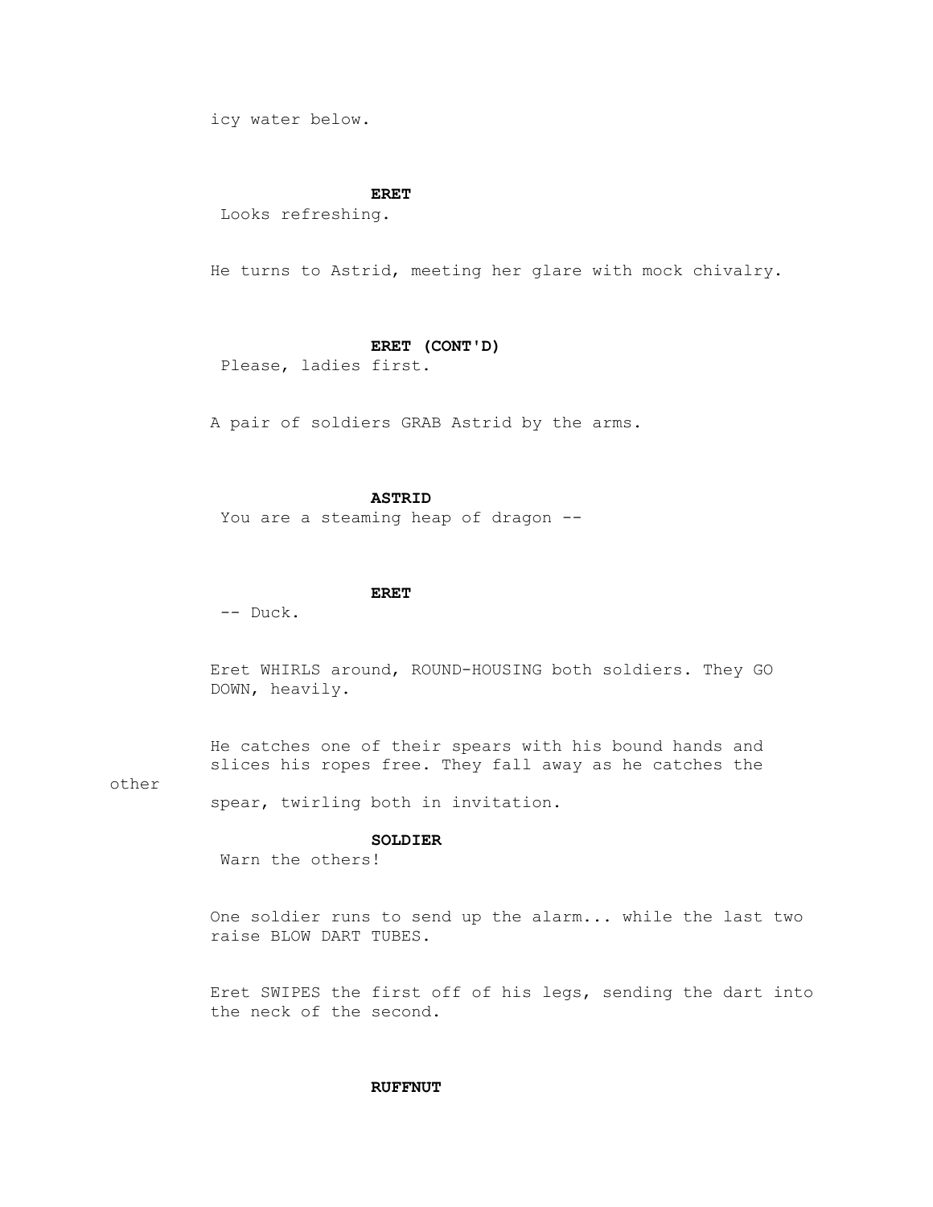icy water below.

**ERET**
Looks refreshing.

He turns to Astrid, meeting her glare with mock chivalry.

**ERET (CONT'D)**
Please, ladies first.

A pair of soldiers GRAB Astrid by the arms.

**ASTRID**
You are a steaming heap of dragon --

**ERET**
-- Duck.

Eret WHIRLS around, ROUND-HOUSING both soldiers. They GO DOWN, heavily.

He catches one of their spears with his bound hands and slices his ropes free. They fall away as he catches the other spear, twirling both in invitation.

**SOLDIER**
Warn the others!

One soldier runs to send up the alarm... while the last two raise BLOW DART TUBES.

Eret SWIPES the first off of his legs, sending the dart into the neck of the second.

**RUFFNUT**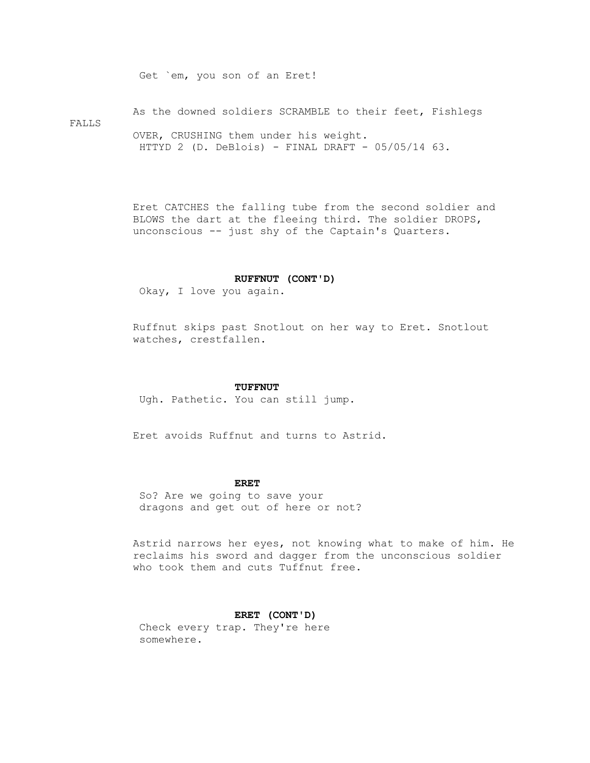Get `em, you son of an Eret!

As the downed soldiers SCRAMBLE to their feet, Fishlegs FALLS OVER, CRUSHING them under his weight.

Eret CATCHES the falling tube from the second soldier and BLOWS the dart at the fleeing third. The soldier DROPS, unconscious -- just shy of the Captain's Quarters.

**RUFFNUT (CONT'D)**
Okay, I love you again.

Ruffnut skips past Snotlout on her way to Eret. Snotlout watches, crestfallen.

**TUFFNUT**
Ugh. Pathetic. You can still jump.

Eret avoids Ruffnut and turns to Astrid.

**ERET**
So? Are we going to save your dragons and get out of here or not?

Astrid narrows her eyes, not knowing what to make of him. He reclaims his sword and dagger from the unconscious soldier who took them and cuts Tuffnut free.

**ERET (CONT'D)**
Check every trap. They're here somewhere.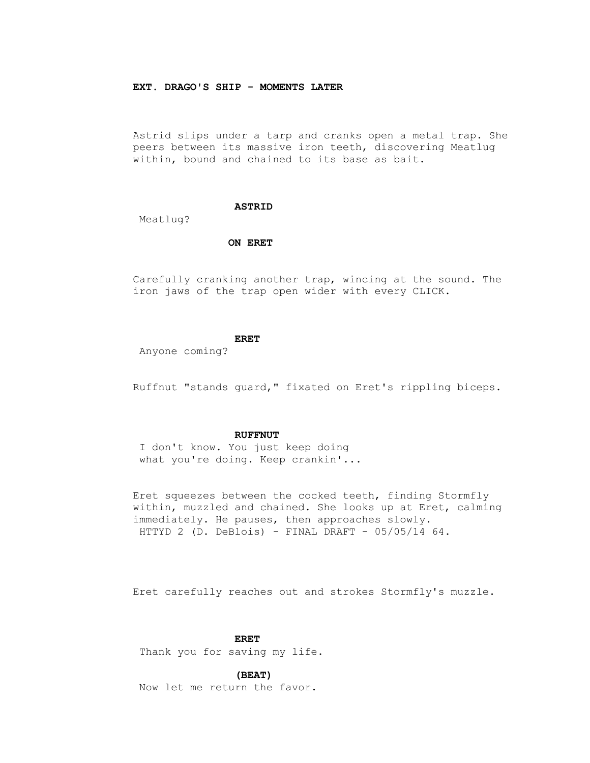**EXT. DRAGO'S SHIP - MOMENTS LATER**

Astrid slips under a tarp and cranks open a metal trap. She peers between its massive iron teeth, discovering Meatlug within, bound and chained to its base as bait.

**ASTRID**

Meatlug?

**ON ERET**

Carefully cranking another trap, wincing at the sound. The iron jaws of the trap open wider with every CLICK.

**ERET**

Anyone coming?

Ruffnut "stands guard," fixated on Eret's rippling biceps.

**RUFFNUT**

I don't know. You just keep doing what you're doing. Keep crankin'...

Eret squeezes between the cocked teeth, finding Stormfly within, muzzled and chained. She looks up at Eret, calming immediately. He pauses, then approaches slowly.

Eret carefully reaches out and strokes Stormfly's muzzle.

**ERET**

Thank you for saving my life.

**(BEAT)**

Now let me return the favor.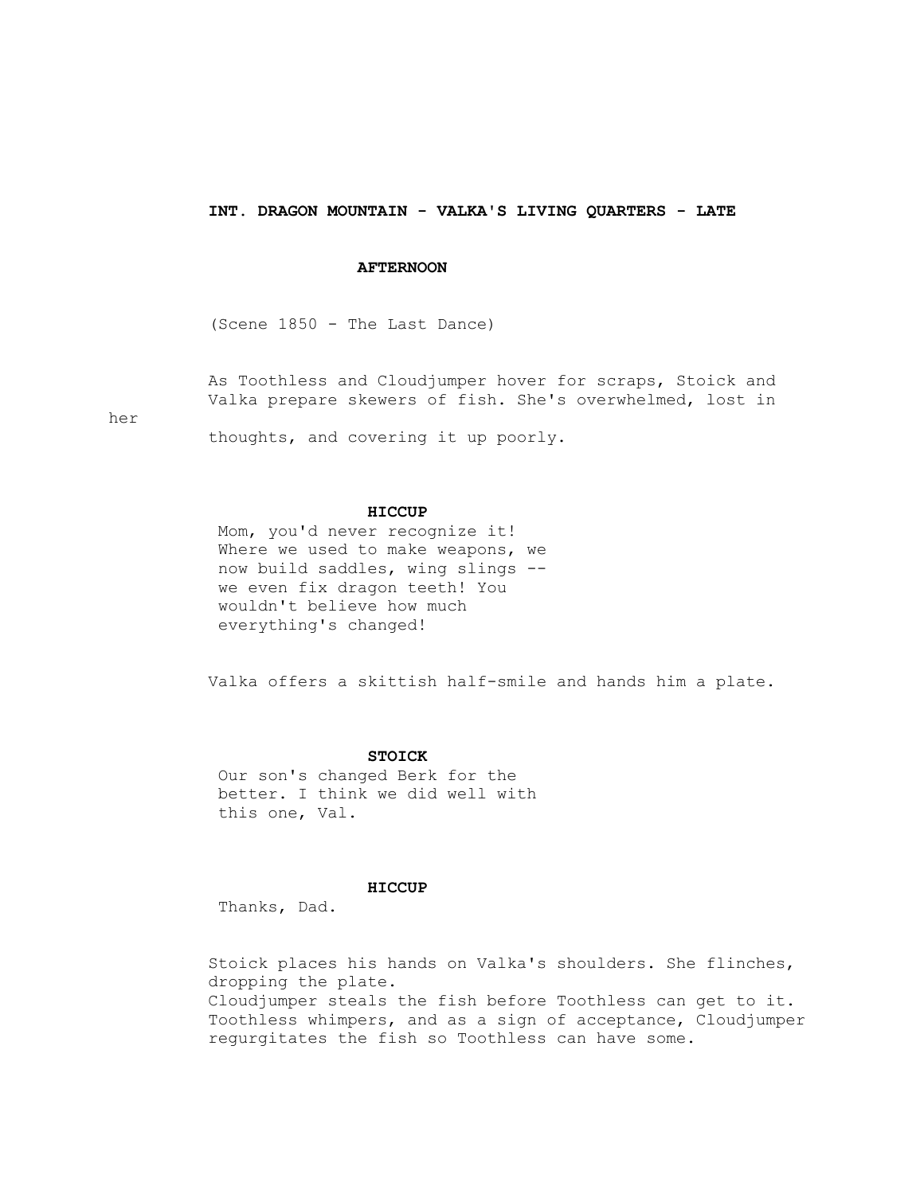**INT. DRAGON MOUNTAIN - VALKA'S LIVING QUARTERS - LATE AFTERNOON**

(Scene 1850 - The Last Dance)

As Toothless and Cloudjumper hover for scraps, Stoick and Valka prepare skewers of fish. She's overwhelmed, lost in her thoughts, and covering it up poorly.

**HICCUP**
Mom, you'd never recognize it! Where we used to make weapons, we now build saddles, wing slings -- we even fix dragon teeth! You wouldn't believe how much everything's changed!

Valka offers a skittish half-smile and hands him a plate.

**STOICK**
Our son's changed Berk for the better. I think we did well with this one, Val.

**HICCUP**
Thanks, Dad.

Stoick places his hands on Valka's shoulders. She flinches, dropping the plate.
Cloudjumper steals the fish before Toothless can get to it. Toothless whimpers, and as a sign of acceptance, Cloudjumper regurgitates the fish so Toothless can have some.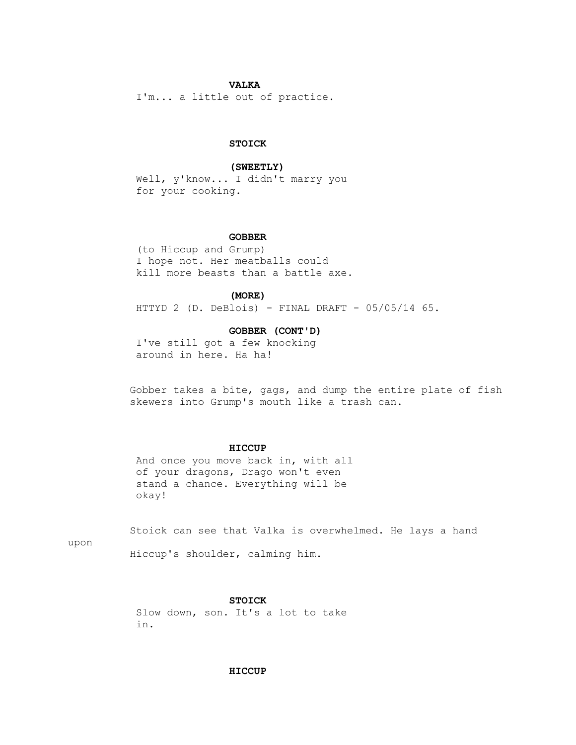**VALKA**

I'm... a little out of practice.

**STOICK**

**(SWEETLY)**

Well, y'know... I didn't marry you for your cooking.

**GOBBER**

(to Hiccup and Grump)
I hope not. Her meatballs could kill more beasts than a battle axe.

**(MORE)**

**GOBBER (CONT'D)**

I've still got a few knocking around in here. Ha ha!

Gobber takes a bite, gags, and dump the entire plate of fish skewers into Grump's mouth like a trash can.

**HICCUP**

And once you move back in, with all of your dragons, Drago won't even stand a chance. Everything will be okay!

Stoick can see that Valka is overwhelmed. He lays a hand upon Hiccup's shoulder, calming him.

**STOICK**

Slow down, son. It's a lot to take in.

**HICCUP**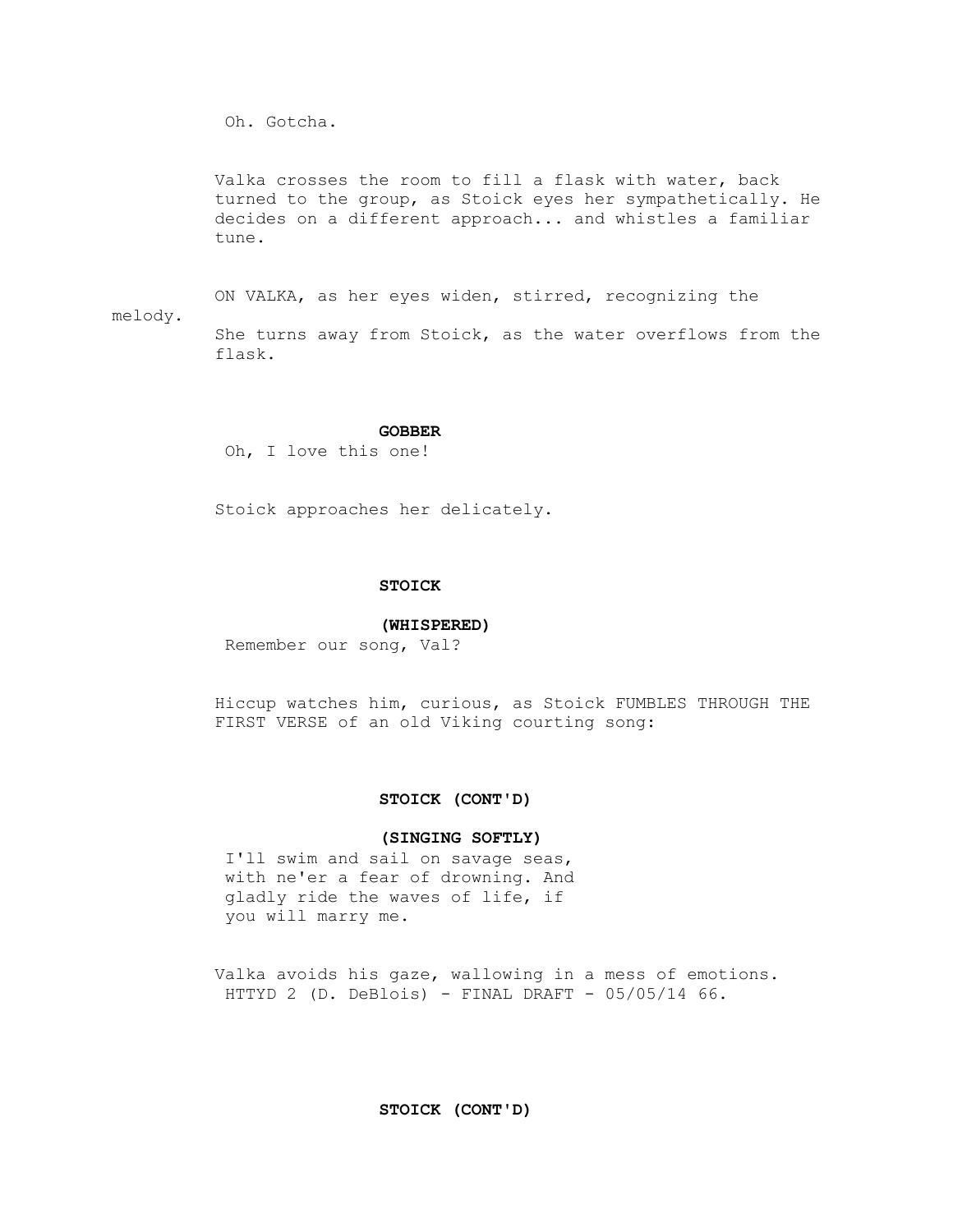Oh. Gotcha.

Valka crosses the room to fill a flask with water, back turned to the group, as Stoick eyes her sympathetically. He decides on a different approach... and whistles a familiar tune.

ON VALKA, as her eyes widen, stirred, recognizing the melody.
She turns away from Stoick, as the water overflows from the flask.

**GOBBER**

Oh, I love this one!

Stoick approaches her delicately.

**STOICK**

**(WHISPERED)**

Remember our song, Val?

Hiccup watches him, curious, as Stoick FUMBLES THROUGH THE FIRST VERSE of an old Viking courting song:

**STOICK (CONT'D)**

**(SINGING SOFTLY)**

I'll swim and sail on savage seas, with ne'er a fear of drowning. And gladly ride the waves of life, if you will marry me.

Valka avoids his gaze, wallowing in a mess of emotions.

**STOICK (CONT'D)**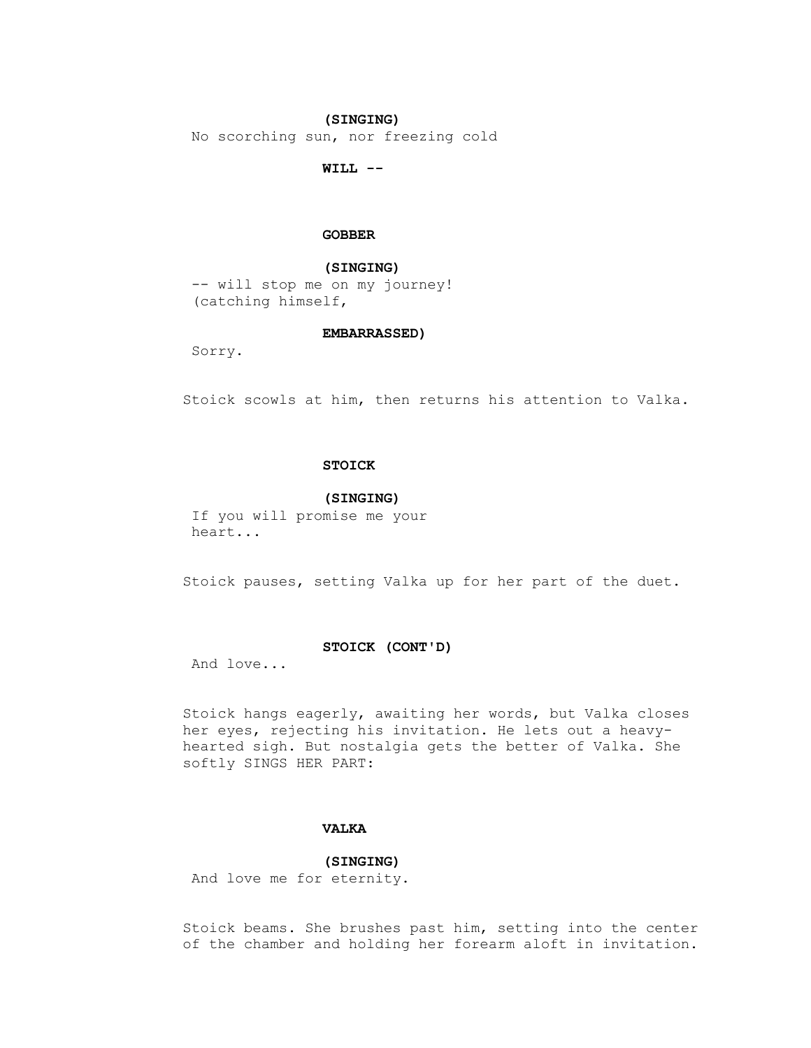**(SINGING)**
No scorching sun, nor freezing cold

**WILL --**

**GOBBER**

**(SINGING)**
-- will stop me on my journey!
(catching himself,

**EMBARRASSED)**
Sorry.

Stoick scowls at him, then returns his attention to Valka.

**STOICK**

**(SINGING)**
If you will promise me your
heart...

Stoick pauses, setting Valka up for her part of the duet.

**STOICK (CONT'D)**
And love...

Stoick hangs eagerly, awaiting her words, but Valka closes her eyes, rejecting his invitation. He lets out a heavy-hearted sigh. But nostalgia gets the better of Valka. She softly SINGS HER PART:

**VALKA**

**(SINGING)**
And love me for eternity.

Stoick beams. She brushes past him, setting into the center of the chamber and holding her forearm aloft in invitation.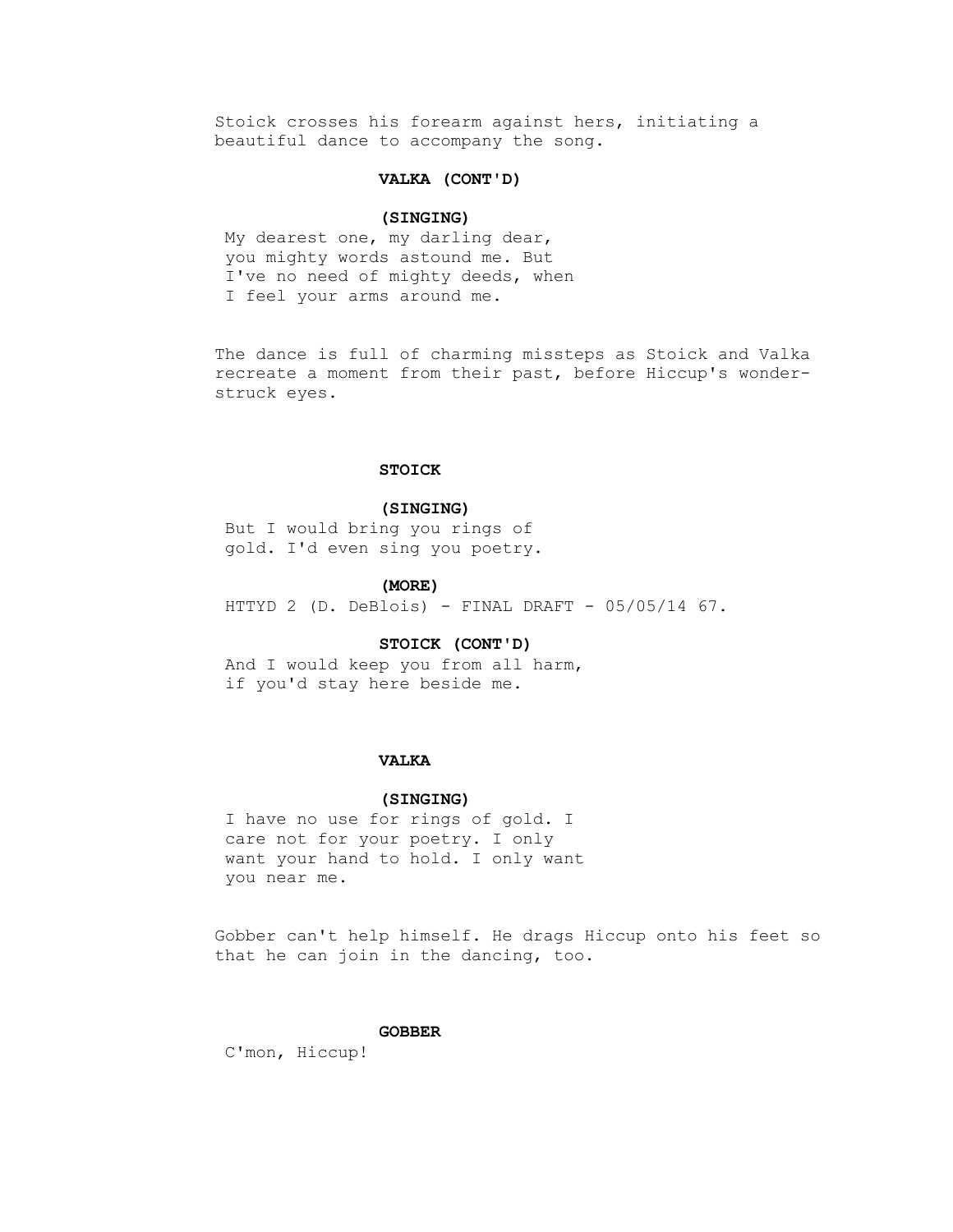Stoick crosses his forearm against hers, initiating a beautiful dance to accompany the song.

**VALKA (CONT'D)**

**(SINGING)**

My dearest one, my darling dear, you mighty words astound me. But I've no need of mighty deeds, when I feel your arms around me.

The dance is full of charming missteps as Stoick and Valka recreate a moment from their past, before Hiccup's wonder-struck eyes.

**STOICK**

**(SINGING)**

But I would bring you rings of gold. I'd even sing you poetry.

**(MORE)**

**STOICK (CONT'D)**

And I would keep you from all harm, if you'd stay here beside me.

**VALKA**

**(SINGING)**

I have no use for rings of gold. I care not for your poetry. I only want your hand to hold. I only want you near me.

Gobber can't help himself. He drags Hiccup onto his feet so that he can join in the dancing, too.

**GOBBER**

C'mon, Hiccup!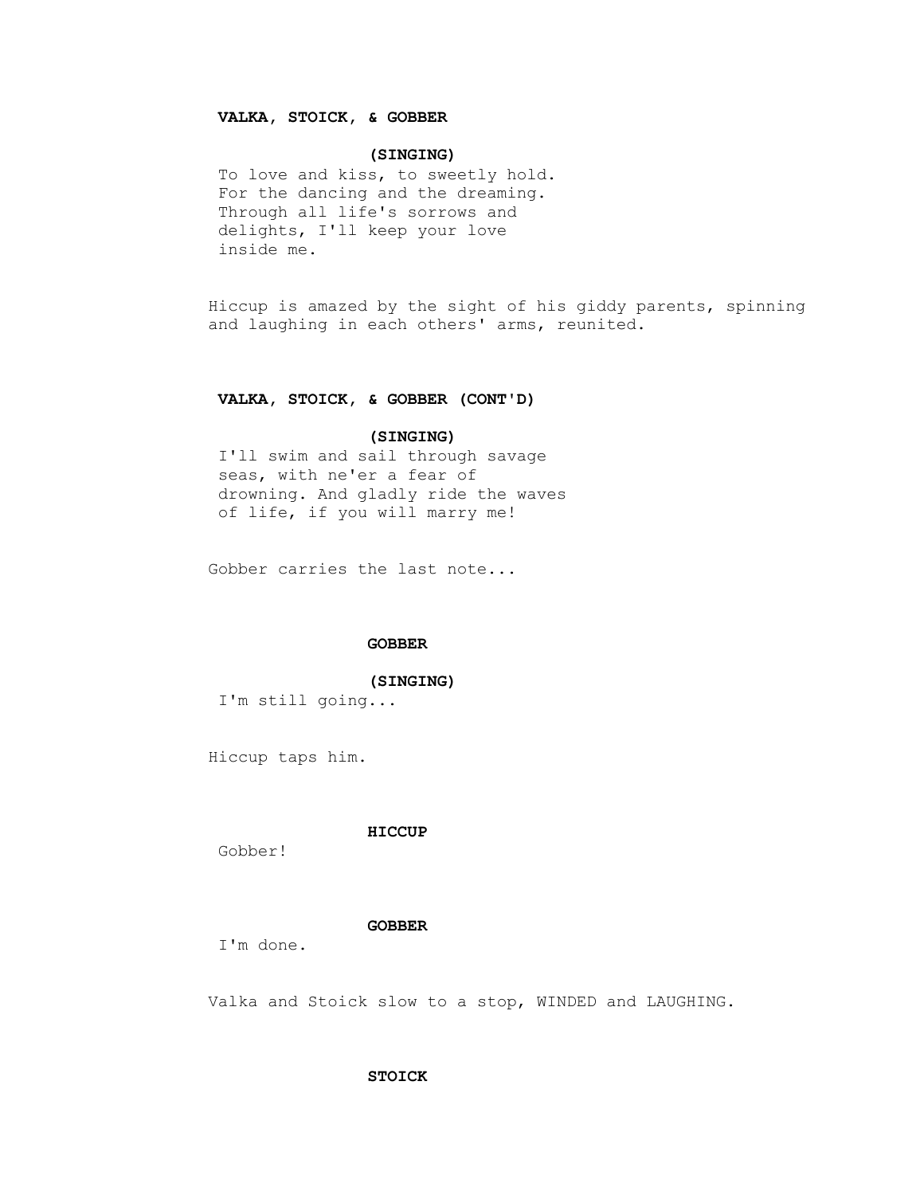**VALKA, STOICK, & GOBBER**

**(SINGING)**

To love and kiss, to sweetly hold.
For the dancing and the dreaming.
Through all life's sorrows and
delights, I'll keep your love
inside me.

Hiccup is amazed by the sight of his giddy parents, spinning and laughing in each others' arms, reunited.

**VALKA, STOICK, & GOBBER (CONT'D)**

**(SINGING)**

I'll swim and sail through savage
seas, with ne'er a fear of
drowning. And gladly ride the waves
of life, if you will marry me!

Gobber carries the last note...

**GOBBER**

**(SINGING)**

I'm still going...

Hiccup taps him.

**HICCUP**

Gobber!

**GOBBER**

I'm done.

Valka and Stoick slow to a stop, WINDED and LAUGHING.

**STOICK**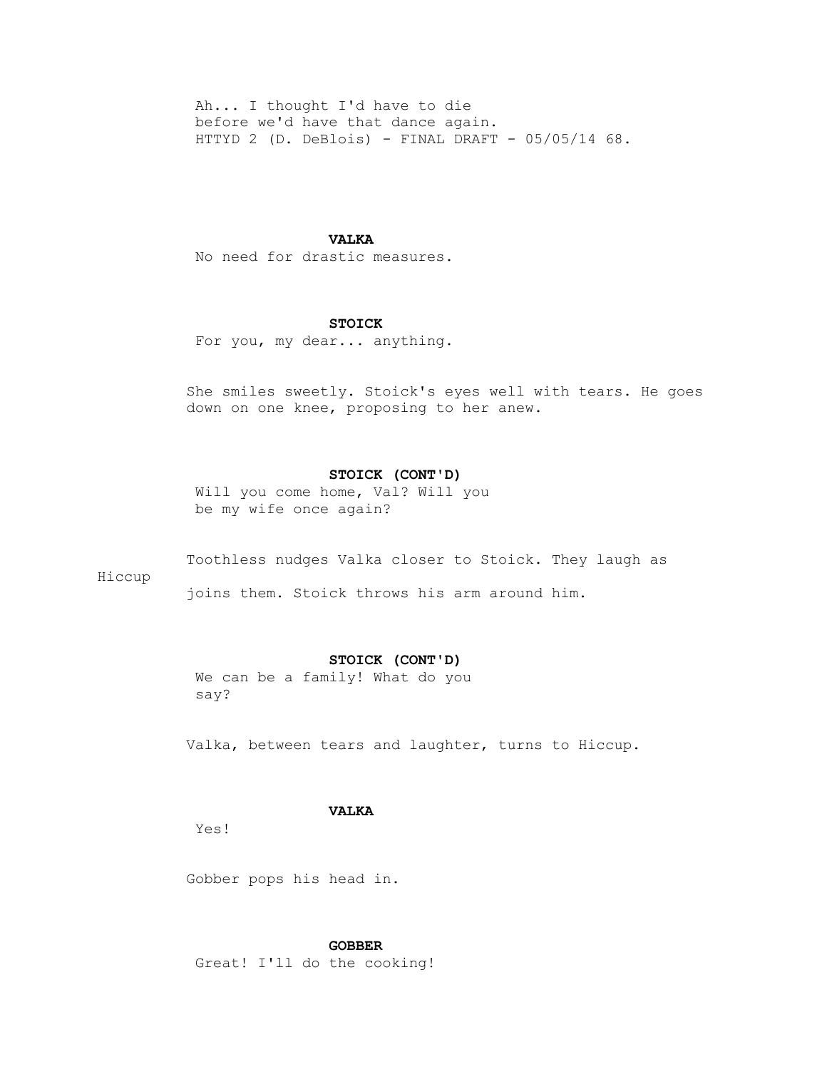Ah... I thought I'd have to die
before we'd have that dance again.

**VALKA**
No need for drastic measures.

**STOICK**
For you, my dear... anything.

She smiles sweetly. Stoick's eyes well with tears. He goes down on one knee, proposing to her anew.

**STOICK (CONT'D)**
Will you come home, Val? Will you
be my wife once again?

Toothless nudges Valka closer to Stoick. They laugh as Hiccup joins them. Stoick throws his arm around him.

**STOICK (CONT'D)**
We can be a family! What do you
say?

Valka, between tears and laughter, turns to Hiccup.

**VALKA**
Yes!

Gobber pops his head in.

**GOBBER**
Great! I'll do the cooking!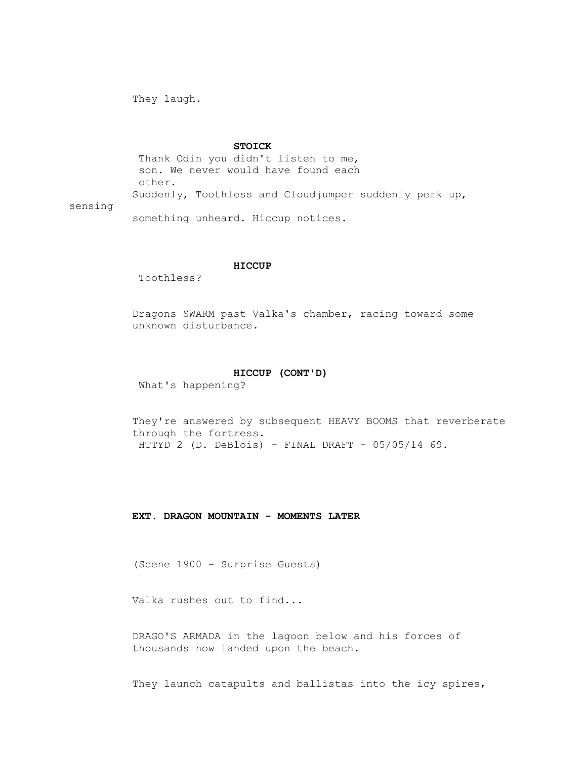They laugh.

**STOICK**

Thank Odin you didn't listen to me, son. We never would have found each other.

Suddenly, Toothless and Cloudjumper suddenly perk up, sensing something unheard. Hiccup notices.

**HICCUP**

Toothless?

Dragons SWARM past Valka's chamber, racing toward some unknown disturbance.

**HICCUP (CONT'D)**

What's happening?

They're answered by subsequent HEAVY BOOMS that reverberate through the fortress.

**EXT. DRAGON MOUNTAIN - MOMENTS LATER**

(Scene 1900 - Surprise Guests)

Valka rushes out to find...

DRAGO'S ARMADA in the lagoon below and his forces of thousands now landed upon the beach.

They launch catapults and ballistas into the icy spires,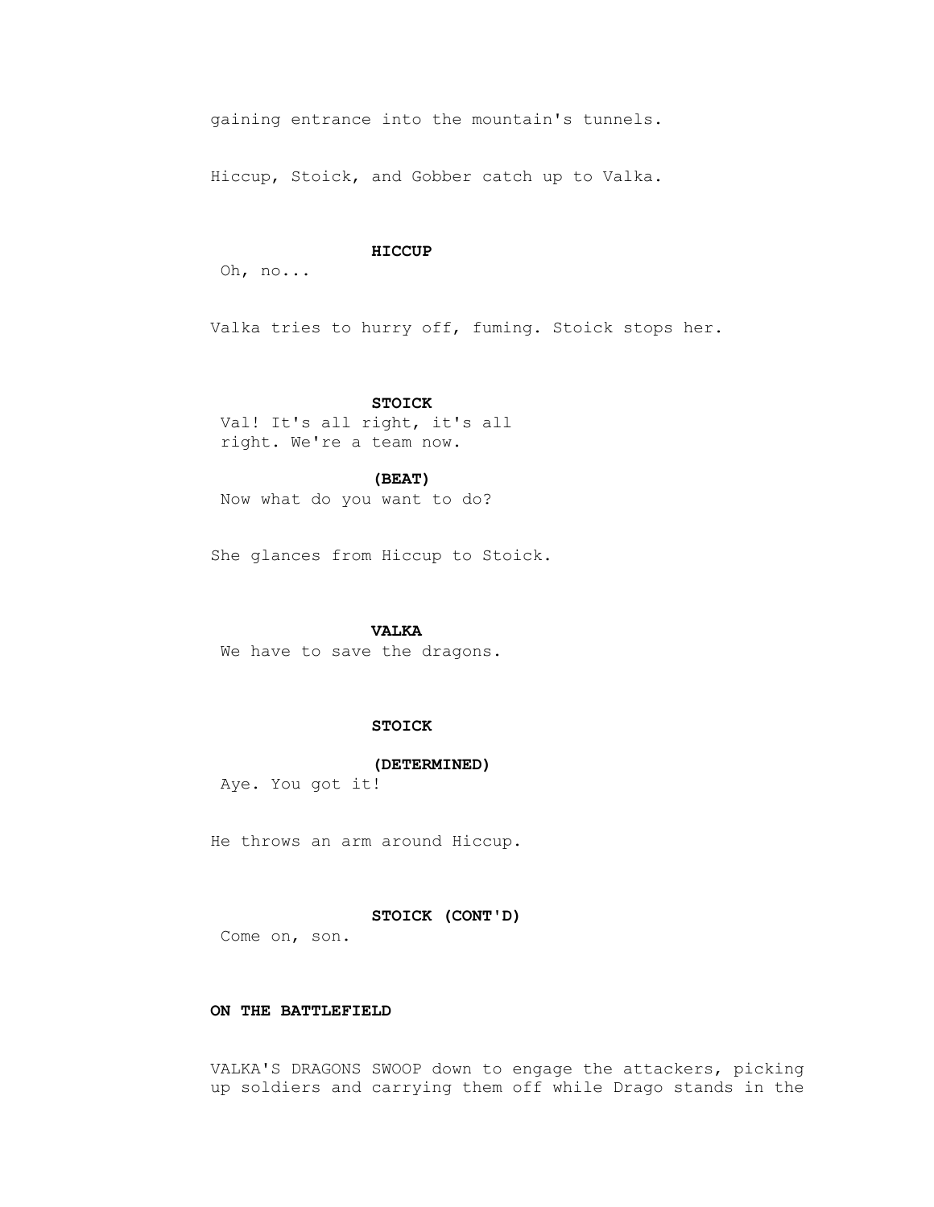gaining entrance into the mountain's tunnels.

Hiccup, Stoick, and Gobber catch up to Valka.

**HICCUP**

Oh, no...

Valka tries to hurry off, fuming. Stoick stops her.

**STOICK**

Val! It's all right, it's all right. We're a team now.

**(BEAT)**

Now what do you want to do?

She glances from Hiccup to Stoick.

**VALKA**

We have to save the dragons.

**STOICK**

**(DETERMINED)**

Aye. You got it!

He throws an arm around Hiccup.

**STOICK (CONT'D)**

Come on, son.

**ON THE BATTLEFIELD**

VALKA'S DRAGONS SWOOP down to engage the attackers, picking up soldiers and carrying them off while Drago stands in the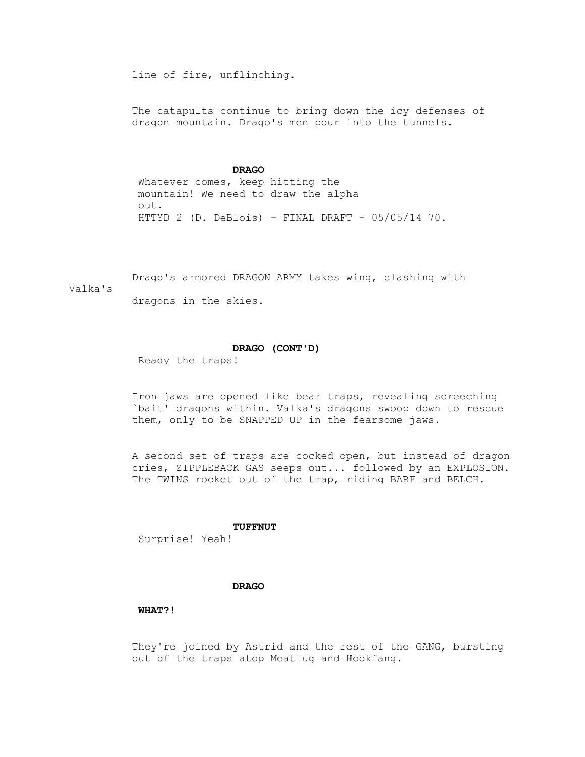line of fire, unflinching.

The catapults continue to bring down the icy defenses of dragon mountain. Drago's men pour into the tunnels.

**DRAGO**

Whatever comes, keep hitting the mountain! We need to draw the alpha out.

Drago's armored DRAGON ARMY takes wing, clashing with Valka's dragons in the skies.

**DRAGO (CONT'D)**

Ready the traps!

Iron jaws are opened like bear traps, revealing screeching `bait' dragons within. Valka's dragons swoop down to rescue them, only to be SNAPPED UP in the fearsome jaws.

A second set of traps are cocked open, but instead of dragon cries, ZIPPLEBACK GAS seeps out... followed by an EXPLOSION. The TWINS rocket out of the trap, riding BARF and BELCH.

**TUFFNUT**

Surprise! Yeah!

**DRAGO**

**WHAT?!**

They're joined by Astrid and the rest of the GANG, bursting out of the traps atop Meatlug and Hookfang.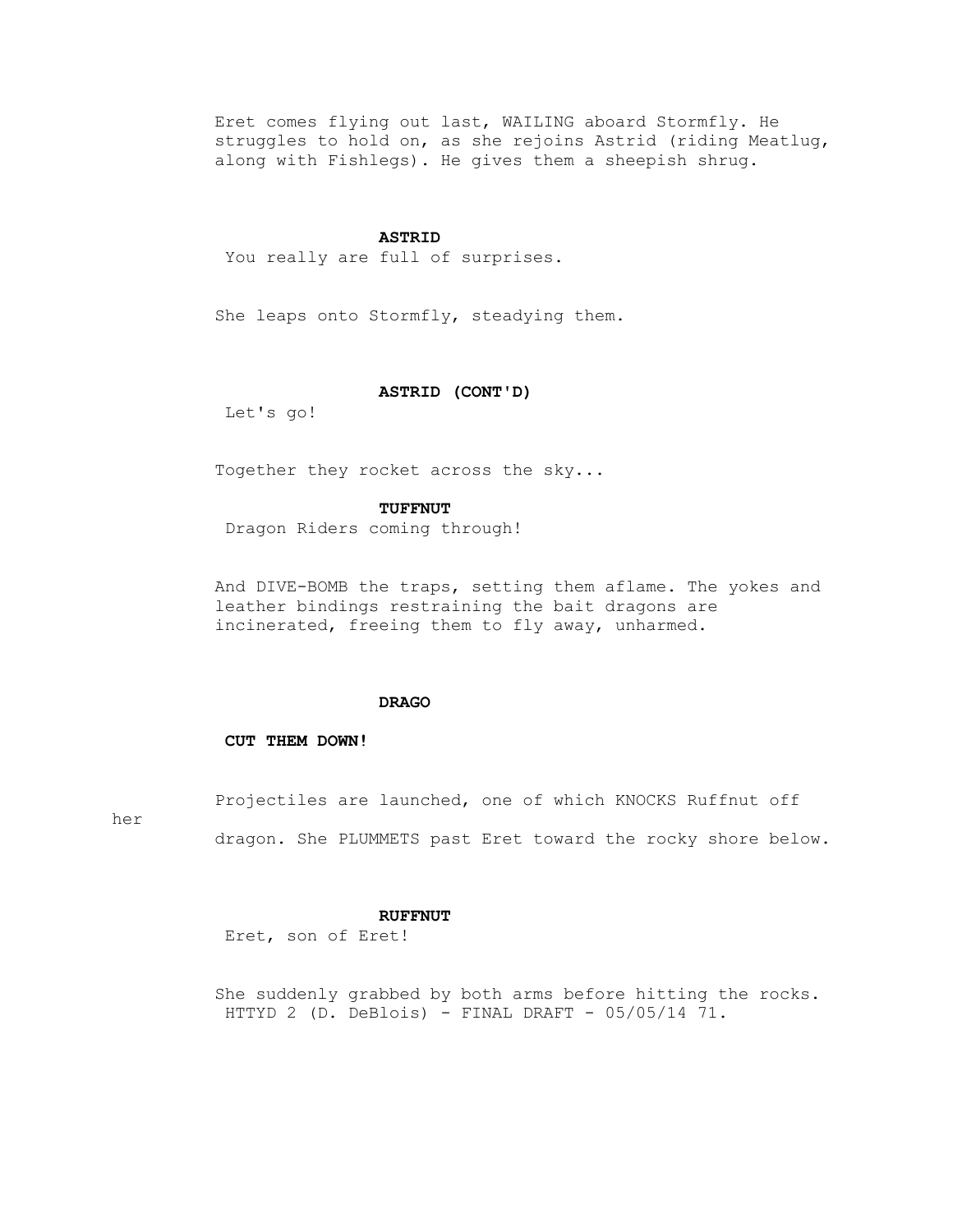Eret comes flying out last, WAILING aboard Stormfly. He struggles to hold on, as she rejoins Astrid (riding Meatlug, along with Fishlegs). He gives them a sheepish shrug.

**ASTRID**

You really are full of surprises.

She leaps onto Stormfly, steadying them.

**ASTRID (CONT'D)**

Let's go!

Together they rocket across the sky...

**TUFFNUT**

Dragon Riders coming through!

And DIVE-BOMB the traps, setting them aflame. The yokes and leather bindings restraining the bait dragons are incinerated, freeing them to fly away, unharmed.

**DRAGO**

**CUT THEM DOWN!**

Projectiles are launched, one of which KNOCKS Ruffnut off her dragon. She PLUMMETS past Eret toward the rocky shore below.

**RUFFNUT**

Eret, son of Eret!

She suddenly grabbed by both arms before hitting the rocks.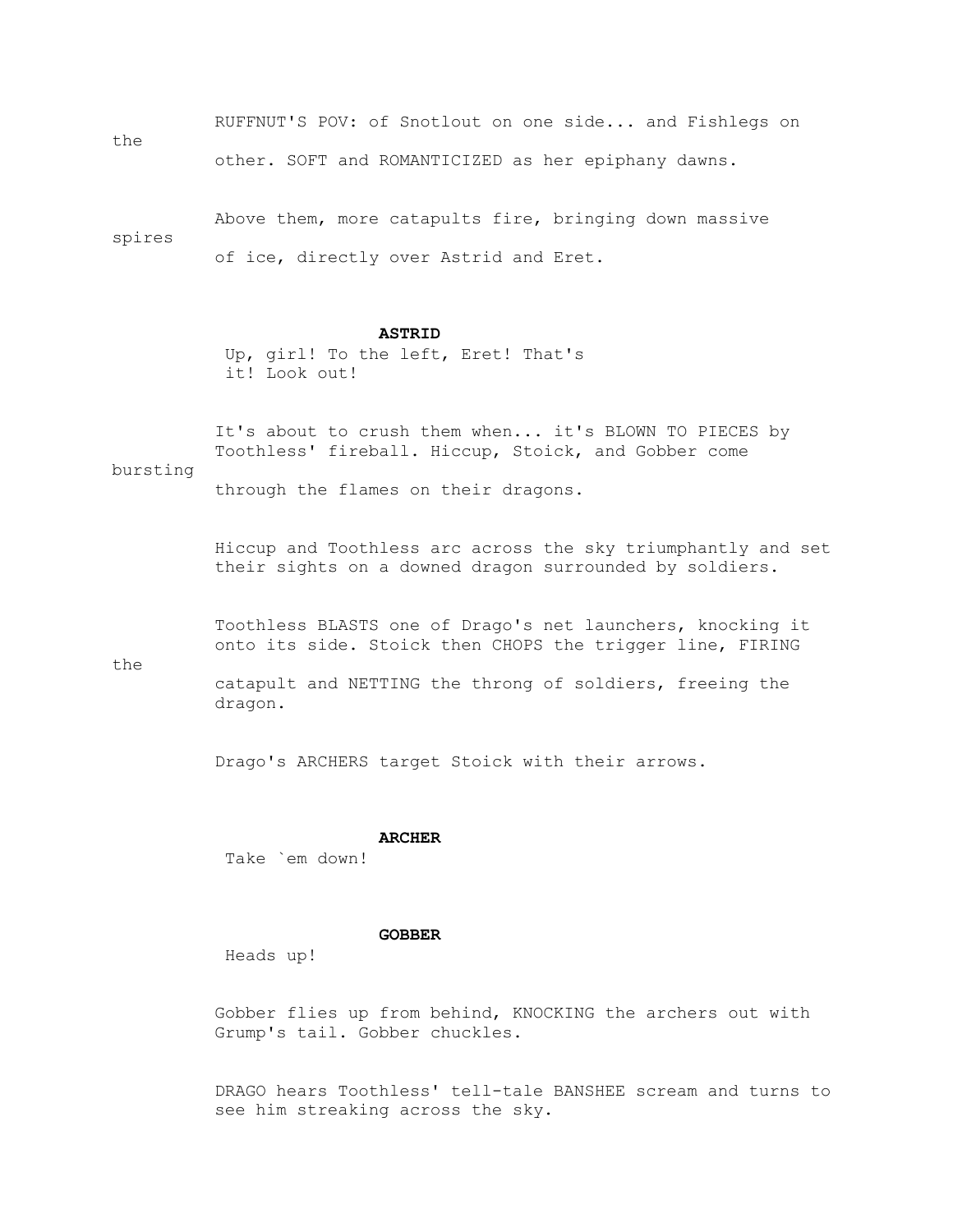RUFFNUT'S POV: of Snotlout on one side... and Fishlegs on the other. SOFT and ROMANTICIZED as her epiphany dawns.

Above them, more catapults fire, bringing down massive spires of ice, directly over Astrid and Eret.

**ASTRID**
Up, girl! To the left, Eret! That's it! Look out!

It's about to crush them when... it's BLOWN TO PIECES by Toothless' fireball. Hiccup, Stoick, and Gobber come bursting through the flames on their dragons.

Hiccup and Toothless arc across the sky triumphantly and set their sights on a downed dragon surrounded by soldiers.

Toothless BLASTS one of Drago's net launchers, knocking it onto its side. Stoick then CHOPS the trigger line, FIRING the catapult and NETTING the throng of soldiers, freeing the dragon.

Drago's ARCHERS target Stoick with their arrows.

**ARCHER**
Take `em down!

**GOBBER**
Heads up!

Gobber flies up from behind, KNOCKING the archers out with Grump's tail. Gobber chuckles.

DRAGO hears Toothless' tell-tale BANSHEE scream and turns to see him streaking across the sky.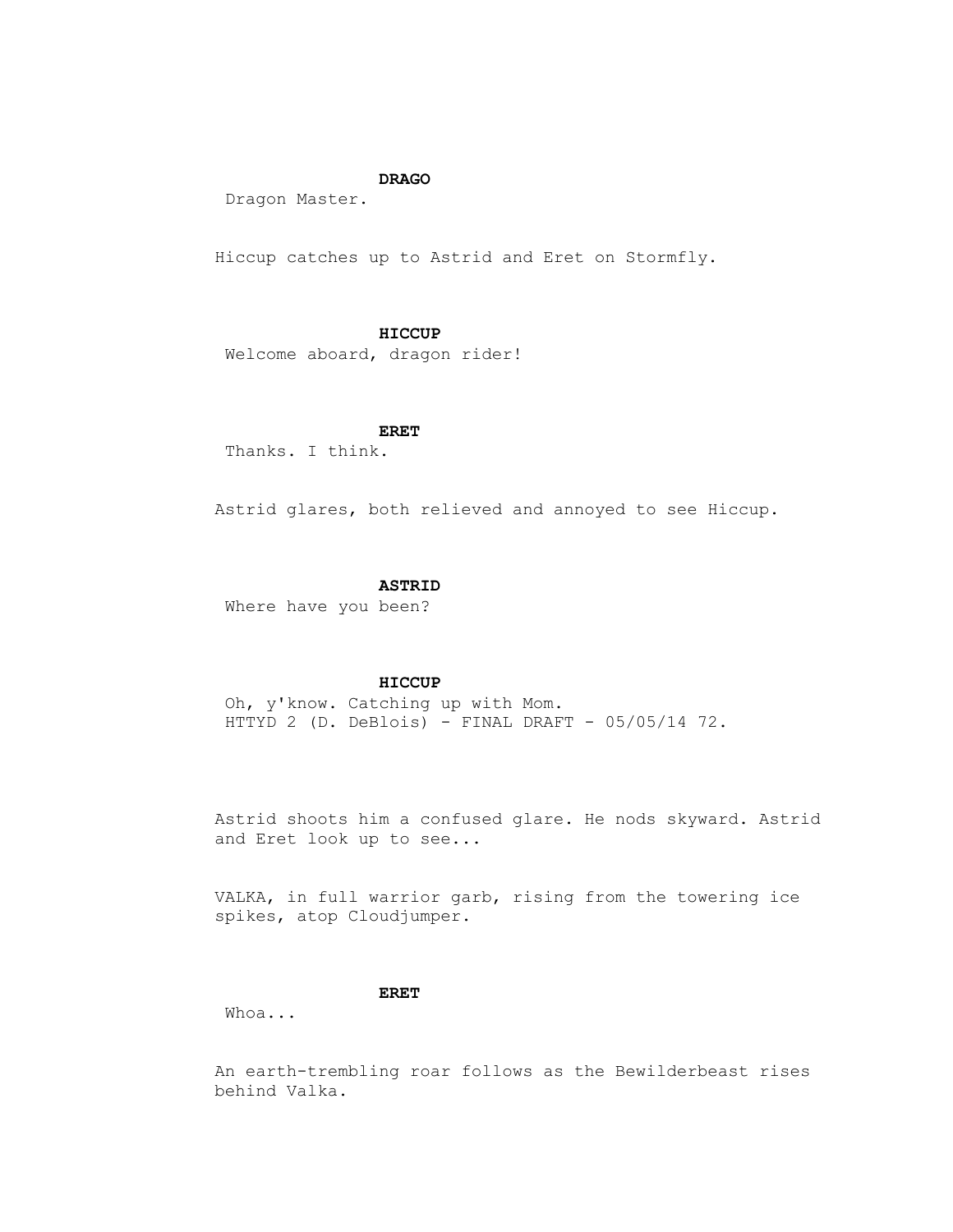**DRAGO**

Dragon Master.

Hiccup catches up to Astrid and Eret on Stormfly.

**HICCUP**

Welcome aboard, dragon rider!

**ERET**

Thanks. I think.

Astrid glares, both relieved and annoyed to see Hiccup.

**ASTRID**

Where have you been?

**HICCUP**

Oh, y'know. Catching up with Mom.

Astrid shoots him a confused glare. He nods skyward. Astrid and Eret look up to see...

VALKA, in full warrior garb, rising from the towering ice spikes, atop Cloudjumper.

**ERET**

Whoa...

An earth-trembling roar follows as the Bewilderbeast rises behind Valka.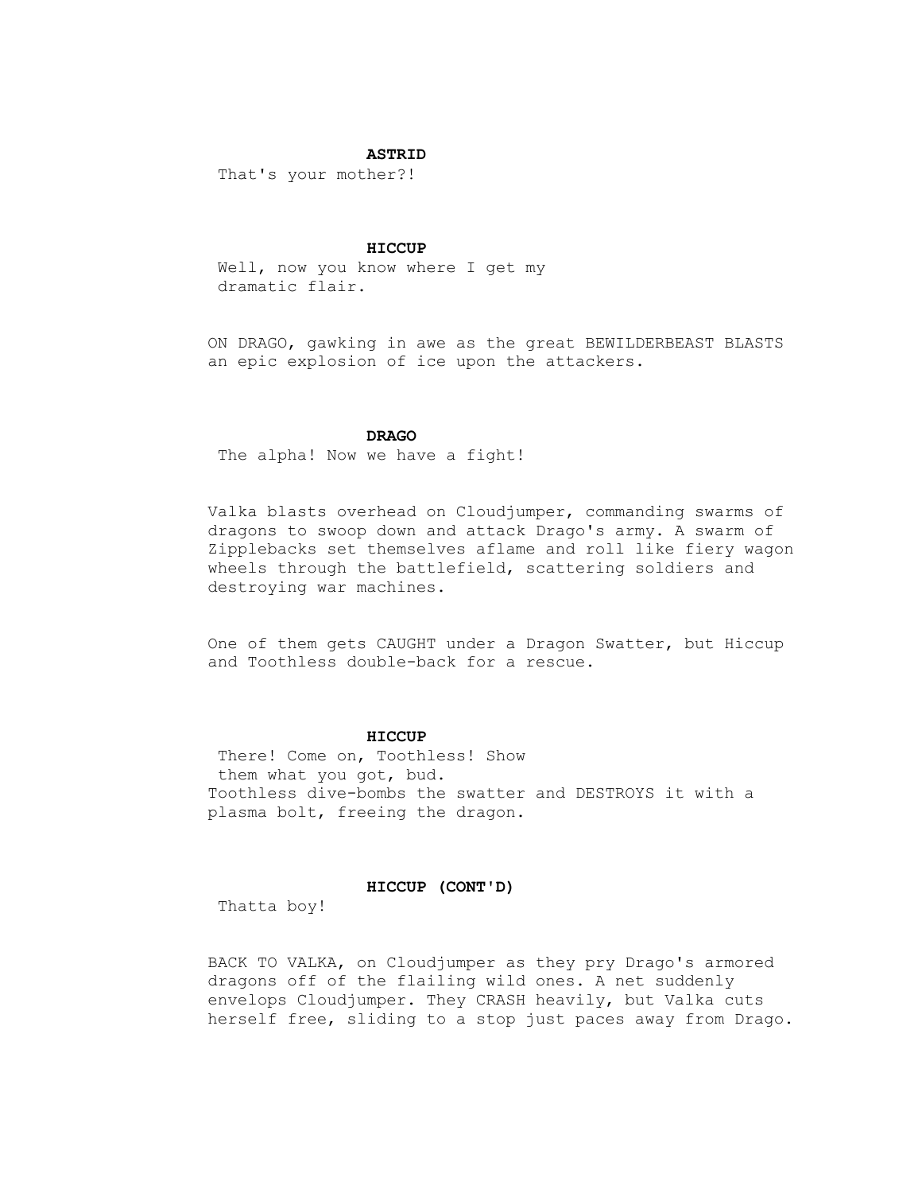**ASTRID**

That's your mother?!

**HICCUP**

Well, now you know where I get my
dramatic flair.

ON DRAGO, gawking in awe as the great BEWILDERBEAST BLASTS an epic explosion of ice upon the attackers.

**DRAGO**

The alpha! Now we have a fight!

Valka blasts overhead on Cloudjumper, commanding swarms of dragons to swoop down and attack Drago's army. A swarm of Zipplebacks set themselves aflame and roll like fiery wagon wheels through the battlefield, scattering soldiers and destroying war machines.

One of them gets CAUGHT under a Dragon Swatter, but Hiccup and Toothless double-back for a rescue.

**HICCUP**

There! Come on, Toothless! Show
them what you got, bud.

Toothless dive-bombs the swatter and DESTROYS it with a plasma bolt, freeing the dragon.

**HICCUP (CONT'D)**

Thatta boy!

BACK TO VALKA, on Cloudjumper as they pry Drago's armored dragons off of the flailing wild ones. A net suddenly envelops Cloudjumper. They CRASH heavily, but Valka cuts herself free, sliding to a stop just paces away from Drago.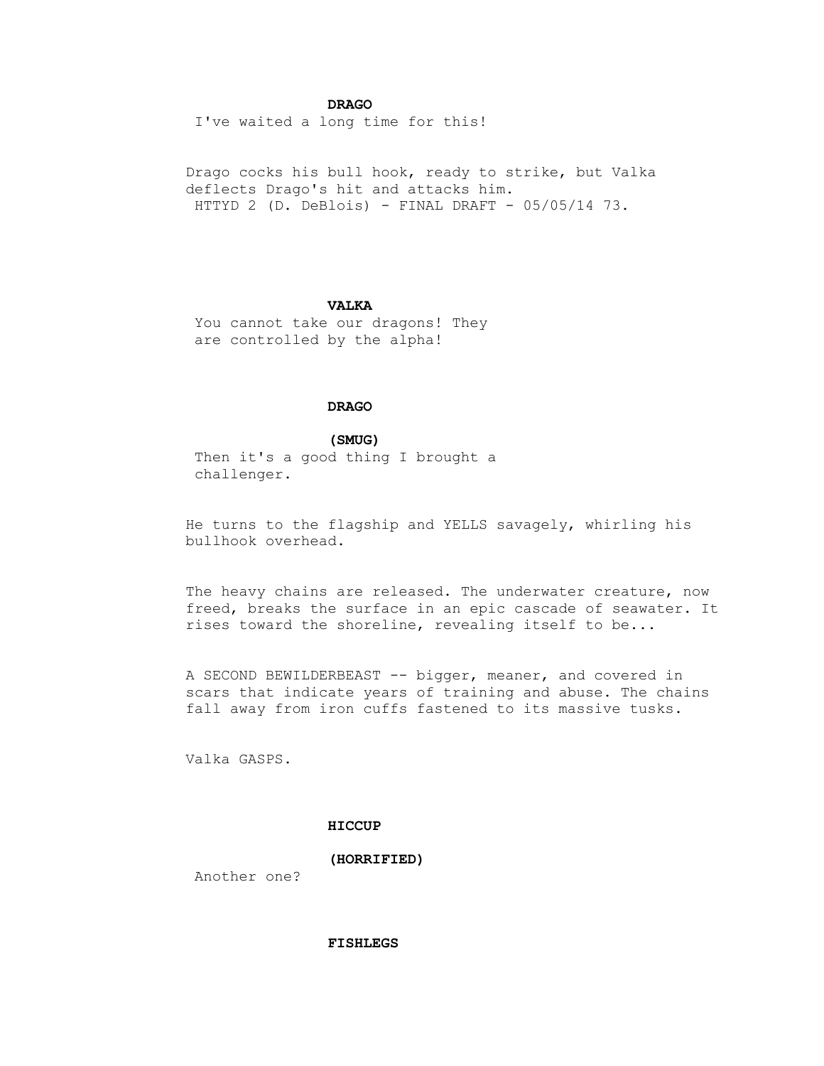**DRAGO**

I've waited a long time for this!

Drago cocks his bull hook, ready to strike, but Valka deflects Drago's hit and attacks him.

**VALKA**

You cannot take our dragons! They are controlled by the alpha!

**DRAGO**

**(SMUG)**

Then it's a good thing I brought a challenger.

He turns to the flagship and YELLS savagely, whirling his bullhook overhead.

The heavy chains are released. The underwater creature, now freed, breaks the surface in an epic cascade of seawater. It rises toward the shoreline, revealing itself to be...

A SECOND BEWILDERBEAST -- bigger, meaner, and covered in scars that indicate years of training and abuse. The chains fall away from iron cuffs fastened to its massive tusks.

Valka GASPS.

**HICCUP**

**(HORRIFIED)**

Another one?

**FISHLEGS**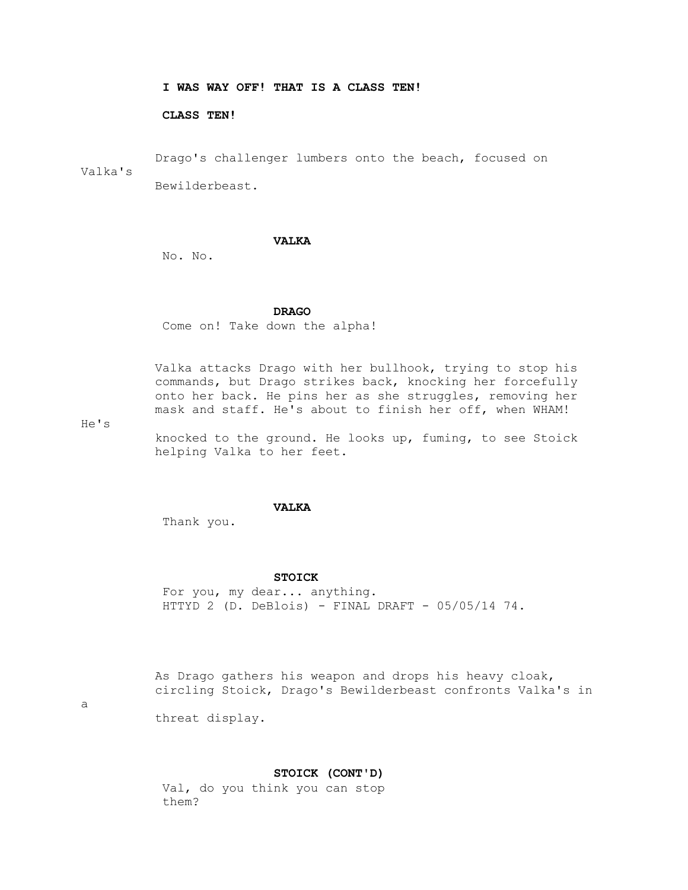**I WAS WAY OFF! THAT IS A CLASS TEN!**

**CLASS TEN!**

Drago's challenger lumbers onto the beach, focused on Valka's Bewilderbeast.

**VALKA**

No. No.

**DRAGO**

Come on! Take down the alpha!

Valka attacks Drago with her bullhook, trying to stop his commands, but Drago strikes back, knocking her forcefully onto her back. He pins her as she struggles, removing her mask and staff. He's about to finish her off, when WHAM! He's knocked to the ground. He looks up, fuming, to see Stoick helping Valka to her feet.

**VALKA**

Thank you.

**STOICK**

For you, my dear... anything.

As Drago gathers his weapon and drops his heavy cloak, circling Stoick, Drago's Bewilderbeast confronts Valka's in a threat display.

**STOICK (CONT'D)**

Val, do you think you can stop them?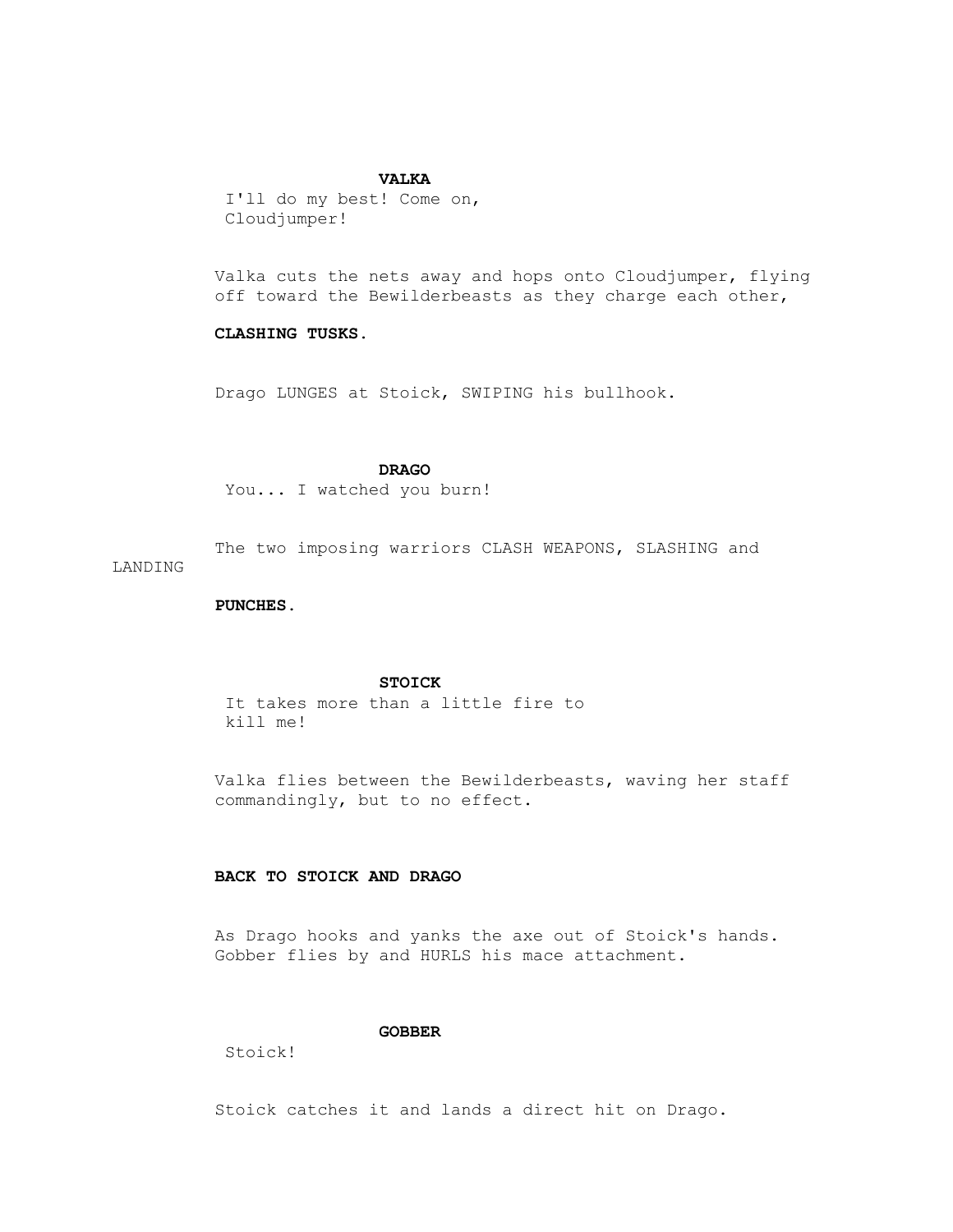**VALKA**

I'll do my best! Come on, Cloudjumper!

Valka cuts the nets away and hops onto Cloudjumper, flying off toward the Bewilderbeasts as they charge each other,

**CLASHING TUSKS.**

Drago LUNGES at Stoick, SWIPING his bullhook.

**DRAGO**

You... I watched you burn!

The two imposing warriors CLASH WEAPONS, SLASHING and LANDING

**PUNCHES.**

**STOICK**

It takes more than a little fire to kill me!

Valka flies between the Bewilderbeasts, waving her staff commandingly, but to no effect.

**BACK TO STOICK AND DRAGO**

As Drago hooks and yanks the axe out of Stoick's hands. Gobber flies by and HURLS his mace attachment.

**GOBBER**

Stoick!

Stoick catches it and lands a direct hit on Drago.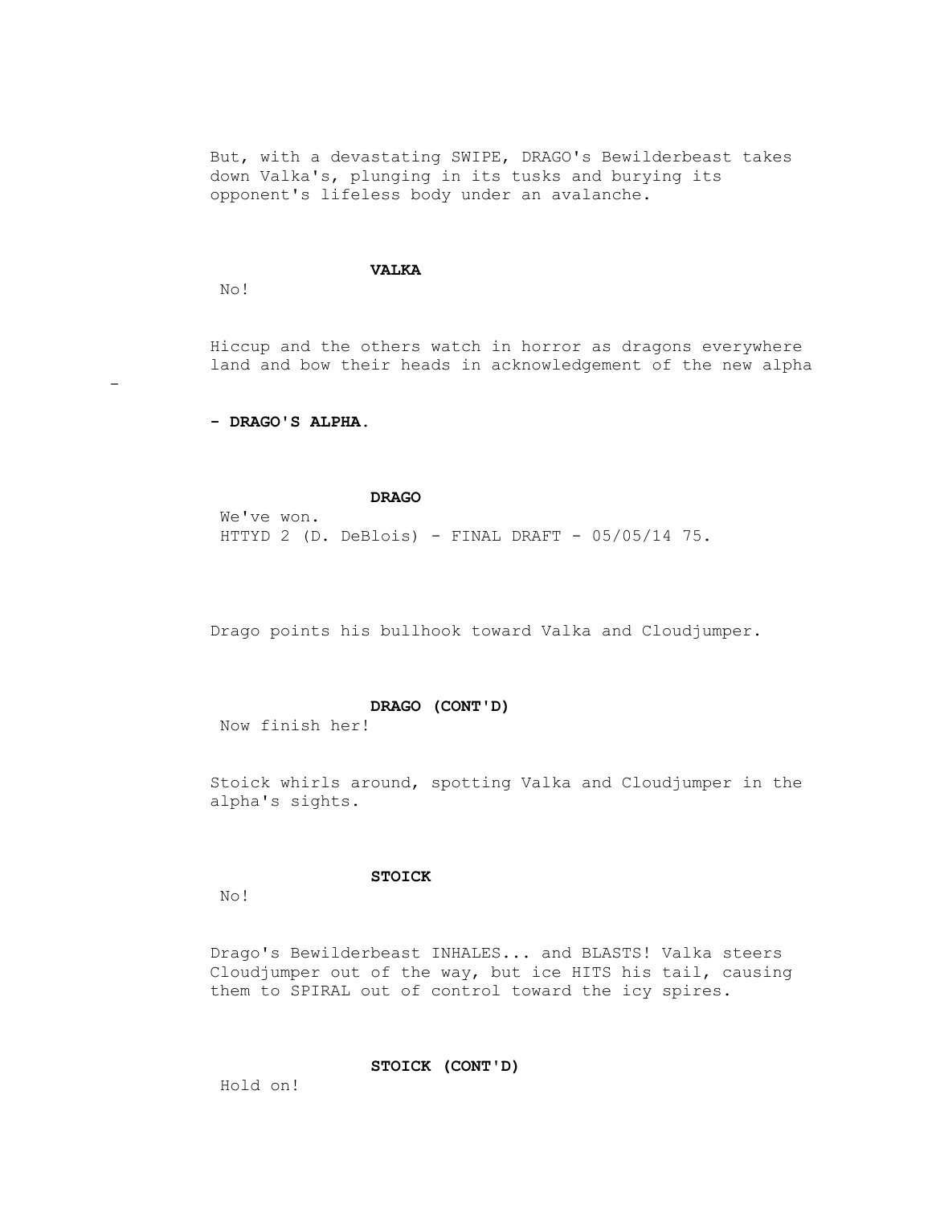But, with a devastating SWIPE, DRAGO's Bewilderbeast takes down Valka's, plunging in its tusks and burying its opponent's lifeless body under an avalanche.

**VALKA**

No!

Hiccup and the others watch in horror as dragons everywhere land and bow their heads in acknowledgement of the new alpha -

**- DRAGO'S ALPHA.**

**DRAGO**

We've won.

Drago points his bullhook toward Valka and Cloudjumper.

**DRAGO (CONT'D)**

Now finish her!

Stoick whirls around, spotting Valka and Cloudjumper in the alpha's sights.

**STOICK**

No!

Drago's Bewilderbeast INHALES... and BLASTS! Valka steers Cloudjumper out of the way, but ice HITS his tail, causing them to SPIRAL out of control toward the icy spires.

**STOICK (CONT'D)**

Hold on!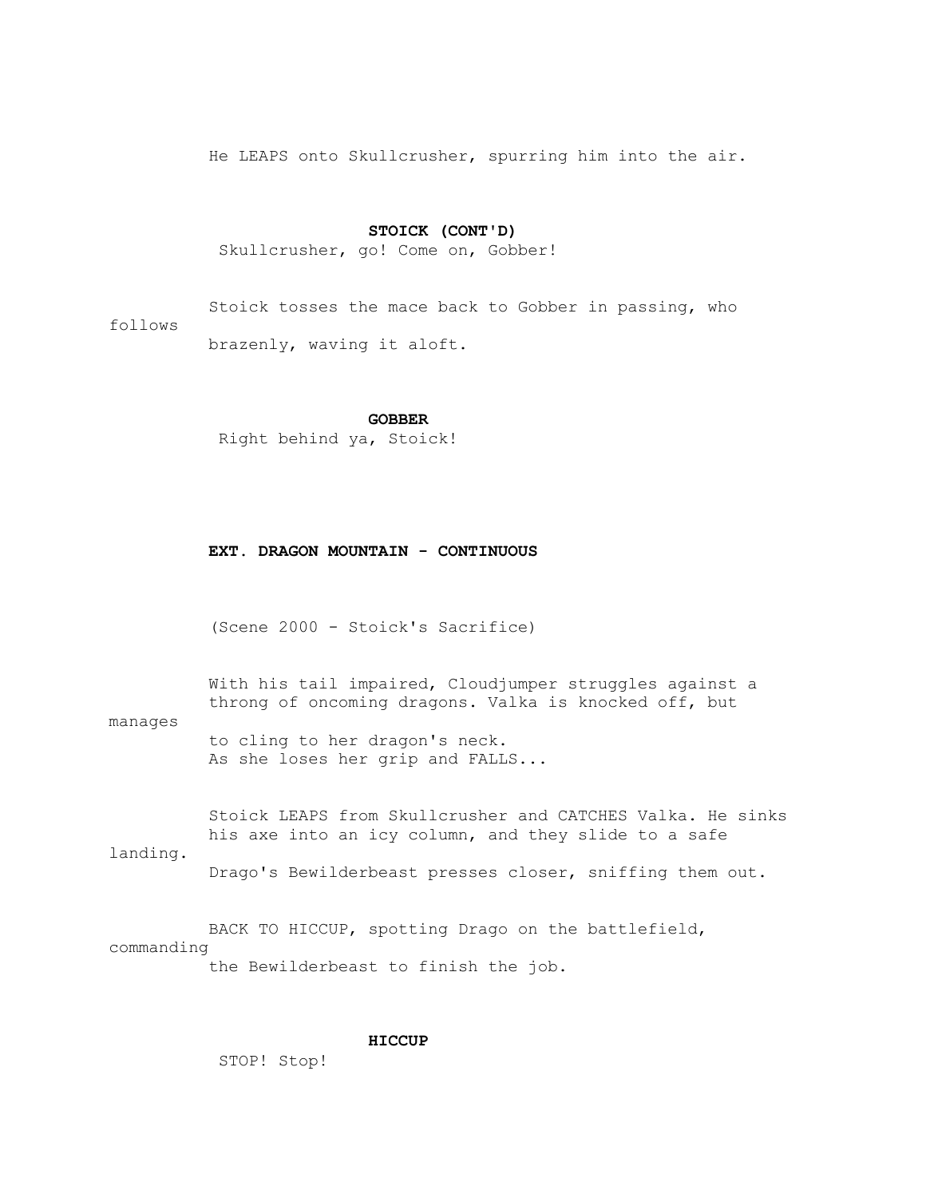He LEAPS onto Skullcrusher, spurring him into the air.

**STOICK (CONT'D)**
Skullcrusher, go! Come on, Gobber!

Stoick tosses the mace back to Gobber in passing, who follows brazenly, waving it aloft.

**GOBBER**
Right behind ya, Stoick!

**EXT. DRAGON MOUNTAIN - CONTINUOUS**

(Scene 2000 - Stoick's Sacrifice)

With his tail impaired, Cloudjumper struggles against a throng of oncoming dragons. Valka is knocked off, but manages to cling to her dragon's neck.
As she loses her grip and FALLS...

Stoick LEAPS from Skullcrusher and CATCHES Valka. He sinks his axe into an icy column, and they slide to a safe landing.
Drago's Bewilderbeast presses closer, sniffing them out.

BACK TO HICCUP, spotting Drago on the battlefield, commanding the Bewilderbeast to finish the job.

**HICCUP**
STOP! Stop!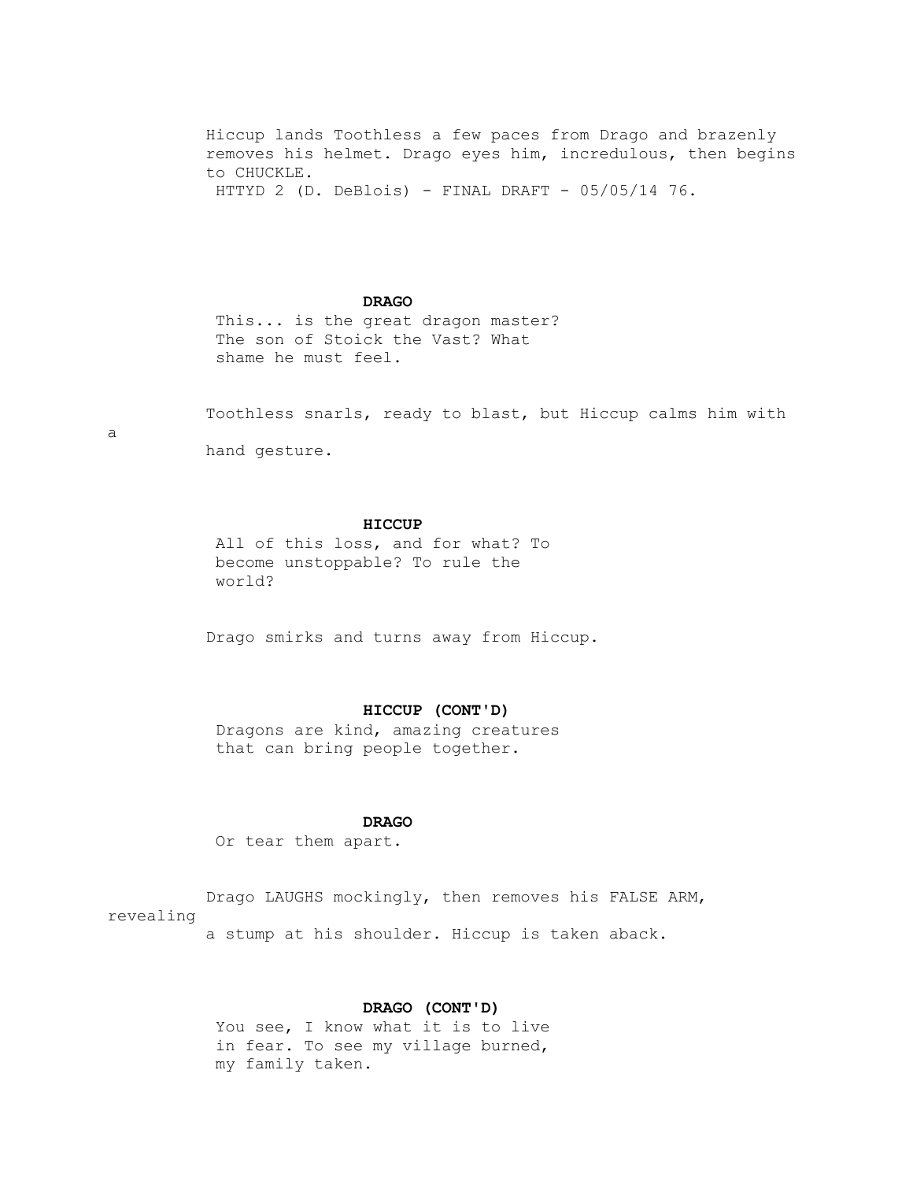Hiccup lands Toothless a few paces from Drago and brazenly removes his helmet. Drago eyes him, incredulous, then begins to CHUCKLE.

**DRAGO**

This... is the great dragon master? The son of Stoick the Vast? What shame he must feel.

Toothless snarls, ready to blast, but Hiccup calms him with a hand gesture.

**HICCUP**

All of this loss, and for what? To become unstoppable? To rule the world?

Drago smirks and turns away from Hiccup.

**HICCUP (CONT'D)**

Dragons are kind, amazing creatures that can bring people together.

**DRAGO**

Or tear them apart.

Drago LAUGHS mockingly, then removes his FALSE ARM, revealing a stump at his shoulder. Hiccup is taken aback.

**DRAGO (CONT'D)**

You see, I know what it is to live in fear. To see my village burned, my family taken.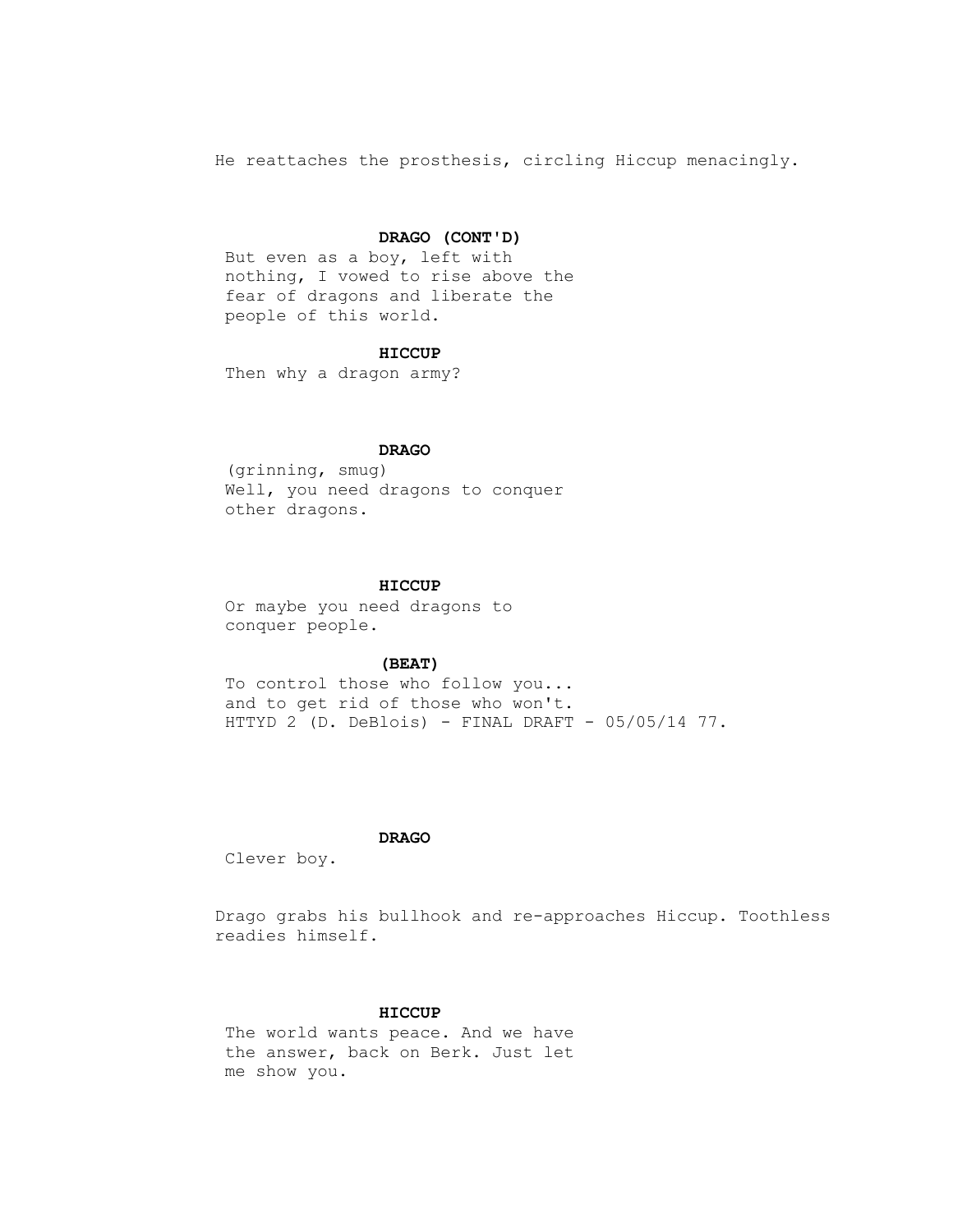He reattaches the prosthesis, circling Hiccup menacingly.

**DRAGO (CONT'D)**
But even as a boy, left with nothing, I vowed to rise above the fear of dragons and liberate the people of this world.

**HICCUP**
Then why a dragon army?

**DRAGO**
(grinning, smug)
Well, you need dragons to conquer other dragons.

**HICCUP**
Or maybe you need dragons to conquer people.

**(BEAT)**
To control those who follow you... and to get rid of those who won't.

**DRAGO**
Clever boy.

Drago grabs his bullhook and re-approaches Hiccup. Toothless readies himself.

**HICCUP**
The world wants peace. And we have the answer, back on Berk. Just let me show you.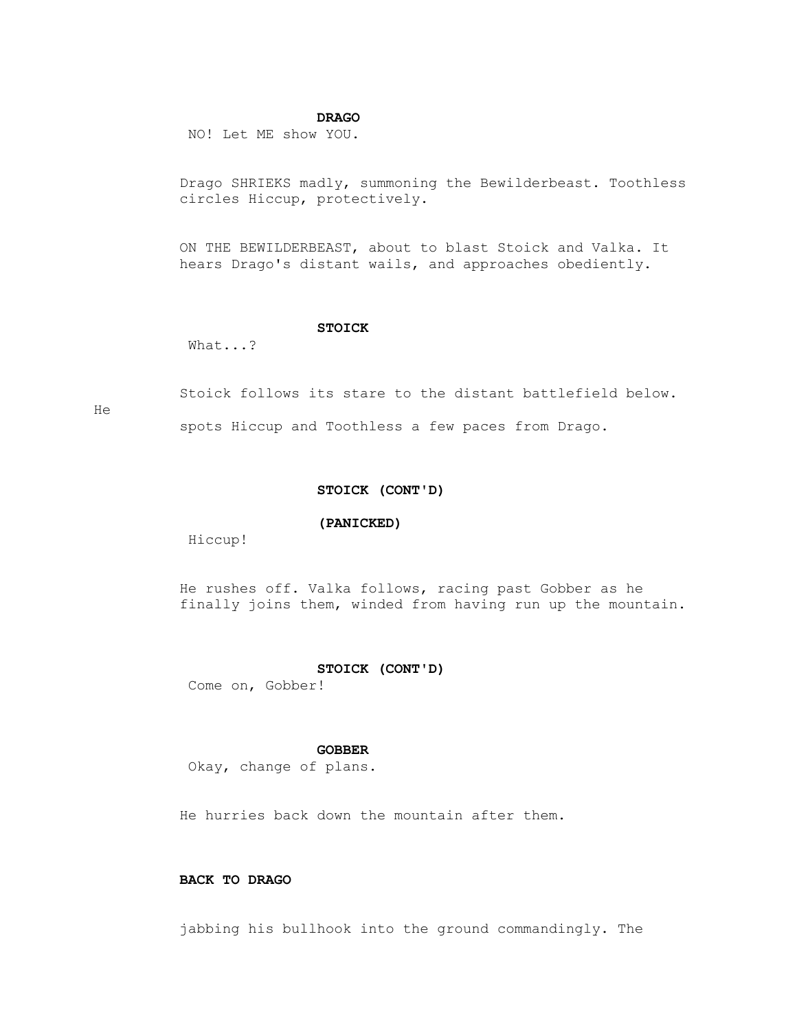**DRAGO**

NO! Let ME show YOU.

Drago SHRIEKS madly, summoning the Bewilderbeast. Toothless circles Hiccup, protectively.

ON THE BEWILDERBEAST, about to blast Stoick and Valka. It hears Drago's distant wails, and approaches obediently.

**STOICK**

What...?

Stoick follows its stare to the distant battlefield below. He spots Hiccup and Toothless a few paces from Drago.

**STOICK (CONT'D)**

**(PANICKED)**

Hiccup!

He rushes off. Valka follows, racing past Gobber as he finally joins them, winded from having run up the mountain.

**STOICK (CONT'D)**

Come on, Gobber!

**GOBBER**

Okay, change of plans.

He hurries back down the mountain after them.

**BACK TO DRAGO**

jabbing his bullhook into the ground commandingly. The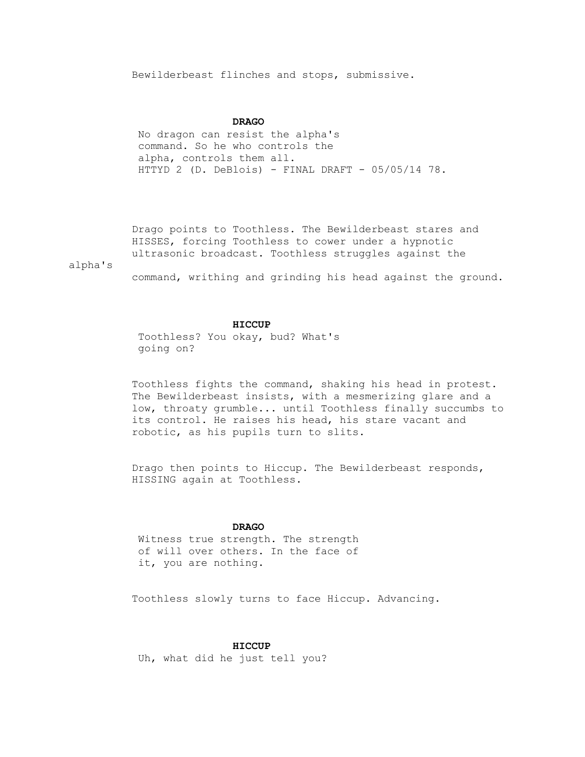Bewilderbeast flinches and stops, submissive.

**DRAGO**

No dragon can resist the alpha's command. So he who controls the alpha, controls them all.

Drago points to Toothless. The Bewilderbeast stares and HISSES, forcing Toothless to cower under a hypnotic ultrasonic broadcast. Toothless struggles against the alpha's command, writhing and grinding his head against the ground.

**HICCUP**

Toothless? You okay, bud? What's going on?

Toothless fights the command, shaking his head in protest. The Bewilderbeast insists, with a mesmerizing glare and a low, throaty grumble... until Toothless finally succumbs to its control. He raises his head, his stare vacant and robotic, as his pupils turn to slits.

Drago then points to Hiccup. The Bewilderbeast responds, HISSING again at Toothless.

**DRAGO**

Witness true strength. The strength of will over others. In the face of it, you are nothing.

Toothless slowly turns to face Hiccup. Advancing.

**HICCUP**

Uh, what did he just tell you?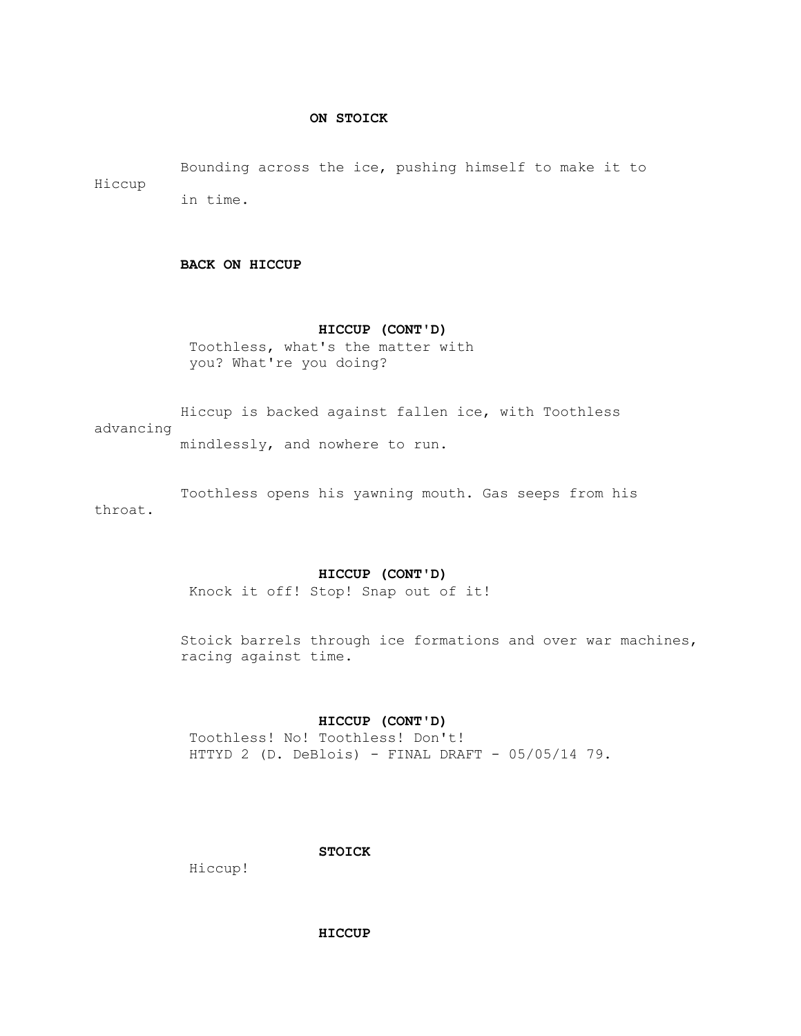**ON STOICK**

Bounding across the ice, pushing himself to make it to Hiccup in time.

**BACK ON HICCUP**

**HICCUP (CONT'D)**
Toothless, what's the matter with you? What're you doing?

Hiccup is backed against fallen ice, with Toothless advancing mindlessly, and nowhere to run.

Toothless opens his yawning mouth. Gas seeps from his throat.

**HICCUP (CONT'D)**
Knock it off! Stop! Snap out of it!

Stoick barrels through ice formations and over war machines, racing against time.

**HICCUP (CONT'D)**
Toothless! No! Toothless! Don't!

**STOICK**
Hiccup!

**HICCUP**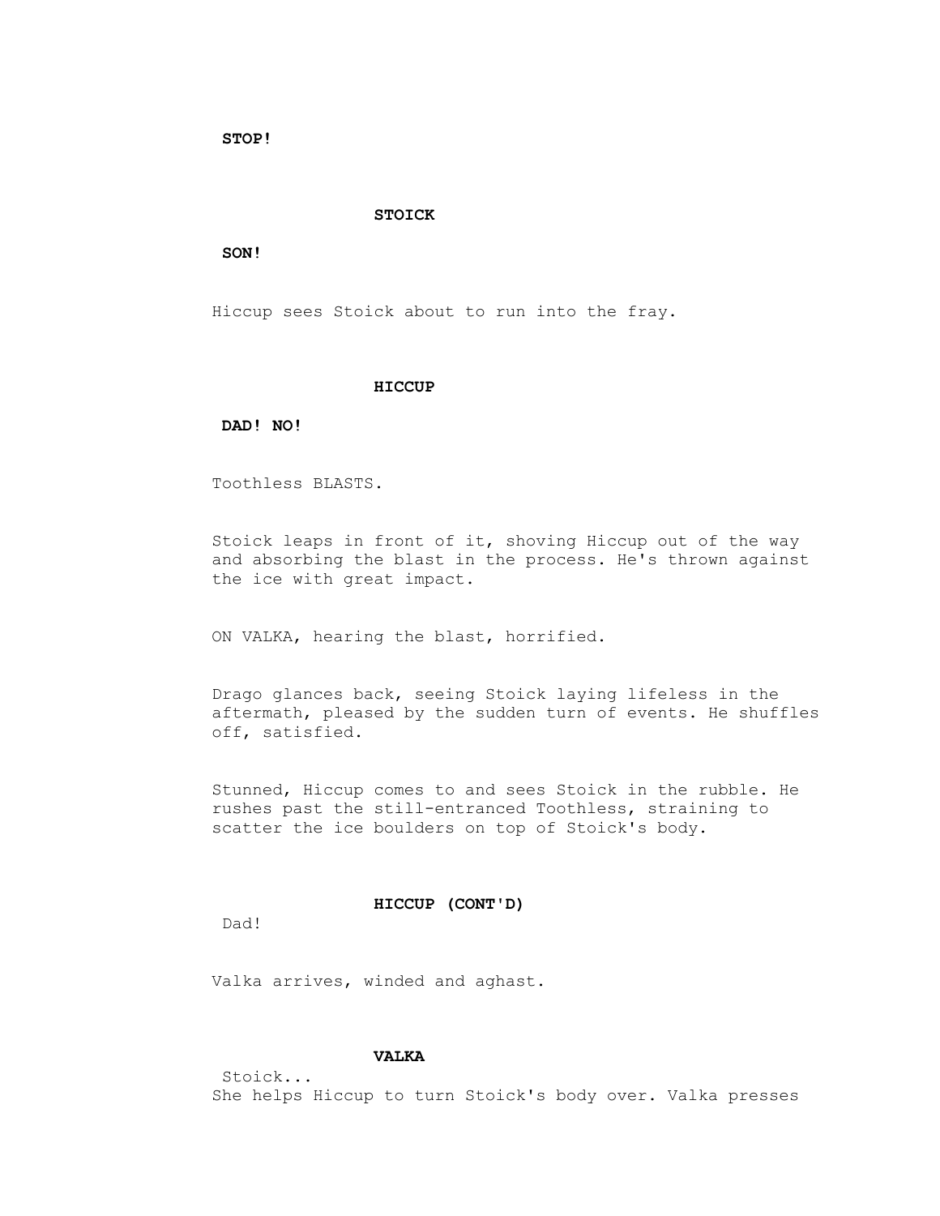**STOP!**

**STOICK**

**SON!**

Hiccup sees Stoick about to run into the fray.

**HICCUP**

**DAD! NO!**

Toothless BLASTS.

Stoick leaps in front of it, shoving Hiccup out of the way and absorbing the blast in the process. He's thrown against the ice with great impact.

ON VALKA, hearing the blast, horrified.

Drago glances back, seeing Stoick laying lifeless in the aftermath, pleased by the sudden turn of events. He shuffles off, satisfied.

Stunned, Hiccup comes to and sees Stoick in the rubble. He rushes past the still-entranced Toothless, straining to scatter the ice boulders on top of Stoick's body.

**HICCUP (CONT'D)**

Dad!

Valka arrives, winded and aghast.

**VALKA**

Stoick...

She helps Hiccup to turn Stoick's body over. Valka presses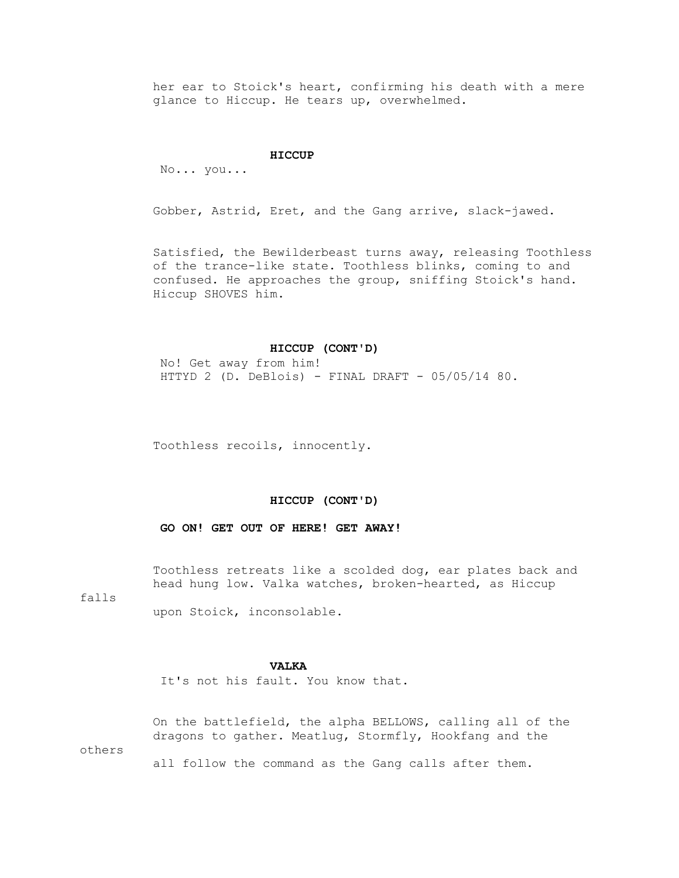her ear to Stoick's heart, confirming his death with a mere glance to Hiccup. He tears up, overwhelmed.

**HICCUP**

No... you...

Gobber, Astrid, Eret, and the Gang arrive, slack-jawed.

Satisfied, the Bewilderbeast turns away, releasing Toothless of the trance-like state. Toothless blinks, coming to and confused. He approaches the group, sniffing Stoick's hand. Hiccup SHOVES him.

**HICCUP (CONT'D)**

No! Get away from him!

Toothless recoils, innocently.

**HICCUP (CONT'D)**

**GO ON! GET OUT OF HERE! GET AWAY!**

Toothless retreats like a scolded dog, ear plates back and head hung low. Valka watches, broken-hearted, as Hiccup falls upon Stoick, inconsolable.

**VALKA**

It's not his fault. You know that.

On the battlefield, the alpha BELLOWS, calling all of the dragons to gather. Meatlug, Stormfly, Hookfang and the others all follow the command as the Gang calls after them.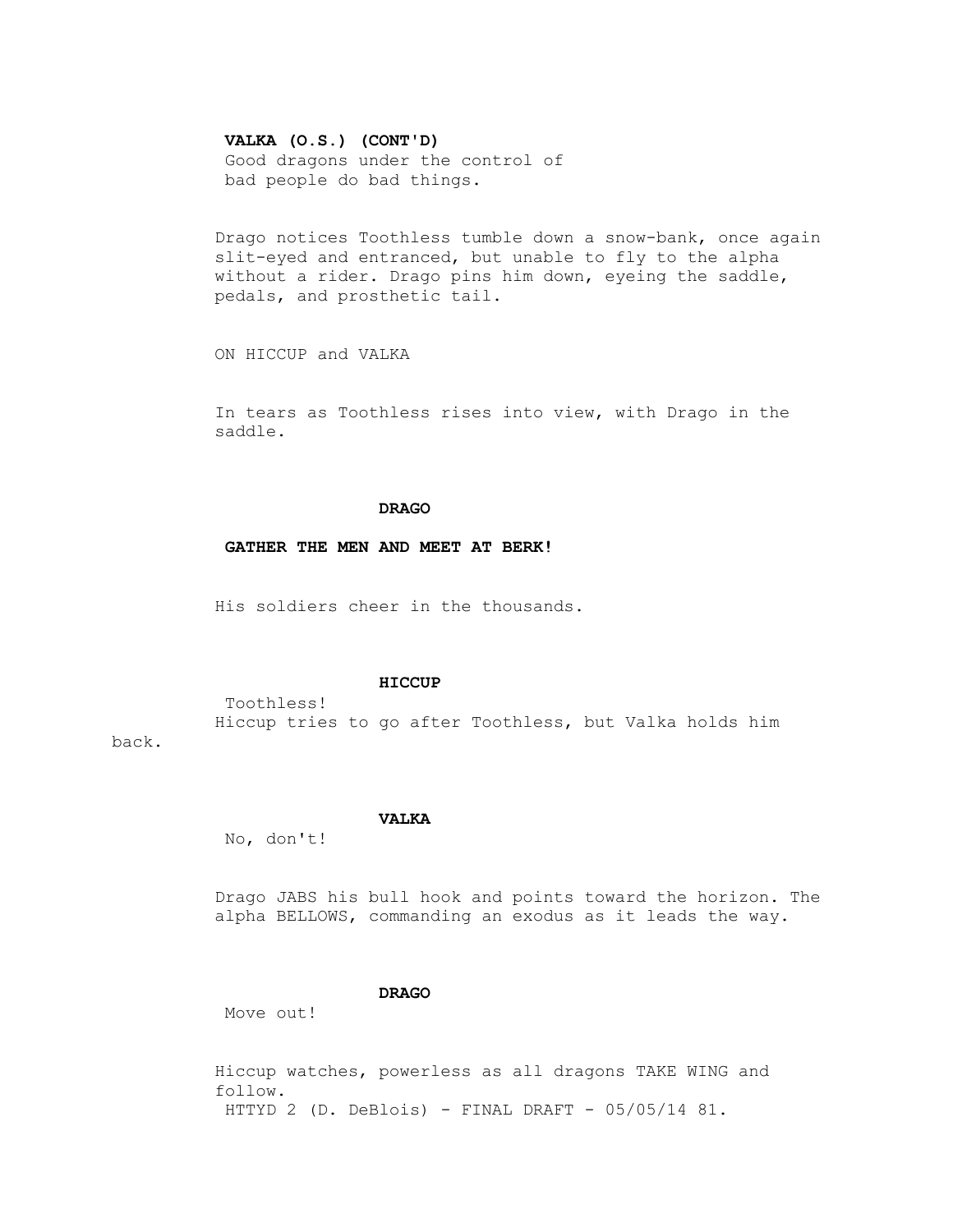**VALKA (O.S.) (CONT'D)**
Good dragons under the control of bad people do bad things.

Drago notices Toothless tumble down a snow-bank, once again slit-eyed and entranced, but unable to fly to the alpha without a rider. Drago pins him down, eyeing the saddle, pedals, and prosthetic tail.

ON HICCUP and VALKA

In tears as Toothless rises into view, with Drago in the saddle.

**DRAGO**
**GATHER THE MEN AND MEET AT BERK!**

His soldiers cheer in the thousands.

**HICCUP**
Toothless!

Hiccup tries to go after Toothless, but Valka holds him back.

**VALKA**
No, don't!

Drago JABS his bull hook and points toward the horizon. The alpha BELLOWS, commanding an exodus as it leads the way.

**DRAGO**
Move out!

Hiccup watches, powerless as all dragons TAKE WING and follow.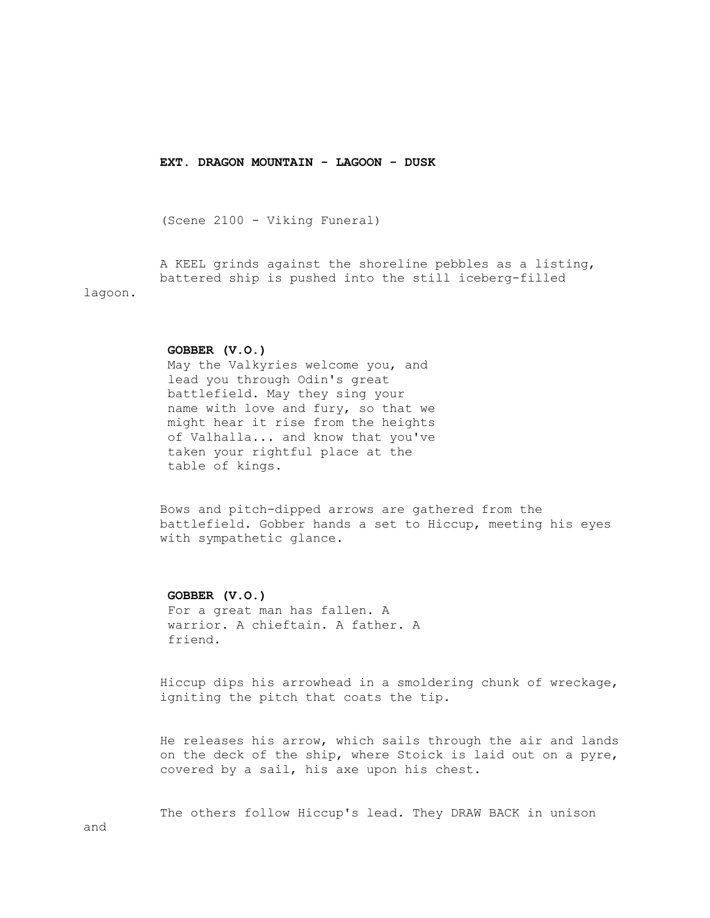**EXT. DRAGON MOUNTAIN - LAGOON - DUSK**

(Scene 2100 - Viking Funeral)

A KEEL grinds against the shoreline pebbles as a listing, battered ship is pushed into the still iceberg-filled lagoon.

**GOBBER (V.O.)**
May the Valkyries welcome you, and lead you through Odin's great battlefield. May they sing your name with love and fury, so that we might hear it rise from the heights of Valhalla... and know that you've taken your rightful place at the table of kings.

Bows and pitch-dipped arrows are gathered from the battlefield. Gobber hands a set to Hiccup, meeting his eyes with sympathetic glance.

**GOBBER (V.O.)**
For a great man has fallen. A warrior. A chieftain. A father. A friend.

Hiccup dips his arrowhead in a smoldering chunk of wreckage, igniting the pitch that coats the tip.

He releases his arrow, which sails through the air and lands on the deck of the ship, where Stoick is laid out on a pyre, covered by a sail, his axe upon his chest.

The others follow Hiccup's lead. They DRAW BACK in unison and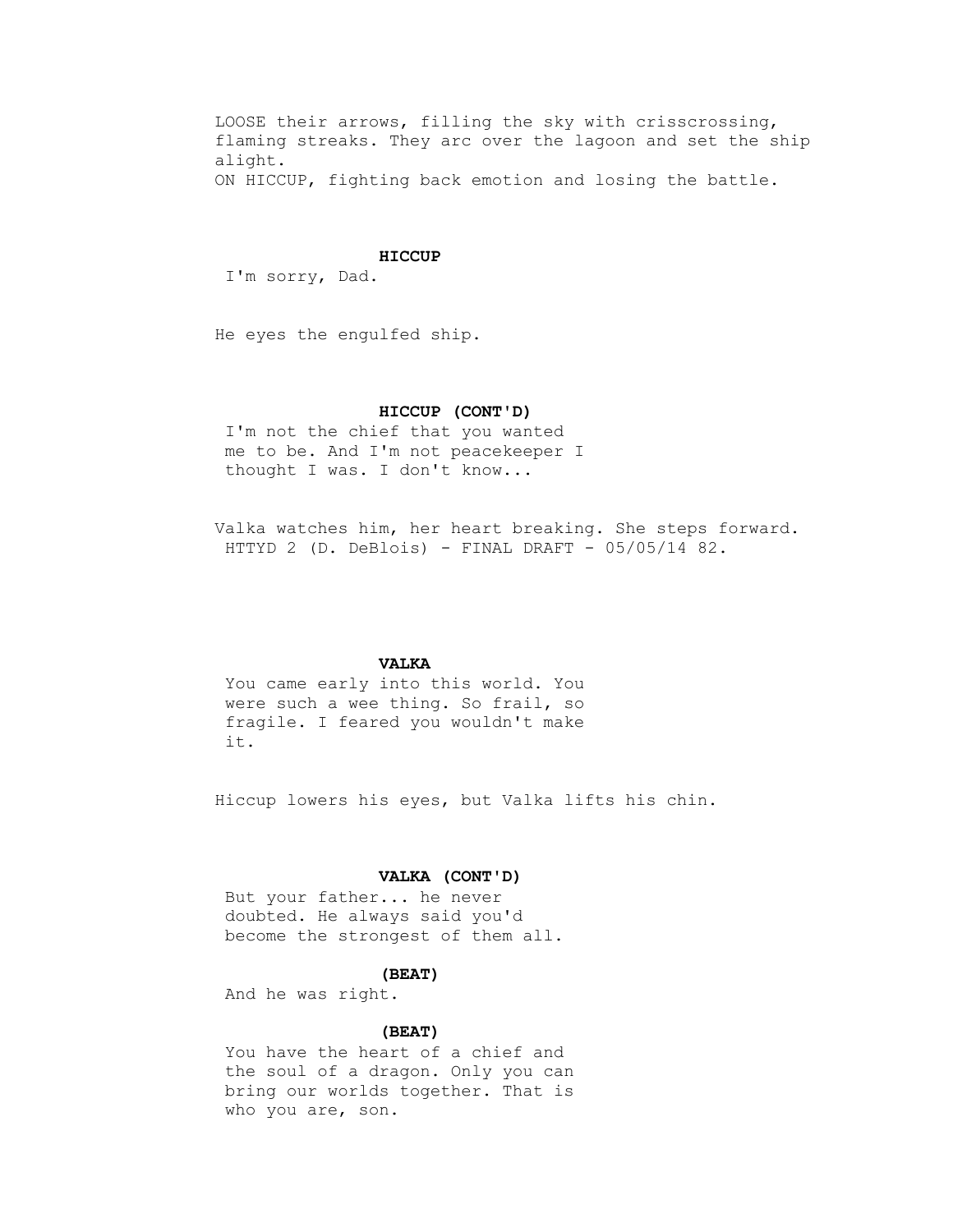LOOSE their arrows, filling the sky with crisscrossing, flaming streaks. They arc over the lagoon and set the ship alight.
ON HICCUP, fighting back emotion and losing the battle.

**HICCUP**
I'm sorry, Dad.

He eyes the engulfed ship.

**HICCUP (CONT'D)**
I'm not the chief that you wanted me to be. And I'm not peacekeeper I thought I was. I don't know...

Valka watches him, her heart breaking. She steps forward.

**VALKA**
You came early into this world. You were such a wee thing. So frail, so fragile. I feared you wouldn't make it.

Hiccup lowers his eyes, but Valka lifts his chin.

**VALKA (CONT'D)**
But your father... he never doubted. He always said you'd become the strongest of them all.

**(BEAT)**
And he was right.

**(BEAT)**
You have the heart of a chief and the soul of a dragon. Only you can bring our worlds together. That is who you are, son.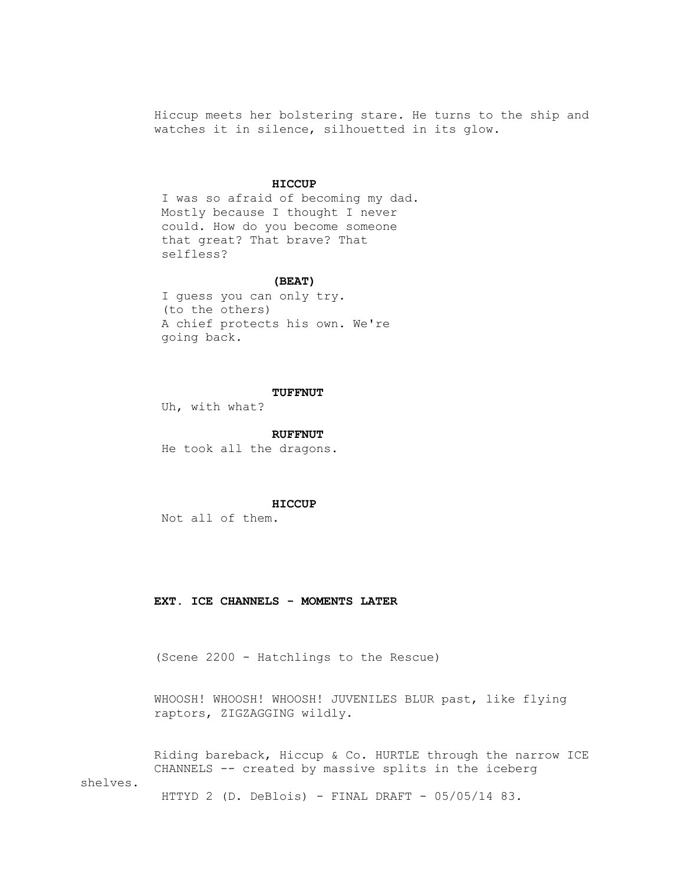Hiccup meets her bolstering stare. He turns to the ship and watches it in silence, silhouetted in its glow.

**HICCUP**

I was so afraid of becoming my dad. Mostly because I thought I never could. How do you become someone that great? That brave? That selfless?

**(BEAT)**

I guess you can only try.
(to the others)
A chief protects his own. We're going back.

**TUFFNUT**

Uh, with what?

**RUFFNUT**

He took all the dragons.

**HICCUP**

Not all of them.

**EXT. ICE CHANNELS - MOMENTS LATER**

(Scene 2200 - Hatchlings to the Rescue)

WHOOSH! WHOOSH! WHOOSH! JUVENILES BLUR past, like flying raptors, ZIGZAGGING wildly.

Riding bareback, Hiccup & Co. HURTLE through the narrow ICE CHANNELS -- created by massive splits in the iceberg shelves.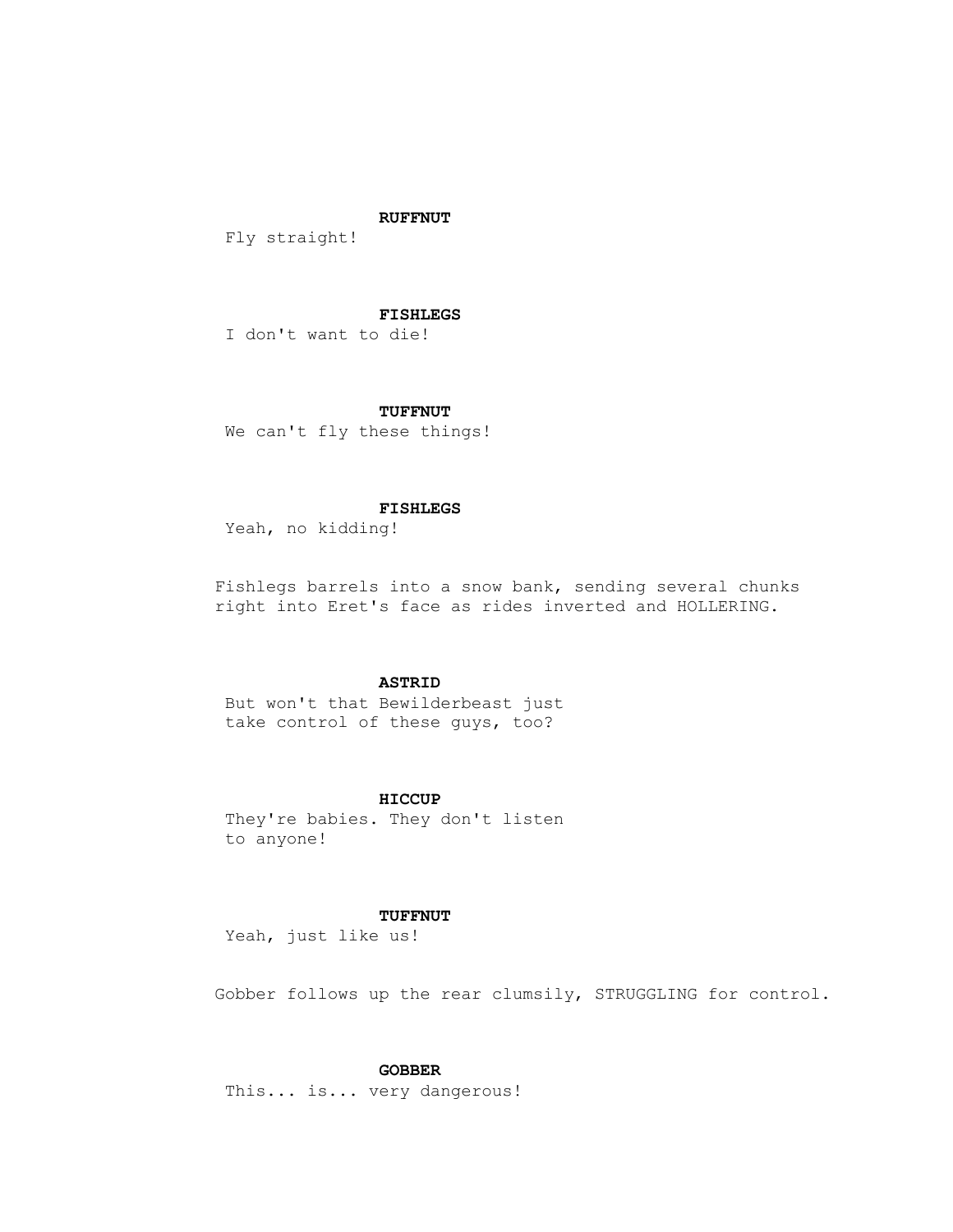**RUFFNUT**

Fly straight!

**FISHLEGS**

I don't want to die!

**TUFFNUT**

We can't fly these things!

**FISHLEGS**

Yeah, no kidding!

Fishlegs barrels into a snow bank, sending several chunks right into Eret's face as rides inverted and HOLLERING.

**ASTRID**

But won't that Bewilderbeast just take control of these guys, too?

**HICCUP**

They're babies. They don't listen to anyone!

**TUFFNUT**

Yeah, just like us!

Gobber follows up the rear clumsily, STRUGGLING for control.

**GOBBER**

This... is... very dangerous!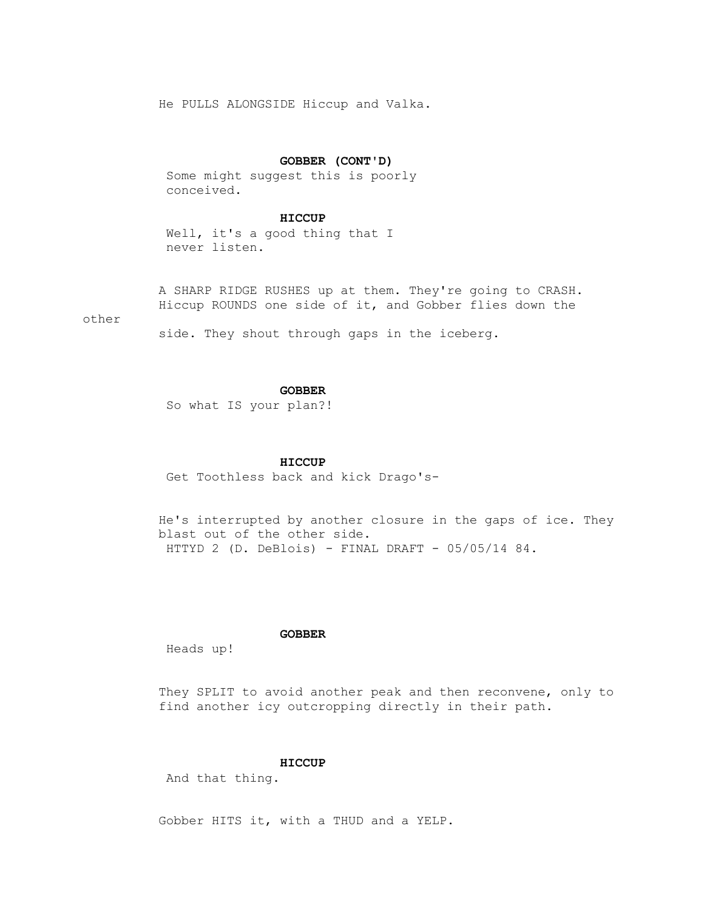He PULLS ALONGSIDE Hiccup and Valka.

**GOBBER (CONT'D)**
Some might suggest this is poorly conceived.

**HICCUP**
Well, it's a good thing that I never listen.

A SHARP RIDGE RUSHES up at them. They're going to CRASH. Hiccup ROUNDS one side of it, and Gobber flies down the other side. They shout through gaps in the iceberg.

**GOBBER**
So what IS your plan?!

**HICCUP**
Get Toothless back and kick Drago's-

He's interrupted by another closure in the gaps of ice. They blast out of the other side.

**GOBBER**
Heads up!

They SPLIT to avoid another peak and then reconvene, only to find another icy outcropping directly in their path.

**HICCUP**
And that thing.

Gobber HITS it, with a THUD and a YELP.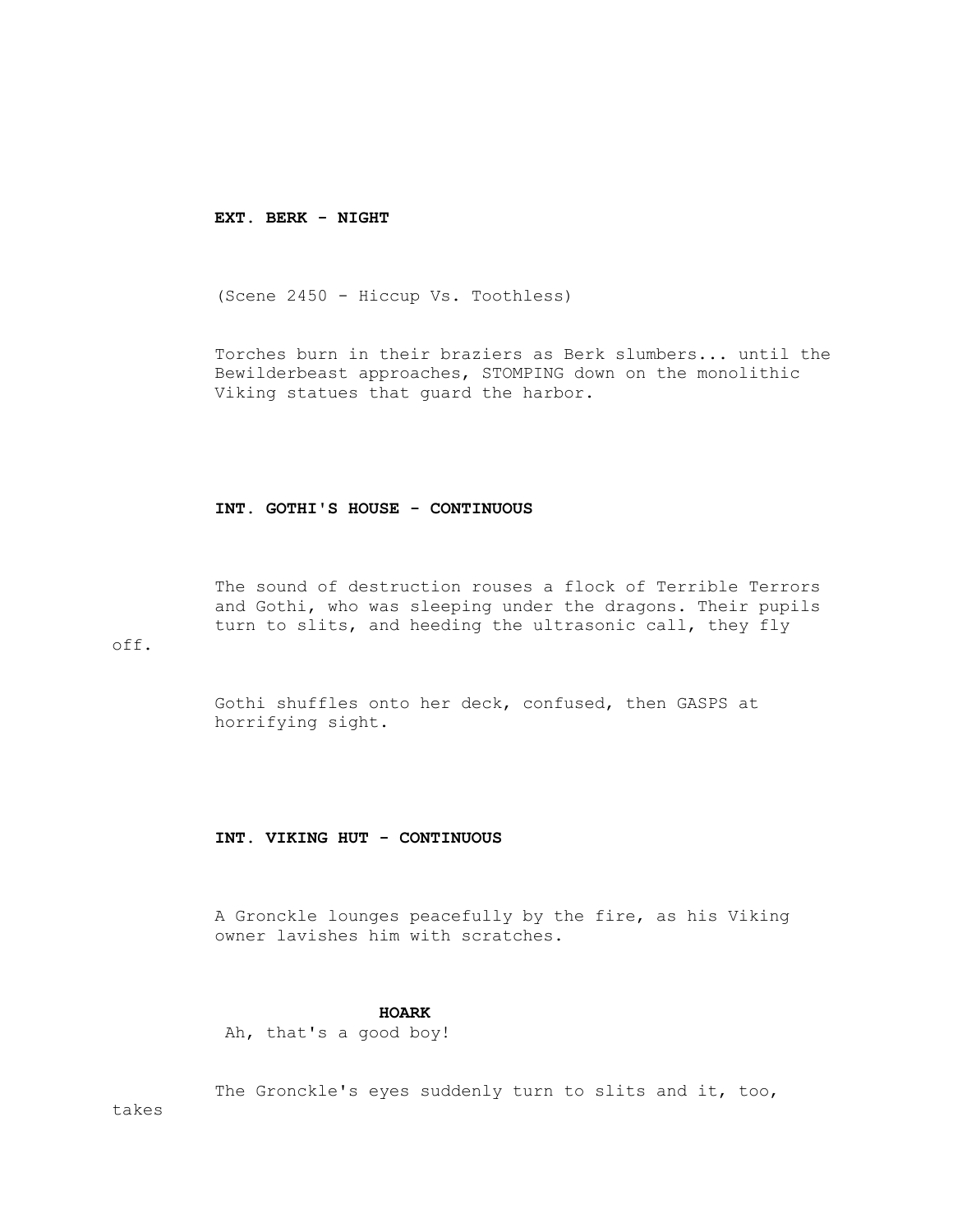**EXT. BERK - NIGHT**

(Scene 2450 - Hiccup Vs. Toothless)

Torches burn in their braziers as Berk slumbers... until the Bewilderbeast approaches, STOMPING down on the monolithic Viking statues that guard the harbor.

**INT. GOTHI'S HOUSE - CONTINUOUS**

The sound of destruction rouses a flock of Terrible Terrors and Gothi, who was sleeping under the dragons. Their pupils turn to slits, and heeding the ultrasonic call, they fly off.

Gothi shuffles onto her deck, confused, then GASPS at horrifying sight.

**INT. VIKING HUT - CONTINUOUS**

A Gronckle lounges peacefully by the fire, as his Viking owner lavishes him with scratches.

**HOARK**

Ah, that's a good boy!

The Gronckle's eyes suddenly turn to slits and it, too, takes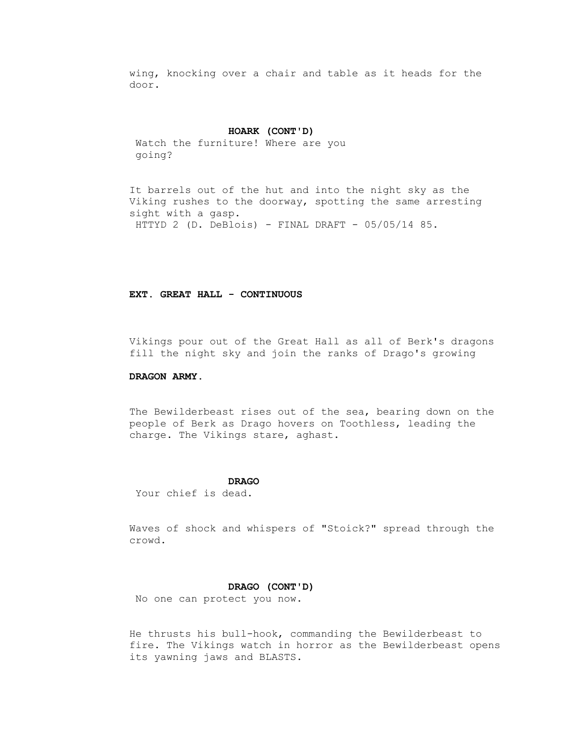wing, knocking over a chair and table as it heads for the door.

**HOARK (CONT'D)**
Watch the furniture! Where are you going?

It barrels out of the hut and into the night sky as the Viking rushes to the doorway, spotting the same arresting sight with a gasp.

**EXT. GREAT HALL - CONTINUOUS**

Vikings pour out of the Great Hall as all of Berk's dragons fill the night sky and join the ranks of Drago's growing

**DRAGON ARMY.**

The Bewilderbeast rises out of the sea, bearing down on the people of Berk as Drago hovers on Toothless, leading the charge. The Vikings stare, aghast.

**DRAGO**
Your chief is dead.

Waves of shock and whispers of "Stoick?" spread through the crowd.

**DRAGO (CONT'D)**
No one can protect you now.

He thrusts his bull-hook, commanding the Bewilderbeast to fire. The Vikings watch in horror as the Bewilderbeast opens its yawning jaws and BLASTS.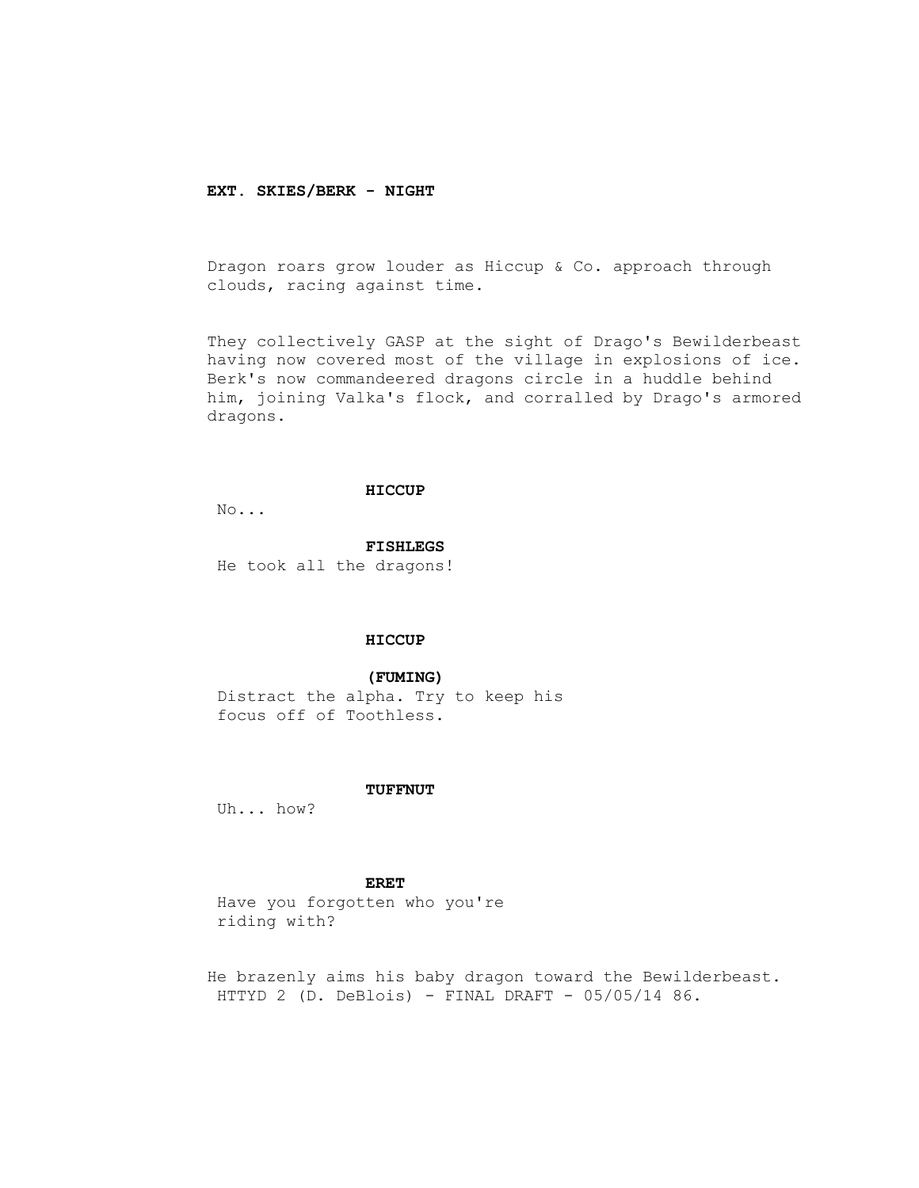**EXT. SKIES/BERK - NIGHT**

Dragon roars grow louder as Hiccup & Co. approach through clouds, racing against time.

They collectively GASP at the sight of Drago's Bewilderbeast having now covered most of the village in explosions of ice. Berk's now commandeered dragons circle in a huddle behind him, joining Valka's flock, and corralled by Drago's armored dragons.

**HICCUP**
No...

**FISHLEGS**
He took all the dragons!

**HICCUP**
**(FUMING)**
Distract the alpha. Try to keep his focus off of Toothless.

**TUFFNUT**
Uh... how?

**ERET**
Have you forgotten who you're riding with?

He brazenly aims his baby dragon toward the Bewilderbeast.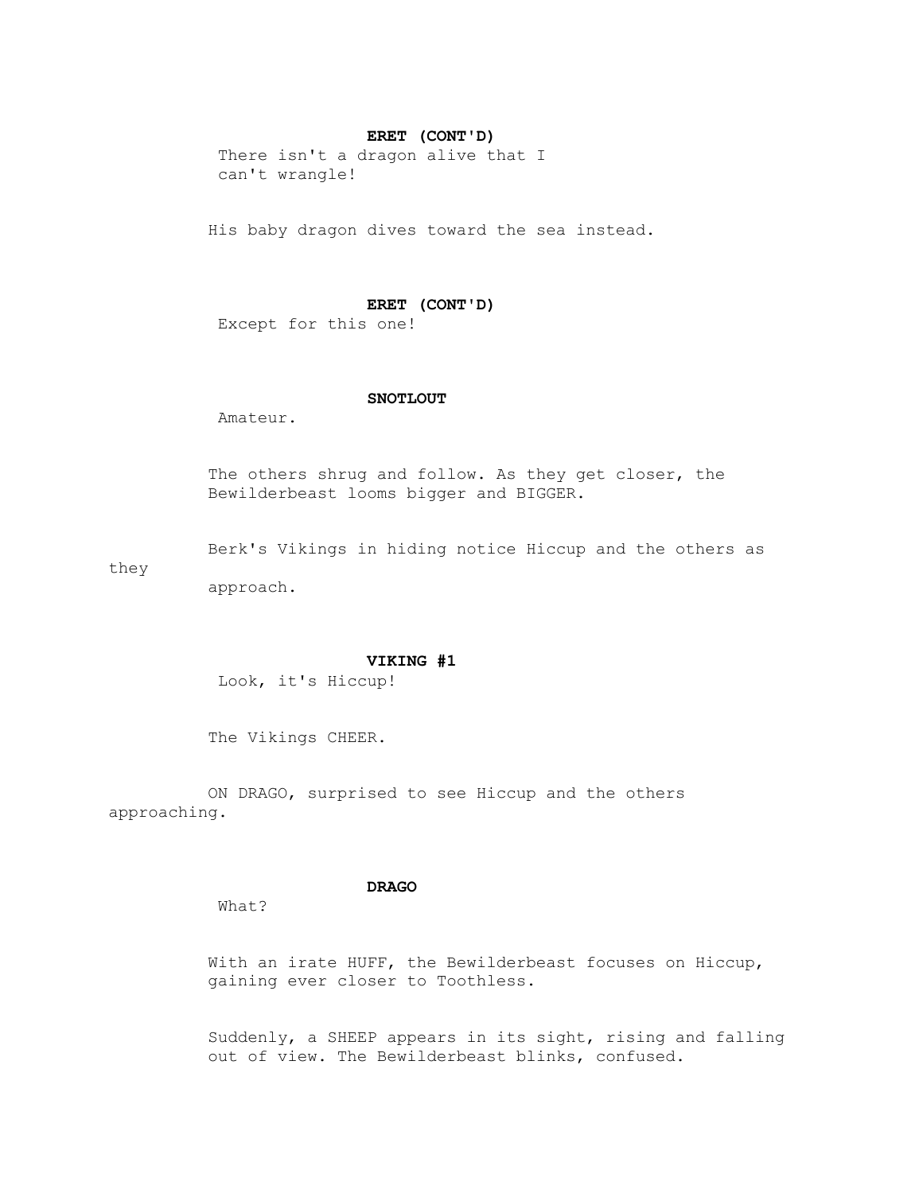**ERET (CONT'D)**
There isn't a dragon alive that I can't wrangle!

His baby dragon dives toward the sea instead.

**ERET (CONT'D)**
Except for this one!

**SNOTLOUT**
Amateur.

The others shrug and follow. As they get closer, the Bewilderbeast looms bigger and BIGGER.

Berk's Vikings in hiding notice Hiccup and the others as they approach.

**VIKING #1**
Look, it's Hiccup!

The Vikings CHEER.

ON DRAGO, surprised to see Hiccup and the others approaching.

**DRAGO**
What?

With an irate HUFF, the Bewilderbeast focuses on Hiccup, gaining ever closer to Toothless.

Suddenly, a SHEEP appears in its sight, rising and falling out of view. The Bewilderbeast blinks, confused.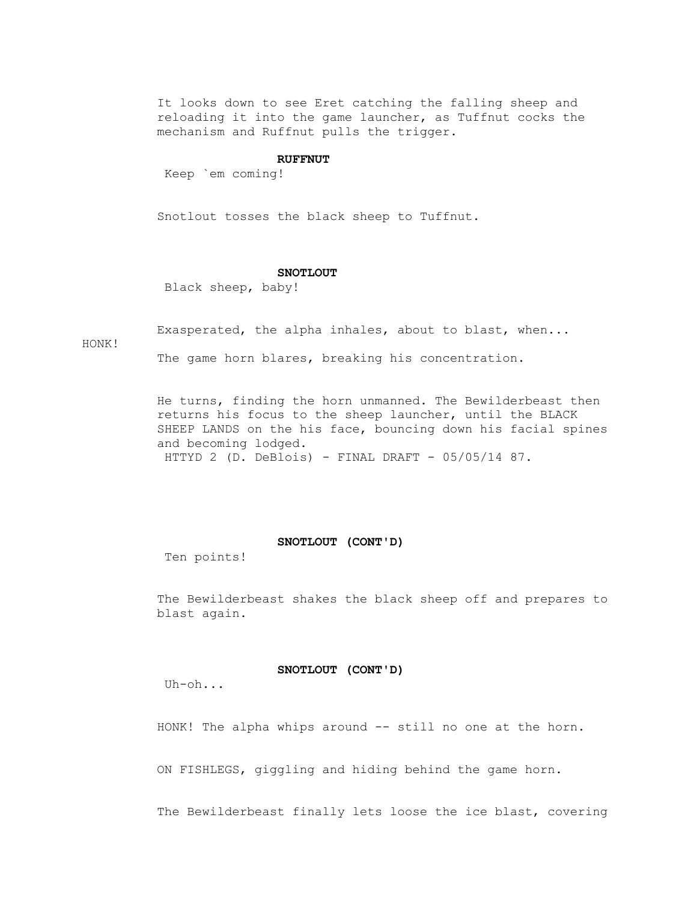It looks down to see Eret catching the falling sheep and reloading it into the game launcher, as Tuffnut cocks the mechanism and Ruffnut pulls the trigger.

**RUFFNUT**

Keep `em coming!

Snotlout tosses the black sheep to Tuffnut.

**SNOTLOUT**

Black sheep, baby!

Exasperated, the alpha inhales, about to blast, when...

HONK!

The game horn blares, breaking his concentration.

He turns, finding the horn unmanned. The Bewilderbeast then returns his focus to the sheep launcher, until the BLACK SHEEP LANDS on the his face, bouncing down his facial spines and becoming lodged.

**SNOTLOUT (CONT'D)**

Ten points!

The Bewilderbeast shakes the black sheep off and prepares to blast again.

**SNOTLOUT (CONT'D)**

Uh-oh...

HONK! The alpha whips around -- still no one at the horn.

ON FISHLEGS, giggling and hiding behind the game horn.

The Bewilderbeast finally lets loose the ice blast, covering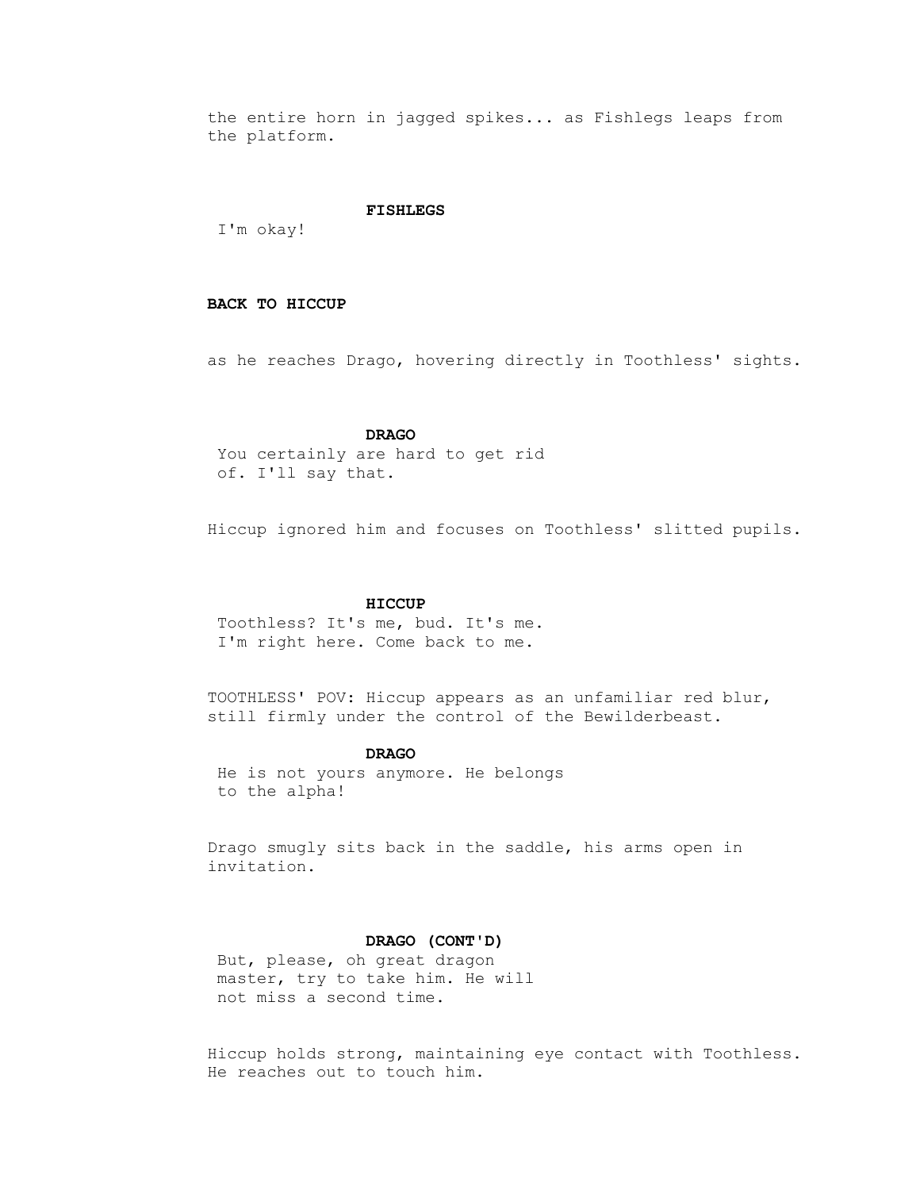the entire horn in jagged spikes... as Fishlegs leaps from the platform.

**FISHLEGS**

I'm okay!

**BACK TO HICCUP**

as he reaches Drago, hovering directly in Toothless' sights.

**DRAGO**

You certainly are hard to get rid of. I'll say that.

Hiccup ignored him and focuses on Toothless' slitted pupils.

**HICCUP**

Toothless? It's me, bud. It's me. I'm right here. Come back to me.

TOOTHLESS' POV: Hiccup appears as an unfamiliar red blur, still firmly under the control of the Bewilderbeast.

**DRAGO**

He is not yours anymore. He belongs to the alpha!

Drago smugly sits back in the saddle, his arms open in invitation.

**DRAGO (CONT'D)**

But, please, oh great dragon master, try to take him. He will not miss a second time.

Hiccup holds strong, maintaining eye contact with Toothless. He reaches out to touch him.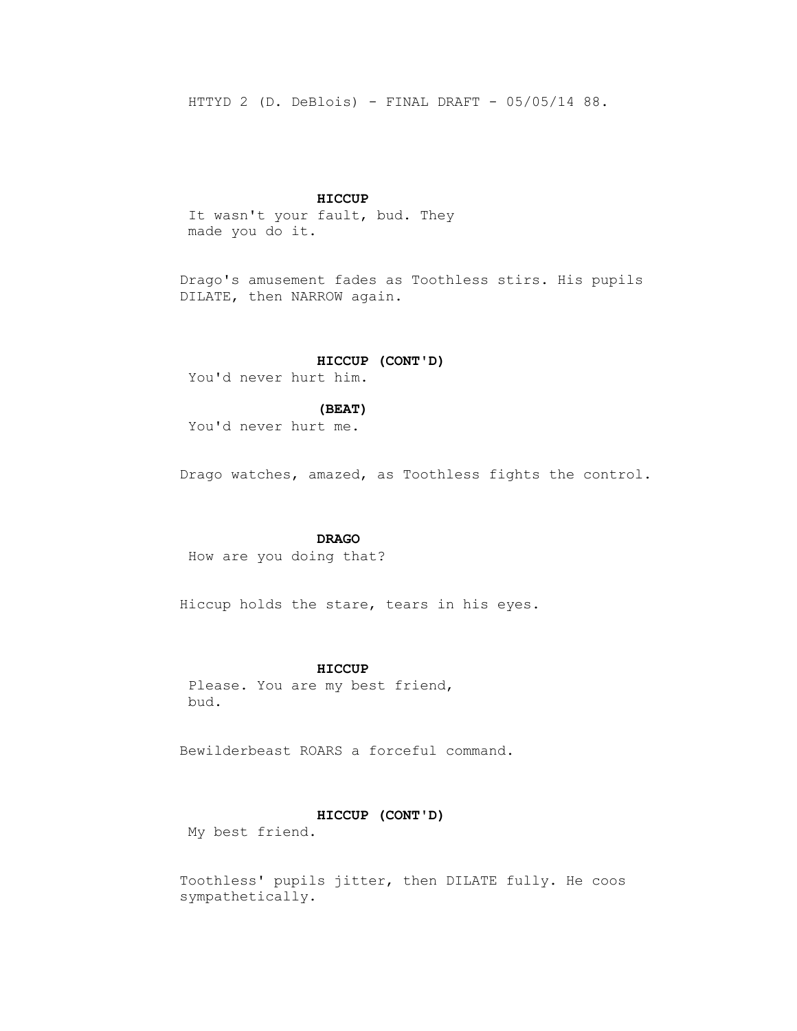**HICCUP**

It wasn't your fault, bud. They made you do it.

Drago's amusement fades as Toothless stirs. His pupils DILATE, then NARROW again.

**HICCUP (CONT'D)**

You'd never hurt him.

**(BEAT)**

You'd never hurt me.

Drago watches, amazed, as Toothless fights the control.

**DRAGO**

How are you doing that?

Hiccup holds the stare, tears in his eyes.

**HICCUP**

Please. You are my best friend, bud.

Bewilderbeast ROARS a forceful command.

**HICCUP (CONT'D)**

My best friend.

Toothless' pupils jitter, then DILATE fully. He coos sympathetically.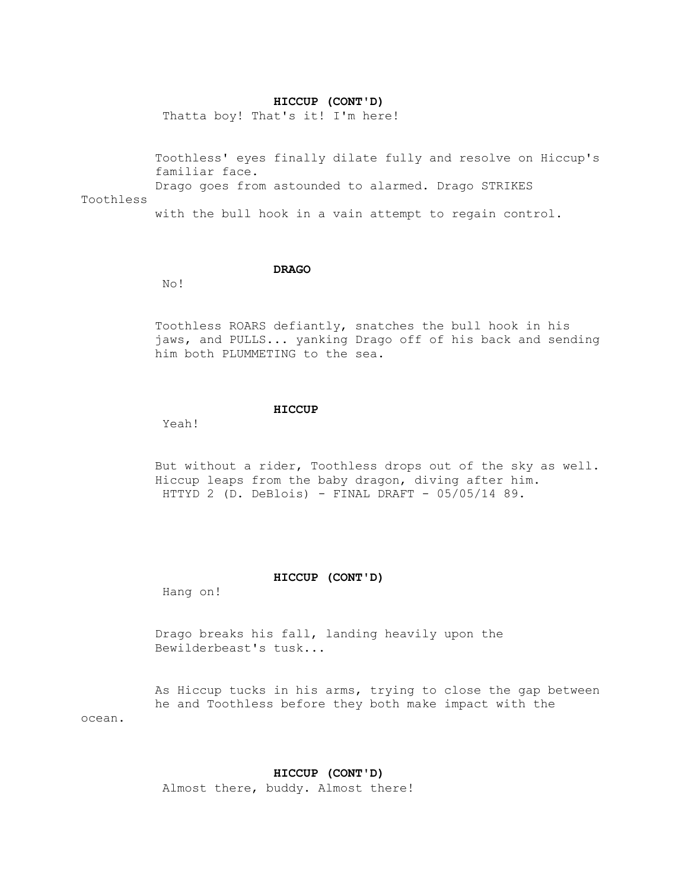**HICCUP (CONT'D)**

Thatta boy! That's it! I'm here!

Toothless' eyes finally dilate fully and resolve on Hiccup's familiar face.
Drago goes from astounded to alarmed. Drago STRIKES Toothless with the bull hook in a vain attempt to regain control.

**DRAGO**

No!

Toothless ROARS defiantly, snatches the bull hook in his jaws, and PULLS... yanking Drago off of his back and sending him both PLUMMETING to the sea.

**HICCUP**

Yeah!

But without a rider, Toothless drops out of the sky as well.
Hiccup leaps from the baby dragon, diving after him.

**HICCUP (CONT'D)**

Hang on!

Drago breaks his fall, landing heavily upon the Bewilderbeast's tusk...

As Hiccup tucks in his arms, trying to close the gap between he and Toothless before they both make impact with the ocean.

**HICCUP (CONT'D)**

Almost there, buddy. Almost there!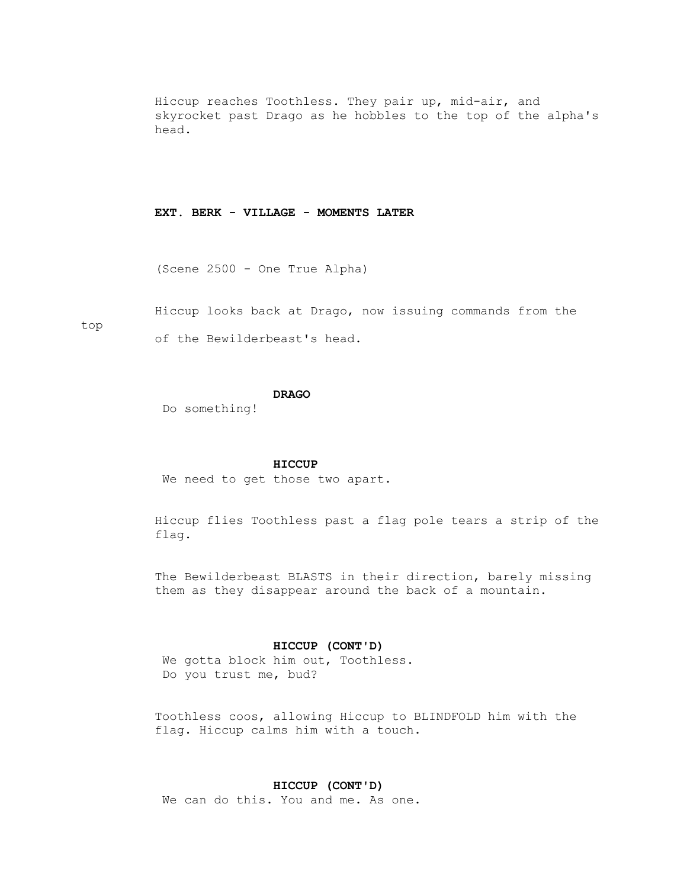Hiccup reaches Toothless. They pair up, mid-air, and skyrocket past Drago as he hobbles to the top of the alpha's head.

**EXT. BERK - VILLAGE - MOMENTS LATER**

(Scene 2500 - One True Alpha)

Hiccup looks back at Drago, now issuing commands from the top of the Bewilderbeast's head.

**DRAGO**
Do something!

**HICCUP**
We need to get those two apart.

Hiccup flies Toothless past a flag pole tears a strip of the flag.

The Bewilderbeast BLASTS in their direction, barely missing them as they disappear around the back of a mountain.

**HICCUP (CONT'D)**
We gotta block him out, Toothless.
Do you trust me, bud?

Toothless coos, allowing Hiccup to BLINDFOLD him with the flag. Hiccup calms him with a touch.

**HICCUP (CONT'D)**
We can do this. You and me. As one.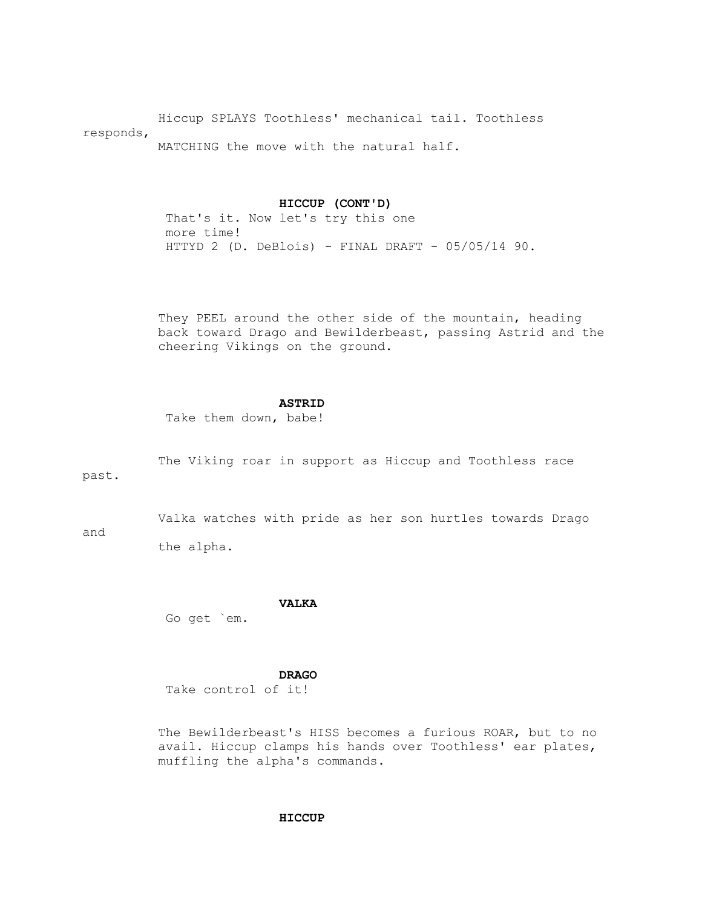Hiccup SPLAYS Toothless' mechanical tail. Toothless responds, MATCHING the move with the natural half.

**HICCUP (CONT'D)**
That's it. Now let's try this one more time!

They PEEL around the other side of the mountain, heading back toward Drago and Bewilderbeast, passing Astrid and the cheering Vikings on the ground.

**ASTRID**
Take them down, babe!

The Viking roar in support as Hiccup and Toothless race past.

Valka watches with pride as her son hurtles towards Drago and the alpha.

**VALKA**
Go get `em.

**DRAGO**
Take control of it!

The Bewilderbeast's HISS becomes a furious ROAR, but to no avail. Hiccup clamps his hands over Toothless' ear plates, muffling the alpha's commands.

**HICCUP**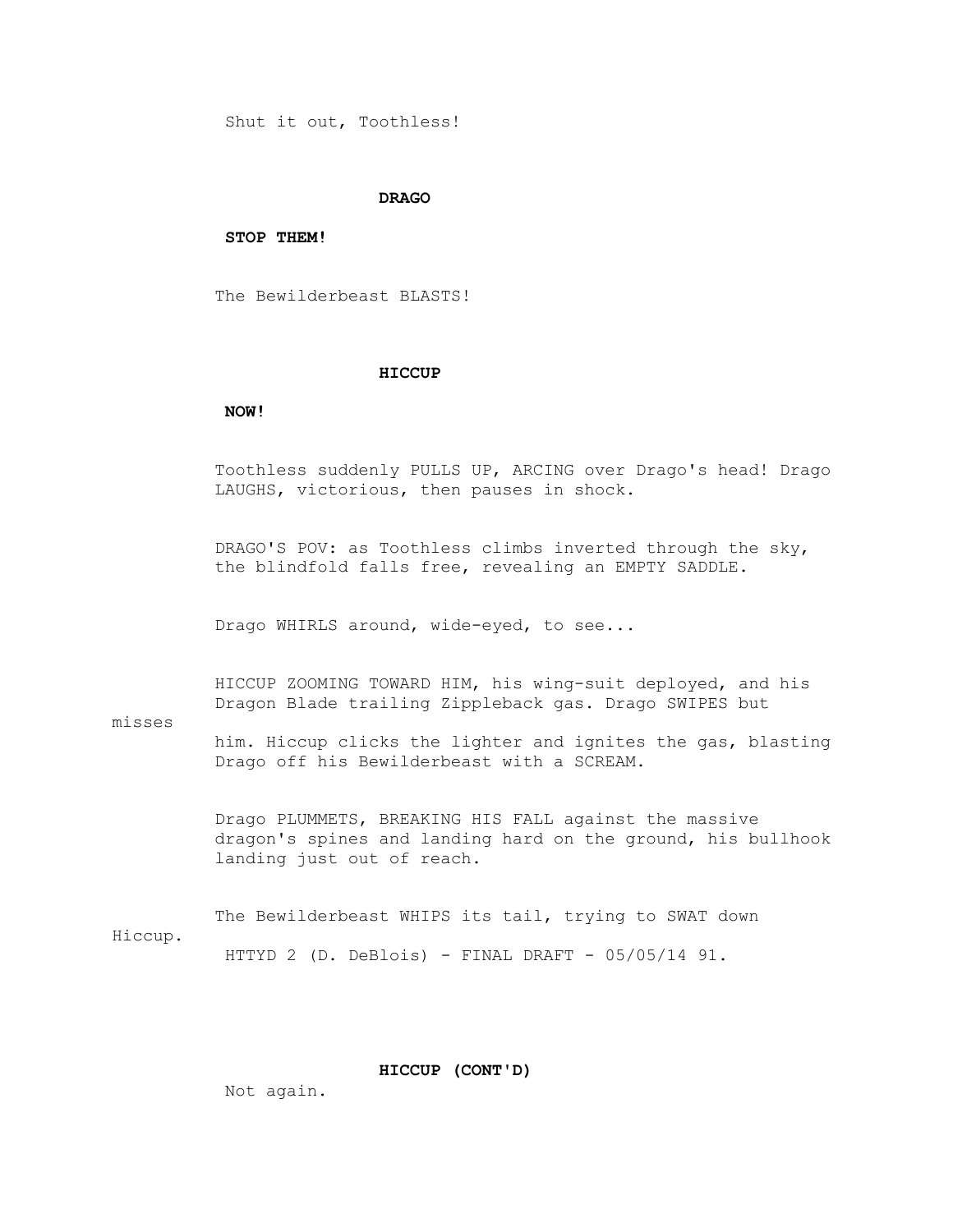Shut it out, Toothless!

**DRAGO**

**STOP THEM!**

The Bewilderbeast BLASTS!

**HICCUP**

**NOW!**

Toothless suddenly PULLS UP, ARCING over Drago's head! Drago LAUGHS, victorious, then pauses in shock.

DRAGO'S POV: as Toothless climbs inverted through the sky, the blindfold falls free, revealing an EMPTY SADDLE.

Drago WHIRLS around, wide-eyed, to see...

HICCUP ZOOMING TOWARD HIM, his wing-suit deployed, and his Dragon Blade trailing Zippleback gas. Drago SWIPES but misses him. Hiccup clicks the lighter and ignites the gas, blasting Drago off his Bewilderbeast with a SCREAM.

Drago PLUMMETS, BREAKING HIS FALL against the massive dragon's spines and landing hard on the ground, his bullhook landing just out of reach.

The Bewilderbeast WHIPS its tail, trying to SWAT down Hiccup.

**HICCUP (CONT'D)**

Not again.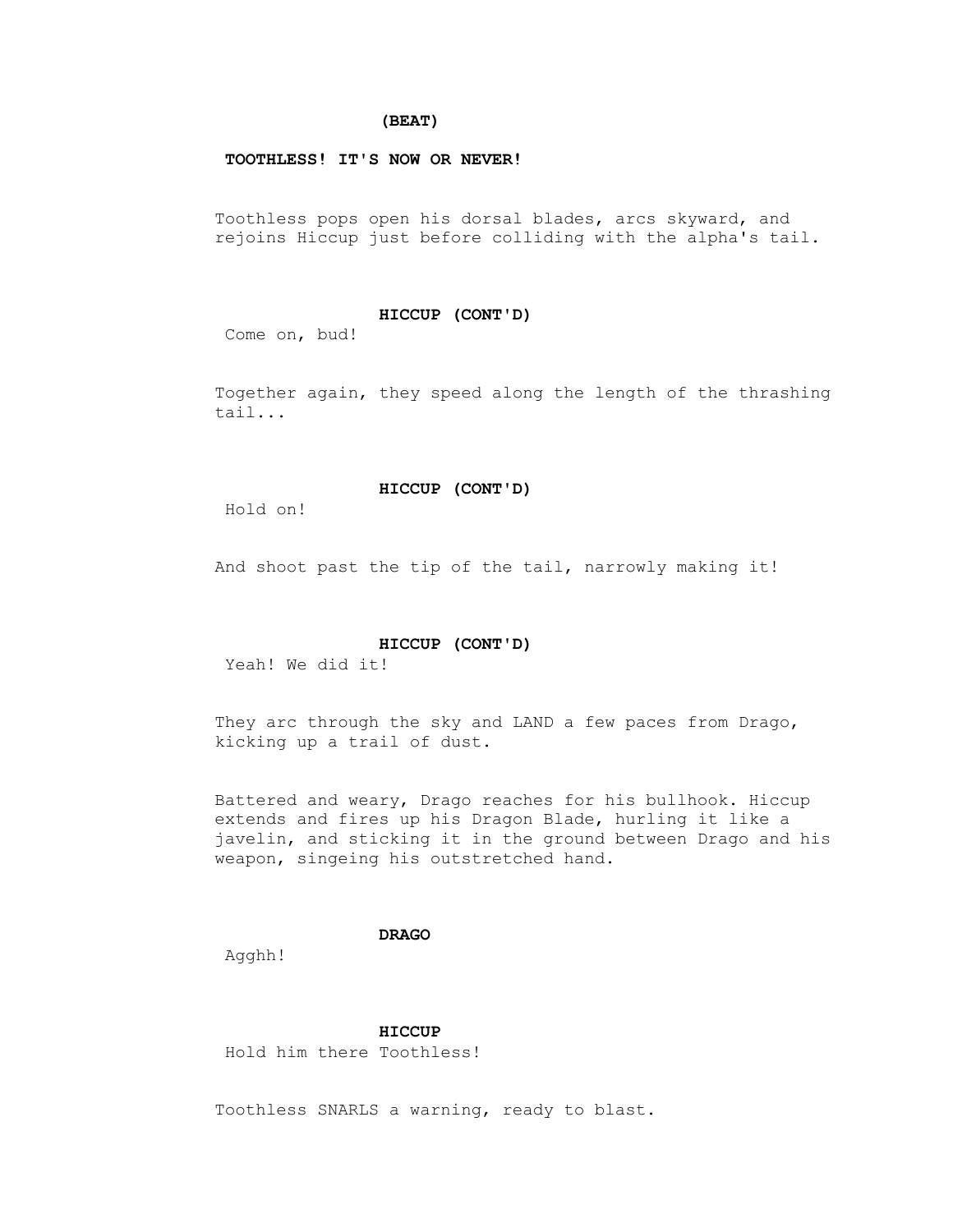**(BEAT)**

**TOOTHLESS! IT'S NOW OR NEVER!**

Toothless pops open his dorsal blades, arcs skyward, and rejoins Hiccup just before colliding with the alpha's tail.

**HICCUP (CONT'D)**

Come on, bud!

Together again, they speed along the length of the thrashing tail...

**HICCUP (CONT'D)**

Hold on!

And shoot past the tip of the tail, narrowly making it!

**HICCUP (CONT'D)**

Yeah! We did it!

They arc through the sky and LAND a few paces from Drago, kicking up a trail of dust.

Battered and weary, Drago reaches for his bullhook. Hiccup extends and fires up his Dragon Blade, hurling it like a javelin, and sticking it in the ground between Drago and his weapon, singeing his outstretched hand.

**DRAGO**

Agghh!

**HICCUP**

Hold him there Toothless!

Toothless SNARLS a warning, ready to blast.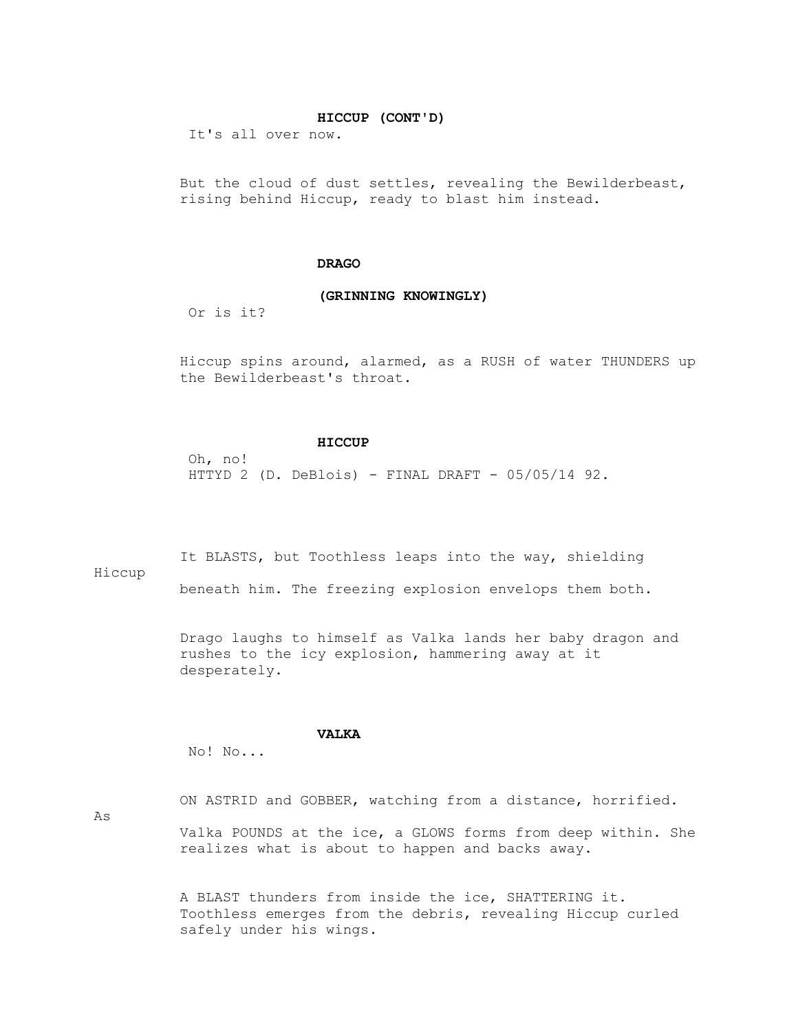**HICCUP (CONT'D)**

It's all over now.

But the cloud of dust settles, revealing the Bewilderbeast, rising behind Hiccup, ready to blast him instead.

**DRAGO**

**(GRINNING KNOWINGLY)**

Or is it?

Hiccup spins around, alarmed, as a RUSH of water THUNDERS up the Bewilderbeast's throat.

**HICCUP**

Oh, no!

It BLASTS, but Toothless leaps into the way, shielding Hiccup beneath him. The freezing explosion envelops them both.

Drago laughs to himself as Valka lands her baby dragon and rushes to the icy explosion, hammering away at it desperately.

**VALKA**

No! No...

ON ASTRID and GOBBER, watching from a distance, horrified. As Valka POUNDS at the ice, a GLOWS forms from deep within. She realizes what is about to happen and backs away.

A BLAST thunders from inside the ice, SHATTERING it. Toothless emerges from the debris, revealing Hiccup curled safely under his wings.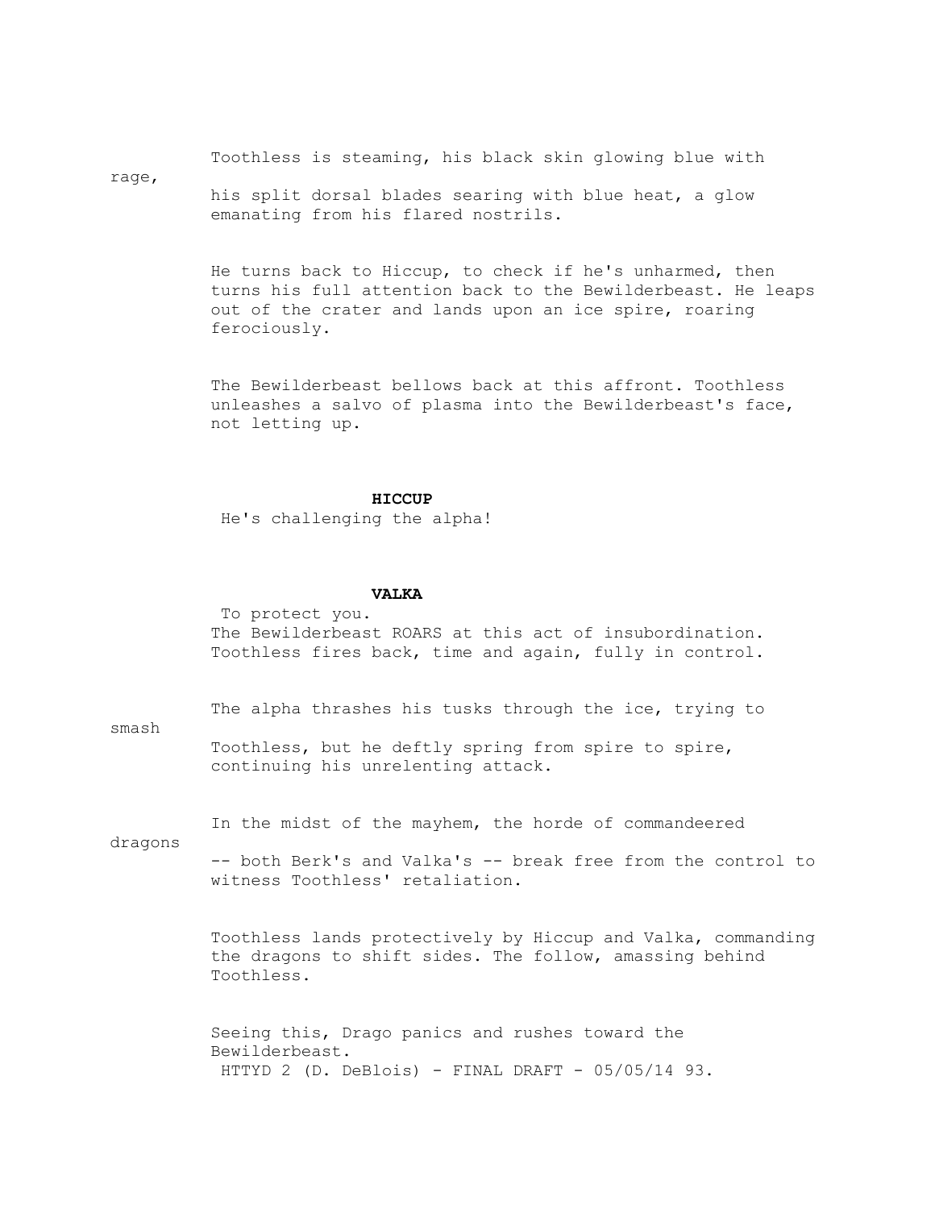Toothless is steaming, his black skin glowing blue with rage, his split dorsal blades searing with blue heat, a glow emanating from his flared nostrils.

He turns back to Hiccup, to check if he's unharmed, then turns his full attention back to the Bewilderbeast. He leaps out of the crater and lands upon an ice spire, roaring ferociously.

The Bewilderbeast bellows back at this affront. Toothless unleashes a salvo of plasma into the Bewilderbeast's face, not letting up.

**HICCUP**
He's challenging the alpha!

**VALKA**
To protect you.

The Bewilderbeast ROARS at this act of insubordination. Toothless fires back, time and again, fully in control.

The alpha thrashes his tusks through the ice, trying to smash Toothless, but he deftly spring from spire to spire, continuing his unrelenting attack.

In the midst of the mayhem, the horde of commandeered dragons -- both Berk's and Valka's -- break free from the control to witness Toothless' retaliation.

Toothless lands protectively by Hiccup and Valka, commanding the dragons to shift sides. The follow, amassing behind Toothless.

Seeing this, Drago panics and rushes toward the Bewilderbeast.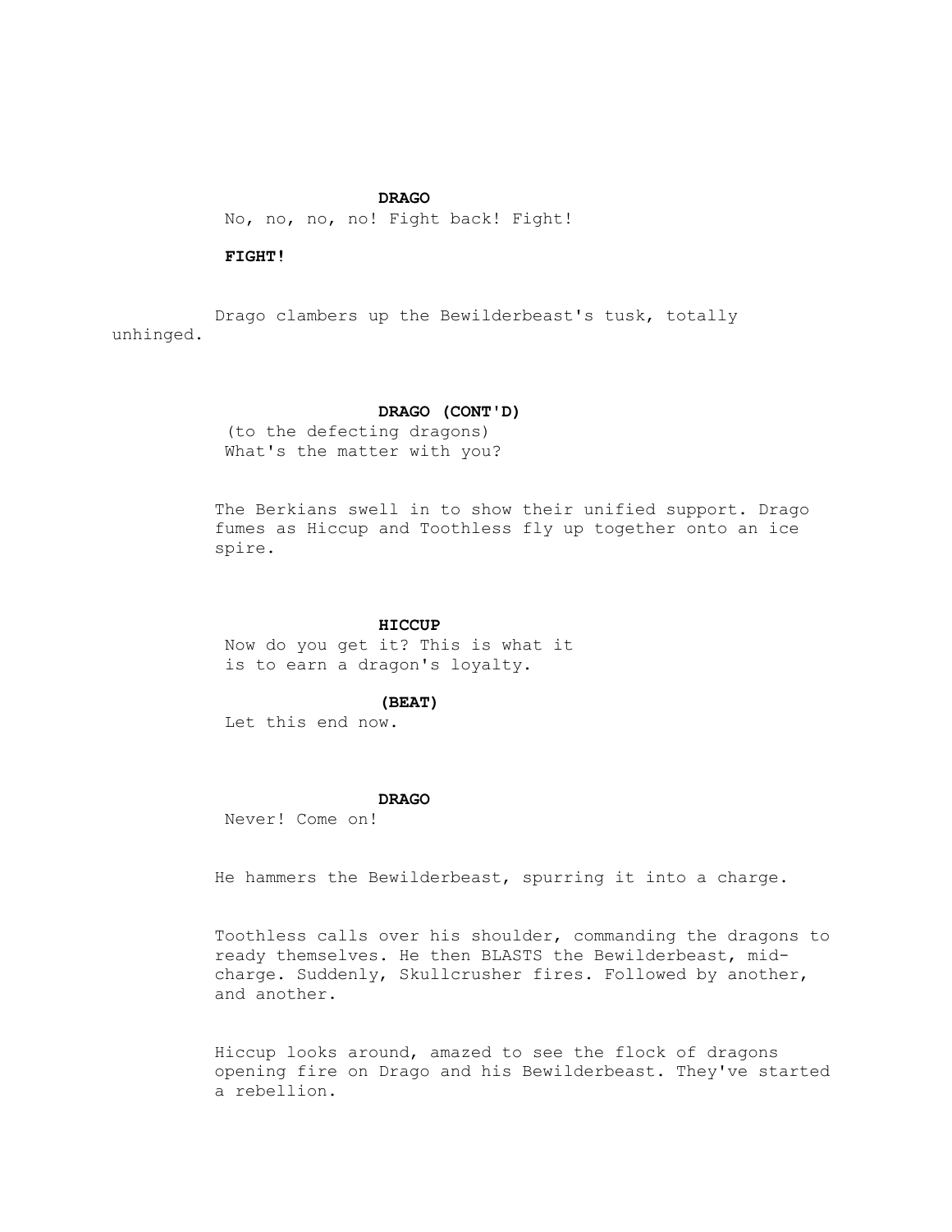**DRAGO**

No, no, no, no! Fight back! Fight!

**FIGHT!**

Drago clambers up the Bewilderbeast's tusk, totally unhinged.

**DRAGO (CONT'D)**

(to the defecting dragons)
What's the matter with you?

The Berkians swell in to show their unified support. Drago fumes as Hiccup and Toothless fly up together onto an ice spire.

**HICCUP**

Now do you get it? This is what it is to earn a dragon's loyalty.

**(BEAT)**

Let this end now.

**DRAGO**

Never! Come on!

He hammers the Bewilderbeast, spurring it into a charge.

Toothless calls over his shoulder, commanding the dragons to ready themselves. He then BLASTS the Bewilderbeast, mid-charge. Suddenly, Skullcrusher fires. Followed by another, and another.

Hiccup looks around, amazed to see the flock of dragons opening fire on Drago and his Bewilderbeast. They've started a rebellion.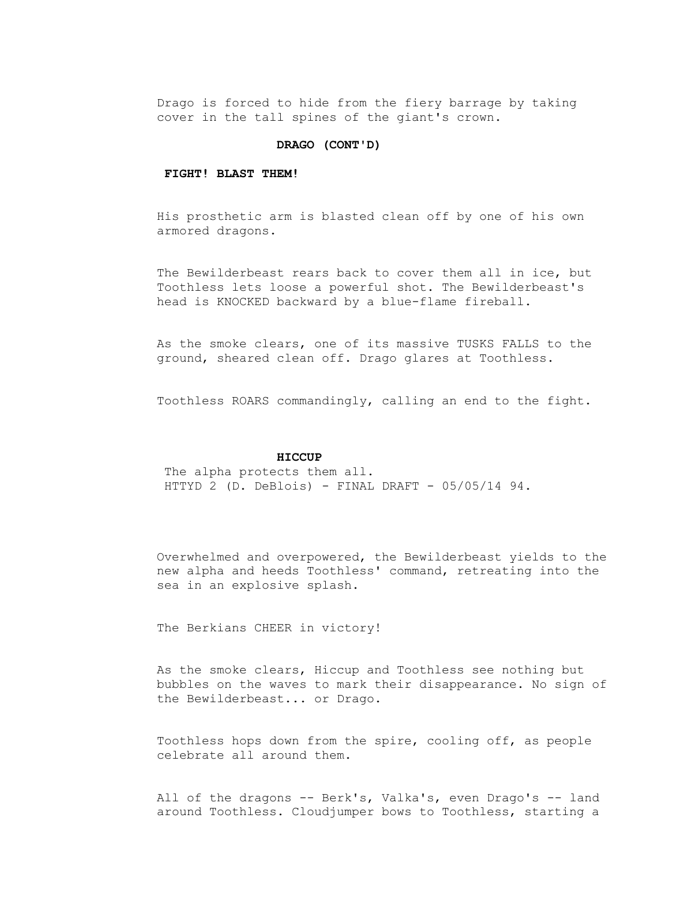Drago is forced to hide from the fiery barrage by taking cover in the tall spines of the giant's crown.

**DRAGO (CONT'D)**

**FIGHT! BLAST THEM!**

His prosthetic arm is blasted clean off by one of his own armored dragons.

The Bewilderbeast rears back to cover them all in ice, but Toothless lets loose a powerful shot. The Bewilderbeast's head is KNOCKED backward by a blue-flame fireball.

As the smoke clears, one of its massive TUSKS FALLS to the ground, sheared clean off. Drago glares at Toothless.

Toothless ROARS commandingly, calling an end to the fight.

**HICCUP**

The alpha protects them all.

Overwhelmed and overpowered, the Bewilderbeast yields to the new alpha and heeds Toothless' command, retreating into the sea in an explosive splash.

The Berkians CHEER in victory!

As the smoke clears, Hiccup and Toothless see nothing but bubbles on the waves to mark their disappearance. No sign of the Bewilderbeast... or Drago.

Toothless hops down from the spire, cooling off, as people celebrate all around them.

All of the dragons -- Berk's, Valka's, even Drago's -- land around Toothless. Cloudjumper bows to Toothless, starting a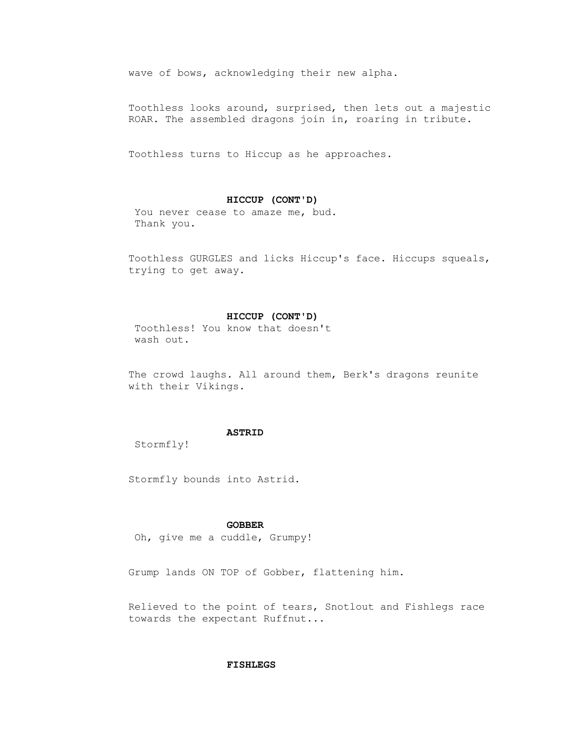wave of bows, acknowledging their new alpha.

Toothless looks around, surprised, then lets out a majestic ROAR. The assembled dragons join in, roaring in tribute.

Toothless turns to Hiccup as he approaches.

**HICCUP (CONT'D)**
You never cease to amaze me, bud.
Thank you.

Toothless GURGLES and licks Hiccup's face. Hiccups squeals, trying to get away.

**HICCUP (CONT'D)**
Toothless! You know that doesn't
wash out.

The crowd laughs. All around them, Berk's dragons reunite with their Vikings.

**ASTRID**
Stormfly!

Stormfly bounds into Astrid.

**GOBBER**
Oh, give me a cuddle, Grumpy!

Grump lands ON TOP of Gobber, flattening him.

Relieved to the point of tears, Snotlout and Fishlegs race towards the expectant Ruffnut...

**FISHLEGS**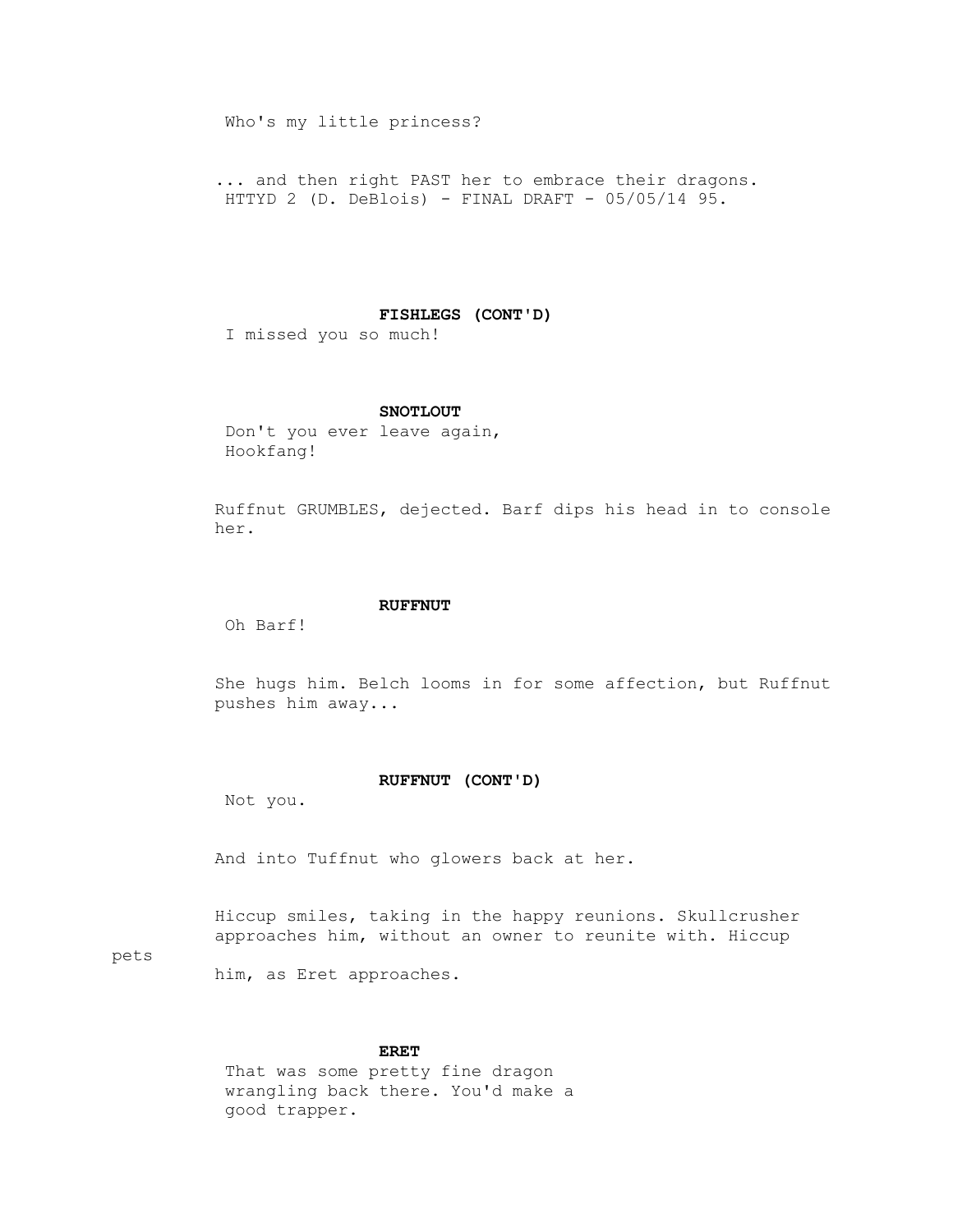Who's my little princess?

... and then right PAST her to embrace their dragons.

**FISHLEGS (CONT'D)**
I missed you so much!

**SNOTLOUT**
Don't you ever leave again,
Hookfang!

Ruffnut GRUMBLES, dejected. Barf dips his head in to console her.

**RUFFNUT**
Oh Barf!

She hugs him. Belch looms in for some affection, but Ruffnut pushes him away...

**RUFFNUT (CONT'D)**
Not you.

And into Tuffnut who glowers back at her.

Hiccup smiles, taking in the happy reunions. Skullcrusher approaches him, without an owner to reunite with. Hiccup pets him, as Eret approaches.

**ERET**
That was some pretty fine dragon
wrangling back there. You'd make a
good trapper.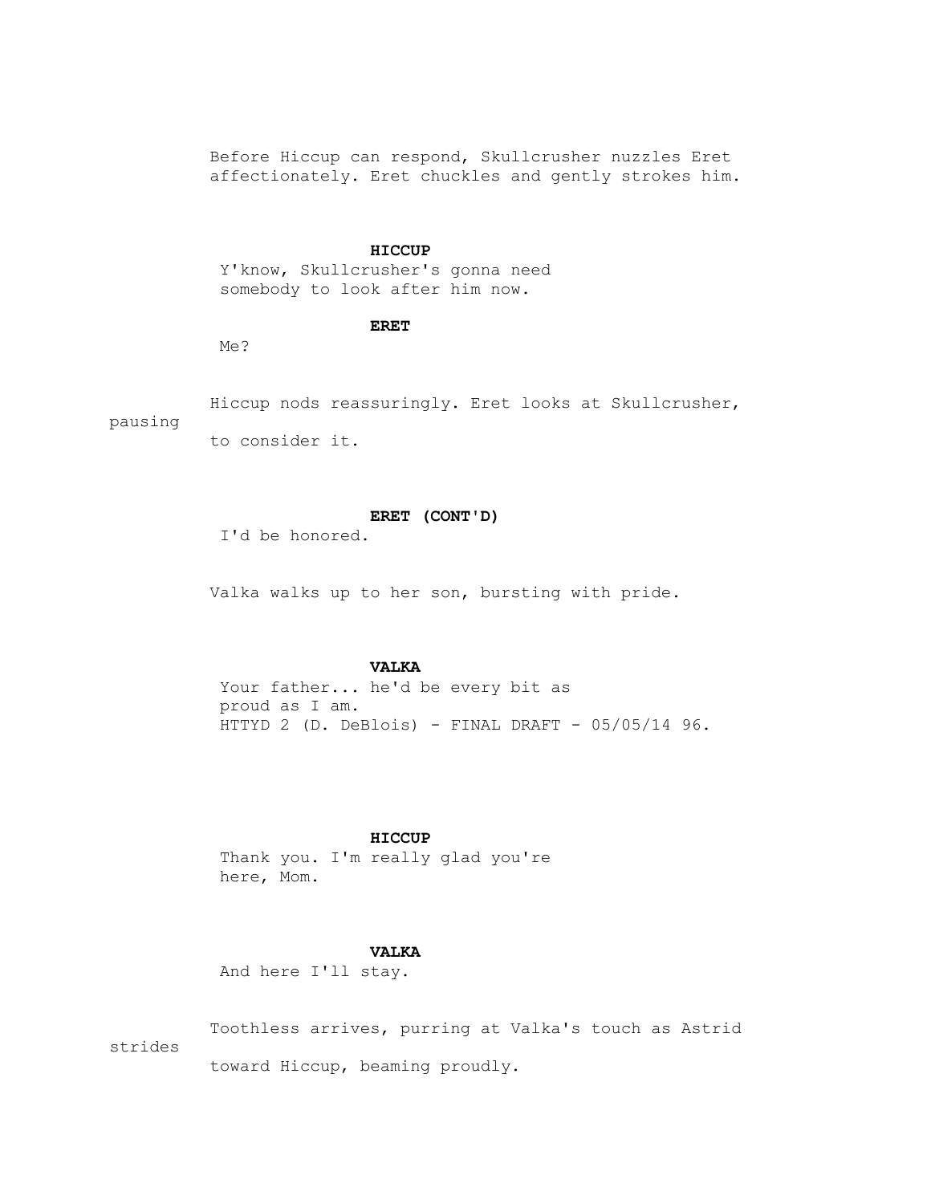Before Hiccup can respond, Skullcrusher nuzzles Eret affectionately. Eret chuckles and gently strokes him.

**HICCUP**
Y'know, Skullcrusher's gonna need somebody to look after him now.

**ERET**
Me?

Hiccup nods reassuringly. Eret looks at Skullcrusher, pausing to consider it.

**ERET (CONT'D)**
I'd be honored.

Valka walks up to her son, bursting with pride.

**VALKA**
Your father... he'd be every bit as proud as I am.

**HICCUP**
Thank you. I'm really glad you're here, Mom.

**VALKA**
And here I'll stay.

Toothless arrives, purring at Valka's touch as Astrid strides toward Hiccup, beaming proudly.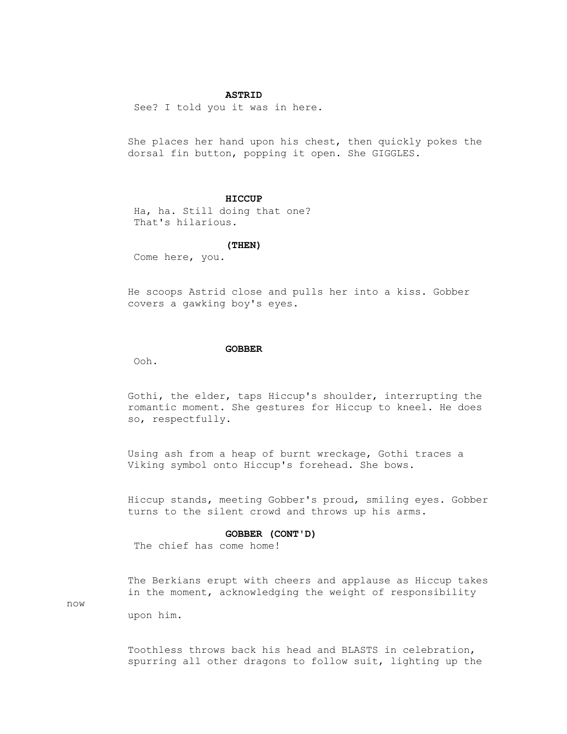**ASTRID**

See? I told you it was in here.

She places her hand upon his chest, then quickly pokes the dorsal fin button, popping it open. She GIGGLES.

**HICCUP**

Ha, ha. Still doing that one? That's hilarious.

**(THEN)**

Come here, you.

He scoops Astrid close and pulls her into a kiss. Gobber covers a gawking boy's eyes.

**GOBBER**

Ooh.

Gothi, the elder, taps Hiccup's shoulder, interrupting the romantic moment. She gestures for Hiccup to kneel. He does so, respectfully.

Using ash from a heap of burnt wreckage, Gothi traces a Viking symbol onto Hiccup's forehead. She bows.

Hiccup stands, meeting Gobber's proud, smiling eyes. Gobber turns to the silent crowd and throws up his arms.

**GOBBER (CONT'D)**

The chief has come home!

The Berkians erupt with cheers and applause as Hiccup takes in the moment, acknowledging the weight of responsibility now upon him.

Toothless throws back his head and BLASTS in celebration, spurring all other dragons to follow suit, lighting up the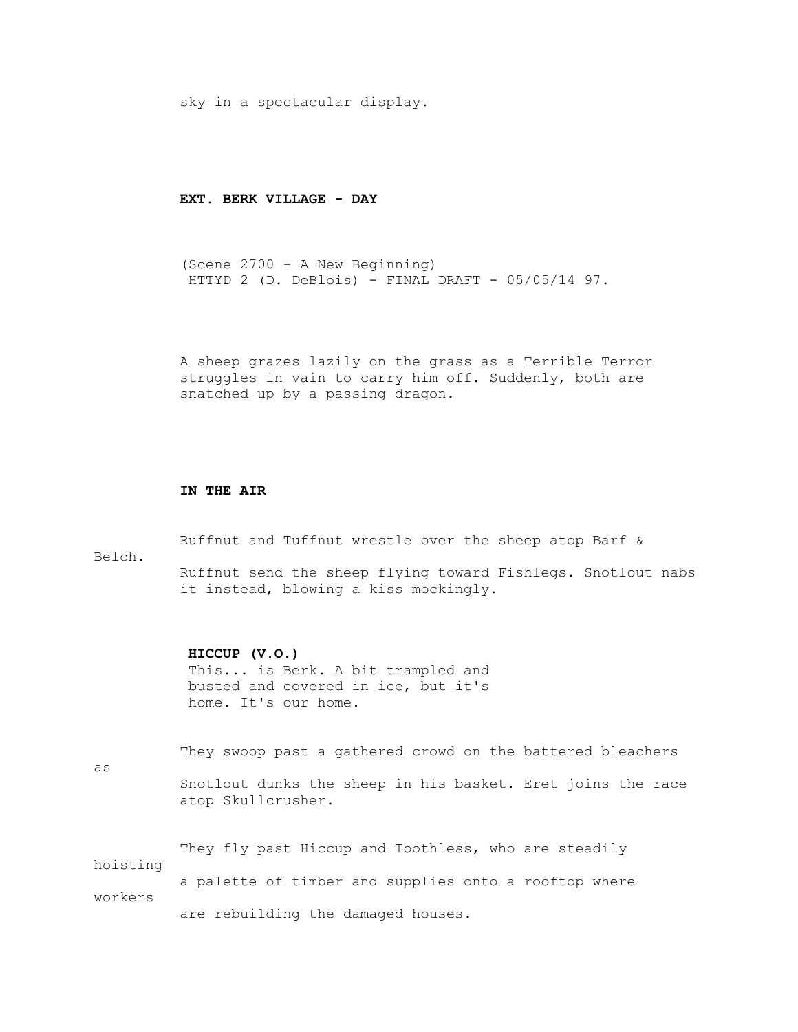sky in a spectacular display.

**EXT. BERK VILLAGE - DAY**

(Scene 2700 - A New Beginning)

A sheep grazes lazily on the grass as a Terrible Terror struggles in vain to carry him off. Suddenly, both are snatched up by a passing dragon.

**IN THE AIR**

Ruffnut and Tuffnut wrestle over the sheep atop Barf & Belch.
Ruffnut send the sheep flying toward Fishlegs. Snotlout nabs it instead, blowing a kiss mockingly.

**HICCUP (V.O.)**
This... is Berk. A bit trampled and busted and covered in ice, but it's home. It's our home.

They swoop past a gathered crowd on the battered bleachers as
Snotlout dunks the sheep in his basket. Eret joins the race atop Skullcrusher.

They fly past Hiccup and Toothless, who are steadily hoisting
a palette of timber and supplies onto a rooftop where workers
are rebuilding the damaged houses.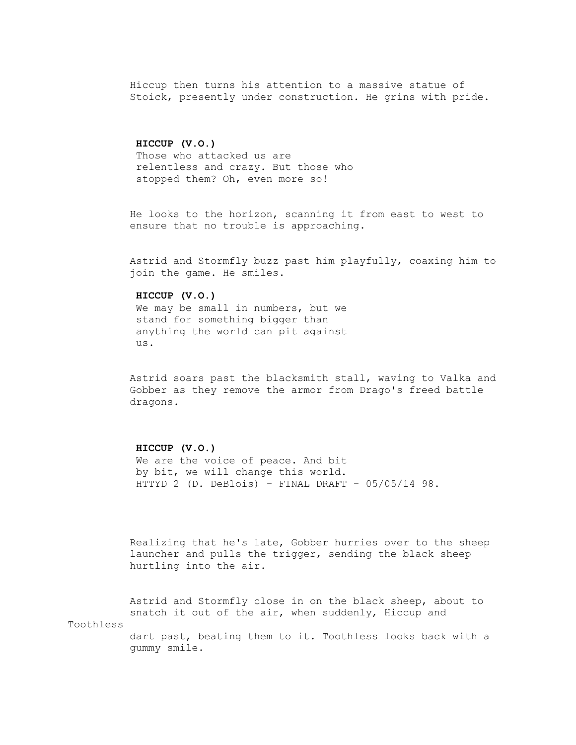Hiccup then turns his attention to a massive statue of Stoick, presently under construction. He grins with pride.

**HICCUP (V.O.)**
Those who attacked us are relentless and crazy. But those who stopped them? Oh, even more so!

He looks to the horizon, scanning it from east to west to ensure that no trouble is approaching.

Astrid and Stormfly buzz past him playfully, coaxing him to join the game. He smiles.

**HICCUP (V.O.)**
We may be small in numbers, but we stand for something bigger than anything the world can pit against us.

Astrid soars past the blacksmith stall, waving to Valka and Gobber as they remove the armor from Drago's freed battle dragons.

**HICCUP (V.O.)**
We are the voice of peace. And bit by bit, we will change this world.

Realizing that he's late, Gobber hurries over to the sheep launcher and pulls the trigger, sending the black sheep hurtling into the air.

Astrid and Stormfly close in on the black sheep, about to snatch it out of the air, when suddenly, Hiccup and Toothless dart past, beating them to it. Toothless looks back with a gummy smile.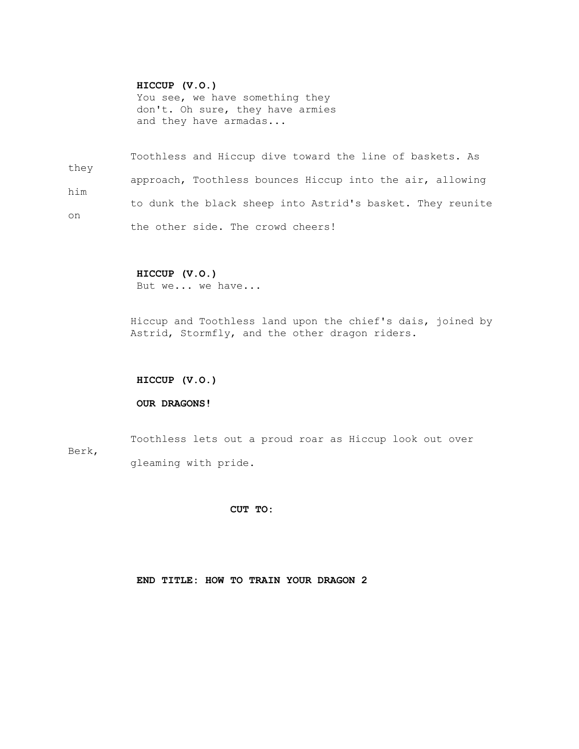**HICCUP (V.O.)**
You see, we have something they don't. Oh sure, they have armies and they have armadas...

Toothless and Hiccup dive toward the line of baskets. As they approach, Toothless bounces Hiccup into the air, allowing him to dunk the black sheep into Astrid's basket. They reunite on the other side. The crowd cheers!

**HICCUP (V.O.)**
But we... we have...

Hiccup and Toothless land upon the chief's dais, joined by Astrid, Stormfly, and the other dragon riders.

**HICCUP (V.O.)**

**OUR DRAGONS!**

Toothless lets out a proud roar as Hiccup look out over Berk, gleaming with pride.

**CUT TO:**

**END TITLE: HOW TO TRAIN YOUR DRAGON 2**